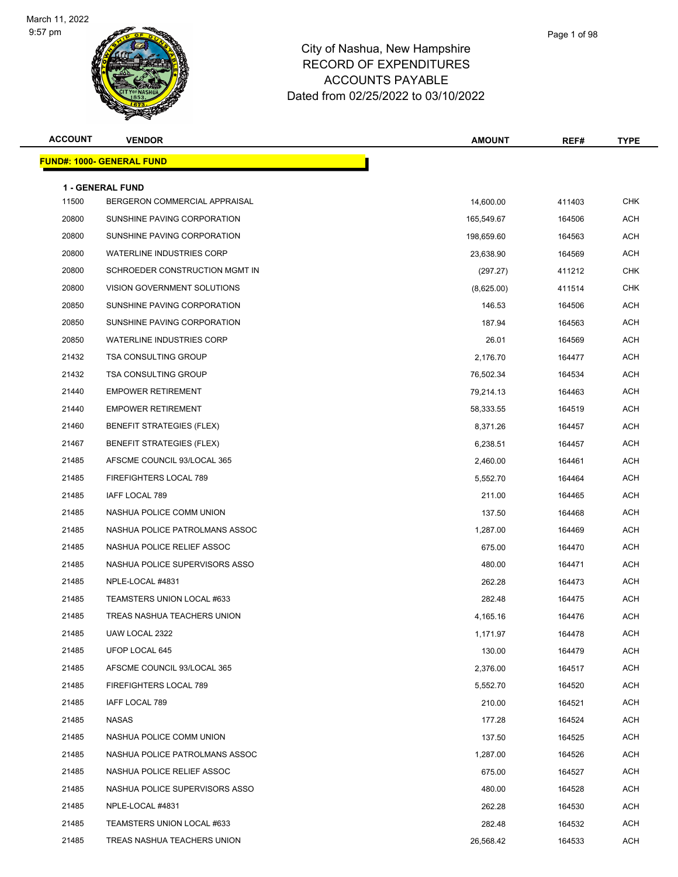# City of Nashua, New Hampshire
## RECORD OF EXPENDITURES
## ACCOUNTS PAYABLE
### Dated from 02/25/2022 to 03/10/2022

| ACCOUNT | VENDOR | AMOUNT | REF# | TYPE |
|---|---|---|---|---|
| **FUND#: 1000- GENERAL FUND** | | | | |
| **1 - GENERAL FUND** | | | | |
| 11500 | BERGERON COMMERCIAL APPRAISAL | 14,600.00 | 411403 | CHK |
| 20800 | SUNSHINE PAVING CORPORATION | 165,549.67 | 164506 | ACH |
| 20800 | SUNSHINE PAVING CORPORATION | 198,659.60 | 164563 | ACH |
| 20800 | WATERLINE INDUSTRIES CORP | 23,638.90 | 164569 | ACH |
| 20800 | SCHROEDER CONSTRUCTION MGMT IN | (297.27) | 411212 | CHK |
| 20800 | VISION GOVERNMENT SOLUTIONS | (8,625.00) | 411514 | CHK |
| 20850 | SUNSHINE PAVING CORPORATION | 146.53 | 164506 | ACH |
| 20850 | SUNSHINE PAVING CORPORATION | 187.94 | 164563 | ACH |
| 20850 | WATERLINE INDUSTRIES CORP | 26.01 | 164569 | ACH |
| 21432 | TSA CONSULTING GROUP | 2,176.70 | 164477 | ACH |
| 21432 | TSA CONSULTING GROUP | 76,502.34 | 164534 | ACH |
| 21440 | EMPOWER RETIREMENT | 79,214.13 | 164463 | ACH |
| 21440 | EMPOWER RETIREMENT | 58,333.55 | 164519 | ACH |
| 21460 | BENEFIT STRATEGIES (FLEX) | 8,371.26 | 164457 | ACH |
| 21467 | BENEFIT STRATEGIES (FLEX) | 6,238.51 | 164457 | ACH |
| 21485 | AFSCME COUNCIL 93/LOCAL 365 | 2,460.00 | 164461 | ACH |
| 21485 | FIREFIGHTERS LOCAL 789 | 5,552.70 | 164464 | ACH |
| 21485 | IAFF LOCAL 789 | 211.00 | 164465 | ACH |
| 21485 | NASHUA POLICE COMM UNION | 137.50 | 164468 | ACH |
| 21485 | NASHUA POLICE PATROLMANS ASSOC | 1,287.00 | 164469 | ACH |
| 21485 | NASHUA POLICE RELIEF ASSOC | 675.00 | 164470 | ACH |
| 21485 | NASHUA POLICE SUPERVISORS ASSO | 480.00 | 164471 | ACH |
| 21485 | NPLE-LOCAL #4831 | 262.28 | 164473 | ACH |
| 21485 | TEAMSTERS UNION LOCAL #633 | 282.48 | 164475 | ACH |
| 21485 | TREAS NASHUA TEACHERS UNION | 4,165.16 | 164476 | ACH |
| 21485 | UAW LOCAL 2322 | 1,171.97 | 164478 | ACH |
| 21485 | UFOP LOCAL 645 | 130.00 | 164479 | ACH |
| 21485 | AFSCME COUNCIL 93/LOCAL 365 | 2,376.00 | 164517 | ACH |
| 21485 | FIREFIGHTERS LOCAL 789 | 5,552.70 | 164520 | ACH |
| 21485 | IAFF LOCAL 789 | 210.00 | 164521 | ACH |
| 21485 | NASAS | 177.28 | 164524 | ACH |
| 21485 | NASHUA POLICE COMM UNION | 137.50 | 164525 | ACH |
| 21485 | NASHUA POLICE PATROLMANS ASSOC | 1,287.00 | 164526 | ACH |
| 21485 | NASHUA POLICE RELIEF ASSOC | 675.00 | 164527 | ACH |
| 21485 | NASHUA POLICE SUPERVISORS ASSO | 480.00 | 164528 | ACH |
| 21485 | NPLE-LOCAL #4831 | 262.28 | 164530 | ACH |
| 21485 | TEAMSTERS UNION LOCAL #633 | 282.48 | 164532 | ACH |
| 21485 | TREAS NASHUA TEACHERS UNION | 26,568.42 | 164533 | ACH |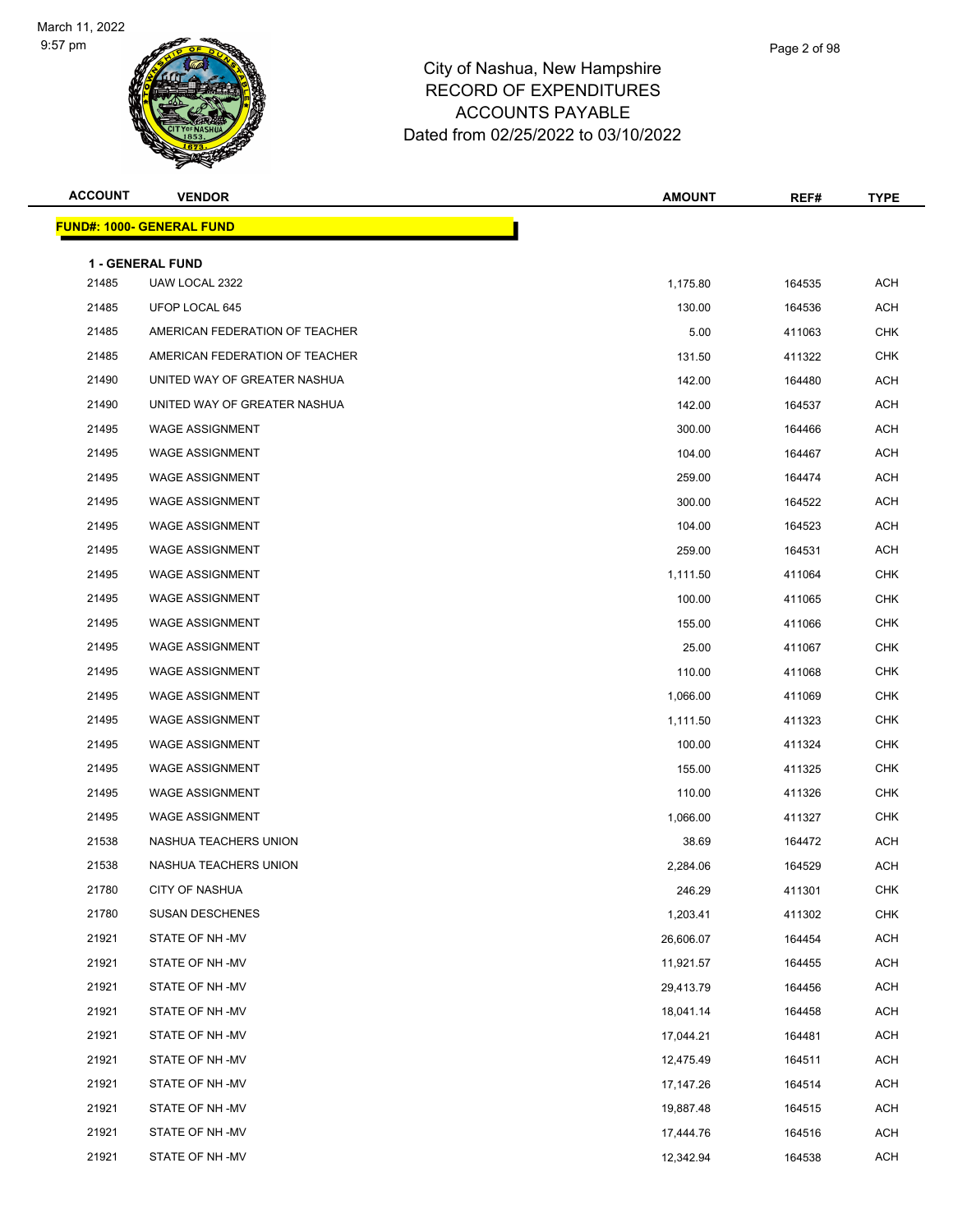# City of Nashua, New Hampshire
## RECORD OF EXPENDITURES
## ACCOUNTS PAYABLE
### Dated from 02/25/2022 to 03/10/2022

| ACCOUNT | VENDOR | AMOUNT | REF# | TYPE |
|---|---|---|---|---|
| **FUND#: 1000- GENERAL FUND** | | | | |
| **1 - GENERAL FUND** | | | | |
| 21485 | UAW LOCAL 2322 | 1,175.80 | 164535 | ACH |
| 21485 | UFOP LOCAL 645 | 130.00 | 164536 | ACH |
| 21485 | AMERICAN FEDERATION OF TEACHER | 5.00 | 411063 | CHK |
| 21485 | AMERICAN FEDERATION OF TEACHER | 131.50 | 411322 | CHK |
| 21490 | UNITED WAY OF GREATER NASHUA | 142.00 | 164480 | ACH |
| 21490 | UNITED WAY OF GREATER NASHUA | 142.00 | 164537 | ACH |
| 21495 | WAGE ASSIGNMENT | 300.00 | 164466 | ACH |
| 21495 | WAGE ASSIGNMENT | 104.00 | 164467 | ACH |
| 21495 | WAGE ASSIGNMENT | 259.00 | 164474 | ACH |
| 21495 | WAGE ASSIGNMENT | 300.00 | 164522 | ACH |
| 21495 | WAGE ASSIGNMENT | 104.00 | 164523 | ACH |
| 21495 | WAGE ASSIGNMENT | 259.00 | 164531 | ACH |
| 21495 | WAGE ASSIGNMENT | 1,111.50 | 411064 | CHK |
| 21495 | WAGE ASSIGNMENT | 100.00 | 411065 | CHK |
| 21495 | WAGE ASSIGNMENT | 155.00 | 411066 | CHK |
| 21495 | WAGE ASSIGNMENT | 25.00 | 411067 | CHK |
| 21495 | WAGE ASSIGNMENT | 110.00 | 411068 | CHK |
| 21495 | WAGE ASSIGNMENT | 1,066.00 | 411069 | CHK |
| 21495 | WAGE ASSIGNMENT | 1,111.50 | 411323 | CHK |
| 21495 | WAGE ASSIGNMENT | 100.00 | 411324 | CHK |
| 21495 | WAGE ASSIGNMENT | 155.00 | 411325 | CHK |
| 21495 | WAGE ASSIGNMENT | 110.00 | 411326 | CHK |
| 21495 | WAGE ASSIGNMENT | 1,066.00 | 411327 | CHK |
| 21538 | NASHUA TEACHERS UNION | 38.69 | 164472 | ACH |
| 21538 | NASHUA TEACHERS UNION | 2,284.06 | 164529 | ACH |
| 21780 | CITY OF NASHUA | 246.29 | 411301 | CHK |
| 21780 | SUSAN DESCHENES | 1,203.41 | 411302 | CHK |
| 21921 | STATE OF NH -MV | 26,606.07 | 164454 | ACH |
| 21921 | STATE OF NH -MV | 11,921.57 | 164455 | ACH |
| 21921 | STATE OF NH -MV | 29,413.79 | 164456 | ACH |
| 21921 | STATE OF NH -MV | 18,041.14 | 164458 | ACH |
| 21921 | STATE OF NH -MV | 17,044.21 | 164481 | ACH |
| 21921 | STATE OF NH -MV | 12,475.49 | 164511 | ACH |
| 21921 | STATE OF NH -MV | 17,147.26 | 164514 | ACH |
| 21921 | STATE OF NH -MV | 19,887.48 | 164515 | ACH |
| 21921 | STATE OF NH -MV | 17,444.76 | 164516 | ACH |
| 21921 | STATE OF NH -MV | 12,342.94 | 164538 | ACH |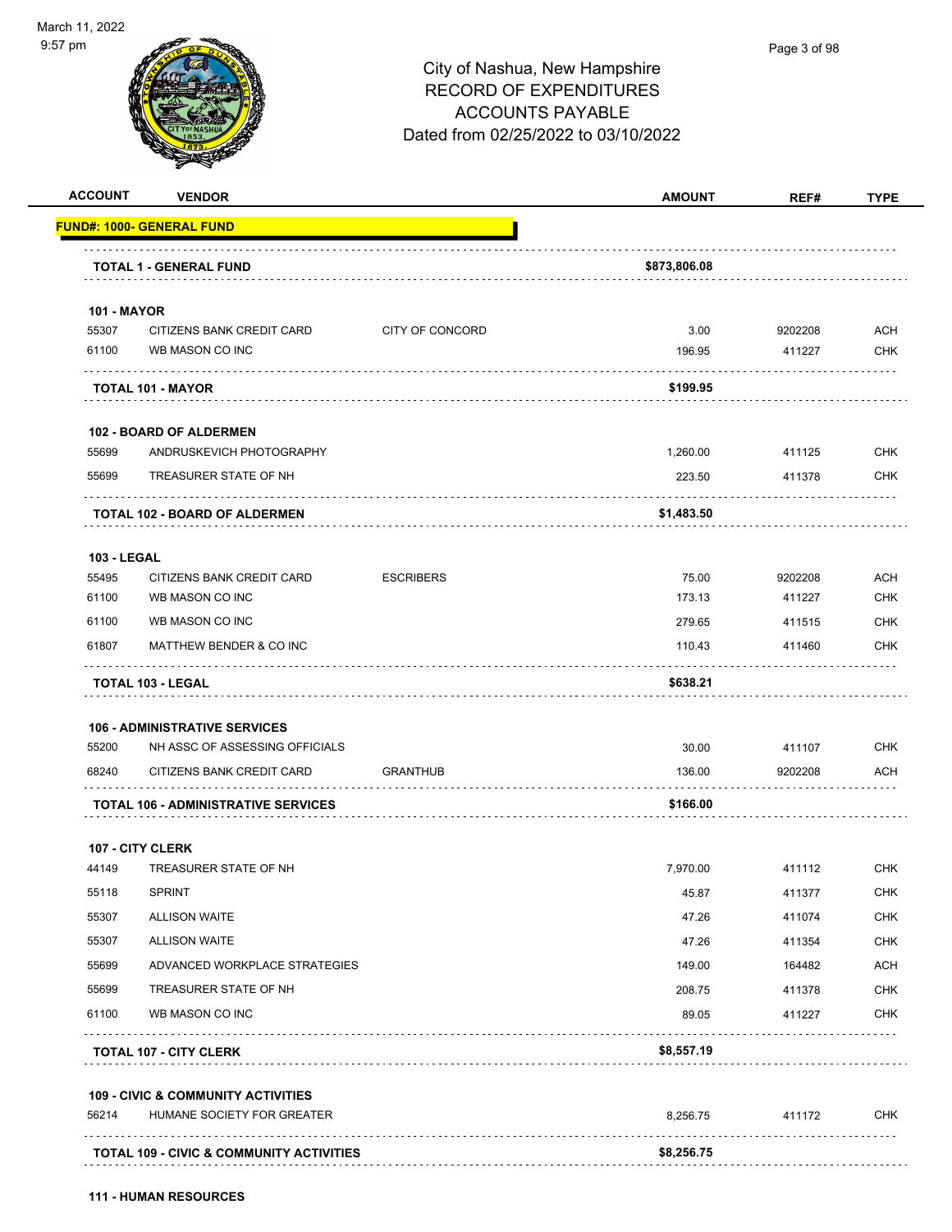City of Nashua, New Hampshire
RECORD OF EXPENDITURES
ACCOUNTS PAYABLE
Dated from 02/25/2022 to 03/10/2022

| ACCOUNT | VENDOR | | AMOUNT | REF# | TYPE |
|---|---|---|---|---|---|
| **FUND#: 1000- GENERAL FUND** | | | | | |
| **TOTAL 1 - GENERAL FUND** | | | **$873,806.08** | | |
| **101 - MAYOR** | | | | | |
| 55307 | CITIZENS BANK CREDIT CARD | CITY OF CONCORD | 3.00 | 9202208 | ACH |
| 61100 | WB MASON CO INC | | 196.95 | 411227 | CHK |
| **TOTAL 101 - MAYOR** | | | **$199.95** | | |
| **102 - BOARD OF ALDERMEN** | | | | | |
| 55699 | ANDRUSKEVICH PHOTOGRAPHY | | 1,260.00 | 411125 | CHK |
| 55699 | TREASURER STATE OF NH | | 223.50 | 411378 | CHK |
| **TOTAL 102 - BOARD OF ALDERMEN** | | | **$1,483.50** | | |
| **103 - LEGAL** | | | | | |
| 55495 | CITIZENS BANK CREDIT CARD | ESCRIBERS | 75.00 | 9202208 | ACH |
| 61100 | WB MASON CO INC | | 173.13 | 411227 | CHK |
| 61100 | WB MASON CO INC | | 279.65 | 411515 | CHK |
| 61807 | MATTHEW BENDER & CO INC | | 110.43 | 411460 | CHK |
| **TOTAL 103 - LEGAL** | | | **$638.21** | | |
| **106 - ADMINISTRATIVE SERVICES** | | | | | |
| 55200 | NH ASSC OF ASSESSING OFFICIALS | | 30.00 | 411107 | CHK |
| 68240 | CITIZENS BANK CREDIT CARD | GRANTHUB | 136.00 | 9202208 | ACH |
| **TOTAL 106 - ADMINISTRATIVE SERVICES** | | | **$166.00** | | |
| **107 - CITY CLERK** | | | | | |
| 44149 | TREASURER STATE OF NH | | 7,970.00 | 411112 | CHK |
| 55118 | SPRINT | | 45.87 | 411377 | CHK |
| 55307 | ALLISON WAITE | | 47.26 | 411074 | CHK |
| 55307 | ALLISON WAITE | | 47.26 | 411354 | CHK |
| 55699 | ADVANCED WORKPLACE STRATEGIES | | 149.00 | 164482 | ACH |
| 55699 | TREASURER STATE OF NH | | 208.75 | 411378 | CHK |
| 61100 | WB MASON CO INC | | 89.05 | 411227 | CHK |
| **TOTAL 107 - CITY CLERK** | | | **$8,557.19** | | |
| **109 - CIVIC & COMMUNITY ACTIVITIES** | | | | | |
| 56214 | HUMANE SOCIETY FOR GREATER | | 8,256.75 | 411172 | CHK |
| **TOTAL 109 - CIVIC & COMMUNITY ACTIVITIES** | | | **$8,256.75** | | |
| **111 - HUMAN RESOURCES** | | | | | |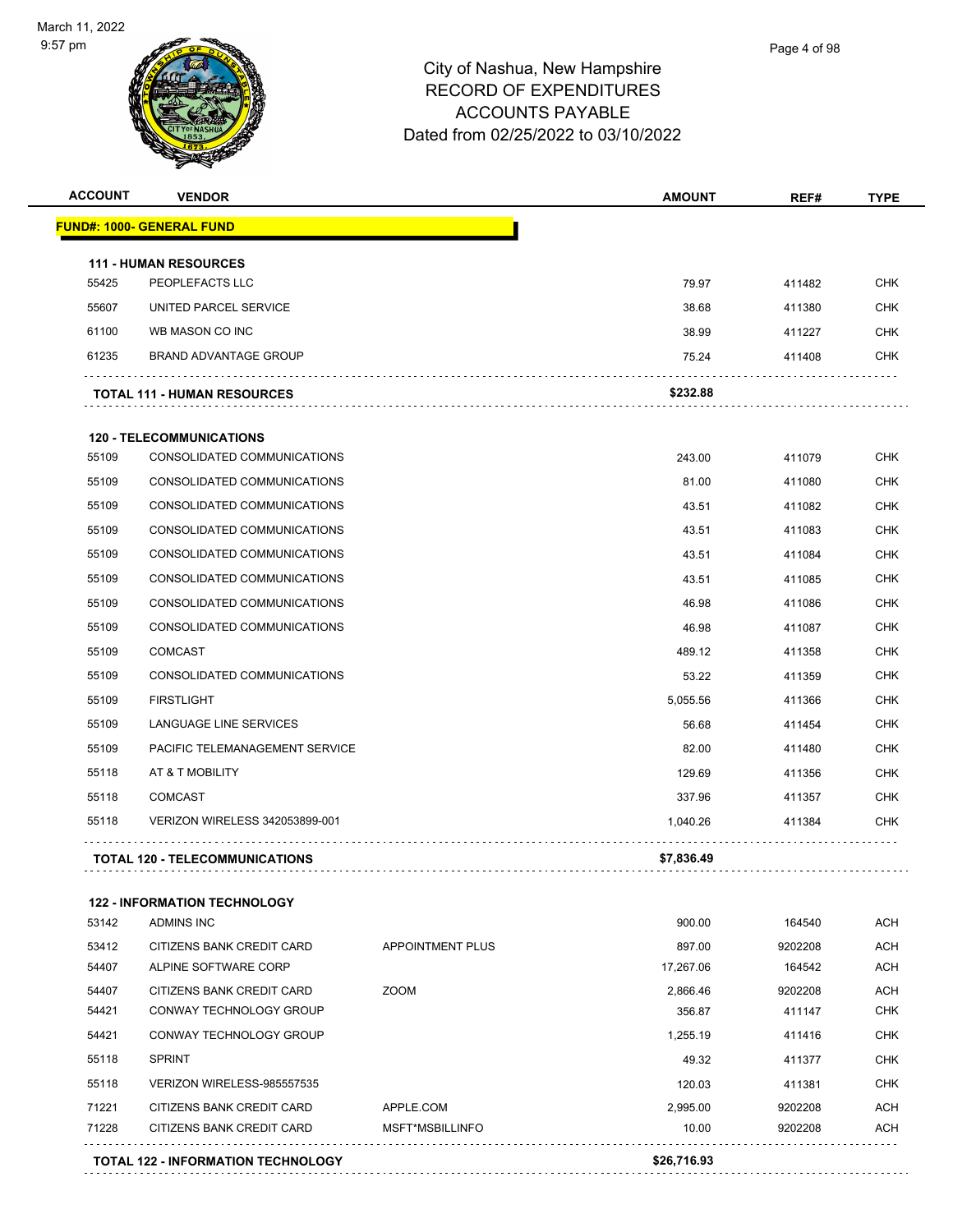# City of Nashua, New Hampshire
## RECORD OF EXPENDITURES
## ACCOUNTS PAYABLE
## Dated from 02/25/2022 to 03/10/2022

| ACCOUNT | VENDOR | | AMOUNT | REF# | TYPE |
|---|---|---|---|---|---|
| **FUND#: 1000- GENERAL FUND** | | | | | |
| **111 - HUMAN RESOURCES** | | | | | |
| 55425 | PEOPLEFACTS LLC | | 79.97 | 411482 | CHK |
| 55607 | UNITED PARCEL SERVICE | | 38.68 | 411380 | CHK |
| 61100 | WB MASON CO INC | | 38.99 | 411227 | CHK |
| 61235 | BRAND ADVANTAGE GROUP | | 75.24 | 411408 | CHK |
| **TOTAL 111 - HUMAN RESOURCES** | | | **$232.88** | | |
| **120 - TELECOMMUNICATIONS** | | | | | |
| 55109 | CONSOLIDATED COMMUNICATIONS | | 243.00 | 411079 | CHK |
| 55109 | CONSOLIDATED COMMUNICATIONS | | 81.00 | 411080 | CHK |
| 55109 | CONSOLIDATED COMMUNICATIONS | | 43.51 | 411082 | CHK |
| 55109 | CONSOLIDATED COMMUNICATIONS | | 43.51 | 411083 | CHK |
| 55109 | CONSOLIDATED COMMUNICATIONS | | 43.51 | 411084 | CHK |
| 55109 | CONSOLIDATED COMMUNICATIONS | | 43.51 | 411085 | CHK |
| 55109 | CONSOLIDATED COMMUNICATIONS | | 46.98 | 411086 | CHK |
| 55109 | CONSOLIDATED COMMUNICATIONS | | 46.98 | 411087 | CHK |
| 55109 | COMCAST | | 489.12 | 411358 | CHK |
| 55109 | CONSOLIDATED COMMUNICATIONS | | 53.22 | 411359 | CHK |
| 55109 | FIRSTLIGHT | | 5,055.56 | 411366 | CHK |
| 55109 | LANGUAGE LINE SERVICES | | 56.68 | 411454 | CHK |
| 55109 | PACIFIC TELEMANAGEMENT SERVICE | | 82.00 | 411480 | CHK |
| 55118 | AT & T MOBILITY | | 129.69 | 411356 | CHK |
| 55118 | COMCAST | | 337.96 | 411357 | CHK |
| 55118 | VERIZON WIRELESS 342053899-001 | | 1,040.26 | 411384 | CHK |
| **TOTAL 120 - TELECOMMUNICATIONS** | | | **$7,836.49** | | |
| **122 - INFORMATION TECHNOLOGY** | | | | | |
| 53142 | ADMINS INC | | 900.00 | 164540 | ACH |
| 53412 | CITIZENS BANK CREDIT CARD | APPOINTMENT PLUS | 897.00 | 9202208 | ACH |
| 54407 | ALPINE SOFTWARE CORP | | 17,267.06 | 164542 | ACH |
| 54407 | CITIZENS BANK CREDIT CARD | ZOOM | 2,866.46 | 9202208 | ACH |
| 54421 | CONWAY TECHNOLOGY GROUP | | 356.87 | 411147 | CHK |
| 54421 | CONWAY TECHNOLOGY GROUP | | 1,255.19 | 411416 | CHK |
| 55118 | SPRINT | | 49.32 | 411377 | CHK |
| 55118 | VERIZON WIRELESS-985557535 | | 120.03 | 411381 | CHK |
| 71221 | CITIZENS BANK CREDIT CARD | APPLE.COM | 2,995.00 | 9202208 | ACH |
| 71228 | CITIZENS BANK CREDIT CARD | MSFT*MSBILLINFO | 10.00 | 9202208 | ACH |
| **TOTAL 122 - INFORMATION TECHNOLOGY** | | | **$26,716.93** | | |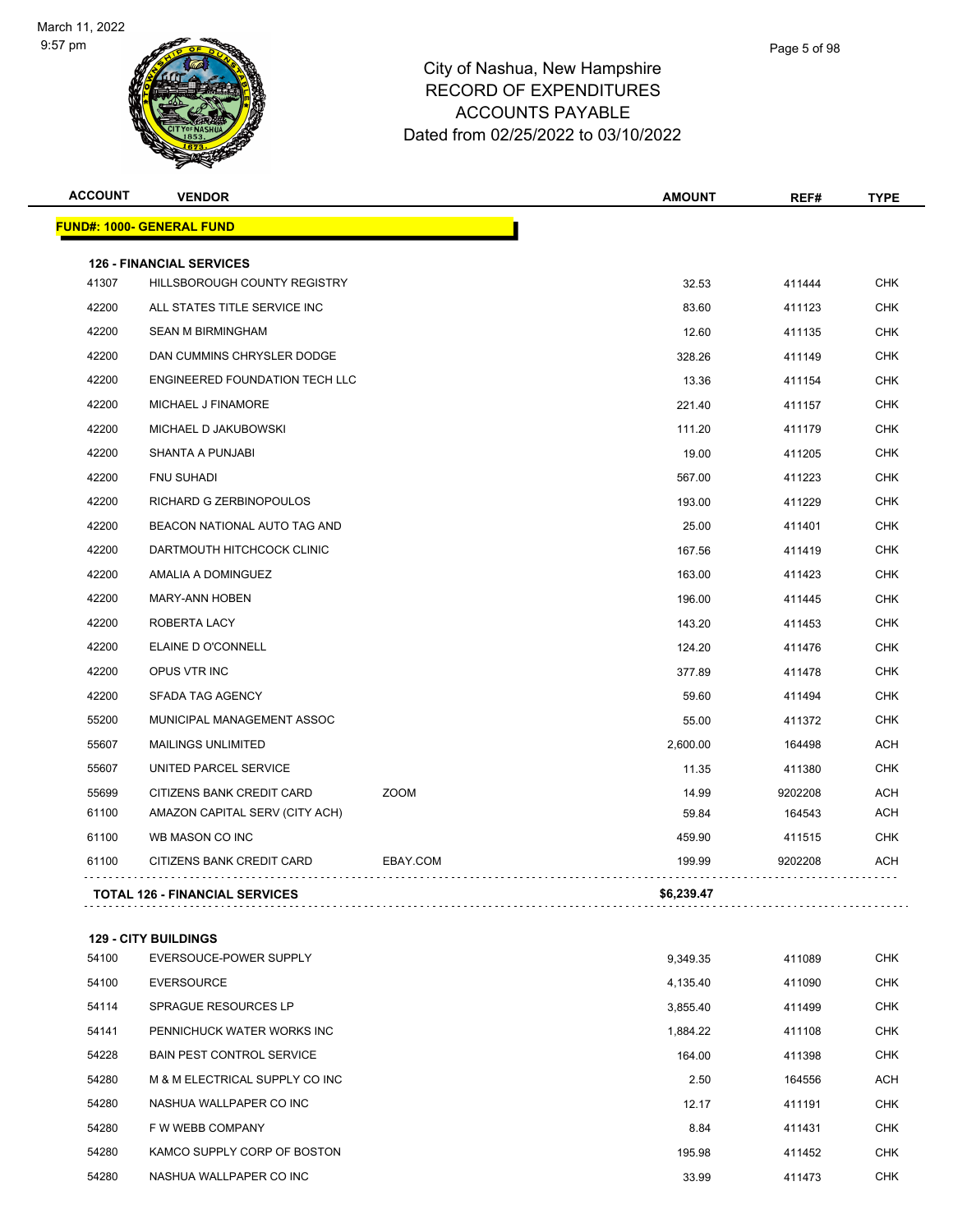# City of Nashua, New Hampshire
## RECORD OF EXPENDITURES
## ACCOUNTS PAYABLE
## Dated from 02/25/2022 to 03/10/2022

March 11, 2022
9:57 pm

| ACCOUNT | VENDOR | | AMOUNT | REF# | TYPE |
|---|---|---|---|---|---|
| **FUND#: 1000- GENERAL FUND** | | | | | |
| **126 - FINANCIAL SERVICES** | | | | | |
| 41307 | HILLSBOROUGH COUNTY REGISTRY | | 32.53 | 411444 | CHK |
| 42200 | ALL STATES TITLE SERVICE INC | | 83.60 | 411123 | CHK |
| 42200 | SEAN M BIRMINGHAM | | 12.60 | 411135 | CHK |
| 42200 | DAN CUMMINS CHRYSLER DODGE | | 328.26 | 411149 | CHK |
| 42200 | ENGINEERED FOUNDATION TECH LLC | | 13.36 | 411154 | CHK |
| 42200 | MICHAEL J FINAMORE | | 221.40 | 411157 | CHK |
| 42200 | MICHAEL D JAKUBOWSKI | | 111.20 | 411179 | CHK |
| 42200 | SHANTA A PUNJABI | | 19.00 | 411205 | CHK |
| 42200 | FNU SUHADI | | 567.00 | 411223 | CHK |
| 42200 | RICHARD G ZERBINOPOULOS | | 193.00 | 411229 | CHK |
| 42200 | BEACON NATIONAL AUTO TAG AND | | 25.00 | 411401 | CHK |
| 42200 | DARTMOUTH HITCHCOCK CLINIC | | 167.56 | 411419 | CHK |
| 42200 | AMALIA A DOMINGUEZ | | 163.00 | 411423 | CHK |
| 42200 | MARY-ANN HOBEN | | 196.00 | 411445 | CHK |
| 42200 | ROBERTA LACY | | 143.20 | 411453 | CHK |
| 42200 | ELAINE D O'CONNELL | | 124.20 | 411476 | CHK |
| 42200 | OPUS VTR INC | | 377.89 | 411478 | CHK |
| 42200 | SFADA TAG AGENCY | | 59.60 | 411494 | CHK |
| 55200 | MUNICIPAL MANAGEMENT ASSOC | | 55.00 | 411372 | CHK |
| 55607 | MAILINGS UNLIMITED | | 2,600.00 | 164498 | ACH |
| 55607 | UNITED PARCEL SERVICE | | 11.35 | 411380 | CHK |
| 55699 | CITIZENS BANK CREDIT CARD | ZOOM | 14.99 | 9202208 | ACH |
| 61100 | AMAZON CAPITAL SERV (CITY ACH) | | 59.84 | 164543 | ACH |
| 61100 | WB MASON CO INC | | 459.90 | 411515 | CHK |
| 61100 | CITIZENS BANK CREDIT CARD | EBAY.COM | 199.99 | 9202208 | ACH |
| **TOTAL 126 - FINANCIAL SERVICES** | | | **$6,239.47** | | |
| **129 - CITY BUILDINGS** | | | | | |
| 54100 | EVERSOUCE-POWER SUPPLY | | 9,349.35 | 411089 | CHK |
| 54100 | EVERSOURCE | | 4,135.40 | 411090 | CHK |
| 54114 | SPRAGUE RESOURCES LP | | 3,855.40 | 411499 | CHK |
| 54141 | PENNICHUCK WATER WORKS INC | | 1,884.22 | 411108 | CHK |
| 54228 | BAIN PEST CONTROL SERVICE | | 164.00 | 411398 | CHK |
| 54280 | M & M ELECTRICAL SUPPLY CO INC | | 2.50 | 164556 | ACH |
| 54280 | NASHUA WALLPAPER CO INC | | 12.17 | 411191 | CHK |
| 54280 | F W WEBB COMPANY | | 8.84 | 411431 | CHK |
| 54280 | KAMCO SUPPLY CORP OF BOSTON | | 195.98 | 411452 | CHK |
| 54280 | NASHUA WALLPAPER CO INC | | 33.99 | 411473 | CHK |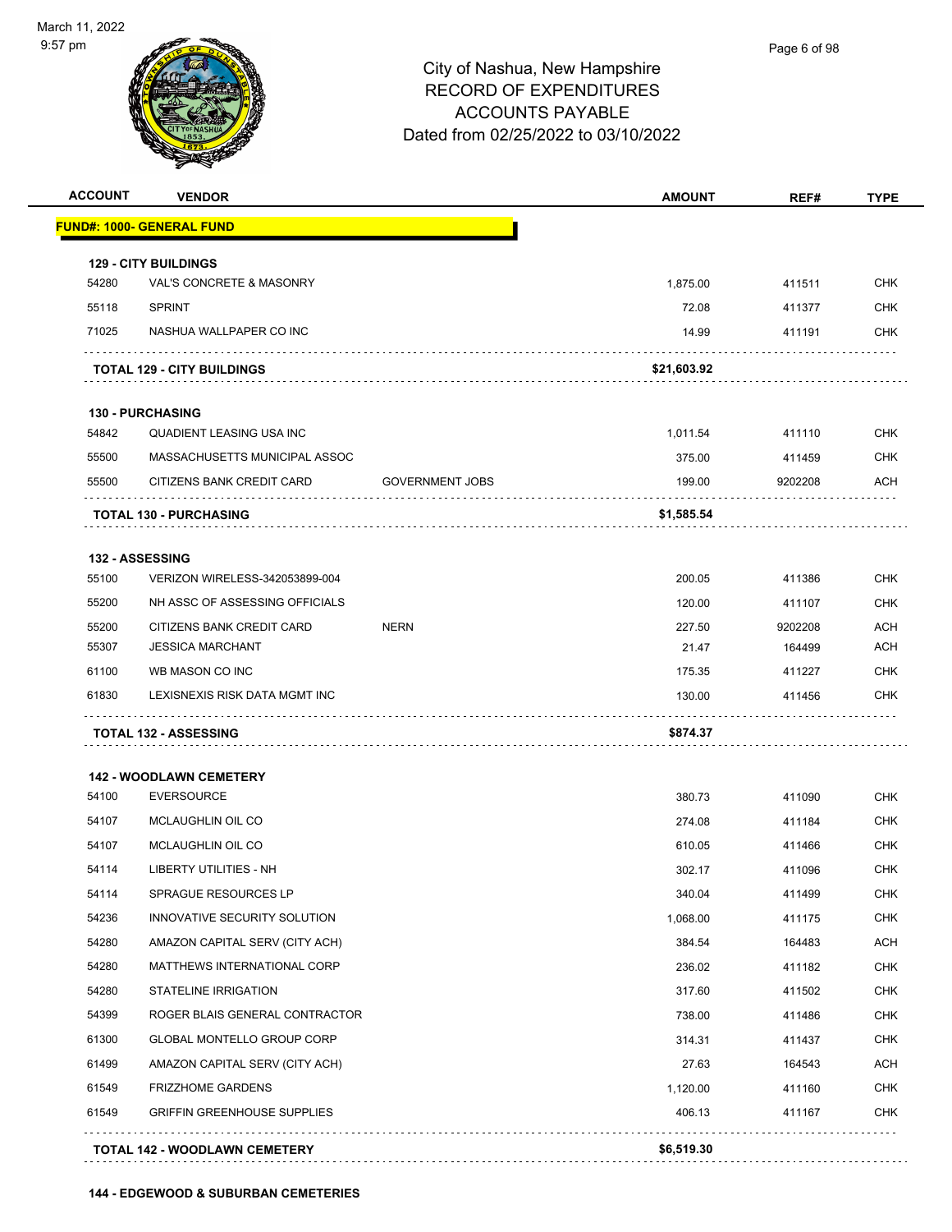City of Nashua, New Hampshire
RECORD OF EXPENDITURES
ACCOUNTS PAYABLE
Dated from 02/25/2022 to 03/10/2022

| ACCOUNT | VENDOR | | AMOUNT | REF# | TYPE |
|---|---|---|---|---|---|
| **FUND#: 1000- GENERAL FUND** | | | | | |
| **129 - CITY BUILDINGS** | | | | | |
| 54280 | VAL'S CONCRETE & MASONRY | | 1,875.00 | 411511 | CHK |
| 55118 | SPRINT | | 72.08 | 411377 | CHK |
| 71025 | NASHUA WALLPAPER CO INC | | 14.99 | 411191 | CHK |
| **TOTAL 129 - CITY BUILDINGS** | | | **$21,603.92** | | |
| **130 - PURCHASING** | | | | | |
| 54842 | QUADIENT LEASING USA INC | | 1,011.54 | 411110 | CHK |
| 55500 | MASSACHUSETTS MUNICIPAL ASSOC | | 375.00 | 411459 | CHK |
| 55500 | CITIZENS BANK CREDIT CARD | GOVERNMENT JOBS | 199.00 | 9202208 | ACH |
| **TOTAL 130 - PURCHASING** | | | **$1,585.54** | | |
| **132 - ASSESSING** | | | | | |
| 55100 | VERIZON WIRELESS-342053899-004 | | 200.05 | 411386 | CHK |
| 55200 | NH ASSC OF ASSESSING OFFICIALS | | 120.00 | 411107 | CHK |
| 55200 | CITIZENS BANK CREDIT CARD | NERN | 227.50 | 9202208 | ACH |
| 55307 | JESSICA MARCHANT | | 21.47 | 164499 | ACH |
| 61100 | WB MASON CO INC | | 175.35 | 411227 | CHK |
| 61830 | LEXISNEXIS RISK DATA MGMT INC | | 130.00 | 411456 | CHK |
| **TOTAL 132 - ASSESSING** | | | **$874.37** | | |
| **142 - WOODLAWN CEMETERY** | | | | | |
| 54100 | EVERSOURCE | | 380.73 | 411090 | CHK |
| 54107 | MCLAUGHLIN OIL CO | | 274.08 | 411184 | CHK |
| 54107 | MCLAUGHLIN OIL CO | | 610.05 | 411466 | CHK |
| 54114 | LIBERTY UTILITIES - NH | | 302.17 | 411096 | CHK |
| 54114 | SPRAGUE RESOURCES LP | | 340.04 | 411499 | CHK |
| 54236 | INNOVATIVE SECURITY SOLUTION | | 1,068.00 | 411175 | CHK |
| 54280 | AMAZON CAPITAL SERV (CITY ACH) | | 384.54 | 164483 | ACH |
| 54280 | MATTHEWS INTERNATIONAL CORP | | 236.02 | 411182 | CHK |
| 54280 | STATELINE IRRIGATION | | 317.60 | 411502 | CHK |
| 54399 | ROGER BLAIS GENERAL CONTRACTOR | | 738.00 | 411486 | CHK |
| 61300 | GLOBAL MONTELLO GROUP CORP | | 314.31 | 411437 | CHK |
| 61499 | AMAZON CAPITAL SERV (CITY ACH) | | 27.63 | 164543 | ACH |
| 61549 | FRIZZHOME GARDENS | | 1,120.00 | 411160 | CHK |
| 61549 | GRIFFIN GREENHOUSE SUPPLIES | | 406.13 | 411167 | CHK |
| **TOTAL 142 - WOODLAWN CEMETERY** | | | **$6,519.30** | | |

**144 - EDGEWOOD & SUBURBAN CEMETERIES**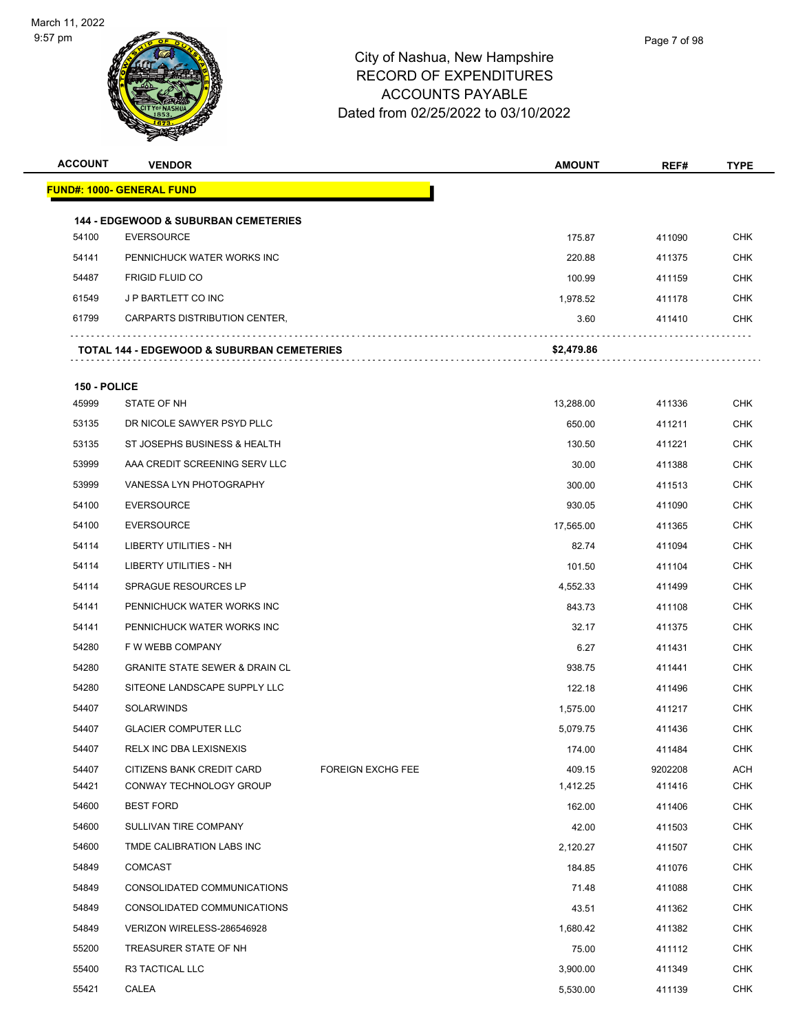# City of Nashua, New Hampshire
## RECORD OF EXPENDITURES
## ACCOUNTS PAYABLE
## Dated from 02/25/2022 to 03/10/2022

| ACCOUNT | VENDOR | | AMOUNT | REF# | TYPE |
|---|---|---|---|---|---|
| **FUND#: 1000- GENERAL FUND** | | | | | |
| **144 - EDGEWOOD & SUBURBAN CEMETERIES** | | | | | |
| 54100 | EVERSOURCE | | 175.87 | 411090 | CHK |
| 54141 | PENNICHUCK WATER WORKS INC | | 220.88 | 411375 | CHK |
| 54487 | FRIGID FLUID CO | | 100.99 | 411159 | CHK |
| 61549 | J P BARTLETT CO INC | | 1,978.52 | 411178 | CHK |
| 61799 | CARPARTS DISTRIBUTION CENTER, | | 3.60 | 411410 | CHK |
| **TOTAL 144 - EDGEWOOD & SUBURBAN CEMETERIES** | | | **$2,479.86** | | |
| **150 - POLICE** | | | | | |
| 45999 | STATE OF NH | | 13,288.00 | 411336 | CHK |
| 53135 | DR NICOLE SAWYER PSYD PLLC | | 650.00 | 411211 | CHK |
| 53135 | ST JOSEPHS BUSINESS & HEALTH | | 130.50 | 411221 | CHK |
| 53999 | AAA CREDIT SCREENING SERV LLC | | 30.00 | 411388 | CHK |
| 53999 | VANESSA LYN PHOTOGRAPHY | | 300.00 | 411513 | CHK |
| 54100 | EVERSOURCE | | 930.05 | 411090 | CHK |
| 54100 | EVERSOURCE | | 17,565.00 | 411365 | CHK |
| 54114 | LIBERTY UTILITIES - NH | | 82.74 | 411094 | CHK |
| 54114 | LIBERTY UTILITIES - NH | | 101.50 | 411104 | CHK |
| 54114 | SPRAGUE RESOURCES LP | | 4,552.33 | 411499 | CHK |
| 54141 | PENNICHUCK WATER WORKS INC | | 843.73 | 411108 | CHK |
| 54141 | PENNICHUCK WATER WORKS INC | | 32.17 | 411375 | CHK |
| 54280 | F W WEBB COMPANY | | 6.27 | 411431 | CHK |
| 54280 | GRANITE STATE SEWER & DRAIN CL | | 938.75 | 411441 | CHK |
| 54280 | SITEONE LANDSCAPE SUPPLY LLC | | 122.18 | 411496 | CHK |
| 54407 | SOLARWINDS | | 1,575.00 | 411217 | CHK |
| 54407 | GLACIER COMPUTER LLC | | 5,079.75 | 411436 | CHK |
| 54407 | RELX INC DBA LEXISNEXIS | | 174.00 | 411484 | CHK |
| 54407 | CITIZENS BANK CREDIT CARD | FOREIGN EXCHG FEE | 409.15 | 9202208 | ACH |
| 54421 | CONWAY TECHNOLOGY GROUP | | 1,412.25 | 411416 | CHK |
| 54600 | BEST FORD | | 162.00 | 411406 | CHK |
| 54600 | SULLIVAN TIRE COMPANY | | 42.00 | 411503 | CHK |
| 54600 | TMDE CALIBRATION LABS INC | | 2,120.27 | 411507 | CHK |
| 54849 | COMCAST | | 184.85 | 411076 | CHK |
| 54849 | CONSOLIDATED COMMUNICATIONS | | 71.48 | 411088 | CHK |
| 54849 | CONSOLIDATED COMMUNICATIONS | | 43.51 | 411362 | CHK |
| 54849 | VERIZON WIRELESS-286546928 | | 1,680.42 | 411382 | CHK |
| 55200 | TREASURER STATE OF NH | | 75.00 | 411112 | CHK |
| 55400 | R3 TACTICAL LLC | | 3,900.00 | 411349 | CHK |
| 55421 | CALEA | | 5,530.00 | 411139 | CHK |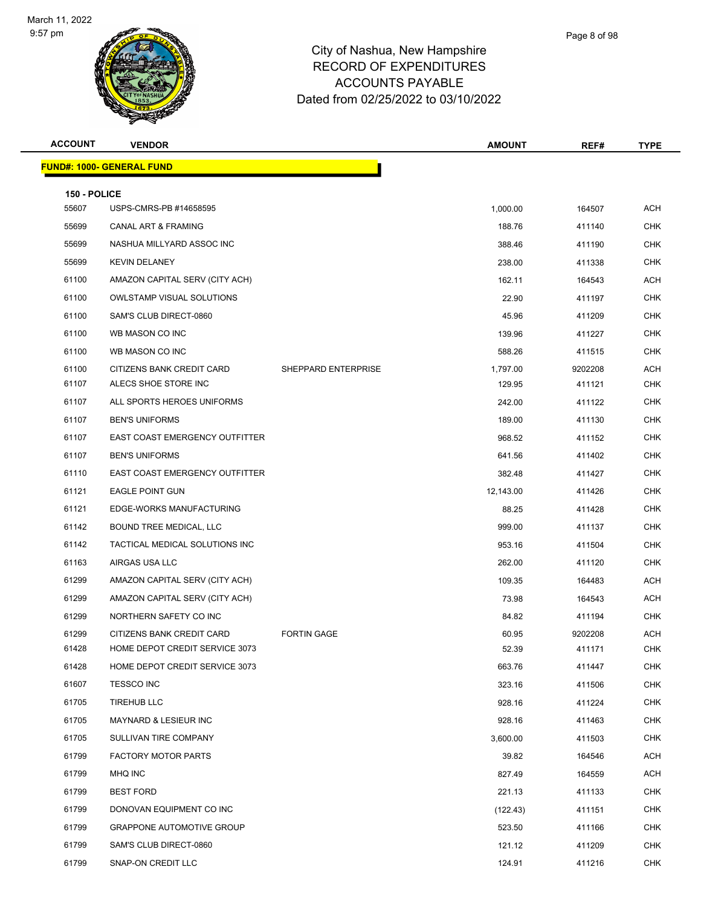City of Nashua, New Hampshire
RECORD OF EXPENDITURES
ACCOUNTS PAYABLE
Dated from 02/25/2022 to 03/10/2022

| ACCOUNT | VENDOR | | AMOUNT | REF# | TYPE |
|---|---|---|---|---|---|

**FUND#: 1000- GENERAL FUND**

**150 - POLICE**

| ACCOUNT | VENDOR | | AMOUNT | REF# | TYPE |
|---|---|---|---|---|---|
| 55607 | USPS-CMRS-PB #14658595 | | 1,000.00 | 164507 | ACH |
| 55699 | CANAL ART & FRAMING | | 188.76 | 411140 | CHK |
| 55699 | NASHUA MILLYARD ASSOC INC | | 388.46 | 411190 | CHK |
| 55699 | KEVIN DELANEY | | 238.00 | 411338 | CHK |
| 61100 | AMAZON CAPITAL SERV (CITY ACH) | | 162.11 | 164543 | ACH |
| 61100 | OWLSTAMP VISUAL SOLUTIONS | | 22.90 | 411197 | CHK |
| 61100 | SAM'S CLUB DIRECT-0860 | | 45.96 | 411209 | CHK |
| 61100 | WB MASON CO INC | | 139.96 | 411227 | CHK |
| 61100 | WB MASON CO INC | | 588.26 | 411515 | CHK |
| 61100 | CITIZENS BANK CREDIT CARD | SHEPPARD ENTERPRISE | 1,797.00 | 9202208 | ACH |
| 61107 | ALECS SHOE STORE INC | | 129.95 | 411121 | CHK |
| 61107 | ALL SPORTS HEROES UNIFORMS | | 242.00 | 411122 | CHK |
| 61107 | BEN'S UNIFORMS | | 189.00 | 411130 | CHK |
| 61107 | EAST COAST EMERGENCY OUTFITTER | | 968.52 | 411152 | CHK |
| 61107 | BEN'S UNIFORMS | | 641.56 | 411402 | CHK |
| 61110 | EAST COAST EMERGENCY OUTFITTER | | 382.48 | 411427 | CHK |
| 61121 | EAGLE POINT GUN | | 12,143.00 | 411426 | CHK |
| 61121 | EDGE-WORKS MANUFACTURING | | 88.25 | 411428 | CHK |
| 61142 | BOUND TREE MEDICAL, LLC | | 999.00 | 411137 | CHK |
| 61142 | TACTICAL MEDICAL SOLUTIONS INC | | 953.16 | 411504 | CHK |
| 61163 | AIRGAS USA LLC | | 262.00 | 411120 | CHK |
| 61299 | AMAZON CAPITAL SERV (CITY ACH) | | 109.35 | 164483 | ACH |
| 61299 | AMAZON CAPITAL SERV (CITY ACH) | | 73.98 | 164543 | ACH |
| 61299 | NORTHERN SAFETY CO INC | | 84.82 | 411194 | CHK |
| 61299 | CITIZENS BANK CREDIT CARD | FORTIN GAGE | 60.95 | 9202208 | ACH |
| 61428 | HOME DEPOT CREDIT SERVICE 3073 | | 52.39 | 411171 | CHK |
| 61428 | HOME DEPOT CREDIT SERVICE 3073 | | 663.76 | 411447 | CHK |
| 61607 | TESSCO INC | | 323.16 | 411506 | CHK |
| 61705 | TIREHUB LLC | | 928.16 | 411224 | CHK |
| 61705 | MAYNARD & LESIEUR INC | | 928.16 | 411463 | CHK |
| 61705 | SULLIVAN TIRE COMPANY | | 3,600.00 | 411503 | CHK |
| 61799 | FACTORY MOTOR PARTS | | 39.82 | 164546 | ACH |
| 61799 | MHQ INC | | 827.49 | 164559 | ACH |
| 61799 | BEST FORD | | 221.13 | 411133 | CHK |
| 61799 | DONOVAN EQUIPMENT CO INC | | (122.43) | 411151 | CHK |
| 61799 | GRAPPONE AUTOMOTIVE GROUP | | 523.50 | 411166 | CHK |
| 61799 | SAM'S CLUB DIRECT-0860 | | 121.12 | 411209 | CHK |
| 61799 | SNAP-ON CREDIT LLC | | 124.91 | 411216 | CHK |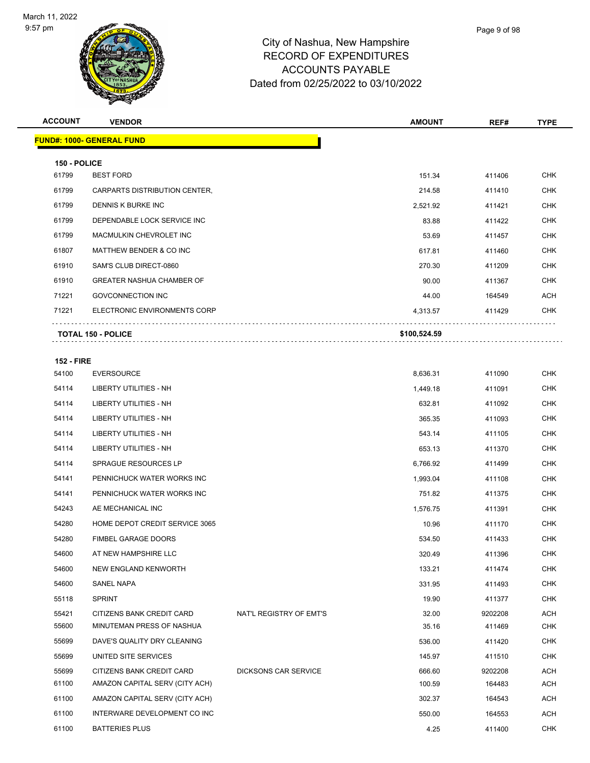# City of Nashua, New Hampshire
## RECORD OF EXPENDITURES
## ACCOUNTS PAYABLE
## Dated from 02/25/2022 to 03/10/2022

**FUND#: 1000- GENERAL FUND**

**150 - POLICE**

| ACCOUNT | VENDOR | | AMOUNT | REF# | TYPE |
|---|---|---|---|---|---|
| 61799 | BEST FORD | | 151.34 | 411406 | CHK |
| 61799 | CARPARTS DISTRIBUTION CENTER, | | 214.58 | 411410 | CHK |
| 61799 | DENNIS K BURKE INC | | 2,521.92 | 411421 | CHK |
| 61799 | DEPENDABLE LOCK SERVICE INC | | 83.88 | 411422 | CHK |
| 61799 | MACMULKIN CHEVROLET INC | | 53.69 | 411457 | CHK |
| 61807 | MATTHEW BENDER & CO INC | | 617.81 | 411460 | CHK |
| 61910 | SAM'S CLUB DIRECT-0860 | | 270.30 | 411209 | CHK |
| 61910 | GREATER NASHUA CHAMBER OF | | 90.00 | 411367 | CHK |
| 71221 | GOVCONNECTION INC | | 44.00 | 164549 | ACH |
| 71221 | ELECTRONIC ENVIRONMENTS CORP | | 4,313.57 | 411429 | CHK |
| | **TOTAL 150 - POLICE** | | **$100,524.59** | | |

**152 - FIRE**

| ACCOUNT | VENDOR | | AMOUNT | REF# | TYPE |
|---|---|---|---|---|---|
| 54100 | EVERSOURCE | | 8,636.31 | 411090 | CHK |
| 54114 | LIBERTY UTILITIES - NH | | 1,449.18 | 411091 | CHK |
| 54114 | LIBERTY UTILITIES - NH | | 632.81 | 411092 | CHK |
| 54114 | LIBERTY UTILITIES - NH | | 365.35 | 411093 | CHK |
| 54114 | LIBERTY UTILITIES - NH | | 543.14 | 411105 | CHK |
| 54114 | LIBERTY UTILITIES - NH | | 653.13 | 411370 | CHK |
| 54114 | SPRAGUE RESOURCES LP | | 6,766.92 | 411499 | CHK |
| 54141 | PENNICHUCK WATER WORKS INC | | 1,993.04 | 411108 | CHK |
| 54141 | PENNICHUCK WATER WORKS INC | | 751.82 | 411375 | CHK |
| 54243 | AE MECHANICAL INC | | 1,576.75 | 411391 | CHK |
| 54280 | HOME DEPOT CREDIT SERVICE 3065 | | 10.96 | 411170 | CHK |
| 54280 | FIMBEL GARAGE DOORS | | 534.50 | 411433 | CHK |
| 54600 | AT NEW HAMPSHIRE LLC | | 320.49 | 411396 | CHK |
| 54600 | NEW ENGLAND KENWORTH | | 133.21 | 411474 | CHK |
| 54600 | SANEL NAPA | | 331.95 | 411493 | CHK |
| 55118 | SPRINT | | 19.90 | 411377 | CHK |
| 55421 | CITIZENS BANK CREDIT CARD | NAT'L REGISTRY OF EMT'S | 32.00 | 9202208 | ACH |
| 55600 | MINUTEMAN PRESS OF NASHUA | | 35.16 | 411469 | CHK |
| 55699 | DAVE'S QUALITY DRY CLEANING | | 536.00 | 411420 | CHK |
| 55699 | UNITED SITE SERVICES | | 145.97 | 411510 | CHK |
| 55699 | CITIZENS BANK CREDIT CARD | DICKSONS CAR SERVICE | 666.60 | 9202208 | ACH |
| 61100 | AMAZON CAPITAL SERV (CITY ACH) | | 100.59 | 164483 | ACH |
| 61100 | AMAZON CAPITAL SERV (CITY ACH) | | 302.37 | 164543 | ACH |
| 61100 | INTERWARE DEVELOPMENT CO INC | | 550.00 | 164553 | ACH |
| 61100 | BATTERIES PLUS | | 4.25 | 411400 | CHK |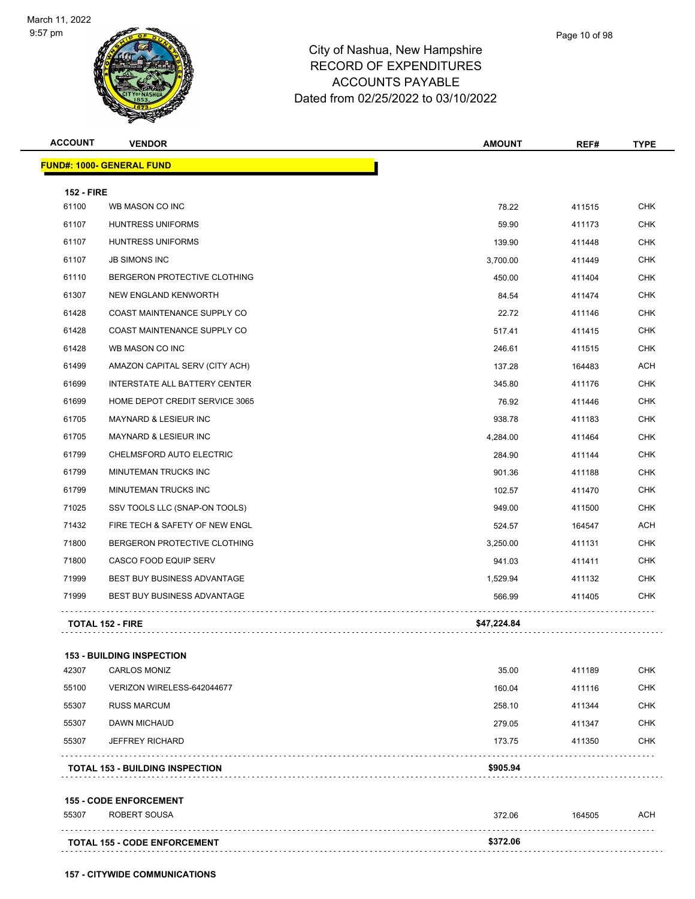# City of Nashua, New Hampshire
## RECORD OF EXPENDITURES
## ACCOUNTS PAYABLE
## Dated from 02/25/2022 to 03/10/2022

March 11, 2022
9:57 pm

| ACCOUNT | VENDOR | AMOUNT | REF# | TYPE |
|---|---|---|---|---|
| **FUND#: 1000- GENERAL FUND** | | | | |
| **152 - FIRE** | | | | |
| 61100 | WB MASON CO INC | 78.22 | 411515 | CHK |
| 61107 | HUNTRESS UNIFORMS | 59.90 | 411173 | CHK |
| 61107 | HUNTRESS UNIFORMS | 139.90 | 411448 | CHK |
| 61107 | JB SIMONS INC | 3,700.00 | 411449 | CHK |
| 61110 | BERGERON PROTECTIVE CLOTHING | 450.00 | 411404 | CHK |
| 61307 | NEW ENGLAND KENWORTH | 84.54 | 411474 | CHK |
| 61428 | COAST MAINTENANCE SUPPLY CO | 22.72 | 411146 | CHK |
| 61428 | COAST MAINTENANCE SUPPLY CO | 517.41 | 411415 | CHK |
| 61428 | WB MASON CO INC | 246.61 | 411515 | CHK |
| 61499 | AMAZON CAPITAL SERV (CITY ACH) | 137.28 | 164483 | ACH |
| 61699 | INTERSTATE ALL BATTERY CENTER | 345.80 | 411176 | CHK |
| 61699 | HOME DEPOT CREDIT SERVICE 3065 | 76.92 | 411446 | CHK |
| 61705 | MAYNARD & LESIEUR INC | 938.78 | 411183 | CHK |
| 61705 | MAYNARD & LESIEUR INC | 4,284.00 | 411464 | CHK |
| 61799 | CHELMSFORD AUTO ELECTRIC | 284.90 | 411144 | CHK |
| 61799 | MINUTEMAN TRUCKS INC | 901.36 | 411188 | CHK |
| 61799 | MINUTEMAN TRUCKS INC | 102.57 | 411470 | CHK |
| 71025 | SSV TOOLS LLC (SNAP-ON TOOLS) | 949.00 | 411500 | CHK |
| 71432 | FIRE TECH & SAFETY OF NEW ENGL | 524.57 | 164547 | ACH |
| 71800 | BERGERON PROTECTIVE CLOTHING | 3,250.00 | 411131 | CHK |
| 71800 | CASCO FOOD EQUIP SERV | 941.03 | 411411 | CHK |
| 71999 | BEST BUY BUSINESS ADVANTAGE | 1,529.94 | 411132 | CHK |
| 71999 | BEST BUY BUSINESS ADVANTAGE | 566.99 | 411405 | CHK |
| **TOTAL 152 - FIRE** | | **$47,224.84** | | |
| **153 - BUILDING INSPECTION** | | | | |
| 42307 | CARLOS MONIZ | 35.00 | 411189 | CHK |
| 55100 | VERIZON WIRELESS-642044677 | 160.04 | 411116 | CHK |
| 55307 | RUSS MARCUM | 258.10 | 411344 | CHK |
| 55307 | DAWN MICHAUD | 279.05 | 411347 | CHK |
| 55307 | JEFFREY RICHARD | 173.75 | 411350 | CHK |
| **TOTAL 153 - BUILDING INSPECTION** | | **$905.94** | | |
| **155 - CODE ENFORCEMENT** | | | | |
| 55307 | ROBERT SOUSA | 372.06 | 164505 | ACH |
| **TOTAL 155 - CODE ENFORCEMENT** | | **$372.06** | | |

**157 - CITYWIDE COMMUNICATIONS**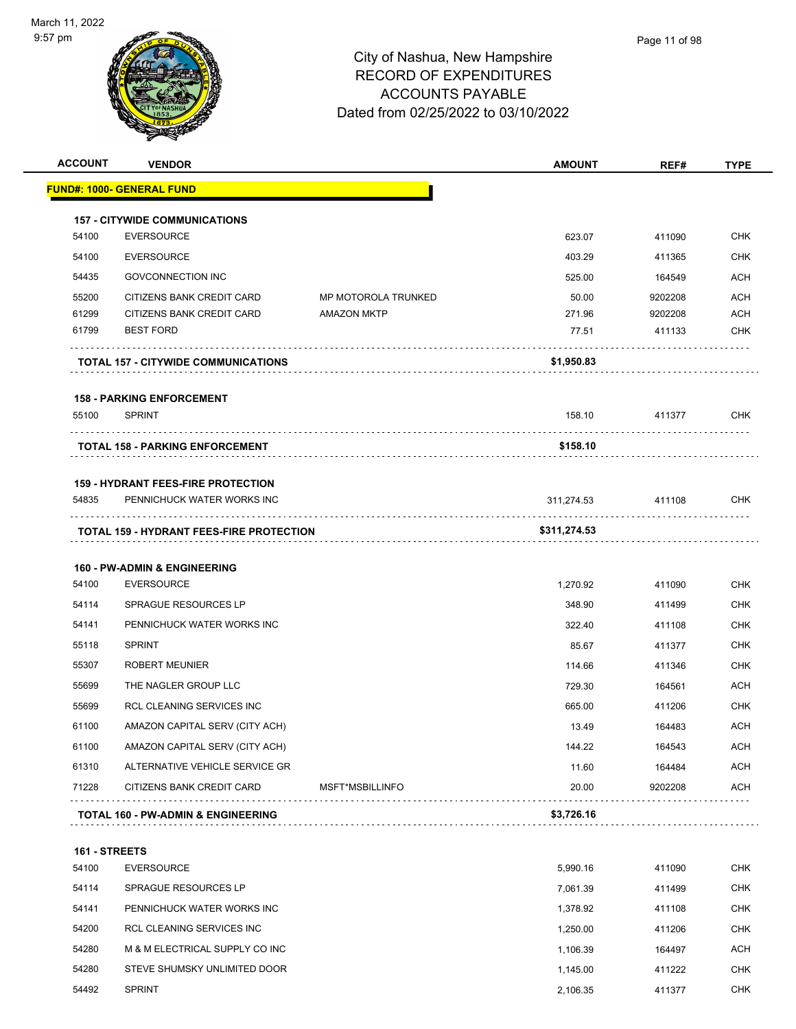# City of Nashua, New Hampshire
## RECORD OF EXPENDITURES
## ACCOUNTS PAYABLE
## Dated from 02/25/2022 to 03/10/2022

| ACCOUNT | VENDOR | | AMOUNT | REF# | TYPE |
|---|---|---|---|---|---|
| **FUND#: 1000- GENERAL FUND** | | | | | |
| **157 - CITYWIDE COMMUNICATIONS** | | | | | |
| 54100 | EVERSOURCE | | 623.07 | 411090 | CHK |
| 54100 | EVERSOURCE | | 403.29 | 411365 | CHK |
| 54435 | GOVCONNECTION INC | | 525.00 | 164549 | ACH |
| 55200 | CITIZENS BANK CREDIT CARD | MP MOTOROLA TRUNKED | 50.00 | 9202208 | ACH |
| 61299 | CITIZENS BANK CREDIT CARD | AMAZON MKTP | 271.96 | 9202208 | ACH |
| 61799 | BEST FORD | | 77.51 | 411133 | CHK |
| **TOTAL 157 - CITYWIDE COMMUNICATIONS** | | | **$1,950.83** | | |
| **158 - PARKING ENFORCEMENT** | | | | | |
| 55100 | SPRINT | | 158.10 | 411377 | CHK |
| **TOTAL 158 - PARKING ENFORCEMENT** | | | **$158.10** | | |
| **159 - HYDRANT FEES-FIRE PROTECTION** | | | | | |
| 54835 | PENNICHUCK WATER WORKS INC | | 311,274.53 | 411108 | CHK |
| **TOTAL 159 - HYDRANT FEES-FIRE PROTECTION** | | | **$311,274.53** | | |
| **160 - PW-ADMIN & ENGINEERING** | | | | | |
| 54100 | EVERSOURCE | | 1,270.92 | 411090 | CHK |
| 54114 | SPRAGUE RESOURCES LP | | 348.90 | 411499 | CHK |
| 54141 | PENNICHUCK WATER WORKS INC | | 322.40 | 411108 | CHK |
| 55118 | SPRINT | | 85.67 | 411377 | CHK |
| 55307 | ROBERT MEUNIER | | 114.66 | 411346 | CHK |
| 55699 | THE NAGLER GROUP LLC | | 729.30 | 164561 | ACH |
| 55699 | RCL CLEANING SERVICES INC | | 665.00 | 411206 | CHK |
| 61100 | AMAZON CAPITAL SERV (CITY ACH) | | 13.49 | 164483 | ACH |
| 61100 | AMAZON CAPITAL SERV (CITY ACH) | | 144.22 | 164543 | ACH |
| 61310 | ALTERNATIVE VEHICLE SERVICE GR | | 11.60 | 164484 | ACH |
| 71228 | CITIZENS BANK CREDIT CARD | MSFT*MSBILLINFO | 20.00 | 9202208 | ACH |
| **TOTAL 160 - PW-ADMIN & ENGINEERING** | | | **$3,726.16** | | |
| **161 - STREETS** | | | | | |
| 54100 | EVERSOURCE | | 5,990.16 | 411090 | CHK |
| 54114 | SPRAGUE RESOURCES LP | | 7,061.39 | 411499 | CHK |
| 54141 | PENNICHUCK WATER WORKS INC | | 1,378.92 | 411108 | CHK |
| 54200 | RCL CLEANING SERVICES INC | | 1,250.00 | 411206 | CHK |
| 54280 | M & M ELECTRICAL SUPPLY CO INC | | 1,106.39 | 164497 | ACH |
| 54280 | STEVE SHUMSKY UNLIMITED DOOR | | 1,145.00 | 411222 | CHK |
| 54492 | SPRINT | | 2,106.35 | 411377 | CHK |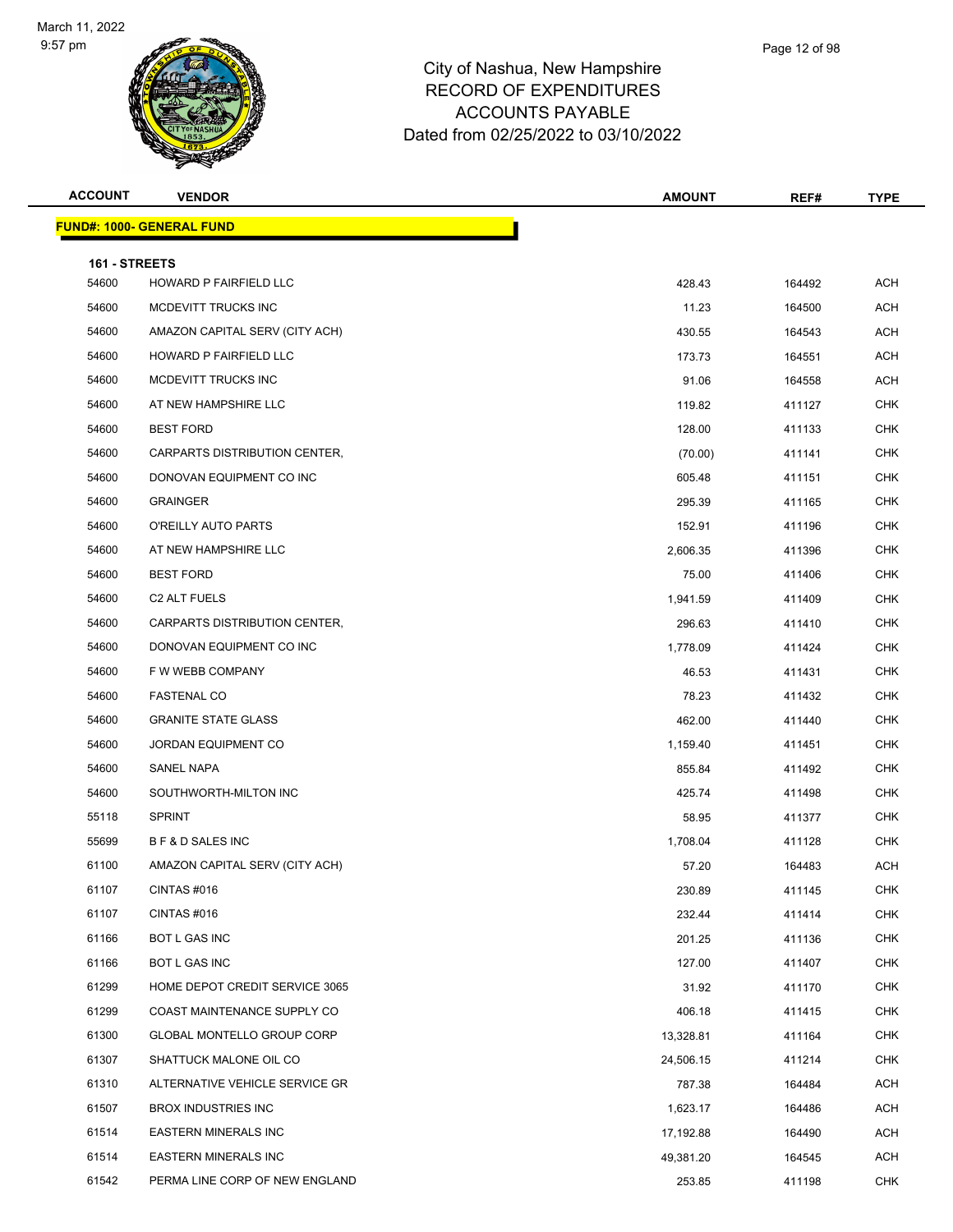# City of Nashua, New Hampshire
## RECORD OF EXPENDITURES
## ACCOUNTS PAYABLE
## Dated from 02/25/2022 to 03/10/2022

| ACCOUNT | VENDOR | AMOUNT | REF# | TYPE |
|---|---|---|---|---|
| **FUND#: 1000- GENERAL FUND** | | | | |
| **161 - STREETS** | | | | |
| 54600 | HOWARD P FAIRFIELD LLC | 428.43 | 164492 | ACH |
| 54600 | MCDEVITT TRUCKS INC | 11.23 | 164500 | ACH |
| 54600 | AMAZON CAPITAL SERV (CITY ACH) | 430.55 | 164543 | ACH |
| 54600 | HOWARD P FAIRFIELD LLC | 173.73 | 164551 | ACH |
| 54600 | MCDEVITT TRUCKS INC | 91.06 | 164558 | ACH |
| 54600 | AT NEW HAMPSHIRE LLC | 119.82 | 411127 | CHK |
| 54600 | BEST FORD | 128.00 | 411133 | CHK |
| 54600 | CARPARTS DISTRIBUTION CENTER, | (70.00) | 411141 | CHK |
| 54600 | DONOVAN EQUIPMENT CO INC | 605.48 | 411151 | CHK |
| 54600 | GRAINGER | 295.39 | 411165 | CHK |
| 54600 | O'REILLY AUTO PARTS | 152.91 | 411196 | CHK |
| 54600 | AT NEW HAMPSHIRE LLC | 2,606.35 | 411396 | CHK |
| 54600 | BEST FORD | 75.00 | 411406 | CHK |
| 54600 | C2 ALT FUELS | 1,941.59 | 411409 | CHK |
| 54600 | CARPARTS DISTRIBUTION CENTER, | 296.63 | 411410 | CHK |
| 54600 | DONOVAN EQUIPMENT CO INC | 1,778.09 | 411424 | CHK |
| 54600 | F W WEBB COMPANY | 46.53 | 411431 | CHK |
| 54600 | FASTENAL CO | 78.23 | 411432 | CHK |
| 54600 | GRANITE STATE GLASS | 462.00 | 411440 | CHK |
| 54600 | JORDAN EQUIPMENT CO | 1,159.40 | 411451 | CHK |
| 54600 | SANEL NAPA | 855.84 | 411492 | CHK |
| 54600 | SOUTHWORTH-MILTON INC | 425.74 | 411498 | CHK |
| 55118 | SPRINT | 58.95 | 411377 | CHK |
| 55699 | B F & D SALES INC | 1,708.04 | 411128 | CHK |
| 61100 | AMAZON CAPITAL SERV (CITY ACH) | 57.20 | 164483 | ACH |
| 61107 | CINTAS #016 | 230.89 | 411145 | CHK |
| 61107 | CINTAS #016 | 232.44 | 411414 | CHK |
| 61166 | BOT L GAS INC | 201.25 | 411136 | CHK |
| 61166 | BOT L GAS INC | 127.00 | 411407 | CHK |
| 61299 | HOME DEPOT CREDIT SERVICE 3065 | 31.92 | 411170 | CHK |
| 61299 | COAST MAINTENANCE SUPPLY CO | 406.18 | 411415 | CHK |
| 61300 | GLOBAL MONTELLO GROUP CORP | 13,328.81 | 411164 | CHK |
| 61307 | SHATTUCK MALONE OIL CO | 24,506.15 | 411214 | CHK |
| 61310 | ALTERNATIVE VEHICLE SERVICE GR | 787.38 | 164484 | ACH |
| 61507 | BROX INDUSTRIES INC | 1,623.17 | 164486 | ACH |
| 61514 | EASTERN MINERALS INC | 17,192.88 | 164490 | ACH |
| 61514 | EASTERN MINERALS INC | 49,381.20 | 164545 | ACH |
| 61542 | PERMA LINE CORP OF NEW ENGLAND | 253.85 | 411198 | CHK |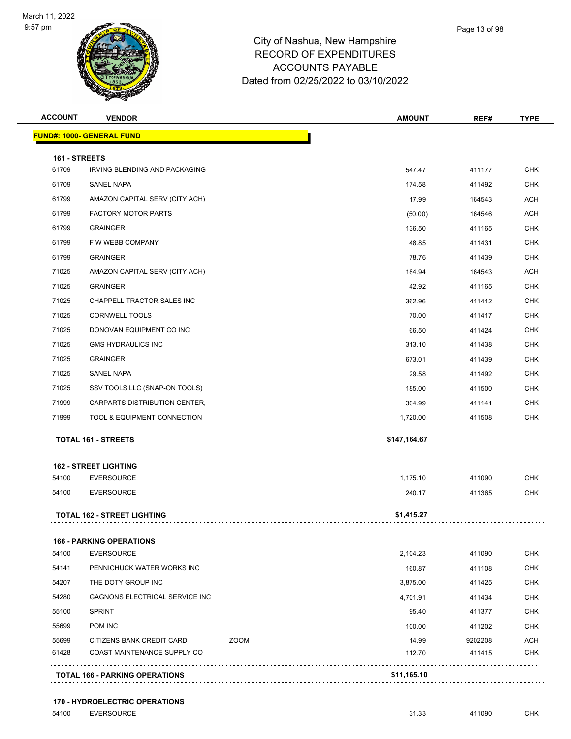March 11, 2022
9:57 pm

# City of Nashua, New Hampshire
## RECORD OF EXPENDITURES
## ACCOUNTS PAYABLE
## Dated from 02/25/2022 to 03/10/2022

| ACCOUNT | VENDOR | | AMOUNT | REF# | TYPE |
|---|---|---|---|---|---|
| **FUND#: 1000- GENERAL FUND** | | | | | |
| **161 - STREETS** | | | | | |
| 61709 | IRVING BLENDING AND PACKAGING | | 547.47 | 411177 | CHK |
| 61709 | SANEL NAPA | | 174.58 | 411492 | CHK |
| 61799 | AMAZON CAPITAL SERV (CITY ACH) | | 17.99 | 164543 | ACH |
| 61799 | FACTORY MOTOR PARTS | | (50.00) | 164546 | ACH |
| 61799 | GRAINGER | | 136.50 | 411165 | CHK |
| 61799 | F W WEBB COMPANY | | 48.85 | 411431 | CHK |
| 61799 | GRAINGER | | 78.76 | 411439 | CHK |
| 71025 | AMAZON CAPITAL SERV (CITY ACH) | | 184.94 | 164543 | ACH |
| 71025 | GRAINGER | | 42.92 | 411165 | CHK |
| 71025 | CHAPPELL TRACTOR SALES INC | | 362.96 | 411412 | CHK |
| 71025 | CORNWELL TOOLS | | 70.00 | 411417 | CHK |
| 71025 | DONOVAN EQUIPMENT CO INC | | 66.50 | 411424 | CHK |
| 71025 | GMS HYDRAULICS INC | | 313.10 | 411438 | CHK |
| 71025 | GRAINGER | | 673.01 | 411439 | CHK |
| 71025 | SANEL NAPA | | 29.58 | 411492 | CHK |
| 71025 | SSV TOOLS LLC (SNAP-ON TOOLS) | | 185.00 | 411500 | CHK |
| 71999 | CARPARTS DISTRIBUTION CENTER, | | 304.99 | 411141 | CHK |
| 71999 | TOOL & EQUIPMENT CONNECTION | | 1,720.00 | 411508 | CHK |
| **TOTAL 161 - STREETS** | | | **$147,164.67** | | |
| **162 - STREET LIGHTING** | | | | | |
| 54100 | EVERSOURCE | | 1,175.10 | 411090 | CHK |
| 54100 | EVERSOURCE | | 240.17 | 411365 | CHK |
| **TOTAL 162 - STREET LIGHTING** | | | **$1,415.27** | | |
| **166 - PARKING OPERATIONS** | | | | | |
| 54100 | EVERSOURCE | | 2,104.23 | 411090 | CHK |
| 54141 | PENNICHUCK WATER WORKS INC | | 160.87 | 411108 | CHK |
| 54207 | THE DOTY GROUP INC | | 3,875.00 | 411425 | CHK |
| 54280 | GAGNONS ELECTRICAL SERVICE INC | | 4,701.91 | 411434 | CHK |
| 55100 | SPRINT | | 95.40 | 411377 | CHK |
| 55699 | POM INC | | 100.00 | 411202 | CHK |
| 55699 | CITIZENS BANK CREDIT CARD | ZOOM | 14.99 | 9202208 | ACH |
| 61428 | COAST MAINTENANCE SUPPLY CO | | 112.70 | 411415 | CHK |
| **TOTAL 166 - PARKING OPERATIONS** | | | **$11,165.10** | | |
| **170 - HYDROELECTRIC OPERATIONS** | | | | | |
| 54100 | EVERSOURCE | | 31.33 | 411090 | CHK |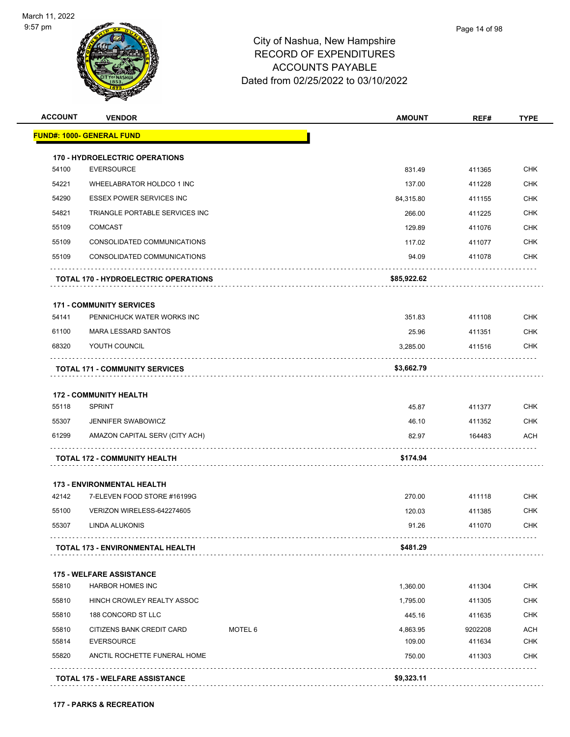# City of Nashua, New Hampshire
# RECORD OF EXPENDITURES
# ACCOUNTS PAYABLE
# Dated from 02/25/2022 to 03/10/2022

| ACCOUNT | VENDOR | | AMOUNT | REF# | TYPE |
|---|---|---|---|---|---|
| **FUND#: 1000- GENERAL FUND** | | | | | |
| **170 - HYDROELECTRIC OPERATIONS** | | | | | |
| 54100 | EVERSOURCE | | 831.49 | 411365 | CHK |
| 54221 | WHEELABRATOR HOLDCO 1 INC | | 137.00 | 411228 | CHK |
| 54290 | ESSEX POWER SERVICES INC | | 84,315.80 | 411155 | CHK |
| 54821 | TRIANGLE PORTABLE SERVICES INC | | 266.00 | 411225 | CHK |
| 55109 | COMCAST | | 129.89 | 411076 | CHK |
| 55109 | CONSOLIDATED COMMUNICATIONS | | 117.02 | 411077 | CHK |
| 55109 | CONSOLIDATED COMMUNICATIONS | | 94.09 | 411078 | CHK |
| **TOTAL 170 - HYDROELECTRIC OPERATIONS** | | | **$85,922.62** | | |
| **171 - COMMUNITY SERVICES** | | | | | |
| 54141 | PENNICHUCK WATER WORKS INC | | 351.83 | 411108 | CHK |
| 61100 | MARA LESSARD SANTOS | | 25.96 | 411351 | CHK |
| 68320 | YOUTH COUNCIL | | 3,285.00 | 411516 | CHK |
| **TOTAL 171 - COMMUNITY SERVICES** | | | **$3,662.79** | | |
| **172 - COMMUNITY HEALTH** | | | | | |
| 55118 | SPRINT | | 45.87 | 411377 | CHK |
| 55307 | JENNIFER SWABOWICZ | | 46.10 | 411352 | CHK |
| 61299 | AMAZON CAPITAL SERV (CITY ACH) | | 82.97 | 164483 | ACH |
| **TOTAL 172 - COMMUNITY HEALTH** | | | **$174.94** | | |
| **173 - ENVIRONMENTAL HEALTH** | | | | | |
| 42142 | 7-ELEVEN FOOD STORE #16199G | | 270.00 | 411118 | CHK |
| 55100 | VERIZON WIRELESS-642274605 | | 120.03 | 411385 | CHK |
| 55307 | LINDA ALUKONIS | | 91.26 | 411070 | CHK |
| **TOTAL 173 - ENVIRONMENTAL HEALTH** | | | **$481.29** | | |
| **175 - WELFARE ASSISTANCE** | | | | | |
| 55810 | HARBOR HOMES INC | | 1,360.00 | 411304 | CHK |
| 55810 | HINCH CROWLEY REALTY ASSOC | | 1,795.00 | 411305 | CHK |
| 55810 | 188 CONCORD ST LLC | | 445.16 | 411635 | CHK |
| 55810 | CITIZENS BANK CREDIT CARD | MOTEL 6 | 4,863.95 | 9202208 | ACH |
| 55814 | EVERSOURCE | | 109.00 | 411634 | CHK |
| 55820 | ANCTIL ROCHETTE FUNERAL HOME | | 750.00 | 411303 | CHK |
| **TOTAL 175 - WELFARE ASSISTANCE** | | | **$9,323.11** | | |

**177 - PARKS & RECREATION**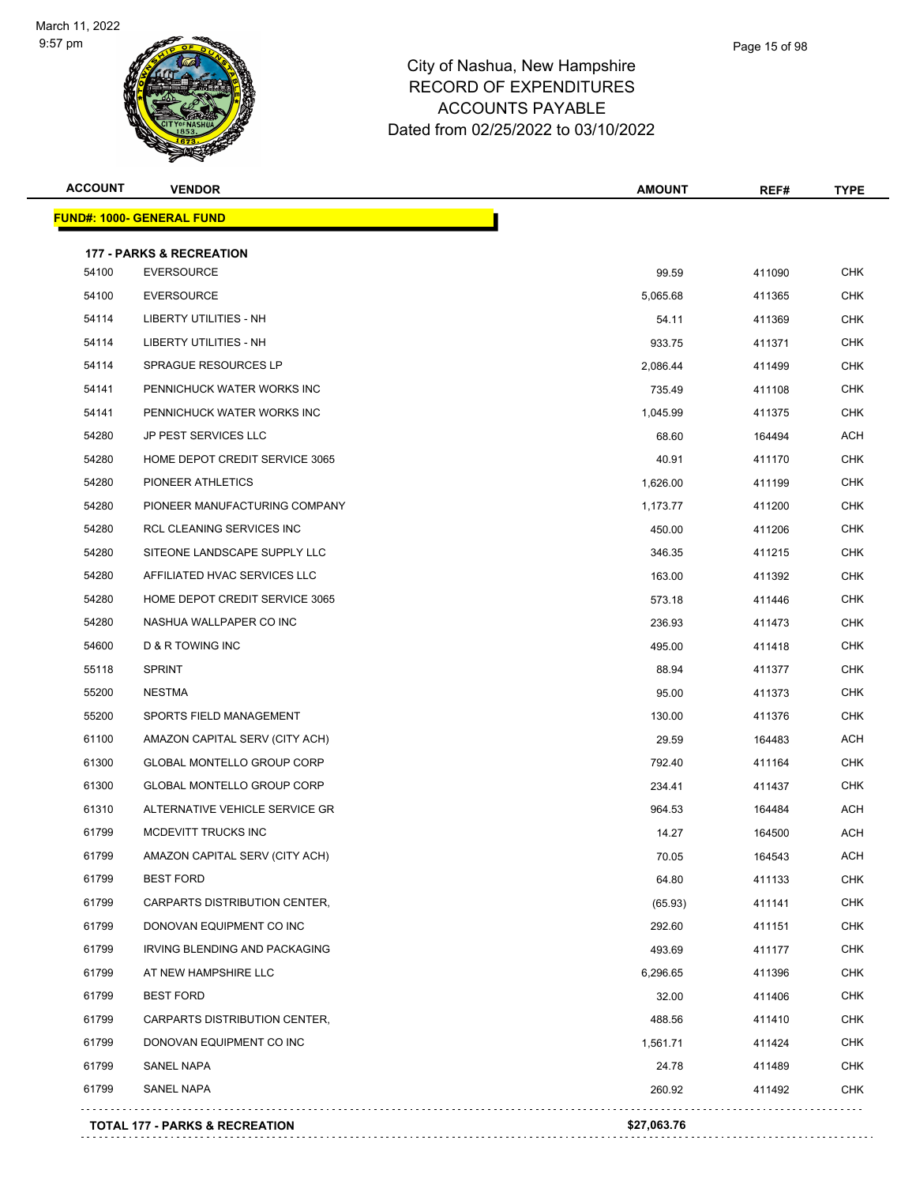March 11, 2022
9:57 pm

# City of Nashua, New Hampshire
## RECORD OF EXPENDITURES
## ACCOUNTS PAYABLE
## Dated from 02/25/2022 to 03/10/2022

| ACCOUNT | VENDOR | AMOUNT | REF# | TYPE |
|---|---|---|---|---|
| **FUND#: 1000- GENERAL FUND** | | | | |
| **177 - PARKS & RECREATION** | | | | |
| 54100 | EVERSOURCE | 99.59 | 411090 | CHK |
| 54100 | EVERSOURCE | 5,065.68 | 411365 | CHK |
| 54114 | LIBERTY UTILITIES - NH | 54.11 | 411369 | CHK |
| 54114 | LIBERTY UTILITIES - NH | 933.75 | 411371 | CHK |
| 54114 | SPRAGUE RESOURCES LP | 2,086.44 | 411499 | CHK |
| 54141 | PENNICHUCK WATER WORKS INC | 735.49 | 411108 | CHK |
| 54141 | PENNICHUCK WATER WORKS INC | 1,045.99 | 411375 | CHK |
| 54280 | JP PEST SERVICES LLC | 68.60 | 164494 | ACH |
| 54280 | HOME DEPOT CREDIT SERVICE 3065 | 40.91 | 411170 | CHK |
| 54280 | PIONEER ATHLETICS | 1,626.00 | 411199 | CHK |
| 54280 | PIONEER MANUFACTURING COMPANY | 1,173.77 | 411200 | CHK |
| 54280 | RCL CLEANING SERVICES INC | 450.00 | 411206 | CHK |
| 54280 | SITEONE LANDSCAPE SUPPLY LLC | 346.35 | 411215 | CHK |
| 54280 | AFFILIATED HVAC SERVICES LLC | 163.00 | 411392 | CHK |
| 54280 | HOME DEPOT CREDIT SERVICE 3065 | 573.18 | 411446 | CHK |
| 54280 | NASHUA WALLPAPER CO INC | 236.93 | 411473 | CHK |
| 54600 | D & R TOWING INC | 495.00 | 411418 | CHK |
| 55118 | SPRINT | 88.94 | 411377 | CHK |
| 55200 | NESTMA | 95.00 | 411373 | CHK |
| 55200 | SPORTS FIELD MANAGEMENT | 130.00 | 411376 | CHK |
| 61100 | AMAZON CAPITAL SERV (CITY ACH) | 29.59 | 164483 | ACH |
| 61300 | GLOBAL MONTELLO GROUP CORP | 792.40 | 411164 | CHK |
| 61300 | GLOBAL MONTELLO GROUP CORP | 234.41 | 411437 | CHK |
| 61310 | ALTERNATIVE VEHICLE SERVICE GR | 964.53 | 164484 | ACH |
| 61799 | MCDEVITT TRUCKS INC | 14.27 | 164500 | ACH |
| 61799 | AMAZON CAPITAL SERV (CITY ACH) | 70.05 | 164543 | ACH |
| 61799 | BEST FORD | 64.80 | 411133 | CHK |
| 61799 | CARPARTS DISTRIBUTION CENTER, | (65.93) | 411141 | CHK |
| 61799 | DONOVAN EQUIPMENT CO INC | 292.60 | 411151 | CHK |
| 61799 | IRVING BLENDING AND PACKAGING | 493.69 | 411177 | CHK |
| 61799 | AT NEW HAMPSHIRE LLC | 6,296.65 | 411396 | CHK |
| 61799 | BEST FORD | 32.00 | 411406 | CHK |
| 61799 | CARPARTS DISTRIBUTION CENTER, | 488.56 | 411410 | CHK |
| 61799 | DONOVAN EQUIPMENT CO INC | 1,561.71 | 411424 | CHK |
| 61799 | SANEL NAPA | 24.78 | 411489 | CHK |
| 61799 | SANEL NAPA | 260.92 | 411492 | CHK |
| **TOTAL 177 - PARKS & RECREATION** | | **$27,063.76** | | |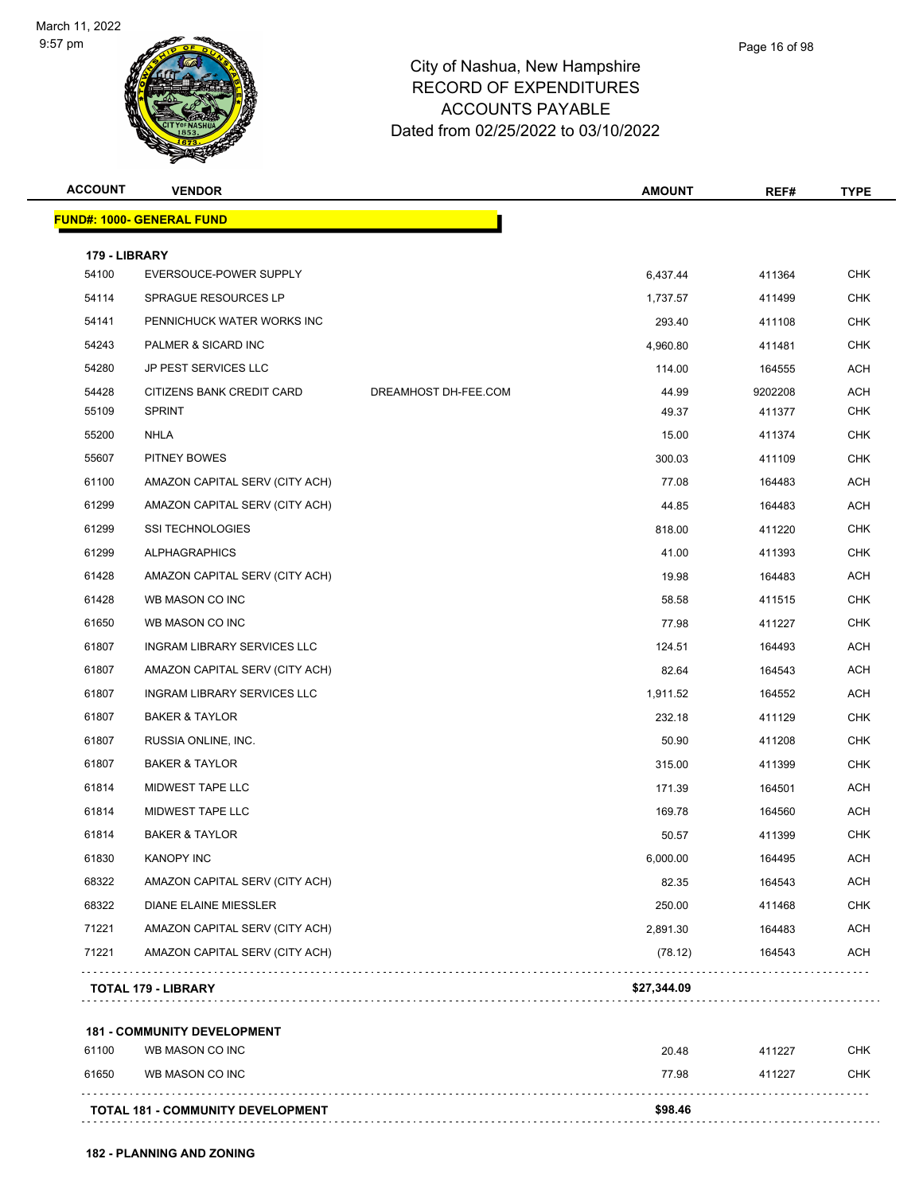City of Nashua, New Hampshire
RECORD OF EXPENDITURES
ACCOUNTS PAYABLE
Dated from 02/25/2022 to 03/10/2022

| ACCOUNT | VENDOR | | AMOUNT | REF# | TYPE |
|---|---|---|---|---|---|
| **FUND#: 1000- GENERAL FUND** | | | | | |
| **179 - LIBRARY** | | | | | |
| 54100 | EVERSOUCE-POWER SUPPLY | | 6,437.44 | 411364 | CHK |
| 54114 | SPRAGUE RESOURCES LP | | 1,737.57 | 411499 | CHK |
| 54141 | PENNICHUCK WATER WORKS INC | | 293.40 | 411108 | CHK |
| 54243 | PALMER & SICARD INC | | 4,960.80 | 411481 | CHK |
| 54280 | JP PEST SERVICES LLC | | 114.00 | 164555 | ACH |
| 54428 | CITIZENS BANK CREDIT CARD | DREAMHOST DH-FEE.COM | 44.99 | 9202208 | ACH |
| 55109 | SPRINT | | 49.37 | 411377 | CHK |
| 55200 | NHLA | | 15.00 | 411374 | CHK |
| 55607 | PITNEY BOWES | | 300.03 | 411109 | CHK |
| 61100 | AMAZON CAPITAL SERV (CITY ACH) | | 77.08 | 164483 | ACH |
| 61299 | AMAZON CAPITAL SERV (CITY ACH) | | 44.85 | 164483 | ACH |
| 61299 | SSI TECHNOLOGIES | | 818.00 | 411220 | CHK |
| 61299 | ALPHAGRAPHICS | | 41.00 | 411393 | CHK |
| 61428 | AMAZON CAPITAL SERV (CITY ACH) | | 19.98 | 164483 | ACH |
| 61428 | WB MASON CO INC | | 58.58 | 411515 | CHK |
| 61650 | WB MASON CO INC | | 77.98 | 411227 | CHK |
| 61807 | INGRAM LIBRARY SERVICES LLC | | 124.51 | 164493 | ACH |
| 61807 | AMAZON CAPITAL SERV (CITY ACH) | | 82.64 | 164543 | ACH |
| 61807 | INGRAM LIBRARY SERVICES LLC | | 1,911.52 | 164552 | ACH |
| 61807 | BAKER & TAYLOR | | 232.18 | 411129 | CHK |
| 61807 | RUSSIA ONLINE, INC. | | 50.90 | 411208 | CHK |
| 61807 | BAKER & TAYLOR | | 315.00 | 411399 | CHK |
| 61814 | MIDWEST TAPE LLC | | 171.39 | 164501 | ACH |
| 61814 | MIDWEST TAPE LLC | | 169.78 | 164560 | ACH |
| 61814 | BAKER & TAYLOR | | 50.57 | 411399 | CHK |
| 61830 | KANOPY INC | | 6,000.00 | 164495 | ACH |
| 68322 | AMAZON CAPITAL SERV (CITY ACH) | | 82.35 | 164543 | ACH |
| 68322 | DIANE ELAINE MIESSLER | | 250.00 | 411468 | CHK |
| 71221 | AMAZON CAPITAL SERV (CITY ACH) | | 2,891.30 | 164483 | ACH |
| 71221 | AMAZON CAPITAL SERV (CITY ACH) | | (78.12) | 164543 | ACH |
| **TOTAL 179 - LIBRARY** | | | **$27,344.09** | | |
| **181 - COMMUNITY DEVELOPMENT** | | | | | |
| 61100 | WB MASON CO INC | | 20.48 | 411227 | CHK |
| 61650 | WB MASON CO INC | | 77.98 | 411227 | CHK |
| **TOTAL 181 - COMMUNITY DEVELOPMENT** | | | **$98.46** | | |
| **182 - PLANNING AND ZONING** | | | | | |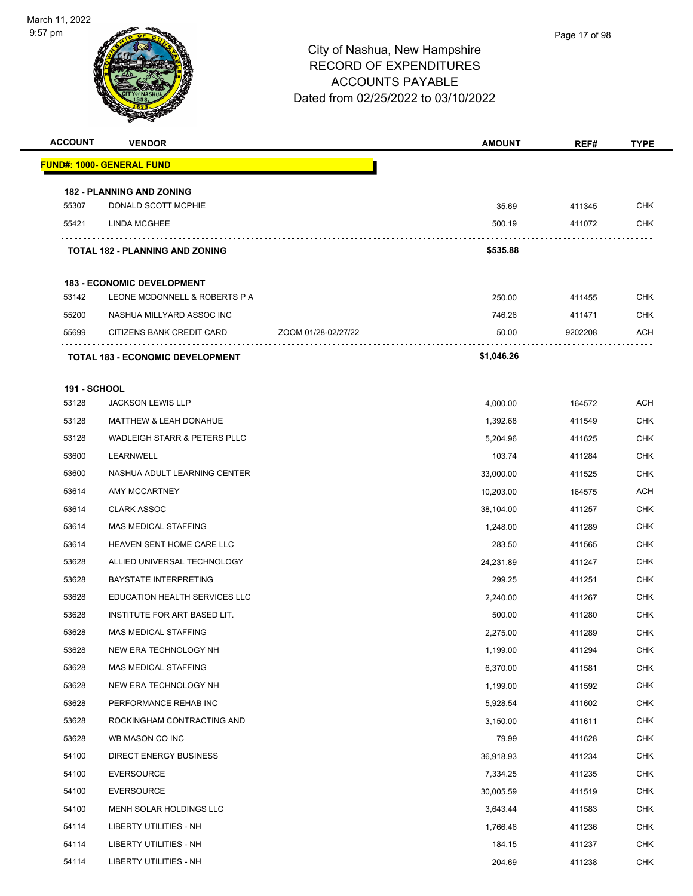# City of Nashua, New Hampshire
## RECORD OF EXPENDITURES
## ACCOUNTS PAYABLE
## Dated from 02/25/2022 to 03/10/2022

| ACCOUNT | VENDOR | | AMOUNT | REF# | TYPE |
|---|---|---|---|---|---|
| **FUND#: 1000- GENERAL FUND** | | | | | |
| **182 - PLANNING AND ZONING** | | | | | |
| 55307 | DONALD SCOTT MCPHIE | | 35.69 | 411345 | CHK |
| 55421 | LINDA MCGHEE | | 500.19 | 411072 | CHK |
| | **TOTAL 182 - PLANNING AND ZONING** | | **$535.88** | | |
| **183 - ECONOMIC DEVELOPMENT** | | | | | |
| 53142 | LEONE MCDONNELL & ROBERTS P A | | 250.00 | 411455 | CHK |
| 55200 | NASHUA MILLYARD ASSOC INC | | 746.26 | 411471 | CHK |
| 55699 | CITIZENS BANK CREDIT CARD | ZOOM 01/28-02/27/22 | 50.00 | 9202208 | ACH |
| | **TOTAL 183 - ECONOMIC DEVELOPMENT** | | **$1,046.26** | | |
| **191 - SCHOOL** | | | | | |
| 53128 | JACKSON LEWIS LLP | | 4,000.00 | 164572 | ACH |
| 53128 | MATTHEW & LEAH DONAHUE | | 1,392.68 | 411549 | CHK |
| 53128 | WADLEIGH STARR & PETERS PLLC | | 5,204.96 | 411625 | CHK |
| 53600 | LEARNWELL | | 103.74 | 411284 | CHK |
| 53600 | NASHUA ADULT LEARNING CENTER | | 33,000.00 | 411525 | CHK |
| 53614 | AMY MCCARTNEY | | 10,203.00 | 164575 | ACH |
| 53614 | CLARK ASSOC | | 38,104.00 | 411257 | CHK |
| 53614 | MAS MEDICAL STAFFING | | 1,248.00 | 411289 | CHK |
| 53614 | HEAVEN SENT HOME CARE LLC | | 283.50 | 411565 | CHK |
| 53628 | ALLIED UNIVERSAL TECHNOLOGY | | 24,231.89 | 411247 | CHK |
| 53628 | BAYSTATE INTERPRETING | | 299.25 | 411251 | CHK |
| 53628 | EDUCATION HEALTH SERVICES LLC | | 2,240.00 | 411267 | CHK |
| 53628 | INSTITUTE FOR ART BASED LIT. | | 500.00 | 411280 | CHK |
| 53628 | MAS MEDICAL STAFFING | | 2,275.00 | 411289 | CHK |
| 53628 | NEW ERA TECHNOLOGY NH | | 1,199.00 | 411294 | CHK |
| 53628 | MAS MEDICAL STAFFING | | 6,370.00 | 411581 | CHK |
| 53628 | NEW ERA TECHNOLOGY NH | | 1,199.00 | 411592 | CHK |
| 53628 | PERFORMANCE REHAB INC | | 5,928.54 | 411602 | CHK |
| 53628 | ROCKINGHAM CONTRACTING AND | | 3,150.00 | 411611 | CHK |
| 53628 | WB MASON CO INC | | 79.99 | 411628 | CHK |
| 54100 | DIRECT ENERGY BUSINESS | | 36,918.93 | 411234 | CHK |
| 54100 | EVERSOURCE | | 7,334.25 | 411235 | CHK |
| 54100 | EVERSOURCE | | 30,005.59 | 411519 | CHK |
| 54100 | MENH SOLAR HOLDINGS LLC | | 3,643.44 | 411583 | CHK |
| 54114 | LIBERTY UTILITIES - NH | | 1,766.46 | 411236 | CHK |
| 54114 | LIBERTY UTILITIES - NH | | 184.15 | 411237 | CHK |
| 54114 | LIBERTY UTILITIES - NH | | 204.69 | 411238 | CHK |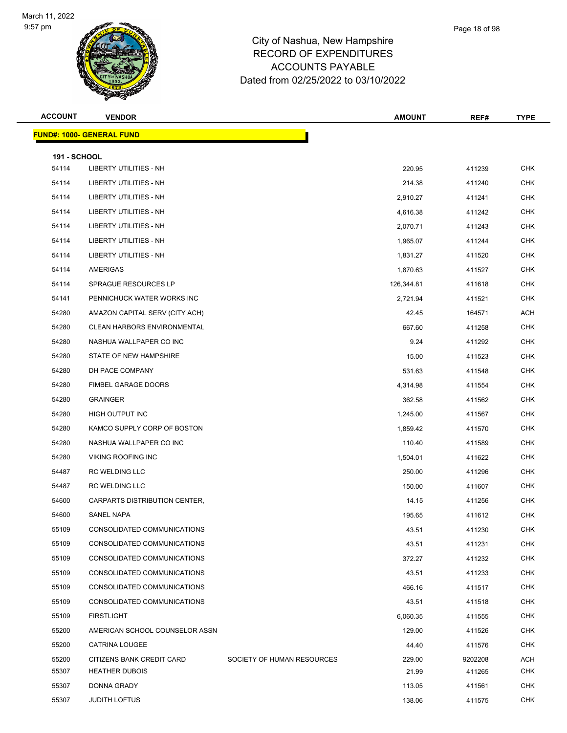# City of Nashua, New Hampshire
## RECORD OF EXPENDITURES
## ACCOUNTS PAYABLE
## Dated from 02/25/2022 to 03/10/2022

**FUND#: 1000- GENERAL FUND**

**191 - SCHOOL**

| ACCOUNT | VENDOR | | AMOUNT | REF# | TYPE |
|---|---|---|---|---|---|
| 54114 | LIBERTY UTILITIES - NH | | 220.95 | 411239 | CHK |
| 54114 | LIBERTY UTILITIES - NH | | 214.38 | 411240 | CHK |
| 54114 | LIBERTY UTILITIES - NH | | 2,910.27 | 411241 | CHK |
| 54114 | LIBERTY UTILITIES - NH | | 4,616.38 | 411242 | CHK |
| 54114 | LIBERTY UTILITIES - NH | | 2,070.71 | 411243 | CHK |
| 54114 | LIBERTY UTILITIES - NH | | 1,965.07 | 411244 | CHK |
| 54114 | LIBERTY UTILITIES - NH | | 1,831.27 | 411520 | CHK |
| 54114 | AMERIGAS | | 1,870.63 | 411527 | CHK |
| 54114 | SPRAGUE RESOURCES LP | | 126,344.81 | 411618 | CHK |
| 54141 | PENNICHUCK WATER WORKS INC | | 2,721.94 | 411521 | CHK |
| 54280 | AMAZON CAPITAL SERV (CITY ACH) | | 42.45 | 164571 | ACH |
| 54280 | CLEAN HARBORS ENVIRONMENTAL | | 667.60 | 411258 | CHK |
| 54280 | NASHUA WALLPAPER CO INC | | 9.24 | 411292 | CHK |
| 54280 | STATE OF NEW HAMPSHIRE | | 15.00 | 411523 | CHK |
| 54280 | DH PACE COMPANY | | 531.63 | 411548 | CHK |
| 54280 | FIMBEL GARAGE DOORS | | 4,314.98 | 411554 | CHK |
| 54280 | GRAINGER | | 362.58 | 411562 | CHK |
| 54280 | HIGH OUTPUT INC | | 1,245.00 | 411567 | CHK |
| 54280 | KAMCO SUPPLY CORP OF BOSTON | | 1,859.42 | 411570 | CHK |
| 54280 | NASHUA WALLPAPER CO INC | | 110.40 | 411589 | CHK |
| 54280 | VIKING ROOFING INC | | 1,504.01 | 411622 | CHK |
| 54487 | RC WELDING LLC | | 250.00 | 411296 | CHK |
| 54487 | RC WELDING LLC | | 150.00 | 411607 | CHK |
| 54600 | CARPARTS DISTRIBUTION CENTER, | | 14.15 | 411256 | CHK |
| 54600 | SANEL NAPA | | 195.65 | 411612 | CHK |
| 55109 | CONSOLIDATED COMMUNICATIONS | | 43.51 | 411230 | CHK |
| 55109 | CONSOLIDATED COMMUNICATIONS | | 43.51 | 411231 | CHK |
| 55109 | CONSOLIDATED COMMUNICATIONS | | 372.27 | 411232 | CHK |
| 55109 | CONSOLIDATED COMMUNICATIONS | | 43.51 | 411233 | CHK |
| 55109 | CONSOLIDATED COMMUNICATIONS | | 466.16 | 411517 | CHK |
| 55109 | CONSOLIDATED COMMUNICATIONS | | 43.51 | 411518 | CHK |
| 55109 | FIRSTLIGHT | | 6,060.35 | 411555 | CHK |
| 55200 | AMERICAN SCHOOL COUNSELOR ASSN | | 129.00 | 411526 | CHK |
| 55200 | CATRINA LOUGEE | | 44.40 | 411576 | CHK |
| 55200 | CITIZENS BANK CREDIT CARD | SOCIETY OF HUMAN RESOURCES | 229.00 | 9202208 | ACH |
| 55307 | HEATHER DUBOIS | | 21.99 | 411265 | CHK |
| 55307 | DONNA GRADY | | 113.05 | 411561 | CHK |
| 55307 | JUDITH LOFTUS | | 138.06 | 411575 | CHK |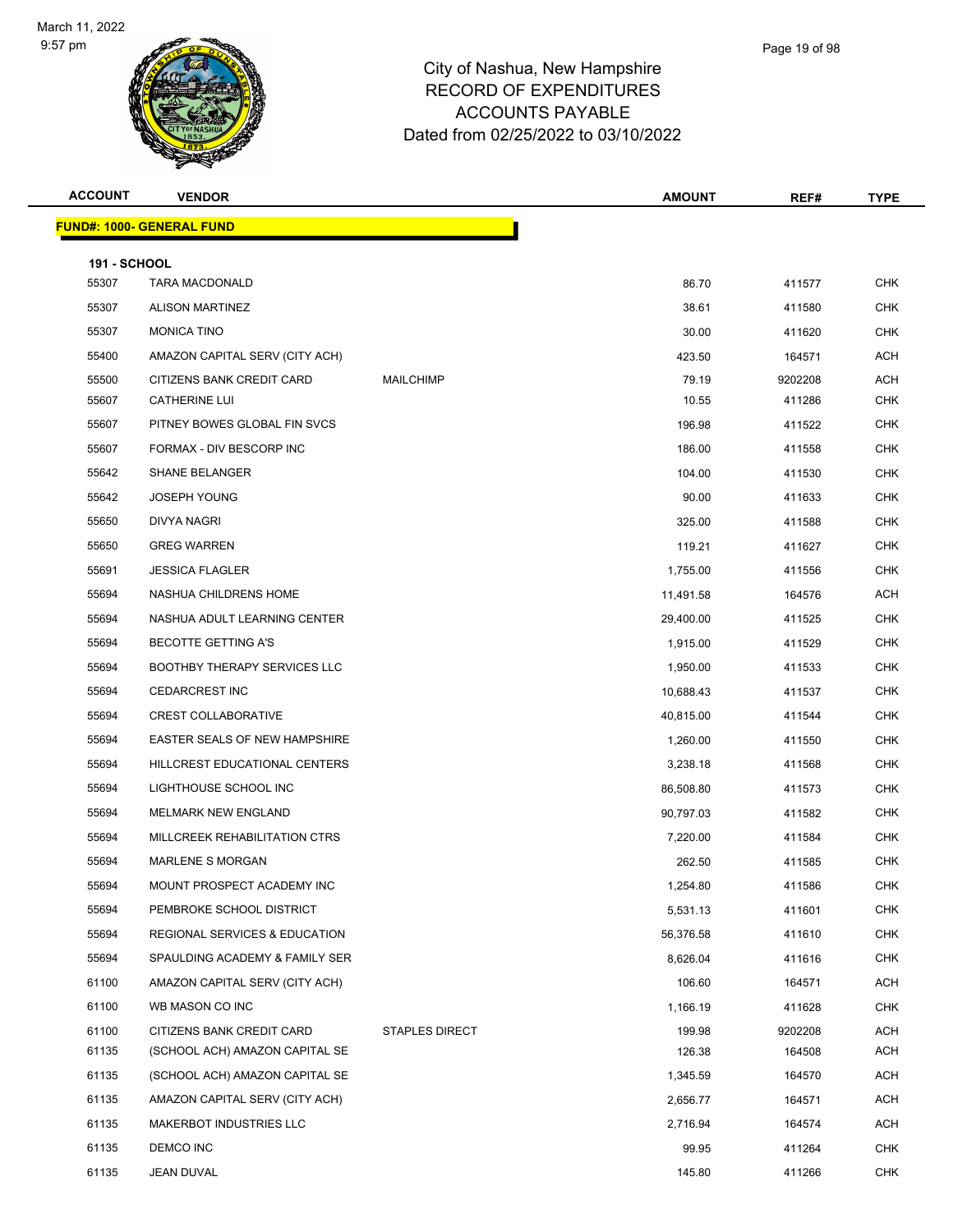March 11, 2022
9:57 pm

# City of Nashua, New Hampshire
## RECORD OF EXPENDITURES
## ACCOUNTS PAYABLE
## Dated from 02/25/2022 to 03/10/2022

| ACCOUNT | VENDOR | | AMOUNT | REF# | TYPE |
|---|---|---|---|---|---|
| **FUND#: 1000- GENERAL FUND** | | | | | |
| **191 - SCHOOL** | | | | | |
| 55307 | TARA MACDONALD | | 86.70 | 411577 | CHK |
| 55307 | ALISON MARTINEZ | | 38.61 | 411580 | CHK |
| 55307 | MONICA TINO | | 30.00 | 411620 | CHK |
| 55400 | AMAZON CAPITAL SERV (CITY ACH) | | 423.50 | 164571 | ACH |
| 55500 | CITIZENS BANK CREDIT CARD | MAILCHIMP | 79.19 | 9202208 | ACH |
| 55607 | CATHERINE LUI | | 10.55 | 411286 | CHK |
| 55607 | PITNEY BOWES GLOBAL FIN SVCS | | 196.98 | 411522 | CHK |
| 55607 | FORMAX - DIV BESCORP INC | | 186.00 | 411558 | CHK |
| 55642 | SHANE BELANGER | | 104.00 | 411530 | CHK |
| 55642 | JOSEPH YOUNG | | 90.00 | 411633 | CHK |
| 55650 | DIVYA NAGRI | | 325.00 | 411588 | CHK |
| 55650 | GREG WARREN | | 119.21 | 411627 | CHK |
| 55691 | JESSICA FLAGLER | | 1,755.00 | 411556 | CHK |
| 55694 | NASHUA CHILDRENS HOME | | 11,491.58 | 164576 | ACH |
| 55694 | NASHUA ADULT LEARNING CENTER | | 29,400.00 | 411525 | CHK |
| 55694 | BECOTTE GETTING A'S | | 1,915.00 | 411529 | CHK |
| 55694 | BOOTHBY THERAPY SERVICES LLC | | 1,950.00 | 411533 | CHK |
| 55694 | CEDARCREST INC | | 10,688.43 | 411537 | CHK |
| 55694 | CREST COLLABORATIVE | | 40,815.00 | 411544 | CHK |
| 55694 | EASTER SEALS OF NEW HAMPSHIRE | | 1,260.00 | 411550 | CHK |
| 55694 | HILLCREST EDUCATIONAL CENTERS | | 3,238.18 | 411568 | CHK |
| 55694 | LIGHTHOUSE SCHOOL INC | | 86,508.80 | 411573 | CHK |
| 55694 | MELMARK NEW ENGLAND | | 90,797.03 | 411582 | CHK |
| 55694 | MILLCREEK REHABILITATION CTRS | | 7,220.00 | 411584 | CHK |
| 55694 | MARLENE S MORGAN | | 262.50 | 411585 | CHK |
| 55694 | MOUNT PROSPECT ACADEMY INC | | 1,254.80 | 411586 | CHK |
| 55694 | PEMBROKE SCHOOL DISTRICT | | 5,531.13 | 411601 | CHK |
| 55694 | REGIONAL SERVICES & EDUCATION | | 56,376.58 | 411610 | CHK |
| 55694 | SPAULDING ACADEMY & FAMILY SER | | 8,626.04 | 411616 | CHK |
| 61100 | AMAZON CAPITAL SERV (CITY ACH) | | 106.60 | 164571 | ACH |
| 61100 | WB MASON CO INC | | 1,166.19 | 411628 | CHK |
| 61100 | CITIZENS BANK CREDIT CARD | STAPLES DIRECT | 199.98 | 9202208 | ACH |
| 61135 | (SCHOOL ACH) AMAZON CAPITAL SE | | 126.38 | 164508 | ACH |
| 61135 | (SCHOOL ACH) AMAZON CAPITAL SE | | 1,345.59 | 164570 | ACH |
| 61135 | AMAZON CAPITAL SERV (CITY ACH) | | 2,656.77 | 164571 | ACH |
| 61135 | MAKERBOT INDUSTRIES LLC | | 2,716.94 | 164574 | ACH |
| 61135 | DEMCO INC | | 99.95 | 411264 | CHK |
| 61135 | JEAN DUVAL | | 145.80 | 411266 | CHK |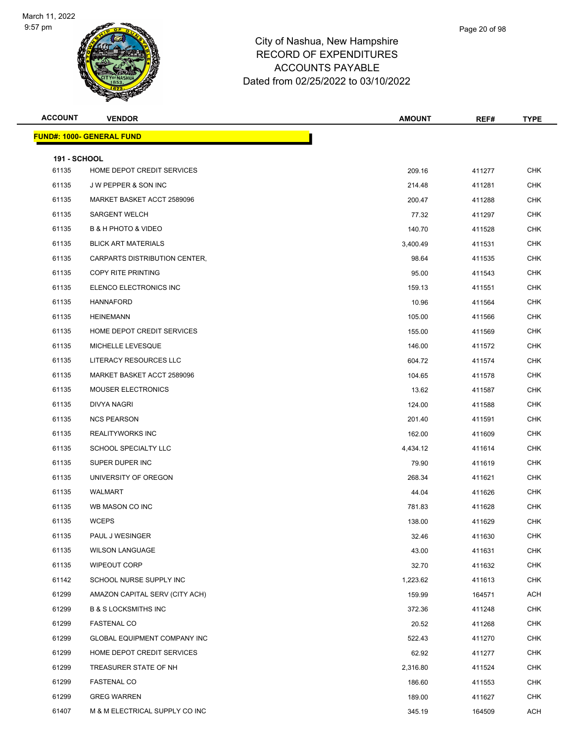# City of Nashua, New Hampshire
## RECORD OF EXPENDITURES
## ACCOUNTS PAYABLE
## Dated from 02/25/2022 to 03/10/2022

| ACCOUNT | VENDOR | AMOUNT | REF# | TYPE |
|---|---|---|---|---|
| **FUND#: 1000- GENERAL FUND** | | | | |
| **191 - SCHOOL** | | | | |
| 61135 | HOME DEPOT CREDIT SERVICES | 209.16 | 411277 | CHK |
| 61135 | J W PEPPER & SON INC | 214.48 | 411281 | CHK |
| 61135 | MARKET BASKET ACCT 2589096 | 200.47 | 411288 | CHK |
| 61135 | SARGENT WELCH | 77.32 | 411297 | CHK |
| 61135 | B & H PHOTO & VIDEO | 140.70 | 411528 | CHK |
| 61135 | BLICK ART MATERIALS | 3,400.49 | 411531 | CHK |
| 61135 | CARPARTS DISTRIBUTION CENTER, | 98.64 | 411535 | CHK |
| 61135 | COPY RITE PRINTING | 95.00 | 411543 | CHK |
| 61135 | ELENCO ELECTRONICS INC | 159.13 | 411551 | CHK |
| 61135 | HANNAFORD | 10.96 | 411564 | CHK |
| 61135 | HEINEMANN | 105.00 | 411566 | CHK |
| 61135 | HOME DEPOT CREDIT SERVICES | 155.00 | 411569 | CHK |
| 61135 | MICHELLE LEVESQUE | 146.00 | 411572 | CHK |
| 61135 | LITERACY RESOURCES LLC | 604.72 | 411574 | CHK |
| 61135 | MARKET BASKET ACCT 2589096 | 104.65 | 411578 | CHK |
| 61135 | MOUSER ELECTRONICS | 13.62 | 411587 | CHK |
| 61135 | DIVYA NAGRI | 124.00 | 411588 | CHK |
| 61135 | NCS PEARSON | 201.40 | 411591 | CHK |
| 61135 | REALITYWORKS INC | 162.00 | 411609 | CHK |
| 61135 | SCHOOL SPECIALTY LLC | 4,434.12 | 411614 | CHK |
| 61135 | SUPER DUPER INC | 79.90 | 411619 | CHK |
| 61135 | UNIVERSITY OF OREGON | 268.34 | 411621 | CHK |
| 61135 | WALMART | 44.04 | 411626 | CHK |
| 61135 | WB MASON CO INC | 781.83 | 411628 | CHK |
| 61135 | WCEPS | 138.00 | 411629 | CHK |
| 61135 | PAUL J WESINGER | 32.46 | 411630 | CHK |
| 61135 | WILSON LANGUAGE | 43.00 | 411631 | CHK |
| 61135 | WIPEOUT CORP | 32.70 | 411632 | CHK |
| 61142 | SCHOOL NURSE SUPPLY INC | 1,223.62 | 411613 | CHK |
| 61299 | AMAZON CAPITAL SERV (CITY ACH) | 159.99 | 164571 | ACH |
| 61299 | B & S LOCKSMITHS INC | 372.36 | 411248 | CHK |
| 61299 | FASTENAL CO | 20.52 | 411268 | CHK |
| 61299 | GLOBAL EQUIPMENT COMPANY INC | 522.43 | 411270 | CHK |
| 61299 | HOME DEPOT CREDIT SERVICES | 62.92 | 411277 | CHK |
| 61299 | TREASURER STATE OF NH | 2,316.80 | 411524 | CHK |
| 61299 | FASTENAL CO | 186.60 | 411553 | CHK |
| 61299 | GREG WARREN | 189.00 | 411627 | CHK |
| 61407 | M & M ELECTRICAL SUPPLY CO INC | 345.19 | 164509 | ACH |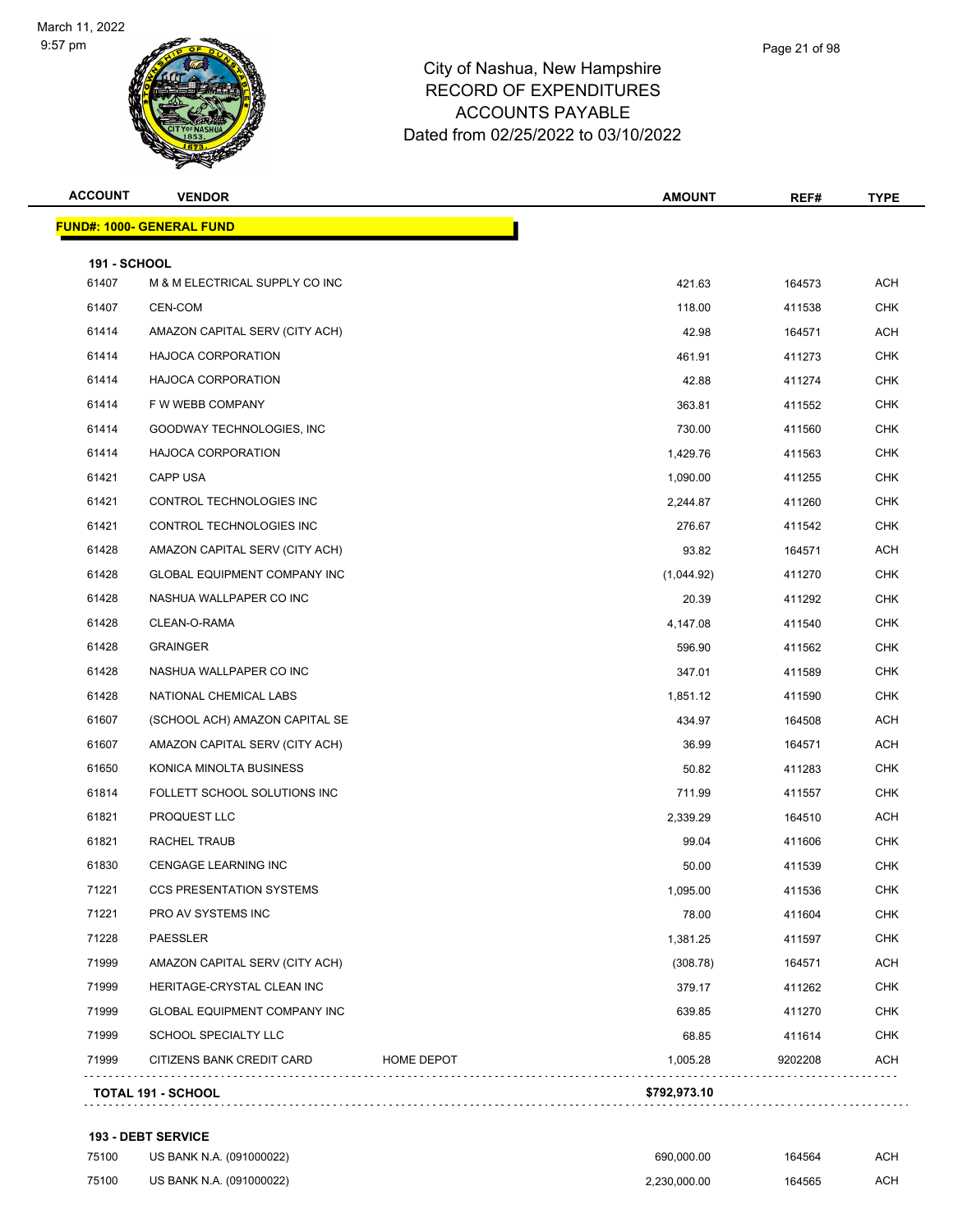City of Nashua, New Hampshire
RECORD OF EXPENDITURES
ACCOUNTS PAYABLE
Dated from 02/25/2022 to 03/10/2022

| ACCOUNT | VENDOR | | AMOUNT | REF# | TYPE |
|---|---|---|---|---|---|
| **FUND#: 1000- GENERAL FUND** | | | | | |
| **191 - SCHOOL** | | | | | |
| 61407 | M & M ELECTRICAL SUPPLY CO INC | | 421.63 | 164573 | ACH |
| 61407 | CEN-COM | | 118.00 | 411538 | CHK |
| 61414 | AMAZON CAPITAL SERV (CITY ACH) | | 42.98 | 164571 | ACH |
| 61414 | HAJOCA CORPORATION | | 461.91 | 411273 | CHK |
| 61414 | HAJOCA CORPORATION | | 42.88 | 411274 | CHK |
| 61414 | F W WEBB COMPANY | | 363.81 | 411552 | CHK |
| 61414 | GOODWAY TECHNOLOGIES, INC | | 730.00 | 411560 | CHK |
| 61414 | HAJOCA CORPORATION | | 1,429.76 | 411563 | CHK |
| 61421 | CAPP USA | | 1,090.00 | 411255 | CHK |
| 61421 | CONTROL TECHNOLOGIES INC | | 2,244.87 | 411260 | CHK |
| 61421 | CONTROL TECHNOLOGIES INC | | 276.67 | 411542 | CHK |
| 61428 | AMAZON CAPITAL SERV (CITY ACH) | | 93.82 | 164571 | ACH |
| 61428 | GLOBAL EQUIPMENT COMPANY INC | | (1,044.92) | 411270 | CHK |
| 61428 | NASHUA WALLPAPER CO INC | | 20.39 | 411292 | CHK |
| 61428 | CLEAN-O-RAMA | | 4,147.08 | 411540 | CHK |
| 61428 | GRAINGER | | 596.90 | 411562 | CHK |
| 61428 | NASHUA WALLPAPER CO INC | | 347.01 | 411589 | CHK |
| 61428 | NATIONAL CHEMICAL LABS | | 1,851.12 | 411590 | CHK |
| 61607 | (SCHOOL ACH) AMAZON CAPITAL SE | | 434.97 | 164508 | ACH |
| 61607 | AMAZON CAPITAL SERV (CITY ACH) | | 36.99 | 164571 | ACH |
| 61650 | KONICA MINOLTA BUSINESS | | 50.82 | 411283 | CHK |
| 61814 | FOLLETT SCHOOL SOLUTIONS INC | | 711.99 | 411557 | CHK |
| 61821 | PROQUEST LLC | | 2,339.29 | 164510 | ACH |
| 61821 | RACHEL TRAUB | | 99.04 | 411606 | CHK |
| 61830 | CENGAGE LEARNING INC | | 50.00 | 411539 | CHK |
| 71221 | CCS PRESENTATION SYSTEMS | | 1,095.00 | 411536 | CHK |
| 71221 | PRO AV SYSTEMS INC | | 78.00 | 411604 | CHK |
| 71228 | PAESSLER | | 1,381.25 | 411597 | CHK |
| 71999 | AMAZON CAPITAL SERV (CITY ACH) | | (308.78) | 164571 | ACH |
| 71999 | HERITAGE-CRYSTAL CLEAN INC | | 379.17 | 411262 | CHK |
| 71999 | GLOBAL EQUIPMENT COMPANY INC | | 639.85 | 411270 | CHK |
| 71999 | SCHOOL SPECIALTY LLC | | 68.85 | 411614 | CHK |
| 71999 | CITIZENS BANK CREDIT CARD | HOME DEPOT | 1,005.28 | 9202208 | ACH |
| **TOTAL 191 - SCHOOL** | | | **$792,973.10** | | |
| **193 - DEBT SERVICE** | | | | | |
| 75100 | US BANK N.A. (091000022) | | 690,000.00 | 164564 | ACH |
| 75100 | US BANK N.A. (091000022) | | 2,230,000.00 | 164565 | ACH |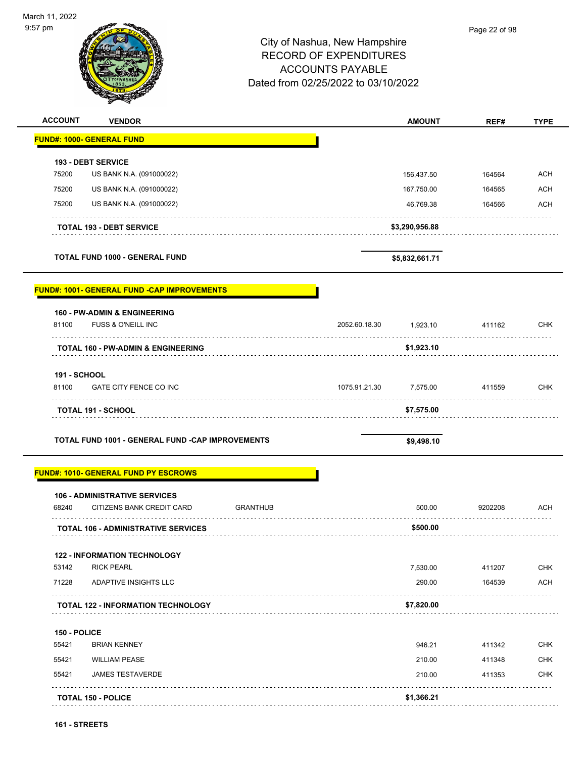# City of Nashua, New Hampshire
## RECORD OF EXPENDITURES
## ACCOUNTS PAYABLE
## Dated from 02/25/2022 to 03/10/2022

| ACCOUNT | VENDOR | | | AMOUNT | REF# | TYPE |
|---|---|---|---|---|---|---|
| **FUND#: 1000- GENERAL FUND** | | | | | | |
| **193 - DEBT SERVICE** | | | | | | |
| 75200 | US BANK N.A. (091000022) | | | 156,437.50 | 164564 | ACH |
| 75200 | US BANK N.A. (091000022) | | | 167,750.00 | 164565 | ACH |
| 75200 | US BANK N.A. (091000022) | | | 46,769.38 | 164566 | ACH |
| | **TOTAL 193 - DEBT SERVICE** | | | **$3,290,956.88** | | |
| | **TOTAL FUND 1000 - GENERAL FUND** | | | **$5,832,661.71** | | |
| **FUND#: 1001- GENERAL FUND -CAP IMPROVEMENTS** | | | | | | |
| **160 - PW-ADMIN & ENGINEERING** | | | | | | |
| 81100 | FUSS & O'NEILL INC | | 2052.60.18.30 | 1,923.10 | 411162 | CHK |
| | **TOTAL 160 - PW-ADMIN & ENGINEERING** | | | **$1,923.10** | | |
| **191 - SCHOOL** | | | | | | |
| 81100 | GATE CITY FENCE CO INC | | 1075.91.21.30 | 7,575.00 | 411559 | CHK |
| | **TOTAL 191 - SCHOOL** | | | **$7,575.00** | | |
| | **TOTAL FUND 1001 - GENERAL FUND -CAP IMPROVEMENTS** | | | **$9,498.10** | | |
| **FUND#: 1010- GENERAL FUND PY ESCROWS** | | | | | | |
| **106 - ADMINISTRATIVE SERVICES** | | | | | | |
| 68240 | CITIZENS BANK CREDIT CARD | GRANTHUB | | 500.00 | 9202208 | ACH |
| | **TOTAL 106 - ADMINISTRATIVE SERVICES** | | | **$500.00** | | |
| **122 - INFORMATION TECHNOLOGY** | | | | | | |
| 53142 | RICK PEARL | | | 7,530.00 | 411207 | CHK |
| 71228 | ADAPTIVE INSIGHTS LLC | | | 290.00 | 164539 | ACH |
| | **TOTAL 122 - INFORMATION TECHNOLOGY** | | | **$7,820.00** | | |
| **150 - POLICE** | | | | | | |
| 55421 | BRIAN KENNEY | | | 946.21 | 411342 | CHK |
| 55421 | WILLIAM PEASE | | | 210.00 | 411348 | CHK |
| 55421 | JAMES TESTAVERDE | | | 210.00 | 411353 | CHK |
| | **TOTAL 150 - POLICE** | | | **$1,366.21** | | |
| **161 - STREETS** | | | | | | |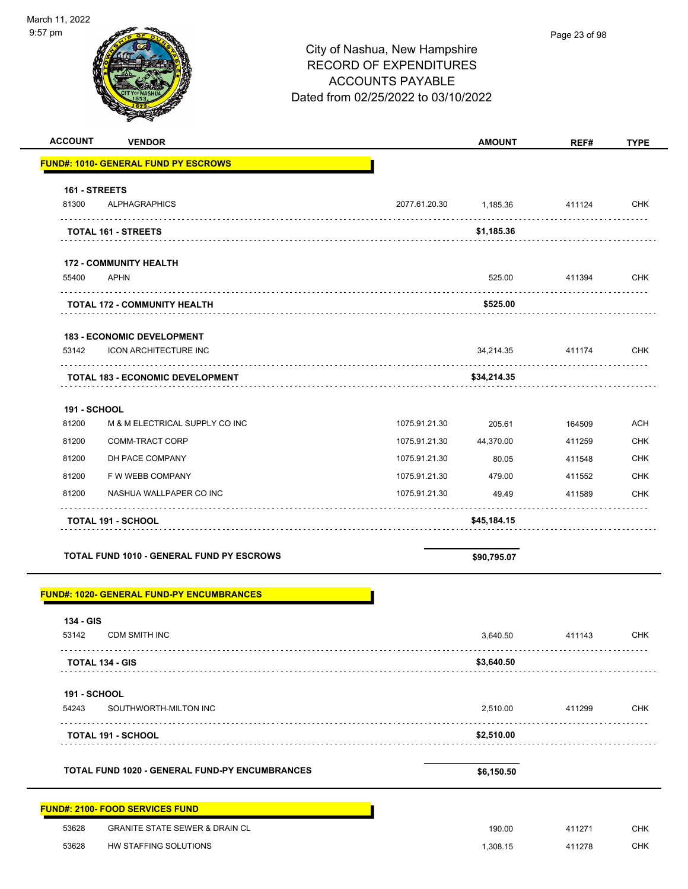March 11, 2022
9:57 pm

# City of Nashua, New Hampshire
## RECORD OF EXPENDITURES
## ACCOUNTS PAYABLE
## Dated from 02/25/2022 to 03/10/2022

| ACCOUNT | VENDOR | | AMOUNT | REF# | TYPE |
|---|---|---|---|---|---|
| **FUND#: 1010- GENERAL FUND PY ESCROWS** | | | | | |
| **161 - STREETS** | | | | | |
| 81300 | ALPHAGRAPHICS | 2077.61.20.30 | 1,185.36 | 411124 | CHK |
| | **TOTAL 161 - STREETS** | | **$1,185.36** | | |
| **172 - COMMUNITY HEALTH** | | | | | |
| 55400 | APHN | | 525.00 | 411394 | CHK |
| | **TOTAL 172 - COMMUNITY HEALTH** | | **$525.00** | | |
| **183 - ECONOMIC DEVELOPMENT** | | | | | |
| 53142 | ICON ARCHITECTURE INC | | 34,214.35 | 411174 | CHK |
| | **TOTAL 183 - ECONOMIC DEVELOPMENT** | | **$34,214.35** | | |
| **191 - SCHOOL** | | | | | |
| 81200 | M & M ELECTRICAL SUPPLY CO INC | 1075.91.21.30 | 205.61 | 164509 | ACH |
| 81200 | COMM-TRACT CORP | 1075.91.21.30 | 44,370.00 | 411259 | CHK |
| 81200 | DH PACE COMPANY | 1075.91.21.30 | 80.05 | 411548 | CHK |
| 81200 | F W WEBB COMPANY | 1075.91.21.30 | 479.00 | 411552 | CHK |
| 81200 | NASHUA WALLPAPER CO INC | 1075.91.21.30 | 49.49 | 411589 | CHK |
| | **TOTAL 191 - SCHOOL** | | **$45,184.15** | | |
| | **TOTAL FUND 1010 - GENERAL FUND PY ESCROWS** | | **$90,795.07** | | |
| **FUND#: 1020- GENERAL FUND-PY ENCUMBRANCES** | | | | | |
| **134 - GIS** | | | | | |
| 53142 | CDM SMITH INC | | 3,640.50 | 411143 | CHK |
| | **TOTAL 134 - GIS** | | **$3,640.50** | | |
| **191 - SCHOOL** | | | | | |
| 54243 | SOUTHWORTH-MILTON INC | | 2,510.00 | 411299 | CHK |
| | **TOTAL 191 - SCHOOL** | | **$2,510.00** | | |
| | **TOTAL FUND 1020 - GENERAL FUND-PY ENCUMBRANCES** | | **$6,150.50** | | |
| **FUND#: 2100- FOOD SERVICES FUND** | | | | | |
| 53628 | GRANITE STATE SEWER & DRAIN CL | | 190.00 | 411271 | CHK |
| 53628 | HW STAFFING SOLUTIONS | | 1,308.15 | 411278 | CHK |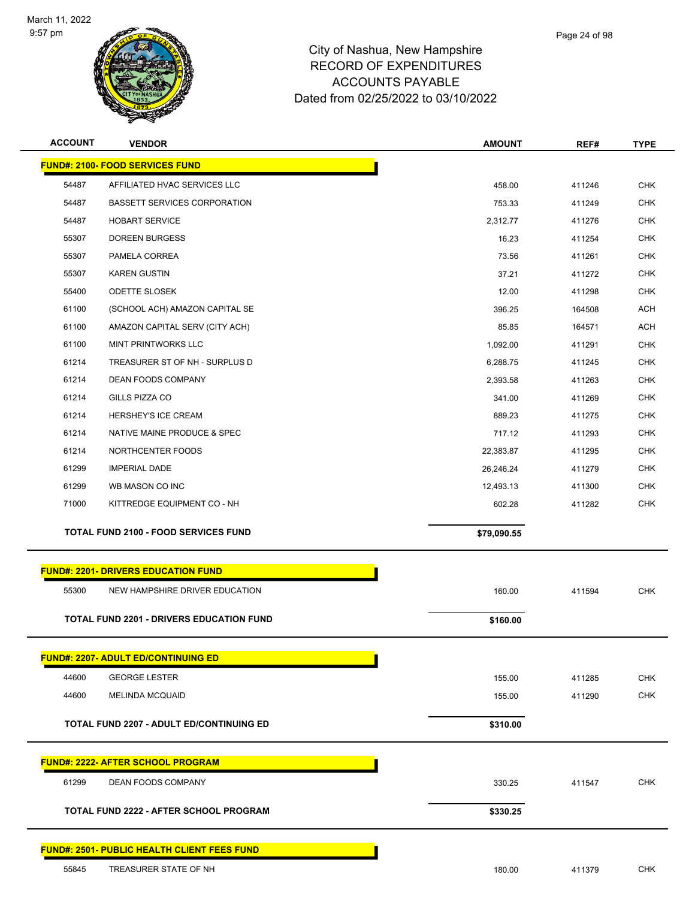City of Nashua, New Hampshire
RECORD OF EXPENDITURES
ACCOUNTS PAYABLE
Dated from 02/25/2022 to 03/10/2022

| ACCOUNT | VENDOR | AMOUNT | REF# | TYPE |
|---|---|---|---|---|
| **FUND#: 2100- FOOD SERVICES FUND** | | | | |
| 54487 | AFFILIATED HVAC SERVICES LLC | 458.00 | 411246 | CHK |
| 54487 | BASSETT SERVICES CORPORATION | 753.33 | 411249 | CHK |
| 54487 | HOBART SERVICE | 2,312.77 | 411276 | CHK |
| 55307 | DOREEN BURGESS | 16.23 | 411254 | CHK |
| 55307 | PAMELA CORREA | 73.56 | 411261 | CHK |
| 55307 | KAREN GUSTIN | 37.21 | 411272 | CHK |
| 55400 | ODETTE SLOSEK | 12.00 | 411298 | CHK |
| 61100 | (SCHOOL ACH) AMAZON CAPITAL SE | 396.25 | 164508 | ACH |
| 61100 | AMAZON CAPITAL SERV (CITY ACH) | 85.85 | 164571 | ACH |
| 61100 | MINT PRINTWORKS LLC | 1,092.00 | 411291 | CHK |
| 61214 | TREASURER ST OF NH - SURPLUS D | 6,288.75 | 411245 | CHK |
| 61214 | DEAN FOODS COMPANY | 2,393.58 | 411263 | CHK |
| 61214 | GILLS PIZZA CO | 341.00 | 411269 | CHK |
| 61214 | HERSHEY'S ICE CREAM | 889.23 | 411275 | CHK |
| 61214 | NATIVE MAINE PRODUCE & SPEC | 717.12 | 411293 | CHK |
| 61214 | NORTHCENTER FOODS | 22,383.87 | 411295 | CHK |
| 61299 | IMPERIAL DADE | 26,246.24 | 411279 | CHK |
| 61299 | WB MASON CO INC | 12,493.13 | 411300 | CHK |
| 71000 | KITTREDGE EQUIPMENT CO - NH | 602.28 | 411282 | CHK |
| | **TOTAL FUND 2100 - FOOD SERVICES FUND** | **$79,090.55** | | |
| **FUND#: 2201- DRIVERS EDUCATION FUND** | | | | |
| 55300 | NEW HAMPSHIRE DRIVER EDUCATION | 160.00 | 411594 | CHK |
| | **TOTAL FUND 2201 - DRIVERS EDUCATION FUND** | **$160.00** | | |
| **FUND#: 2207- ADULT ED/CONTINUING ED** | | | | |
| 44600 | GEORGE LESTER | 155.00 | 411285 | CHK |
| 44600 | MELINDA MCQUAID | 155.00 | 411290 | CHK |
| | **TOTAL FUND 2207 - ADULT ED/CONTINUING ED** | **$310.00** | | |
| **FUND#: 2222- AFTER SCHOOL PROGRAM** | | | | |
| 61299 | DEAN FOODS COMPANY | 330.25 | 411547 | CHK |
| | **TOTAL FUND 2222 - AFTER SCHOOL PROGRAM** | **$330.25** | | |
| **FUND#: 2501- PUBLIC HEALTH CLIENT FEES FUND** | | | | |
| 55845 | TREASURER STATE OF NH | 180.00 | 411379 | CHK |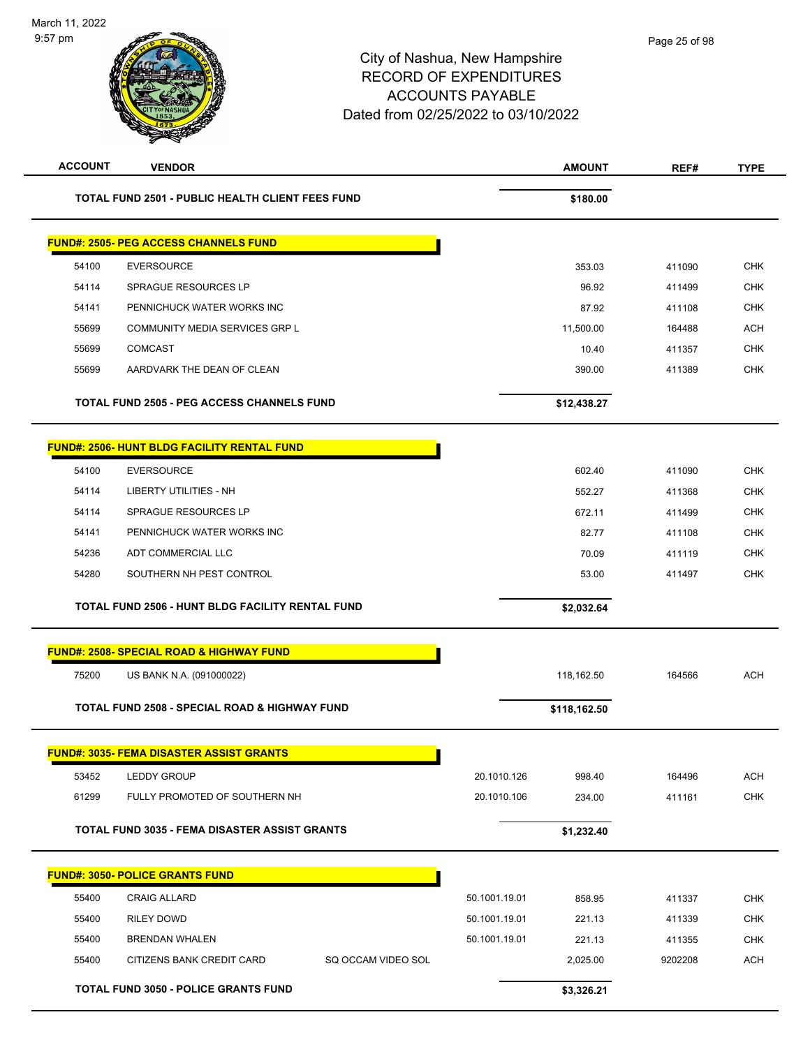# City of Nashua, New Hampshire
## RECORD OF EXPENDITURES
## ACCOUNTS PAYABLE
## Dated from 02/25/2022 to 03/10/2022

| ACCOUNT | VENDOR | | | AMOUNT | REF# | TYPE |
|---|---|---|---|---|---|---|
| **TOTAL FUND 2501 - PUBLIC HEALTH CLIENT FEES FUND** | | | | **$180.00** | | |
| **FUND#: 2505- PEG ACCESS CHANNELS FUND** | | | | | | |
| 54100 | EVERSOURCE | | | 353.03 | 411090 | CHK |
| 54114 | SPRAGUE RESOURCES LP | | | 96.92 | 411499 | CHK |
| 54141 | PENNICHUCK WATER WORKS INC | | | 87.92 | 411108 | CHK |
| 55699 | COMMUNITY MEDIA SERVICES GRP L | | | 11,500.00 | 164488 | ACH |
| 55699 | COMCAST | | | 10.40 | 411357 | CHK |
| 55699 | AARDVARK THE DEAN OF CLEAN | | | 390.00 | 411389 | CHK |
| **TOTAL FUND 2505 - PEG ACCESS CHANNELS FUND** | | | | **$12,438.27** | | |
| **FUND#: 2506- HUNT BLDG FACILITY RENTAL FUND** | | | | | | |
| 54100 | EVERSOURCE | | | 602.40 | 411090 | CHK |
| 54114 | LIBERTY UTILITIES - NH | | | 552.27 | 411368 | CHK |
| 54114 | SPRAGUE RESOURCES LP | | | 672.11 | 411499 | CHK |
| 54141 | PENNICHUCK WATER WORKS INC | | | 82.77 | 411108 | CHK |
| 54236 | ADT COMMERCIAL LLC | | | 70.09 | 411119 | CHK |
| 54280 | SOUTHERN NH PEST CONTROL | | | 53.00 | 411497 | CHK |
| **TOTAL FUND 2506 - HUNT BLDG FACILITY RENTAL FUND** | | | | **$2,032.64** | | |
| **FUND#: 2508- SPECIAL ROAD & HIGHWAY FUND** | | | | | | |
| 75200 | US BANK N.A. (091000022) | | | 118,162.50 | 164566 | ACH |
| **TOTAL FUND 2508 - SPECIAL ROAD & HIGHWAY FUND** | | | | **$118,162.50** | | |
| **FUND#: 3035- FEMA DISASTER ASSIST GRANTS** | | | | | | |
| 53452 | LEDDY GROUP | | 20.1010.126 | 998.40 | 164496 | ACH |
| 61299 | FULLY PROMOTED OF SOUTHERN NH | | 20.1010.106 | 234.00 | 411161 | CHK |
| **TOTAL FUND 3035 - FEMA DISASTER ASSIST GRANTS** | | | | **$1,232.40** | | |
| **FUND#: 3050- POLICE GRANTS FUND** | | | | | | |
| 55400 | CRAIG ALLARD | | 50.1001.19.01 | 858.95 | 411337 | CHK |
| 55400 | RILEY DOWD | | 50.1001.19.01 | 221.13 | 411339 | CHK |
| 55400 | BRENDAN WHALEN | | 50.1001.19.01 | 221.13 | 411355 | CHK |
| 55400 | CITIZENS BANK CREDIT CARD | SQ OCCAM VIDEO SOL | | 2,025.00 | 9202208 | ACH |
| **TOTAL FUND 3050 - POLICE GRANTS FUND** | | | | **$3,326.21** | | |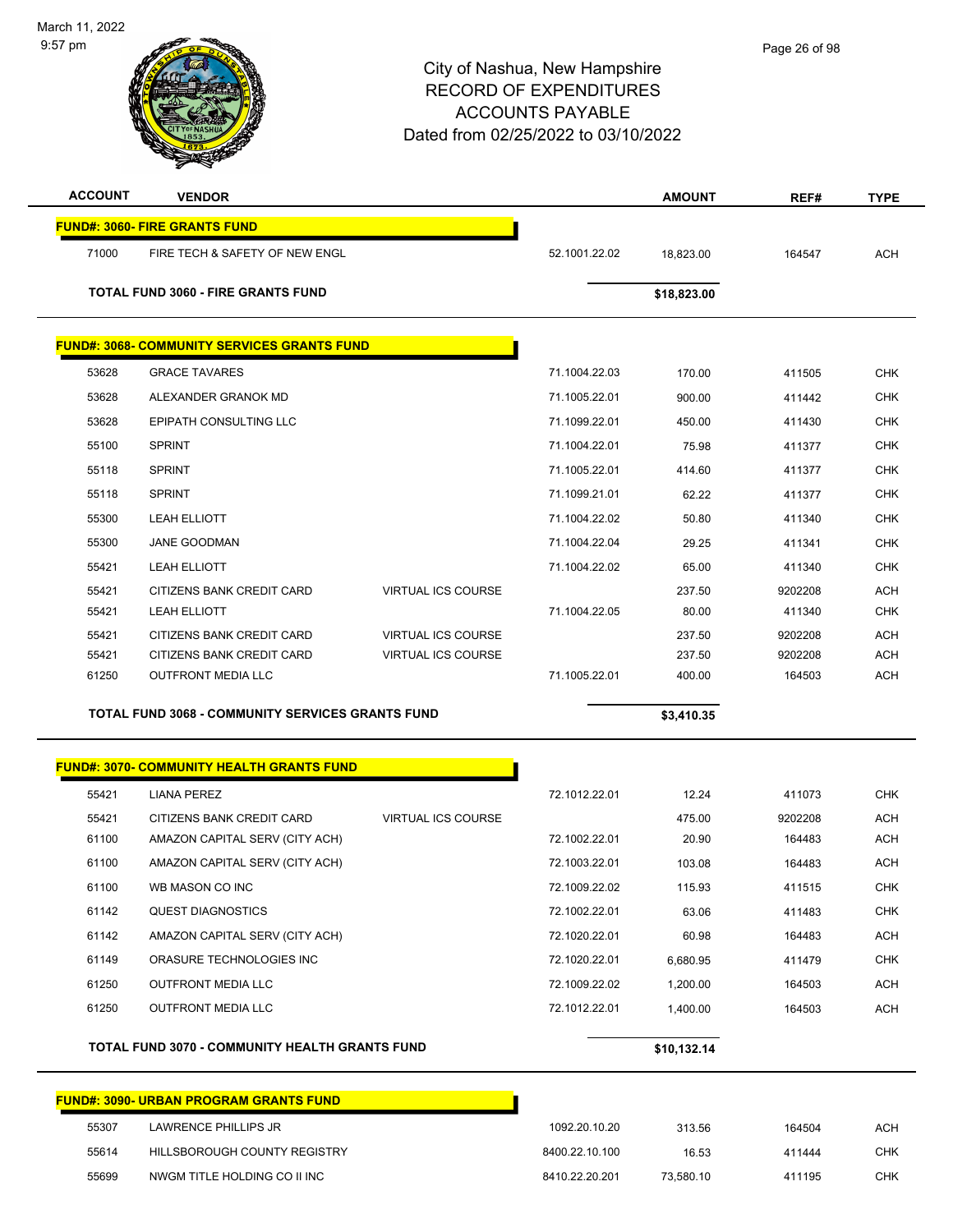City of Nashua, New Hampshire
RECORD OF EXPENDITURES
ACCOUNTS PAYABLE
Dated from 02/25/2022 to 03/10/2022

| ACCOUNT | VENDOR | | | AMOUNT | REF# | TYPE |
|---|---|---|---|---|---|---|
| **FUND#: 3060- FIRE GRANTS FUND** | | | | | | |
| 71000 | FIRE TECH & SAFETY OF NEW ENGL | | 52.1001.22.02 | 18,823.00 | 164547 | ACH |
| | **TOTAL FUND 3060 - FIRE GRANTS FUND** | | | **$18,823.00** | | |
| **FUND#: 3068- COMMUNITY SERVICES GRANTS FUND** | | | | | | |
| 53628 | GRACE TAVARES | | 71.1004.22.03 | 170.00 | 411505 | CHK |
| 53628 | ALEXANDER GRANOK MD | | 71.1005.22.01 | 900.00 | 411442 | CHK |
| 53628 | EPIPATH CONSULTING LLC | | 71.1099.22.01 | 450.00 | 411430 | CHK |
| 55100 | SPRINT | | 71.1004.22.01 | 75.98 | 411377 | CHK |
| 55118 | SPRINT | | 71.1005.22.01 | 414.60 | 411377 | CHK |
| 55118 | SPRINT | | 71.1099.21.01 | 62.22 | 411377 | CHK |
| 55300 | LEAH ELLIOTT | | 71.1004.22.02 | 50.80 | 411340 | CHK |
| 55300 | JANE GOODMAN | | 71.1004.22.04 | 29.25 | 411341 | CHK |
| 55421 | LEAH ELLIOTT | | 71.1004.22.02 | 65.00 | 411340 | CHK |
| 55421 | CITIZENS BANK CREDIT CARD | VIRTUAL ICS COURSE | | 237.50 | 9202208 | ACH |
| 55421 | LEAH ELLIOTT | | 71.1004.22.05 | 80.00 | 411340 | CHK |
| 55421 | CITIZENS BANK CREDIT CARD | VIRTUAL ICS COURSE | | 237.50 | 9202208 | ACH |
| 55421 | CITIZENS BANK CREDIT CARD | VIRTUAL ICS COURSE | | 237.50 | 9202208 | ACH |
| 61250 | OUTFRONT MEDIA LLC | | 71.1005.22.01 | 400.00 | 164503 | ACH |
| | **TOTAL FUND 3068 - COMMUNITY SERVICES GRANTS FUND** | | | **$3,410.35** | | |
| **FUND#: 3070- COMMUNITY HEALTH GRANTS FUND** | | | | | | |
| 55421 | LIANA PEREZ | | 72.1012.22.01 | 12.24 | 411073 | CHK |
| 55421 | CITIZENS BANK CREDIT CARD | VIRTUAL ICS COURSE | | 475.00 | 9202208 | ACH |
| 61100 | AMAZON CAPITAL SERV (CITY ACH) | | 72.1002.22.01 | 20.90 | 164483 | ACH |
| 61100 | AMAZON CAPITAL SERV (CITY ACH) | | 72.1003.22.01 | 103.08 | 164483 | ACH |
| 61100 | WB MASON CO INC | | 72.1009.22.02 | 115.93 | 411515 | CHK |
| 61142 | QUEST DIAGNOSTICS | | 72.1002.22.01 | 63.06 | 411483 | CHK |
| 61142 | AMAZON CAPITAL SERV (CITY ACH) | | 72.1020.22.01 | 60.98 | 164483 | ACH |
| 61149 | ORASURE TECHNOLOGIES INC | | 72.1020.22.01 | 6,680.95 | 411479 | CHK |
| 61250 | OUTFRONT MEDIA LLC | | 72.1009.22.02 | 1,200.00 | 164503 | ACH |
| 61250 | OUTFRONT MEDIA LLC | | 72.1012.22.01 | 1,400.00 | 164503 | ACH |
| | **TOTAL FUND 3070 - COMMUNITY HEALTH GRANTS FUND** | | | **$10,132.14** | | |
| **FUND#: 3090- URBAN PROGRAM GRANTS FUND** | | | | | | |
| 55307 | LAWRENCE PHILLIPS JR | | 1092.20.10.20 | 313.56 | 164504 | ACH |
| 55614 | HILLSBOROUGH COUNTY REGISTRY | | 8400.22.10.100 | 16.53 | 411444 | CHK |
| 55699 | NWGM TITLE HOLDING CO II INC | | 8410.22.20.201 | 73,580.10 | 411195 | CHK |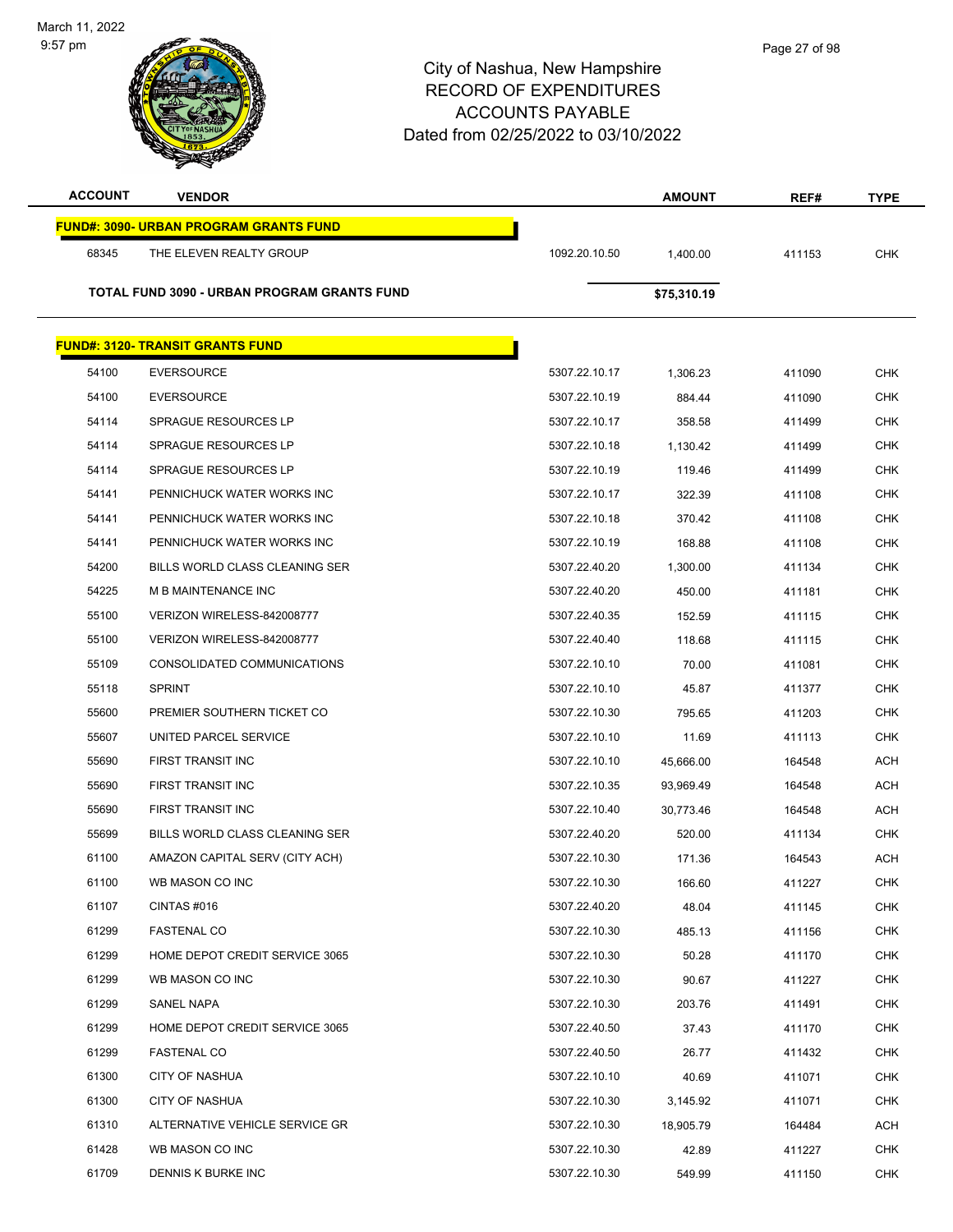# City of Nashua, New Hampshire
## RECORD OF EXPENDITURES
## ACCOUNTS PAYABLE
## Dated from 02/25/2022 to 03/10/2022

| ACCOUNT | VENDOR | | AMOUNT | REF# | TYPE |
|---|---|---|---|---|---|
| **FUND#: 3090- URBAN PROGRAM GRANTS FUND** | | | | | |
| 68345 | THE ELEVEN REALTY GROUP | 1092.20.10.50 | 1,400.00 | 411153 | CHK |
| **TOTAL FUND 3090 - URBAN PROGRAM GRANTS FUND** | | | **$75,310.19** | | |
| **FUND#: 3120- TRANSIT GRANTS FUND** | | | | | |
| 54100 | EVERSOURCE | 5307.22.10.17 | 1,306.23 | 411090 | CHK |
| 54100 | EVERSOURCE | 5307.22.10.19 | 884.44 | 411090 | CHK |
| 54114 | SPRAGUE RESOURCES LP | 5307.22.10.17 | 358.58 | 411499 | CHK |
| 54114 | SPRAGUE RESOURCES LP | 5307.22.10.18 | 1,130.42 | 411499 | CHK |
| 54114 | SPRAGUE RESOURCES LP | 5307.22.10.19 | 119.46 | 411499 | CHK |
| 54141 | PENNICHUCK WATER WORKS INC | 5307.22.10.17 | 322.39 | 411108 | CHK |
| 54141 | PENNICHUCK WATER WORKS INC | 5307.22.10.18 | 370.42 | 411108 | CHK |
| 54141 | PENNICHUCK WATER WORKS INC | 5307.22.10.19 | 168.88 | 411108 | CHK |
| 54200 | BILLS WORLD CLASS CLEANING SER | 5307.22.40.20 | 1,300.00 | 411134 | CHK |
| 54225 | M B MAINTENANCE INC | 5307.22.40.20 | 450.00 | 411181 | CHK |
| 55100 | VERIZON WIRELESS-842008777 | 5307.22.40.35 | 152.59 | 411115 | CHK |
| 55100 | VERIZON WIRELESS-842008777 | 5307.22.40.40 | 118.68 | 411115 | CHK |
| 55109 | CONSOLIDATED COMMUNICATIONS | 5307.22.10.10 | 70.00 | 411081 | CHK |
| 55118 | SPRINT | 5307.22.10.10 | 45.87 | 411377 | CHK |
| 55600 | PREMIER SOUTHERN TICKET CO | 5307.22.10.30 | 795.65 | 411203 | CHK |
| 55607 | UNITED PARCEL SERVICE | 5307.22.10.10 | 11.69 | 411113 | CHK |
| 55690 | FIRST TRANSIT INC | 5307.22.10.10 | 45,666.00 | 164548 | ACH |
| 55690 | FIRST TRANSIT INC | 5307.22.10.35 | 93,969.49 | 164548 | ACH |
| 55690 | FIRST TRANSIT INC | 5307.22.10.40 | 30,773.46 | 164548 | ACH |
| 55699 | BILLS WORLD CLASS CLEANING SER | 5307.22.40.20 | 520.00 | 411134 | CHK |
| 61100 | AMAZON CAPITAL SERV (CITY ACH) | 5307.22.10.30 | 171.36 | 164543 | ACH |
| 61100 | WB MASON CO INC | 5307.22.10.30 | 166.60 | 411227 | CHK |
| 61107 | CINTAS #016 | 5307.22.40.20 | 48.04 | 411145 | CHK |
| 61299 | FASTENAL CO | 5307.22.10.30 | 485.13 | 411156 | CHK |
| 61299 | HOME DEPOT CREDIT SERVICE 3065 | 5307.22.10.30 | 50.28 | 411170 | CHK |
| 61299 | WB MASON CO INC | 5307.22.10.30 | 90.67 | 411227 | CHK |
| 61299 | SANEL NAPA | 5307.22.10.30 | 203.76 | 411491 | CHK |
| 61299 | HOME DEPOT CREDIT SERVICE 3065 | 5307.22.40.50 | 37.43 | 411170 | CHK |
| 61299 | FASTENAL CO | 5307.22.40.50 | 26.77 | 411432 | CHK |
| 61300 | CITY OF NASHUA | 5307.22.10.10 | 40.69 | 411071 | CHK |
| 61300 | CITY OF NASHUA | 5307.22.10.30 | 3,145.92 | 411071 | CHK |
| 61310 | ALTERNATIVE VEHICLE SERVICE GR | 5307.22.10.30 | 18,905.79 | 164484 | ACH |
| 61428 | WB MASON CO INC | 5307.22.10.30 | 42.89 | 411227 | CHK |
| 61709 | DENNIS K BURKE INC | 5307.22.10.30 | 549.99 | 411150 | CHK |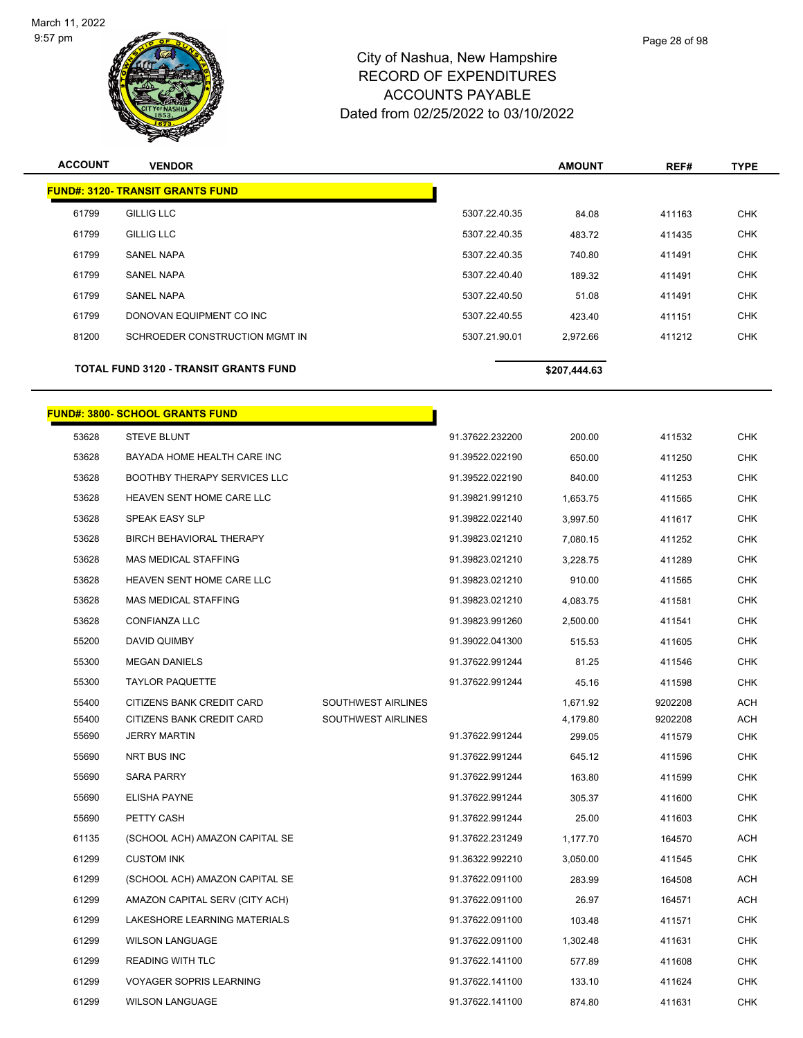City of Nashua, New Hampshire
RECORD OF EXPENDITURES
ACCOUNTS PAYABLE
Dated from 02/25/2022 to 03/10/2022

| ACCOUNT | VENDOR | | | AMOUNT | REF# | TYPE |
|---|---|---|---|---|---|---|
| **FUND#: 3120- TRANSIT GRANTS FUND** | | | | | | |
| 61799 | GILLIG LLC | | 5307.22.40.35 | 84.08 | 411163 | CHK |
| 61799 | GILLIG LLC | | 5307.22.40.35 | 483.72 | 411435 | CHK |
| 61799 | SANEL NAPA | | 5307.22.40.35 | 740.80 | 411491 | CHK |
| 61799 | SANEL NAPA | | 5307.22.40.40 | 189.32 | 411491 | CHK |
| 61799 | SANEL NAPA | | 5307.22.40.50 | 51.08 | 411491 | CHK |
| 61799 | DONOVAN EQUIPMENT CO INC | | 5307.22.40.55 | 423.40 | 411151 | CHK |
| 81200 | SCHROEDER CONSTRUCTION MGMT IN | | 5307.21.90.01 | 2,972.66 | 411212 | CHK |
| **TOTAL FUND 3120 - TRANSIT GRANTS FUND** | | | | **$207,444.63** | | |
| **FUND#: 3800- SCHOOL GRANTS FUND** | | | | | | |
| 53628 | STEVE BLUNT | | 91.37622.232200 | 200.00 | 411532 | CHK |
| 53628 | BAYADA HOME HEALTH CARE INC | | 91.39522.022190 | 650.00 | 411250 | CHK |
| 53628 | BOOTHBY THERAPY SERVICES LLC | | 91.39522.022190 | 840.00 | 411253 | CHK |
| 53628 | HEAVEN SENT HOME CARE LLC | | 91.39821.991210 | 1,653.75 | 411565 | CHK |
| 53628 | SPEAK EASY SLP | | 91.39822.022140 | 3,997.50 | 411617 | CHK |
| 53628 | BIRCH BEHAVIORAL THERAPY | | 91.39823.021210 | 7,080.15 | 411252 | CHK |
| 53628 | MAS MEDICAL STAFFING | | 91.39823.021210 | 3,228.75 | 411289 | CHK |
| 53628 | HEAVEN SENT HOME CARE LLC | | 91.39823.021210 | 910.00 | 411565 | CHK |
| 53628 | MAS MEDICAL STAFFING | | 91.39823.021210 | 4,083.75 | 411581 | CHK |
| 53628 | CONFIANZA LLC | | 91.39823.991260 | 2,500.00 | 411541 | CHK |
| 55200 | DAVID QUIMBY | | 91.39022.041300 | 515.53 | 411605 | CHK |
| 55300 | MEGAN DANIELS | | 91.37622.991244 | 81.25 | 411546 | CHK |
| 55300 | TAYLOR PAQUETTE | | 91.37622.991244 | 45.16 | 411598 | CHK |
| 55400 | CITIZENS BANK CREDIT CARD | SOUTHWEST AIRLINES | | 1,671.92 | 9202208 | ACH |
| 55400 | CITIZENS BANK CREDIT CARD | SOUTHWEST AIRLINES | | 4,179.80 | 9202208 | ACH |
| 55690 | JERRY MARTIN | | 91.37622.991244 | 299.05 | 411579 | CHK |
| 55690 | NRT BUS INC | | 91.37622.991244 | 645.12 | 411596 | CHK |
| 55690 | SARA PARRY | | 91.37622.991244 | 163.80 | 411599 | CHK |
| 55690 | ELISHA PAYNE | | 91.37622.991244 | 305.37 | 411600 | CHK |
| 55690 | PETTY CASH | | 91.37622.991244 | 25.00 | 411603 | CHK |
| 61135 | (SCHOOL ACH) AMAZON CAPITAL SE | | 91.37622.231249 | 1,177.70 | 164570 | ACH |
| 61299 | CUSTOM INK | | 91.36322.992210 | 3,050.00 | 411545 | CHK |
| 61299 | (SCHOOL ACH) AMAZON CAPITAL SE | | 91.37622.091100 | 283.99 | 164508 | ACH |
| 61299 | AMAZON CAPITAL SERV (CITY ACH) | | 91.37622.091100 | 26.97 | 164571 | ACH |
| 61299 | LAKESHORE LEARNING MATERIALS | | 91.37622.091100 | 103.48 | 411571 | CHK |
| 61299 | WILSON LANGUAGE | | 91.37622.091100 | 1,302.48 | 411631 | CHK |
| 61299 | READING WITH TLC | | 91.37622.141100 | 577.89 | 411608 | CHK |
| 61299 | VOYAGER SOPRIS LEARNING | | 91.37622.141100 | 133.10 | 411624 | CHK |
| 61299 | WILSON LANGUAGE | | 91.37622.141100 | 874.80 | 411631 | CHK |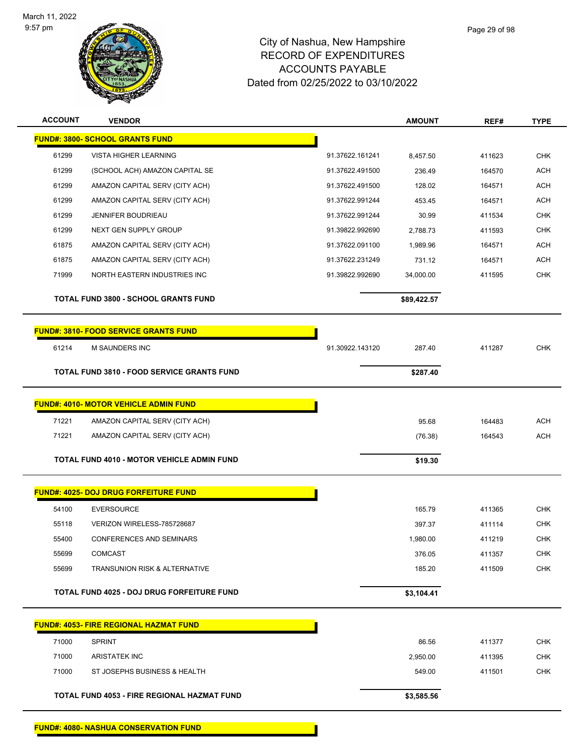# City of Nashua, New Hampshire
## RECORD OF EXPENDITURES
## ACCOUNTS PAYABLE
### Dated from 02/25/2022 to 03/10/2022

| ACCOUNT | VENDOR | | AMOUNT | REF# | TYPE |
|---|---|---|---|---|---|
| **FUND#: 3800- SCHOOL GRANTS FUND** | | | | | |
| 61299 | VISTA HIGHER LEARNING | 91.37622.161241 | 8,457.50 | 411623 | CHK |
| 61299 | (SCHOOL ACH) AMAZON CAPITAL SE | 91.37622.491500 | 236.49 | 164570 | ACH |
| 61299 | AMAZON CAPITAL SERV (CITY ACH) | 91.37622.491500 | 128.02 | 164571 | ACH |
| 61299 | AMAZON CAPITAL SERV (CITY ACH) | 91.37622.991244 | 453.45 | 164571 | ACH |
| 61299 | JENNIFER BOUDRIEAU | 91.37622.991244 | 30.99 | 411534 | CHK |
| 61299 | NEXT GEN SUPPLY GROUP | 91.39822.992690 | 2,788.73 | 411593 | CHK |
| 61875 | AMAZON CAPITAL SERV (CITY ACH) | 91.37622.091100 | 1,989.96 | 164571 | ACH |
| 61875 | AMAZON CAPITAL SERV (CITY ACH) | 91.37622.231249 | 731.12 | 164571 | ACH |
| 71999 | NORTH EASTERN INDUSTRIES INC | 91.39822.992690 | 34,000.00 | 411595 | CHK |
| | **TOTAL FUND 3800 - SCHOOL GRANTS FUND** | | **$89,422.57** | | |
| **FUND#: 3810- FOOD SERVICE GRANTS FUND** | | | | | |
| 61214 | M SAUNDERS INC | 91.30922.143120 | 287.40 | 411287 | CHK |
| | **TOTAL FUND 3810 - FOOD SERVICE GRANTS FUND** | | **$287.40** | | |
| **FUND#: 4010- MOTOR VEHICLE ADMIN FUND** | | | | | |
| 71221 | AMAZON CAPITAL SERV (CITY ACH) | | 95.68 | 164483 | ACH |
| 71221 | AMAZON CAPITAL SERV (CITY ACH) | | (76.38) | 164543 | ACH |
| | **TOTAL FUND 4010 - MOTOR VEHICLE ADMIN FUND** | | **$19.30** | | |
| **FUND#: 4025- DOJ DRUG FORFEITURE FUND** | | | | | |
| 54100 | EVERSOURCE | | 165.79 | 411365 | CHK |
| 55118 | VERIZON WIRELESS-785728687 | | 397.37 | 411114 | CHK |
| 55400 | CONFERENCES AND SEMINARS | | 1,980.00 | 411219 | CHK |
| 55699 | COMCAST | | 376.05 | 411357 | CHK |
| 55699 | TRANSUNION RISK & ALTERNATIVE | | 185.20 | 411509 | CHK |
| | **TOTAL FUND 4025 - DOJ DRUG FORFEITURE FUND** | | **$3,104.41** | | |
| **FUND#: 4053- FIRE REGIONAL HAZMAT FUND** | | | | | |
| 71000 | SPRINT | | 86.56 | 411377 | CHK |
| 71000 | ARISTATEK INC | | 2,950.00 | 411395 | CHK |
| 71000 | ST JOSEPHS BUSINESS & HEALTH | | 549.00 | 411501 | CHK |
| | **TOTAL FUND 4053 - FIRE REGIONAL HAZMAT FUND** | | **$3,585.56** | | |
| **FUND#: 4080- NASHUA CONSERVATION FUND** | | | | | |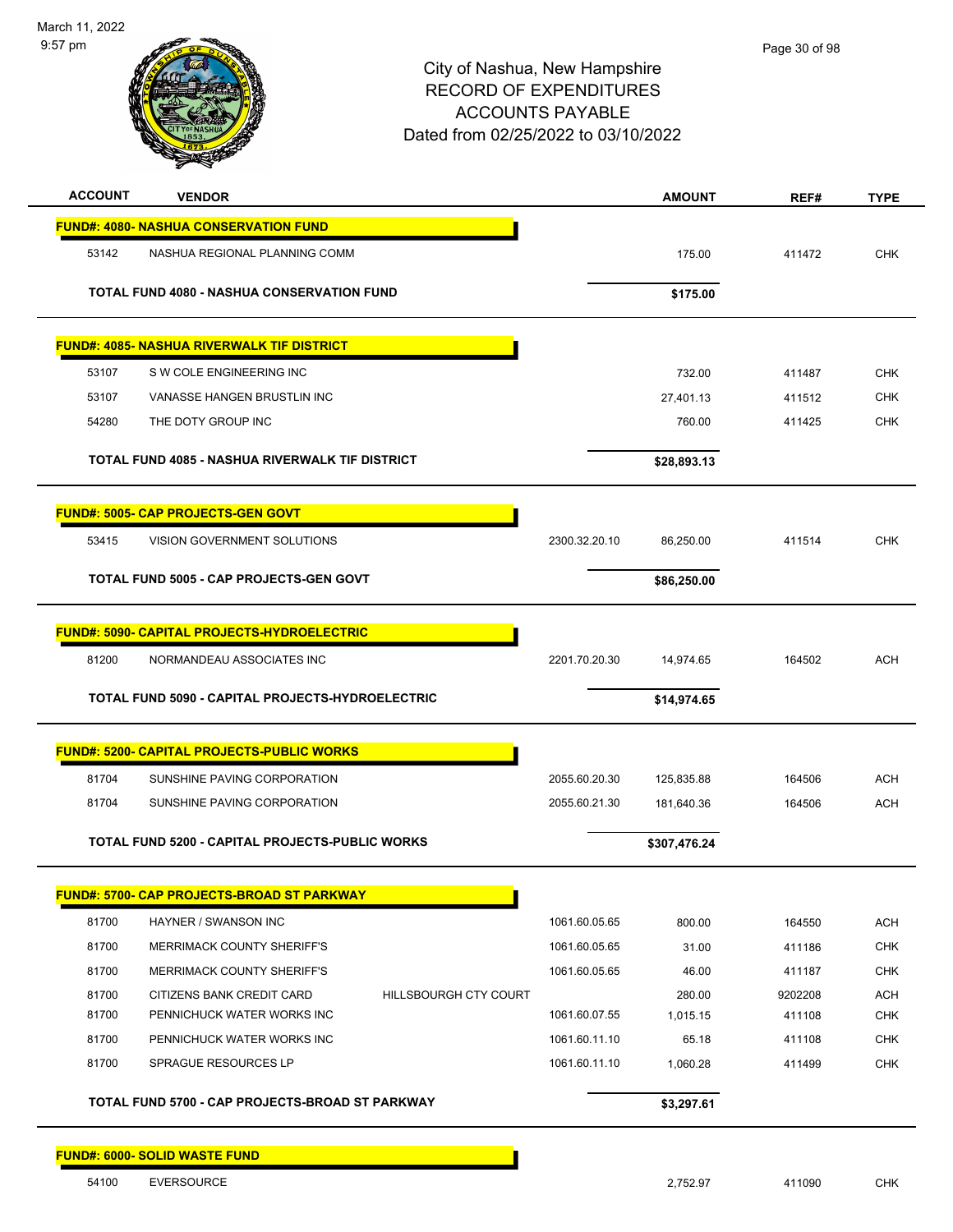# City of Nashua, New Hampshire
## RECORD OF EXPENDITURES
## ACCOUNTS PAYABLE
## Dated from 02/25/2022 to 03/10/2022

| ACCOUNT | VENDOR | | AMOUNT | REF# | TYPE |
|---|---|---|---|---|---|
| **FUND#: 4080- NASHUA CONSERVATION FUND** | | | | | |
| 53142 | NASHUA REGIONAL PLANNING COMM | | 175.00 | 411472 | CHK |
| **TOTAL FUND 4080 - NASHUA CONSERVATION FUND** | | | **$175.00** | | |
| **FUND#: 4085- NASHUA RIVERWALK TIF DISTRICT** | | | | | |
| 53107 | S W COLE ENGINEERING INC | | 732.00 | 411487 | CHK |
| 53107 | VANASSE HANGEN BRUSTLIN INC | | 27,401.13 | 411512 | CHK |
| 54280 | THE DOTY GROUP INC | | 760.00 | 411425 | CHK |
| **TOTAL FUND 4085 - NASHUA RIVERWALK TIF DISTRICT** | | | **$28,893.13** | | |
| **FUND#: 5005- CAP PROJECTS-GEN GOVT** | | | | | |
| 53415 | VISION GOVERNMENT SOLUTIONS | 2300.32.20.10 | 86,250.00 | 411514 | CHK |
| **TOTAL FUND 5005 - CAP PROJECTS-GEN GOVT** | | | **$86,250.00** | | |
| **FUND#: 5090- CAPITAL PROJECTS-HYDROELECTRIC** | | | | | |
| 81200 | NORMANDEAU ASSOCIATES INC | 2201.70.20.30 | 14,974.65 | 164502 | ACH |
| **TOTAL FUND 5090 - CAPITAL PROJECTS-HYDROELECTRIC** | | | **$14,974.65** | | |
| **FUND#: 5200- CAPITAL PROJECTS-PUBLIC WORKS** | | | | | |
| 81704 | SUNSHINE PAVING CORPORATION | 2055.60.20.30 | 125,835.88 | 164506 | ACH |
| 81704 | SUNSHINE PAVING CORPORATION | 2055.60.21.30 | 181,640.36 | 164506 | ACH |
| **TOTAL FUND 5200 - CAPITAL PROJECTS-PUBLIC WORKS** | | | **$307,476.24** | | |
| **FUND#: 5700- CAP PROJECTS-BROAD ST PARKWAY** | | | | | |
| 81700 | HAYNER / SWANSON INC | 1061.60.05.65 | 800.00 | 164550 | ACH |
| 81700 | MERRIMACK COUNTY SHERIFF'S | 1061.60.05.65 | 31.00 | 411186 | CHK |
| 81700 | MERRIMACK COUNTY SHERIFF'S | 1061.60.05.65 | 46.00 | 411187 | CHK |
| 81700 | CITIZENS BANK CREDIT CARD | HILLSBOURGH CTY COURT | 280.00 | 9202208 | ACH |
| 81700 | PENNICHUCK WATER WORKS INC | 1061.60.07.55 | 1,015.15 | 411108 | CHK |
| 81700 | PENNICHUCK WATER WORKS INC | 1061.60.11.10 | 65.18 | 411108 | CHK |
| 81700 | SPRAGUE RESOURCES LP | 1061.60.11.10 | 1,060.28 | 411499 | CHK |
| **TOTAL FUND 5700 - CAP PROJECTS-BROAD ST PARKWAY** | | | **$3,297.61** | | |
| **FUND#: 6000- SOLID WASTE FUND** | | | | | |
| 54100 | EVERSOURCE | | 2,752.97 | 411090 | CHK |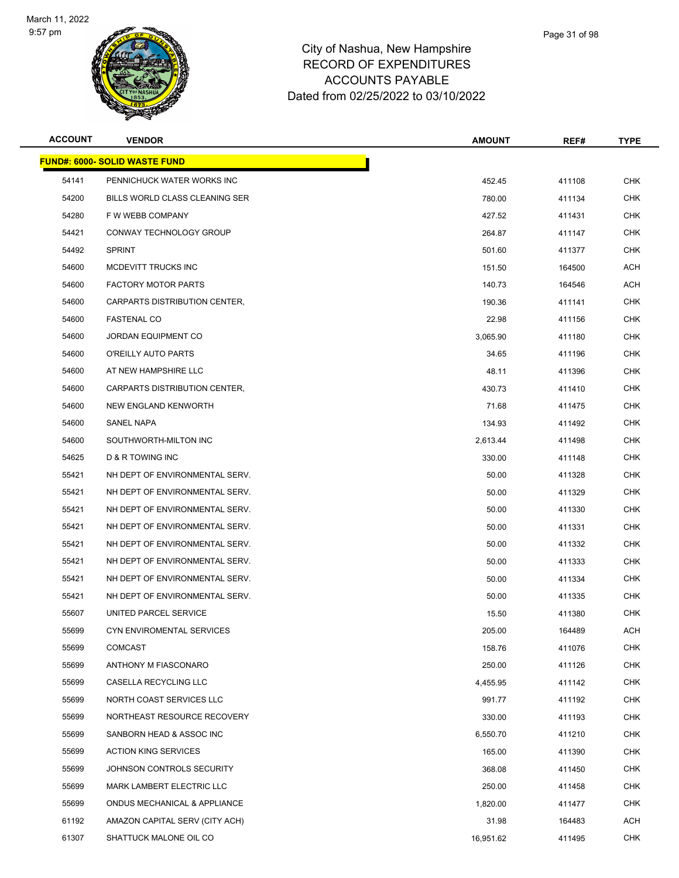City of Nashua, New Hampshire
RECORD OF EXPENDITURES
ACCOUNTS PAYABLE
Dated from 02/25/2022 to 03/10/2022

| ACCOUNT | VENDOR | AMOUNT | REF# | TYPE |
|---|---|---|---|---|
| **FUND#: 6000- SOLID WASTE FUND** | | | | |
| 54141 | PENNICHUCK WATER WORKS INC | 452.45 | 411108 | CHK |
| 54200 | BILLS WORLD CLASS CLEANING SER | 780.00 | 411134 | CHK |
| 54280 | F W WEBB COMPANY | 427.52 | 411431 | CHK |
| 54421 | CONWAY TECHNOLOGY GROUP | 264.87 | 411147 | CHK |
| 54492 | SPRINT | 501.60 | 411377 | CHK |
| 54600 | MCDEVITT TRUCKS INC | 151.50 | 164500 | ACH |
| 54600 | FACTORY MOTOR PARTS | 140.73 | 164546 | ACH |
| 54600 | CARPARTS DISTRIBUTION CENTER, | 190.36 | 411141 | CHK |
| 54600 | FASTENAL CO | 22.98 | 411156 | CHK |
| 54600 | JORDAN EQUIPMENT CO | 3,065.90 | 411180 | CHK |
| 54600 | O'REILLY AUTO PARTS | 34.65 | 411196 | CHK |
| 54600 | AT NEW HAMPSHIRE LLC | 48.11 | 411396 | CHK |
| 54600 | CARPARTS DISTRIBUTION CENTER, | 430.73 | 411410 | CHK |
| 54600 | NEW ENGLAND KENWORTH | 71.68 | 411475 | CHK |
| 54600 | SANEL NAPA | 134.93 | 411492 | CHK |
| 54600 | SOUTHWORTH-MILTON INC | 2,613.44 | 411498 | CHK |
| 54625 | D & R TOWING INC | 330.00 | 411148 | CHK |
| 55421 | NH DEPT OF ENVIRONMENTAL SERV. | 50.00 | 411328 | CHK |
| 55421 | NH DEPT OF ENVIRONMENTAL SERV. | 50.00 | 411329 | CHK |
| 55421 | NH DEPT OF ENVIRONMENTAL SERV. | 50.00 | 411330 | CHK |
| 55421 | NH DEPT OF ENVIRONMENTAL SERV. | 50.00 | 411331 | CHK |
| 55421 | NH DEPT OF ENVIRONMENTAL SERV. | 50.00 | 411332 | CHK |
| 55421 | NH DEPT OF ENVIRONMENTAL SERV. | 50.00 | 411333 | CHK |
| 55421 | NH DEPT OF ENVIRONMENTAL SERV. | 50.00 | 411334 | CHK |
| 55421 | NH DEPT OF ENVIRONMENTAL SERV. | 50.00 | 411335 | CHK |
| 55607 | UNITED PARCEL SERVICE | 15.50 | 411380 | CHK |
| 55699 | CYN ENVIROMENTAL SERVICES | 205.00 | 164489 | ACH |
| 55699 | COMCAST | 158.76 | 411076 | CHK |
| 55699 | ANTHONY M FIASCONARO | 250.00 | 411126 | CHK |
| 55699 | CASELLA RECYCLING LLC | 4,455.95 | 411142 | CHK |
| 55699 | NORTH COAST SERVICES LLC | 991.77 | 411192 | CHK |
| 55699 | NORTHEAST RESOURCE RECOVERY | 330.00 | 411193 | CHK |
| 55699 | SANBORN HEAD & ASSOC INC | 6,550.70 | 411210 | CHK |
| 55699 | ACTION KING SERVICES | 165.00 | 411390 | CHK |
| 55699 | JOHNSON CONTROLS SECURITY | 368.08 | 411450 | CHK |
| 55699 | MARK LAMBERT ELECTRIC LLC | 250.00 | 411458 | CHK |
| 55699 | ONDUS MECHANICAL & APPLIANCE | 1,820.00 | 411477 | CHK |
| 61192 | AMAZON CAPITAL SERV (CITY ACH) | 31.98 | 164483 | ACH |
| 61307 | SHATTUCK MALONE OIL CO | 16,951.62 | 411495 | CHK |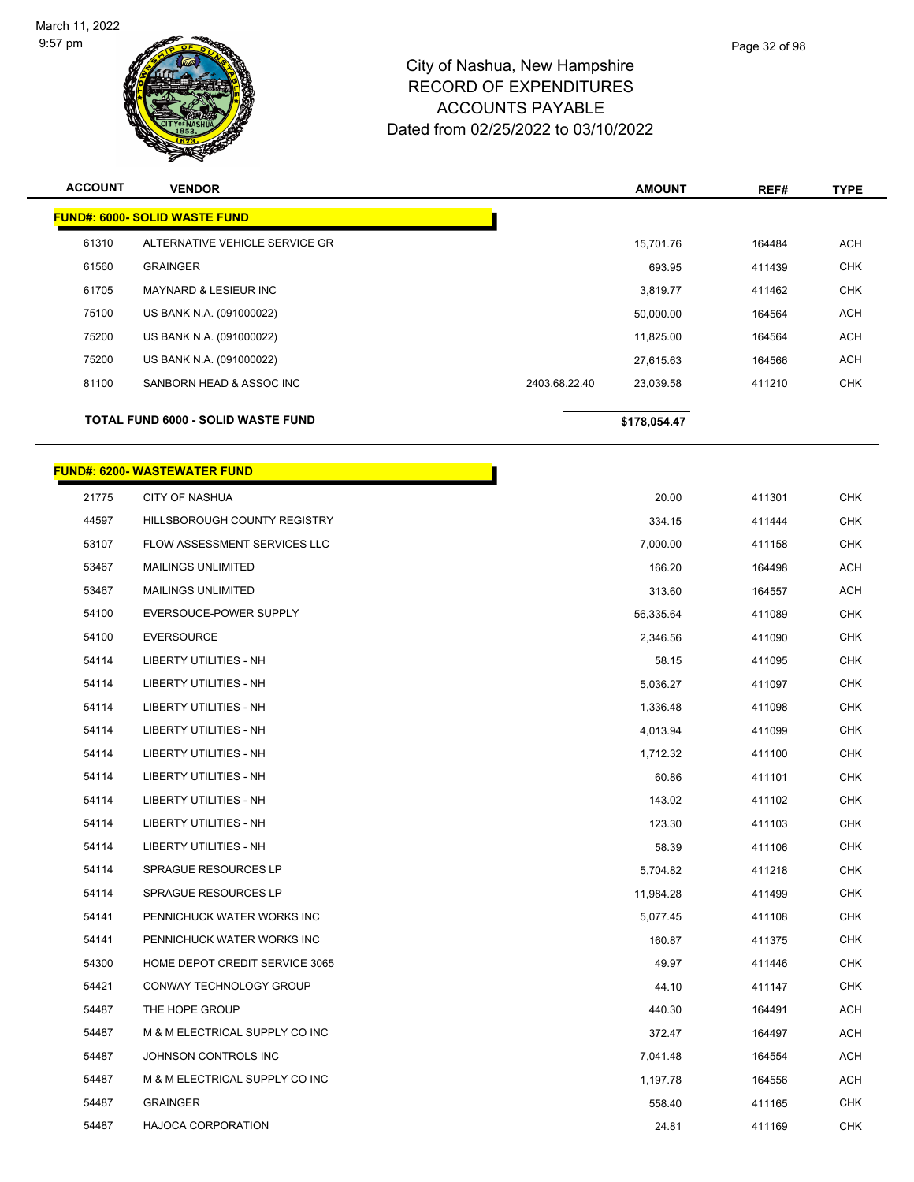# City of Nashua, New Hampshire
## RECORD OF EXPENDITURES
## ACCOUNTS PAYABLE
## Dated from 02/25/2022 to 03/10/2022

| ACCOUNT | VENDOR | | AMOUNT | REF# | TYPE |
|---|---|---|---|---|---|
| **FUND#: 6000- SOLID WASTE FUND** | | | | | |
| 61310 | ALTERNATIVE VEHICLE SERVICE GR | | 15,701.76 | 164484 | ACH |
| 61560 | GRAINGER | | 693.95 | 411439 | CHK |
| 61705 | MAYNARD & LESIEUR INC | | 3,819.77 | 411462 | CHK |
| 75100 | US BANK N.A. (091000022) | | 50,000.00 | 164564 | ACH |
| 75200 | US BANK N.A. (091000022) | | 11,825.00 | 164564 | ACH |
| 75200 | US BANK N.A. (091000022) | | 27,615.63 | 164566 | ACH |
| 81100 | SANBORN HEAD & ASSOC INC | 2403.68.22.40 | 23,039.58 | 411210 | CHK |
| **TOTAL FUND 6000 - SOLID WASTE FUND** | | | **$178,054.47** | | |

| ACCOUNT | VENDOR | AMOUNT | REF# | TYPE |
|---|---|---|---|---|
| **FUND#: 6200- WASTEWATER FUND** | | | | |
| 21775 | CITY OF NASHUA | 20.00 | 411301 | CHK |
| 44597 | HILLSBOROUGH COUNTY REGISTRY | 334.15 | 411444 | CHK |
| 53107 | FLOW ASSESSMENT SERVICES LLC | 7,000.00 | 411158 | CHK |
| 53467 | MAILINGS UNLIMITED | 166.20 | 164498 | ACH |
| 53467 | MAILINGS UNLIMITED | 313.60 | 164557 | ACH |
| 54100 | EVERSOUCE-POWER SUPPLY | 56,335.64 | 411089 | CHK |
| 54100 | EVERSOURCE | 2,346.56 | 411090 | CHK |
| 54114 | LIBERTY UTILITIES - NH | 58.15 | 411095 | CHK |
| 54114 | LIBERTY UTILITIES - NH | 5,036.27 | 411097 | CHK |
| 54114 | LIBERTY UTILITIES - NH | 1,336.48 | 411098 | CHK |
| 54114 | LIBERTY UTILITIES - NH | 4,013.94 | 411099 | CHK |
| 54114 | LIBERTY UTILITIES - NH | 1,712.32 | 411100 | CHK |
| 54114 | LIBERTY UTILITIES - NH | 60.86 | 411101 | CHK |
| 54114 | LIBERTY UTILITIES - NH | 143.02 | 411102 | CHK |
| 54114 | LIBERTY UTILITIES - NH | 123.30 | 411103 | CHK |
| 54114 | LIBERTY UTILITIES - NH | 58.39 | 411106 | CHK |
| 54114 | SPRAGUE RESOURCES LP | 5,704.82 | 411218 | CHK |
| 54114 | SPRAGUE RESOURCES LP | 11,984.28 | 411499 | CHK |
| 54141 | PENNICHUCK WATER WORKS INC | 5,077.45 | 411108 | CHK |
| 54141 | PENNICHUCK WATER WORKS INC | 160.87 | 411375 | CHK |
| 54300 | HOME DEPOT CREDIT SERVICE 3065 | 49.97 | 411446 | CHK |
| 54421 | CONWAY TECHNOLOGY GROUP | 44.10 | 411147 | CHK |
| 54487 | THE HOPE GROUP | 440.30 | 164491 | ACH |
| 54487 | M & M ELECTRICAL SUPPLY CO INC | 372.47 | 164497 | ACH |
| 54487 | JOHNSON CONTROLS INC | 7,041.48 | 164554 | ACH |
| 54487 | M & M ELECTRICAL SUPPLY CO INC | 1,197.78 | 164556 | ACH |
| 54487 | GRAINGER | 558.40 | 411165 | CHK |
| 54487 | HAJOCA CORPORATION | 24.81 | 411169 | CHK |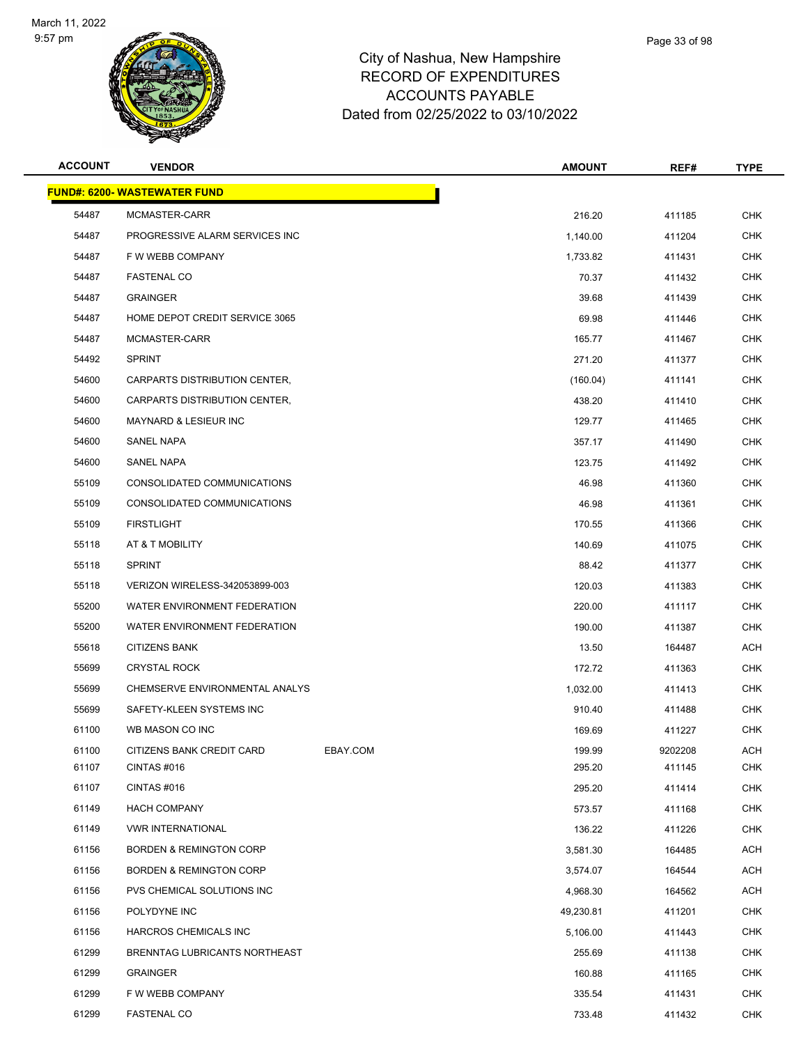# City of Nashua, New Hampshire
## RECORD OF EXPENDITURES
## ACCOUNTS PAYABLE
## Dated from 02/25/2022 to 03/10/2022

March 11, 2022
9:57 pm

| ACCOUNT | VENDOR | | AMOUNT | REF# | TYPE |
|---|---|---|---|---|---|
| **FUND#: 6200- WASTEWATER FUND** | | | | | |
| 54487 | MCMASTER-CARR | | 216.20 | 411185 | CHK |
| 54487 | PROGRESSIVE ALARM SERVICES INC | | 1,140.00 | 411204 | CHK |
| 54487 | F W WEBB COMPANY | | 1,733.82 | 411431 | CHK |
| 54487 | FASTENAL CO | | 70.37 | 411432 | CHK |
| 54487 | GRAINGER | | 39.68 | 411439 | CHK |
| 54487 | HOME DEPOT CREDIT SERVICE 3065 | | 69.98 | 411446 | CHK |
| 54487 | MCMASTER-CARR | | 165.77 | 411467 | CHK |
| 54492 | SPRINT | | 271.20 | 411377 | CHK |
| 54600 | CARPARTS DISTRIBUTION CENTER, | | (160.04) | 411141 | CHK |
| 54600 | CARPARTS DISTRIBUTION CENTER, | | 438.20 | 411410 | CHK |
| 54600 | MAYNARD & LESIEUR INC | | 129.77 | 411465 | CHK |
| 54600 | SANEL NAPA | | 357.17 | 411490 | CHK |
| 54600 | SANEL NAPA | | 123.75 | 411492 | CHK |
| 55109 | CONSOLIDATED COMMUNICATIONS | | 46.98 | 411360 | CHK |
| 55109 | CONSOLIDATED COMMUNICATIONS | | 46.98 | 411361 | CHK |
| 55109 | FIRSTLIGHT | | 170.55 | 411366 | CHK |
| 55118 | AT & T MOBILITY | | 140.69 | 411075 | CHK |
| 55118 | SPRINT | | 88.42 | 411377 | CHK |
| 55118 | VERIZON WIRELESS-342053899-003 | | 120.03 | 411383 | CHK |
| 55200 | WATER ENVIRONMENT FEDERATION | | 220.00 | 411117 | CHK |
| 55200 | WATER ENVIRONMENT FEDERATION | | 190.00 | 411387 | CHK |
| 55618 | CITIZENS BANK | | 13.50 | 164487 | ACH |
| 55699 | CRYSTAL ROCK | | 172.72 | 411363 | CHK |
| 55699 | CHEMSERVE ENVIRONMENTAL ANALYS | | 1,032.00 | 411413 | CHK |
| 55699 | SAFETY-KLEEN SYSTEMS INC | | 910.40 | 411488 | CHK |
| 61100 | WB MASON CO INC | | 169.69 | 411227 | CHK |
| 61100 | CITIZENS BANK CREDIT CARD | EBAY.COM | 199.99 | 9202208 | ACH |
| 61107 | CINTAS #016 | | 295.20 | 411145 | CHK |
| 61107 | CINTAS #016 | | 295.20 | 411414 | CHK |
| 61149 | HACH COMPANY | | 573.57 | 411168 | CHK |
| 61149 | VWR INTERNATIONAL | | 136.22 | 411226 | CHK |
| 61156 | BORDEN & REMINGTON CORP | | 3,581.30 | 164485 | ACH |
| 61156 | BORDEN & REMINGTON CORP | | 3,574.07 | 164544 | ACH |
| 61156 | PVS CHEMICAL SOLUTIONS INC | | 4,968.30 | 164562 | ACH |
| 61156 | POLYDYNE INC | | 49,230.81 | 411201 | CHK |
| 61156 | HARCROS CHEMICALS INC | | 5,106.00 | 411443 | CHK |
| 61299 | BRENNTAG LUBRICANTS NORTHEAST | | 255.69 | 411138 | CHK |
| 61299 | GRAINGER | | 160.88 | 411165 | CHK |
| 61299 | F W WEBB COMPANY | | 335.54 | 411431 | CHK |
| 61299 | FASTENAL CO | | 733.48 | 411432 | CHK |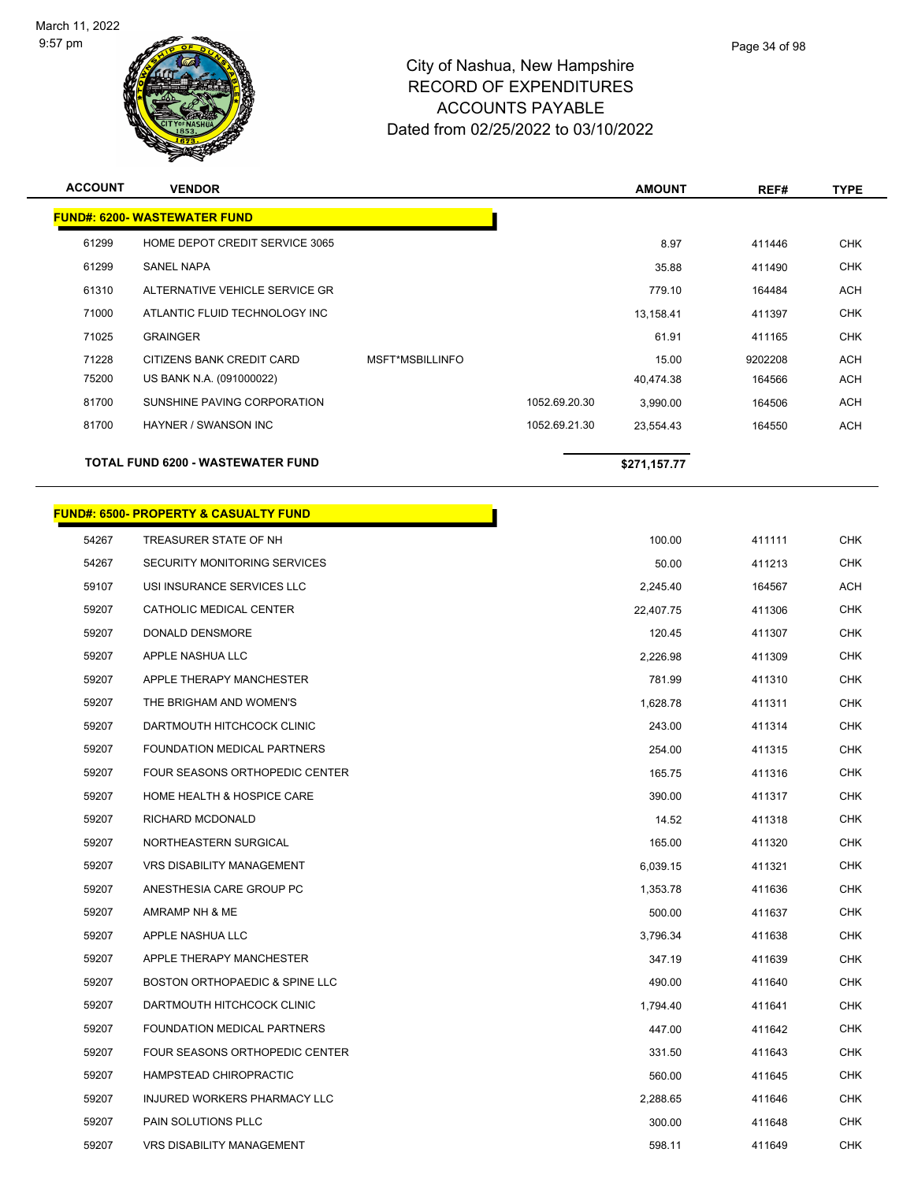# City of Nashua, New Hampshire
## RECORD OF EXPENDITURES
## ACCOUNTS PAYABLE
## Dated from 02/25/2022 to 03/10/2022

| ACCOUNT | VENDOR | | | AMOUNT | REF# | TYPE |
|---|---|---|---|---|---|---|
| **FUND#: 6200- WASTEWATER FUND** | | | | | | |
| 61299 | HOME DEPOT CREDIT SERVICE 3065 | | | 8.97 | 411446 | CHK |
| 61299 | SANEL NAPA | | | 35.88 | 411490 | CHK |
| 61310 | ALTERNATIVE VEHICLE SERVICE GR | | | 779.10 | 164484 | ACH |
| 71000 | ATLANTIC FLUID TECHNOLOGY INC | | | 13,158.41 | 411397 | CHK |
| 71025 | GRAINGER | | | 61.91 | 411165 | CHK |
| 71228 | CITIZENS BANK CREDIT CARD | MSFT*MSBILLINFO | | 15.00 | 9202208 | ACH |
| 75200 | US BANK N.A. (091000022) | | | 40,474.38 | 164566 | ACH |
| 81700 | SUNSHINE PAVING CORPORATION | | 1052.69.20.30 | 3,990.00 | 164506 | ACH |
| 81700 | HAYNER / SWANSON INC | | 1052.69.21.30 | 23,554.43 | 164550 | ACH |
| | **TOTAL FUND 6200 - WASTEWATER FUND** | | | **$271,157.77** | | |

| ACCOUNT | VENDOR | AMOUNT | REF# | TYPE |
|---|---|---|---|---|
| **FUND#: 6500- PROPERTY & CASUALTY FUND** | | | | |
| 54267 | TREASURER STATE OF NH | 100.00 | 411111 | CHK |
| 54267 | SECURITY MONITORING SERVICES | 50.00 | 411213 | CHK |
| 59107 | USI INSURANCE SERVICES LLC | 2,245.40 | 164567 | ACH |
| 59207 | CATHOLIC MEDICAL CENTER | 22,407.75 | 411306 | CHK |
| 59207 | DONALD DENSMORE | 120.45 | 411307 | CHK |
| 59207 | APPLE NASHUA LLC | 2,226.98 | 411309 | CHK |
| 59207 | APPLE THERAPY MANCHESTER | 781.99 | 411310 | CHK |
| 59207 | THE BRIGHAM AND WOMEN'S | 1,628.78 | 411311 | CHK |
| 59207 | DARTMOUTH HITCHCOCK CLINIC | 243.00 | 411314 | CHK |
| 59207 | FOUNDATION MEDICAL PARTNERS | 254.00 | 411315 | CHK |
| 59207 | FOUR SEASONS ORTHOPEDIC CENTER | 165.75 | 411316 | CHK |
| 59207 | HOME HEALTH & HOSPICE CARE | 390.00 | 411317 | CHK |
| 59207 | RICHARD MCDONALD | 14.52 | 411318 | CHK |
| 59207 | NORTHEASTERN SURGICAL | 165.00 | 411320 | CHK |
| 59207 | VRS DISABILITY MANAGEMENT | 6,039.15 | 411321 | CHK |
| 59207 | ANESTHESIA CARE GROUP PC | 1,353.78 | 411636 | CHK |
| 59207 | AMRAMP NH & ME | 500.00 | 411637 | CHK |
| 59207 | APPLE NASHUA LLC | 3,796.34 | 411638 | CHK |
| 59207 | APPLE THERAPY MANCHESTER | 347.19 | 411639 | CHK |
| 59207 | BOSTON ORTHOPAEDIC & SPINE LLC | 490.00 | 411640 | CHK |
| 59207 | DARTMOUTH HITCHCOCK CLINIC | 1,794.40 | 411641 | CHK |
| 59207 | FOUNDATION MEDICAL PARTNERS | 447.00 | 411642 | CHK |
| 59207 | FOUR SEASONS ORTHOPEDIC CENTER | 331.50 | 411643 | CHK |
| 59207 | HAMPSTEAD CHIROPRACTIC | 560.00 | 411645 | CHK |
| 59207 | INJURED WORKERS PHARMACY LLC | 2,288.65 | 411646 | CHK |
| 59207 | PAIN SOLUTIONS PLLC | 300.00 | 411648 | CHK |
| 59207 | VRS DISABILITY MANAGEMENT | 598.11 | 411649 | CHK |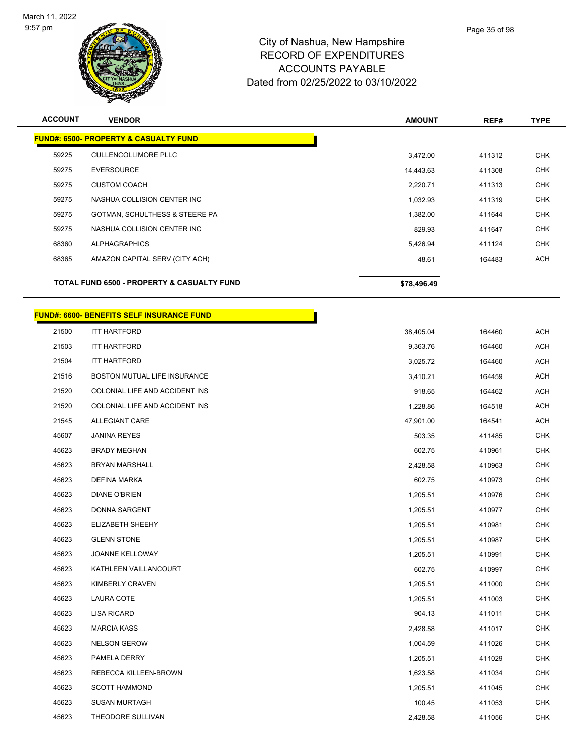# City of Nashua, New Hampshire
## RECORD OF EXPENDITURES
## ACCOUNTS PAYABLE
## Dated from 02/25/2022 to 03/10/2022

| ACCOUNT | VENDOR | AMOUNT | REF# | TYPE |
|---|---|---|---|---|
| **FUND#: 6500- PROPERTY & CASUALTY FUND** | | | | |
| 59225 | CULLENCOLLIMORE PLLC | 3,472.00 | 411312 | CHK |
| 59275 | EVERSOURCE | 14,443.63 | 411308 | CHK |
| 59275 | CUSTOM COACH | 2,220.71 | 411313 | CHK |
| 59275 | NASHUA COLLISION CENTER INC | 1,032.93 | 411319 | CHK |
| 59275 | GOTMAN, SCHULTHESS & STEERE PA | 1,382.00 | 411644 | CHK |
| 59275 | NASHUA COLLISION CENTER INC | 829.93 | 411647 | CHK |
| 68360 | ALPHAGRAPHICS | 5,426.94 | 411124 | CHK |
| 68365 | AMAZON CAPITAL SERV (CITY ACH) | 48.61 | 164483 | ACH |
| **TOTAL FUND 6500 - PROPERTY & CASUALTY FUND** | | **$78,496.49** | | |

| ACCOUNT | VENDOR | AMOUNT | REF# | TYPE |
|---|---|---|---|---|
| **FUND#: 6600- BENEFITS SELF INSURANCE FUND** | | | | |
| 21500 | ITT HARTFORD | 38,405.04 | 164460 | ACH |
| 21503 | ITT HARTFORD | 9,363.76 | 164460 | ACH |
| 21504 | ITT HARTFORD | 3,025.72 | 164460 | ACH |
| 21516 | BOSTON MUTUAL LIFE INSURANCE | 3,410.21 | 164459 | ACH |
| 21520 | COLONIAL LIFE AND ACCIDENT INS | 918.65 | 164462 | ACH |
| 21520 | COLONIAL LIFE AND ACCIDENT INS | 1,228.86 | 164518 | ACH |
| 21545 | ALLEGIANT CARE | 47,901.00 | 164541 | ACH |
| 45607 | JANINA REYES | 503.35 | 411485 | CHK |
| 45623 | BRADY MEGHAN | 602.75 | 410961 | CHK |
| 45623 | BRYAN MARSHALL | 2,428.58 | 410963 | CHK |
| 45623 | DEFINA MARKA | 602.75 | 410973 | CHK |
| 45623 | DIANE O'BRIEN | 1,205.51 | 410976 | CHK |
| 45623 | DONNA SARGENT | 1,205.51 | 410977 | CHK |
| 45623 | ELIZABETH SHEEHY | 1,205.51 | 410981 | CHK |
| 45623 | GLENN STONE | 1,205.51 | 410987 | CHK |
| 45623 | JOANNE KELLOWAY | 1,205.51 | 410991 | CHK |
| 45623 | KATHLEEN VAILLANCOURT | 602.75 | 410997 | CHK |
| 45623 | KIMBERLY CRAVEN | 1,205.51 | 411000 | CHK |
| 45623 | LAURA COTE | 1,205.51 | 411003 | CHK |
| 45623 | LISA RICARD | 904.13 | 411011 | CHK |
| 45623 | MARCIA KASS | 2,428.58 | 411017 | CHK |
| 45623 | NELSON GEROW | 1,004.59 | 411026 | CHK |
| 45623 | PAMELA DERRY | 1,205.51 | 411029 | CHK |
| 45623 | REBECCA KILLEEN-BROWN | 1,623.58 | 411034 | CHK |
| 45623 | SCOTT HAMMOND | 1,205.51 | 411045 | CHK |
| 45623 | SUSAN MURTAGH | 100.45 | 411053 | CHK |
| 45623 | THEODORE SULLIVAN | 2,428.58 | 411056 | CHK |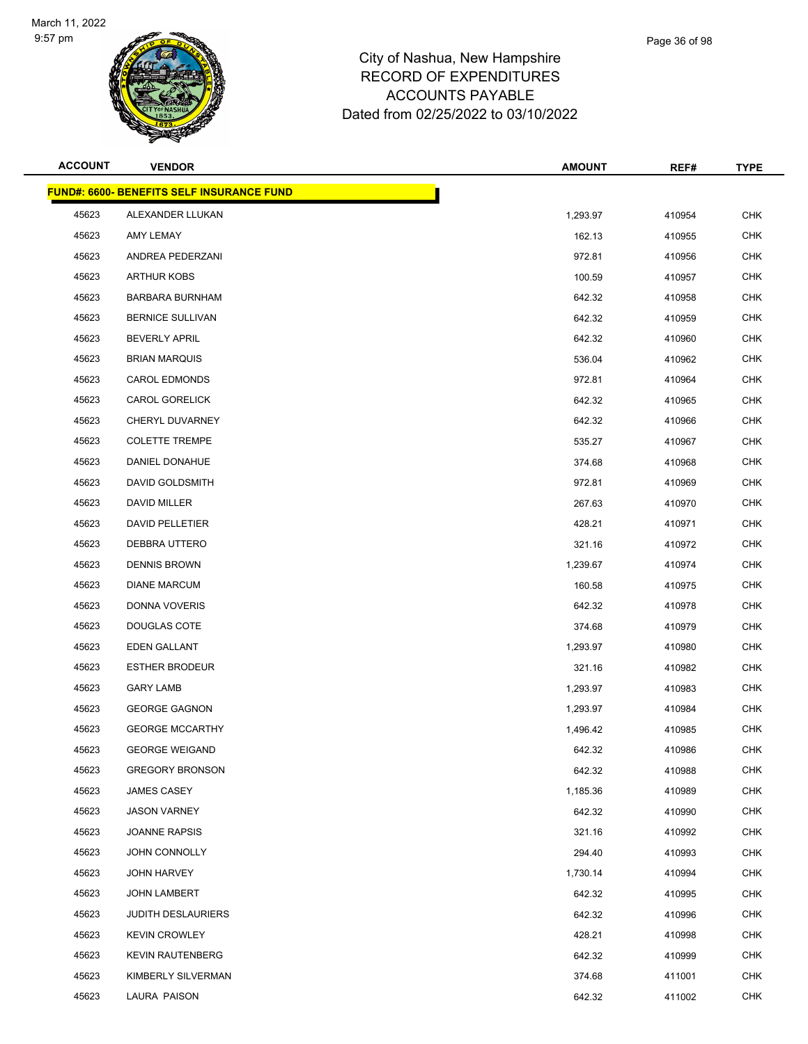March 11, 2022
9:57 pm

# City of Nashua, New Hampshire
## RECORD OF EXPENDITURES
## ACCOUNTS PAYABLE
## Dated from 02/25/2022 to 03/10/2022

| ACCOUNT | VENDOR | AMOUNT | REF# | TYPE |
|---|---|---|---|---|
| **FUND#: 6600- BENEFITS SELF INSURANCE FUND** | | | | |
| 45623 | ALEXANDER LLUKAN | 1,293.97 | 410954 | CHK |
| 45623 | AMY LEMAY | 162.13 | 410955 | CHK |
| 45623 | ANDREA PEDERZANI | 972.81 | 410956 | CHK |
| 45623 | ARTHUR KOBS | 100.59 | 410957 | CHK |
| 45623 | BARBARA BURNHAM | 642.32 | 410958 | CHK |
| 45623 | BERNICE SULLIVAN | 642.32 | 410959 | CHK |
| 45623 | BEVERLY APRIL | 642.32 | 410960 | CHK |
| 45623 | BRIAN MARQUIS | 536.04 | 410962 | CHK |
| 45623 | CAROL EDMONDS | 972.81 | 410964 | CHK |
| 45623 | CAROL GORELICK | 642.32 | 410965 | CHK |
| 45623 | CHERYL DUVARNEY | 642.32 | 410966 | CHK |
| 45623 | COLETTE TREMPE | 535.27 | 410967 | CHK |
| 45623 | DANIEL DONAHUE | 374.68 | 410968 | CHK |
| 45623 | DAVID GOLDSMITH | 972.81 | 410969 | CHK |
| 45623 | DAVID MILLER | 267.63 | 410970 | CHK |
| 45623 | DAVID PELLETIER | 428.21 | 410971 | CHK |
| 45623 | DEBBRA UTTERO | 321.16 | 410972 | CHK |
| 45623 | DENNIS BROWN | 1,239.67 | 410974 | CHK |
| 45623 | DIANE MARCUM | 160.58 | 410975 | CHK |
| 45623 | DONNA VOVERIS | 642.32 | 410978 | CHK |
| 45623 | DOUGLAS COTE | 374.68 | 410979 | CHK |
| 45623 | EDEN GALLANT | 1,293.97 | 410980 | CHK |
| 45623 | ESTHER BRODEUR | 321.16 | 410982 | CHK |
| 45623 | GARY LAMB | 1,293.97 | 410983 | CHK |
| 45623 | GEORGE GAGNON | 1,293.97 | 410984 | CHK |
| 45623 | GEORGE MCCARTHY | 1,496.42 | 410985 | CHK |
| 45623 | GEORGE WEIGAND | 642.32 | 410986 | CHK |
| 45623 | GREGORY BRONSON | 642.32 | 410988 | CHK |
| 45623 | JAMES CASEY | 1,185.36 | 410989 | CHK |
| 45623 | JASON VARNEY | 642.32 | 410990 | CHK |
| 45623 | JOANNE RAPSIS | 321.16 | 410992 | CHK |
| 45623 | JOHN CONNOLLY | 294.40 | 410993 | CHK |
| 45623 | JOHN HARVEY | 1,730.14 | 410994 | CHK |
| 45623 | JOHN LAMBERT | 642.32 | 410995 | CHK |
| 45623 | JUDITH DESLAURIERS | 642.32 | 410996 | CHK |
| 45623 | KEVIN CROWLEY | 428.21 | 410998 | CHK |
| 45623 | KEVIN RAUTENBERG | 642.32 | 410999 | CHK |
| 45623 | KIMBERLY SILVERMAN | 374.68 | 411001 | CHK |
| 45623 | LAURA PAISON | 642.32 | 411002 | CHK |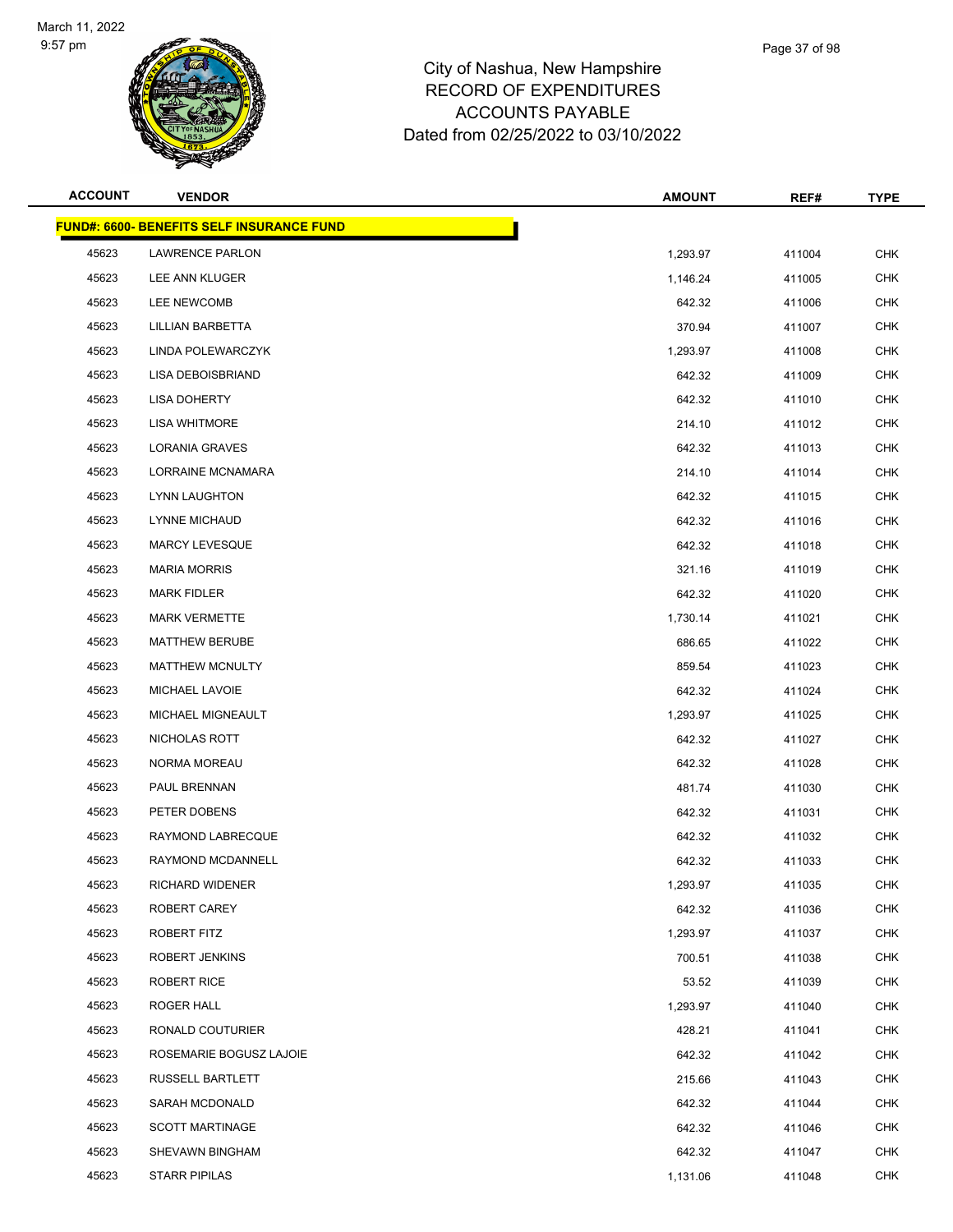City of Nashua, New Hampshire
RECORD OF EXPENDITURES
ACCOUNTS PAYABLE
Dated from 02/25/2022 to 03/10/2022

| ACCOUNT | VENDOR | AMOUNT | REF# | TYPE |
|---|---|---|---|---|
| **FUND#: 6600- BENEFITS SELF INSURANCE FUND** | | | | |
| 45623 | LAWRENCE PARLON | 1,293.97 | 411004 | CHK |
| 45623 | LEE ANN KLUGER | 1,146.24 | 411005 | CHK |
| 45623 | LEE NEWCOMB | 642.32 | 411006 | CHK |
| 45623 | LILLIAN BARBETTA | 370.94 | 411007 | CHK |
| 45623 | LINDA POLEWARCZYK | 1,293.97 | 411008 | CHK |
| 45623 | LISA DEBOISBRIAND | 642.32 | 411009 | CHK |
| 45623 | LISA DOHERTY | 642.32 | 411010 | CHK |
| 45623 | LISA WHITMORE | 214.10 | 411012 | CHK |
| 45623 | LORANIA GRAVES | 642.32 | 411013 | CHK |
| 45623 | LORRAINE MCNAMARA | 214.10 | 411014 | CHK |
| 45623 | LYNN LAUGHTON | 642.32 | 411015 | CHK |
| 45623 | LYNNE MICHAUD | 642.32 | 411016 | CHK |
| 45623 | MARCY LEVESQUE | 642.32 | 411018 | CHK |
| 45623 | MARIA MORRIS | 321.16 | 411019 | CHK |
| 45623 | MARK FIDLER | 642.32 | 411020 | CHK |
| 45623 | MARK VERMETTE | 1,730.14 | 411021 | CHK |
| 45623 | MATTHEW BERUBE | 686.65 | 411022 | CHK |
| 45623 | MATTHEW MCNULTY | 859.54 | 411023 | CHK |
| 45623 | MICHAEL LAVOIE | 642.32 | 411024 | CHK |
| 45623 | MICHAEL MIGNEAULT | 1,293.97 | 411025 | CHK |
| 45623 | NICHOLAS ROTT | 642.32 | 411027 | CHK |
| 45623 | NORMA MOREAU | 642.32 | 411028 | CHK |
| 45623 | PAUL BRENNAN | 481.74 | 411030 | CHK |
| 45623 | PETER DOBENS | 642.32 | 411031 | CHK |
| 45623 | RAYMOND LABRECQUE | 642.32 | 411032 | CHK |
| 45623 | RAYMOND MCDANNELL | 642.32 | 411033 | CHK |
| 45623 | RICHARD WIDENER | 1,293.97 | 411035 | CHK |
| 45623 | ROBERT CAREY | 642.32 | 411036 | CHK |
| 45623 | ROBERT FITZ | 1,293.97 | 411037 | CHK |
| 45623 | ROBERT JENKINS | 700.51 | 411038 | CHK |
| 45623 | ROBERT RICE | 53.52 | 411039 | CHK |
| 45623 | ROGER HALL | 1,293.97 | 411040 | CHK |
| 45623 | RONALD COUTURIER | 428.21 | 411041 | CHK |
| 45623 | ROSEMARIE BOGUSZ LAJOIE | 642.32 | 411042 | CHK |
| 45623 | RUSSELL BARTLETT | 215.66 | 411043 | CHK |
| 45623 | SARAH MCDONALD | 642.32 | 411044 | CHK |
| 45623 | SCOTT MARTINAGE | 642.32 | 411046 | CHK |
| 45623 | SHEVAWN BINGHAM | 642.32 | 411047 | CHK |
| 45623 | STARR PIPILAS | 1,131.06 | 411048 | CHK |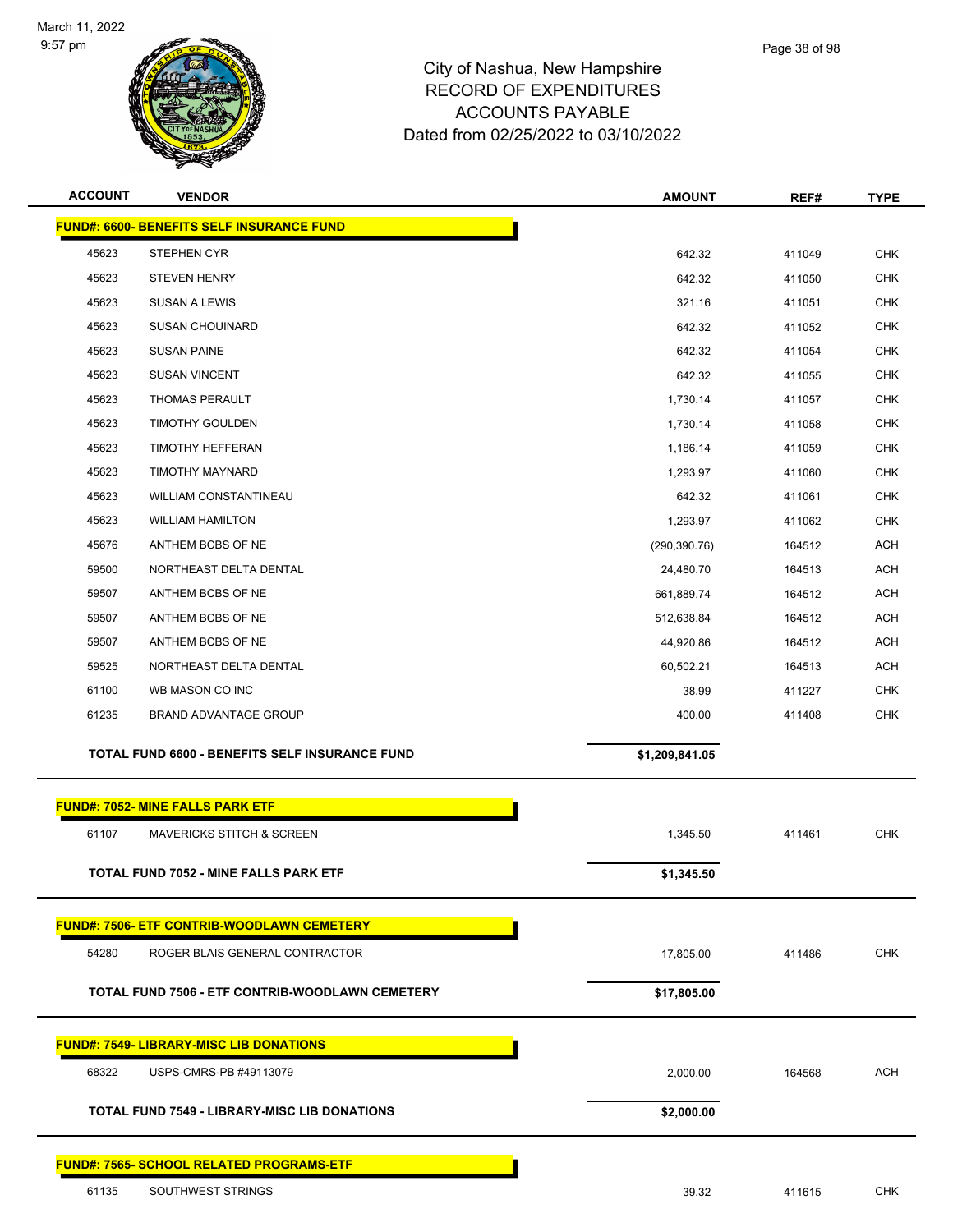City of Nashua, New Hampshire
RECORD OF EXPENDITURES
ACCOUNTS PAYABLE
Dated from 02/25/2022 to 03/10/2022

| ACCOUNT | VENDOR | AMOUNT | REF# | TYPE |
|---|---|---|---|---|
| **FUND#: 6600- BENEFITS SELF INSURANCE FUND** | | | | |
| 45623 | STEPHEN CYR | 642.32 | 411049 | CHK |
| 45623 | STEVEN HENRY | 642.32 | 411050 | CHK |
| 45623 | SUSAN A LEWIS | 321.16 | 411051 | CHK |
| 45623 | SUSAN CHOUINARD | 642.32 | 411052 | CHK |
| 45623 | SUSAN PAINE | 642.32 | 411054 | CHK |
| 45623 | SUSAN VINCENT | 642.32 | 411055 | CHK |
| 45623 | THOMAS PERAULT | 1,730.14 | 411057 | CHK |
| 45623 | TIMOTHY GOULDEN | 1,730.14 | 411058 | CHK |
| 45623 | TIMOTHY HEFFERAN | 1,186.14 | 411059 | CHK |
| 45623 | TIMOTHY MAYNARD | 1,293.97 | 411060 | CHK |
| 45623 | WILLIAM CONSTANTINEAU | 642.32 | 411061 | CHK |
| 45623 | WILLIAM HAMILTON | 1,293.97 | 411062 | CHK |
| 45676 | ANTHEM BCBS OF NE | (290,390.76) | 164512 | ACH |
| 59500 | NORTHEAST DELTA DENTAL | 24,480.70 | 164513 | ACH |
| 59507 | ANTHEM BCBS OF NE | 661,889.74 | 164512 | ACH |
| 59507 | ANTHEM BCBS OF NE | 512,638.84 | 164512 | ACH |
| 59507 | ANTHEM BCBS OF NE | 44,920.86 | 164512 | ACH |
| 59525 | NORTHEAST DELTA DENTAL | 60,502.21 | 164513 | ACH |
| 61100 | WB MASON CO INC | 38.99 | 411227 | CHK |
| 61235 | BRAND ADVANTAGE GROUP | 400.00 | 411408 | CHK |
| | **TOTAL FUND 6600 - BENEFITS SELF INSURANCE FUND** | **$1,209,841.05** | | |
| **FUND#: 7052- MINE FALLS PARK ETF** | | | | |
| 61107 | MAVERICKS STITCH & SCREEN | 1,345.50 | 411461 | CHK |
| | **TOTAL FUND 7052 - MINE FALLS PARK ETF** | **$1,345.50** | | |
| **FUND#: 7506- ETF CONTRIB-WOODLAWN CEMETERY** | | | | |
| 54280 | ROGER BLAIS GENERAL CONTRACTOR | 17,805.00 | 411486 | CHK |
| | **TOTAL FUND 7506 - ETF CONTRIB-WOODLAWN CEMETERY** | **$17,805.00** | | |
| **FUND#: 7549- LIBRARY-MISC LIB DONATIONS** | | | | |
| 68322 | USPS-CMRS-PB #49113079 | 2,000.00 | 164568 | ACH |
| | **TOTAL FUND 7549 - LIBRARY-MISC LIB DONATIONS** | **$2,000.00** | | |
| **FUND#: 7565- SCHOOL RELATED PROGRAMS-ETF** | | | | |
| 61135 | SOUTHWEST STRINGS | 39.32 | 411615 | CHK |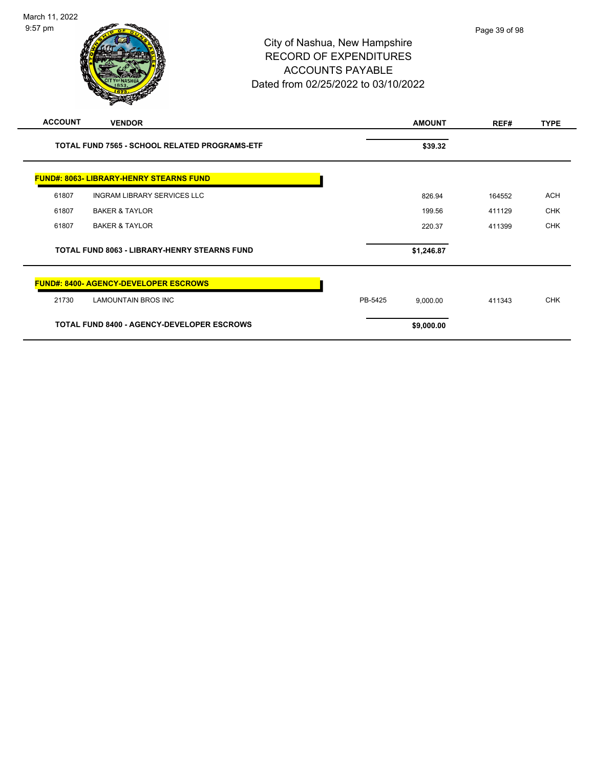# City of Nashua, New Hampshire
# RECORD OF EXPENDITURES
# ACCOUNTS PAYABLE
# Dated from 02/25/2022 to 03/10/2022

| ACCOUNT | VENDOR | | AMOUNT | REF# | TYPE |
|---|---|---|---|---|---|
| **TOTAL FUND 7565 - SCHOOL RELATED PROGRAMS-ETF** | | | **$39.32** | | |
| **FUND#: 8063- LIBRARY-HENRY STEARNS FUND** | | | | | |
| 61807 | INGRAM LIBRARY SERVICES LLC | | 826.94 | 164552 | ACH |
| 61807 | BAKER & TAYLOR | | 199.56 | 411129 | CHK |
| 61807 | BAKER & TAYLOR | | 220.37 | 411399 | CHK |
| **TOTAL FUND 8063 - LIBRARY-HENRY STEARNS FUND** | | | **$1,246.87** | | |
| **FUND#: 8400- AGENCY-DEVELOPER ESCROWS** | | | | | |
| 21730 | LAMOUNTAIN BROS INC | PB-5425 | 9,000.00 | 411343 | CHK |
| **TOTAL FUND 8400 - AGENCY-DEVELOPER ESCROWS** | | | **$9,000.00** | | |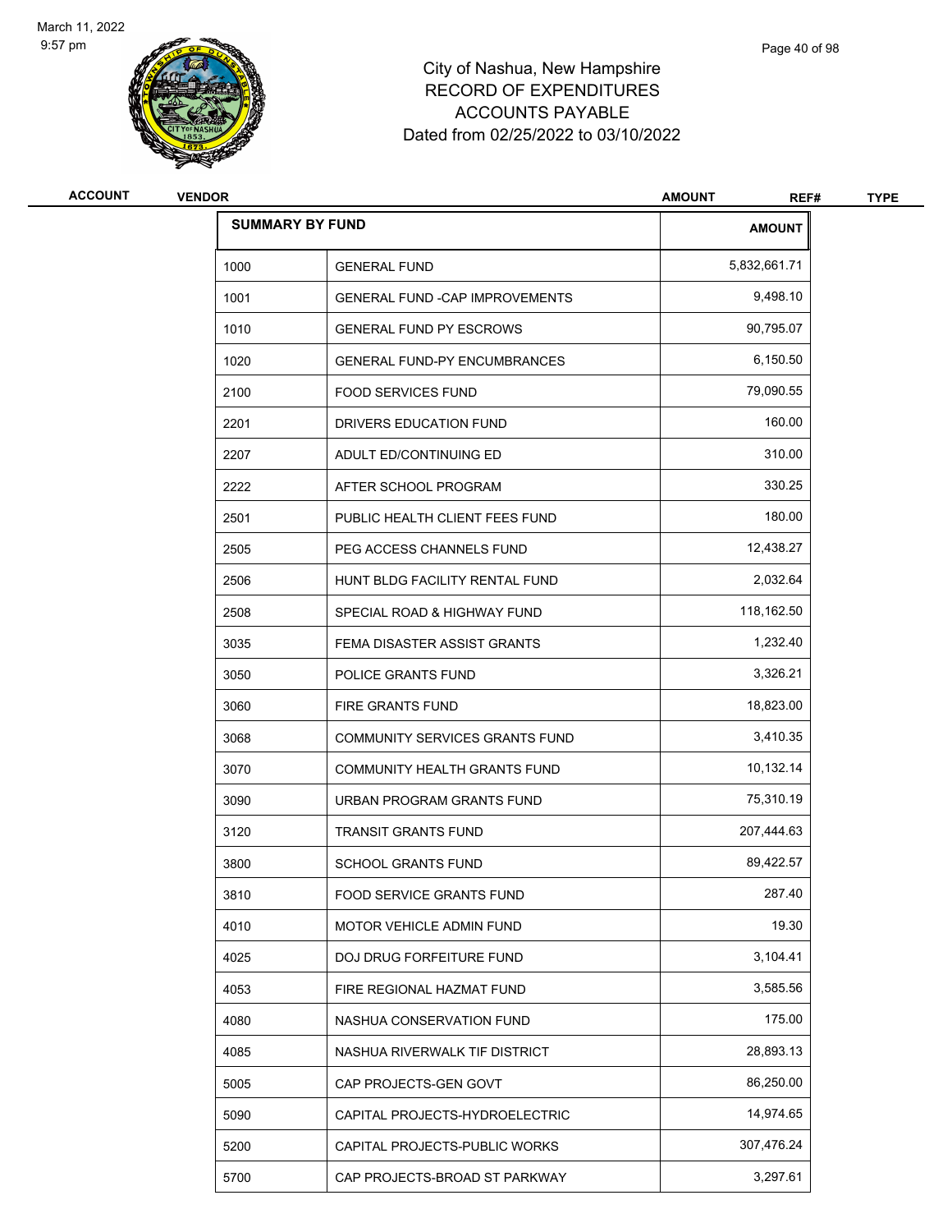# City of Nashua, New Hampshire
## RECORD OF EXPENDITURES
## ACCOUNTS PAYABLE
## Dated from 02/25/2022 to 03/10/2022

| ACCOUNT | VENDOR | AMOUNT | REF# | TYPE |
|---|---|---|---|---|

| SUMMARY BY FUND | | AMOUNT |
|---|---|---|
| 1000 | GENERAL FUND | 5,832,661.71 |
| 1001 | GENERAL FUND -CAP IMPROVEMENTS | 9,498.10 |
| 1010 | GENERAL FUND PY ESCROWS | 90,795.07 |
| 1020 | GENERAL FUND-PY ENCUMBRANCES | 6,150.50 |
| 2100 | FOOD SERVICES FUND | 79,090.55 |
| 2201 | DRIVERS EDUCATION FUND | 160.00 |
| 2207 | ADULT ED/CONTINUING ED | 310.00 |
| 2222 | AFTER SCHOOL PROGRAM | 330.25 |
| 2501 | PUBLIC HEALTH CLIENT FEES FUND | 180.00 |
| 2505 | PEG ACCESS CHANNELS FUND | 12,438.27 |
| 2506 | HUNT BLDG FACILITY RENTAL FUND | 2,032.64 |
| 2508 | SPECIAL ROAD & HIGHWAY FUND | 118,162.50 |
| 3035 | FEMA DISASTER ASSIST GRANTS | 1,232.40 |
| 3050 | POLICE GRANTS FUND | 3,326.21 |
| 3060 | FIRE GRANTS FUND | 18,823.00 |
| 3068 | COMMUNITY SERVICES GRANTS FUND | 3,410.35 |
| 3070 | COMMUNITY HEALTH GRANTS FUND | 10,132.14 |
| 3090 | URBAN PROGRAM GRANTS FUND | 75,310.19 |
| 3120 | TRANSIT GRANTS FUND | 207,444.63 |
| 3800 | SCHOOL GRANTS FUND | 89,422.57 |
| 3810 | FOOD SERVICE GRANTS FUND | 287.40 |
| 4010 | MOTOR VEHICLE ADMIN FUND | 19.30 |
| 4025 | DOJ DRUG FORFEITURE FUND | 3,104.41 |
| 4053 | FIRE REGIONAL HAZMAT FUND | 3,585.56 |
| 4080 | NASHUA CONSERVATION FUND | 175.00 |
| 4085 | NASHUA RIVERWALK TIF DISTRICT | 28,893.13 |
| 5005 | CAP PROJECTS-GEN GOVT | 86,250.00 |
| 5090 | CAPITAL PROJECTS-HYDROELECTRIC | 14,974.65 |
| 5200 | CAPITAL PROJECTS-PUBLIC WORKS | 307,476.24 |
| 5700 | CAP PROJECTS-BROAD ST PARKWAY | 3,297.61 |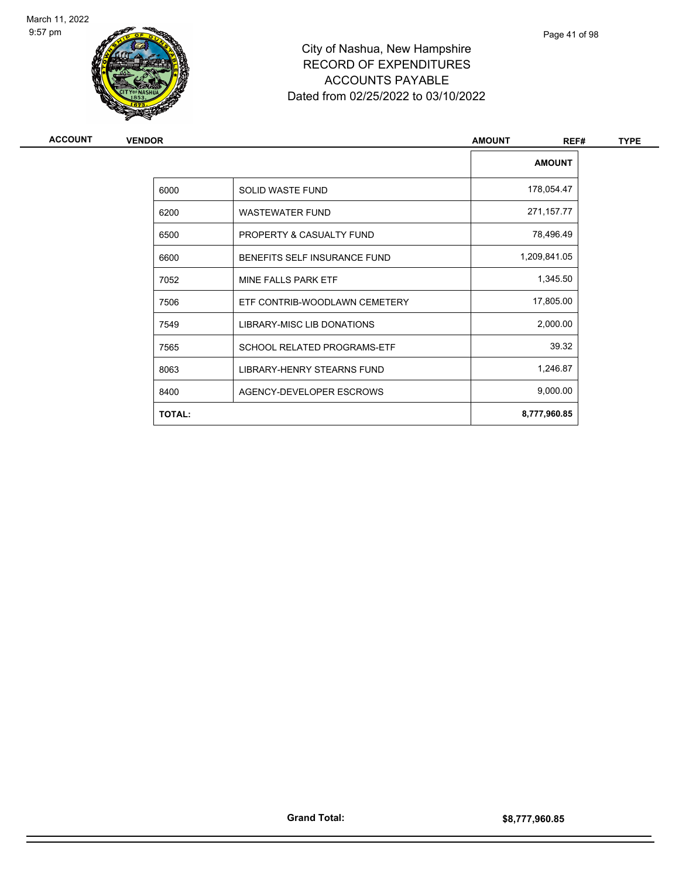# City of Nashua, New Hampshire
## RECORD OF EXPENDITURES
## ACCOUNTS PAYABLE
## Dated from 02/25/2022 to 03/10/2022

| ACCOUNT | VENDOR | AMOUNT | REF# | TYPE |
|---|---|---|---|---|

| | | AMOUNT |
|---|---|---|
| 6000 | SOLID WASTE FUND | 178,054.47 |
| 6200 | WASTEWATER FUND | 271,157.77 |
| 6500 | PROPERTY & CASUALTY FUND | 78,496.49 |
| 6600 | BENEFITS SELF INSURANCE FUND | 1,209,841.05 |
| 7052 | MINE FALLS PARK ETF | 1,345.50 |
| 7506 | ETF CONTRIB-WOODLAWN CEMETERY | 17,805.00 |
| 7549 | LIBRARY-MISC LIB DONATIONS | 2,000.00 |
| 7565 | SCHOOL RELATED PROGRAMS-ETF | 39.32 |
| 8063 | LIBRARY-HENRY STEARNS FUND | 1,246.87 |
| 8400 | AGENCY-DEVELOPER ESCROWS | 9,000.00 |
| **TOTAL:** | | **8,777,960.85** |

**Grand Total:** **$8,777,960.85**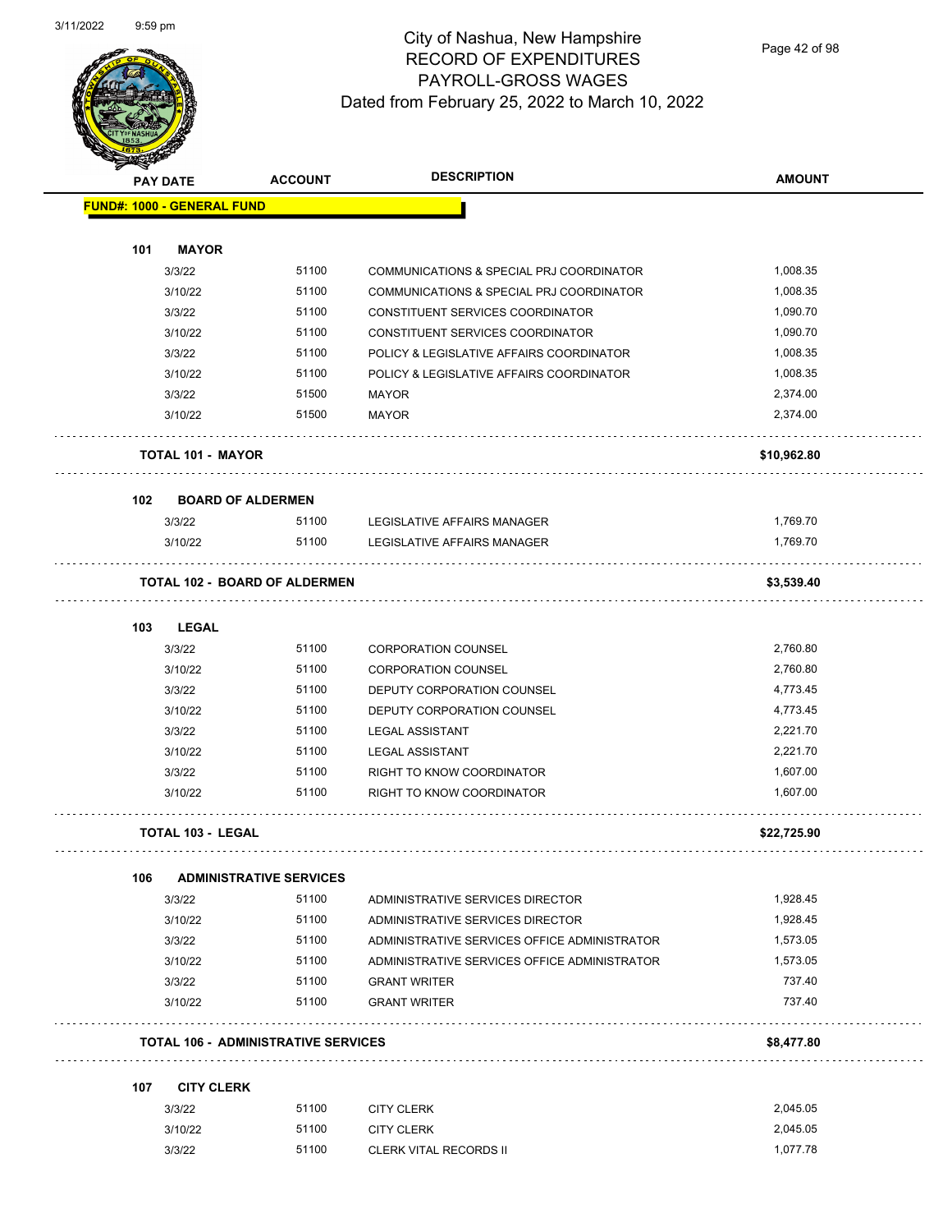# City of Nashua, New Hampshire
## RECORD OF EXPENDITURES
## PAYROLL-GROSS WAGES
## Dated from February 25, 2022 to March 10, 2022

3/11/2022 9:59 pm

| PAY DATE | ACCOUNT | DESCRIPTION | AMOUNT |
|---|---|---|---|
| **FUND#: 1000 - GENERAL FUND** | | | |
| **101 MAYOR** | | | |
| 3/3/22 | 51100 | COMMUNICATIONS & SPECIAL PRJ COORDINATOR | 1,008.35 |
| 3/10/22 | 51100 | COMMUNICATIONS & SPECIAL PRJ COORDINATOR | 1,008.35 |
| 3/3/22 | 51100 | CONSTITUENT SERVICES COORDINATOR | 1,090.70 |
| 3/10/22 | 51100 | CONSTITUENT SERVICES COORDINATOR | 1,090.70 |
| 3/3/22 | 51100 | POLICY & LEGISLATIVE AFFAIRS COORDINATOR | 1,008.35 |
| 3/10/22 | 51100 | POLICY & LEGISLATIVE AFFAIRS COORDINATOR | 1,008.35 |
| 3/3/22 | 51500 | MAYOR | 2,374.00 |
| 3/10/22 | 51500 | MAYOR | 2,374.00 |
| **TOTAL 101 - MAYOR** | | | **$10,962.80** |
| **102 BOARD OF ALDERMEN** | | | |
| 3/3/22 | 51100 | LEGISLATIVE AFFAIRS MANAGER | 1,769.70 |
| 3/10/22 | 51100 | LEGISLATIVE AFFAIRS MANAGER | 1,769.70 |
| **TOTAL 102 - BOARD OF ALDERMEN** | | | **$3,539.40** |
| **103 LEGAL** | | | |
| 3/3/22 | 51100 | CORPORATION COUNSEL | 2,760.80 |
| 3/10/22 | 51100 | CORPORATION COUNSEL | 2,760.80 |
| 3/3/22 | 51100 | DEPUTY CORPORATION COUNSEL | 4,773.45 |
| 3/10/22 | 51100 | DEPUTY CORPORATION COUNSEL | 4,773.45 |
| 3/3/22 | 51100 | LEGAL ASSISTANT | 2,221.70 |
| 3/10/22 | 51100 | LEGAL ASSISTANT | 2,221.70 |
| 3/3/22 | 51100 | RIGHT TO KNOW COORDINATOR | 1,607.00 |
| 3/10/22 | 51100 | RIGHT TO KNOW COORDINATOR | 1,607.00 |
| **TOTAL 103 - LEGAL** | | | **$22,725.90** |
| **106 ADMINISTRATIVE SERVICES** | | | |
| 3/3/22 | 51100 | ADMINISTRATIVE SERVICES DIRECTOR | 1,928.45 |
| 3/10/22 | 51100 | ADMINISTRATIVE SERVICES DIRECTOR | 1,928.45 |
| 3/3/22 | 51100 | ADMINISTRATIVE SERVICES OFFICE ADMINISTRATOR | 1,573.05 |
| 3/10/22 | 51100 | ADMINISTRATIVE SERVICES OFFICE ADMINISTRATOR | 1,573.05 |
| 3/3/22 | 51100 | GRANT WRITER | 737.40 |
| 3/10/22 | 51100 | GRANT WRITER | 737.40 |
| **TOTAL 106 - ADMINISTRATIVE SERVICES** | | | **$8,477.80** |
| **107 CITY CLERK** | | | |
| 3/3/22 | 51100 | CITY CLERK | 2,045.05 |
| 3/10/22 | 51100 | CITY CLERK | 2,045.05 |
| 3/3/22 | 51100 | CLERK VITAL RECORDS II | 1,077.78 |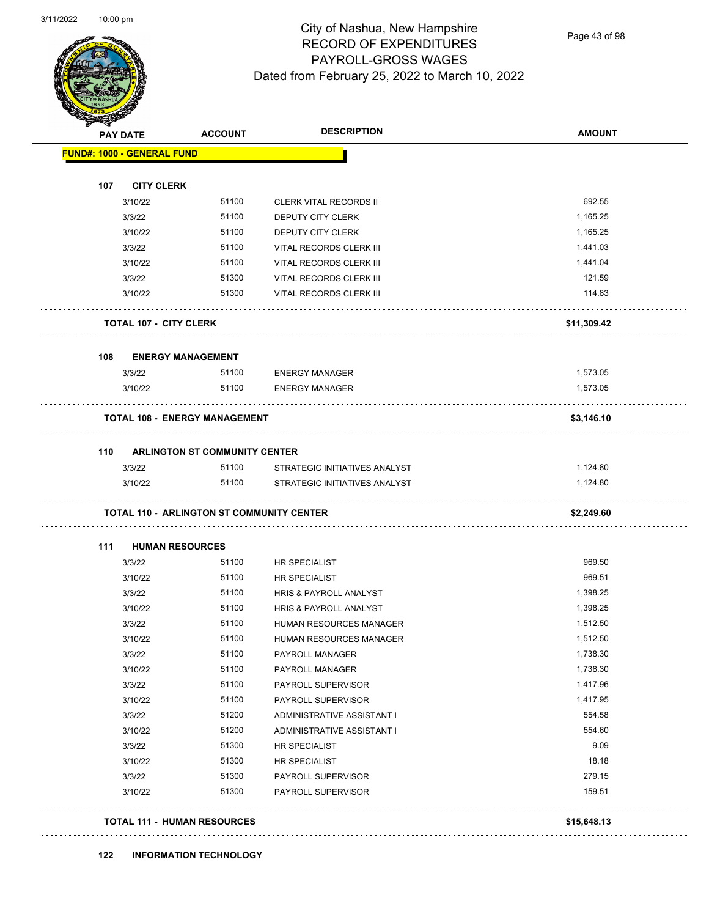# City of Nashua, New Hampshire
## RECORD OF EXPENDITURES
## PAYROLL-GROSS WAGES
### Dated from February 25, 2022 to March 10, 2022

| PAY DATE | ACCOUNT | DESCRIPTION | AMOUNT |
|---|---|---|---|
| **FUND#: 1000 - GENERAL FUND** | | | |
| **107 CITY CLERK** | | | |
| 3/10/22 | 51100 | CLERK VITAL RECORDS II | 692.55 |
| 3/3/22 | 51100 | DEPUTY CITY CLERK | 1,165.25 |
| 3/10/22 | 51100 | DEPUTY CITY CLERK | 1,165.25 |
| 3/3/22 | 51100 | VITAL RECORDS CLERK III | 1,441.03 |
| 3/10/22 | 51100 | VITAL RECORDS CLERK III | 1,441.04 |
| 3/3/22 | 51300 | VITAL RECORDS CLERK III | 121.59 |
| 3/10/22 | 51300 | VITAL RECORDS CLERK III | 114.83 |
| **TOTAL 107 - CITY CLERK** | | | **$11,309.42** |
| **108 ENERGY MANAGEMENT** | | | |
| 3/3/22 | 51100 | ENERGY MANAGER | 1,573.05 |
| 3/10/22 | 51100 | ENERGY MANAGER | 1,573.05 |
| **TOTAL 108 - ENERGY MANAGEMENT** | | | **$3,146.10** |
| **110 ARLINGTON ST COMMUNITY CENTER** | | | |
| 3/3/22 | 51100 | STRATEGIC INITIATIVES ANALYST | 1,124.80 |
| 3/10/22 | 51100 | STRATEGIC INITIATIVES ANALYST | 1,124.80 |
| **TOTAL 110 - ARLINGTON ST COMMUNITY CENTER** | | | **$2,249.60** |
| **111 HUMAN RESOURCES** | | | |
| 3/3/22 | 51100 | HR SPECIALIST | 969.50 |
| 3/10/22 | 51100 | HR SPECIALIST | 969.51 |
| 3/3/22 | 51100 | HRIS & PAYROLL ANALYST | 1,398.25 |
| 3/10/22 | 51100 | HRIS & PAYROLL ANALYST | 1,398.25 |
| 3/3/22 | 51100 | HUMAN RESOURCES MANAGER | 1,512.50 |
| 3/10/22 | 51100 | HUMAN RESOURCES MANAGER | 1,512.50 |
| 3/3/22 | 51100 | PAYROLL MANAGER | 1,738.30 |
| 3/10/22 | 51100 | PAYROLL MANAGER | 1,738.30 |
| 3/3/22 | 51100 | PAYROLL SUPERVISOR | 1,417.96 |
| 3/10/22 | 51100 | PAYROLL SUPERVISOR | 1,417.95 |
| 3/3/22 | 51200 | ADMINISTRATIVE ASSISTANT I | 554.58 |
| 3/10/22 | 51200 | ADMINISTRATIVE ASSISTANT I | 554.60 |
| 3/3/22 | 51300 | HR SPECIALIST | 9.09 |
| 3/10/22 | 51300 | HR SPECIALIST | 18.18 |
| 3/3/22 | 51300 | PAYROLL SUPERVISOR | 279.15 |
| 3/10/22 | 51300 | PAYROLL SUPERVISOR | 159.51 |
| **TOTAL 111 - HUMAN RESOURCES** | | | **$15,648.13** |
| **122 INFORMATION TECHNOLOGY** | | | |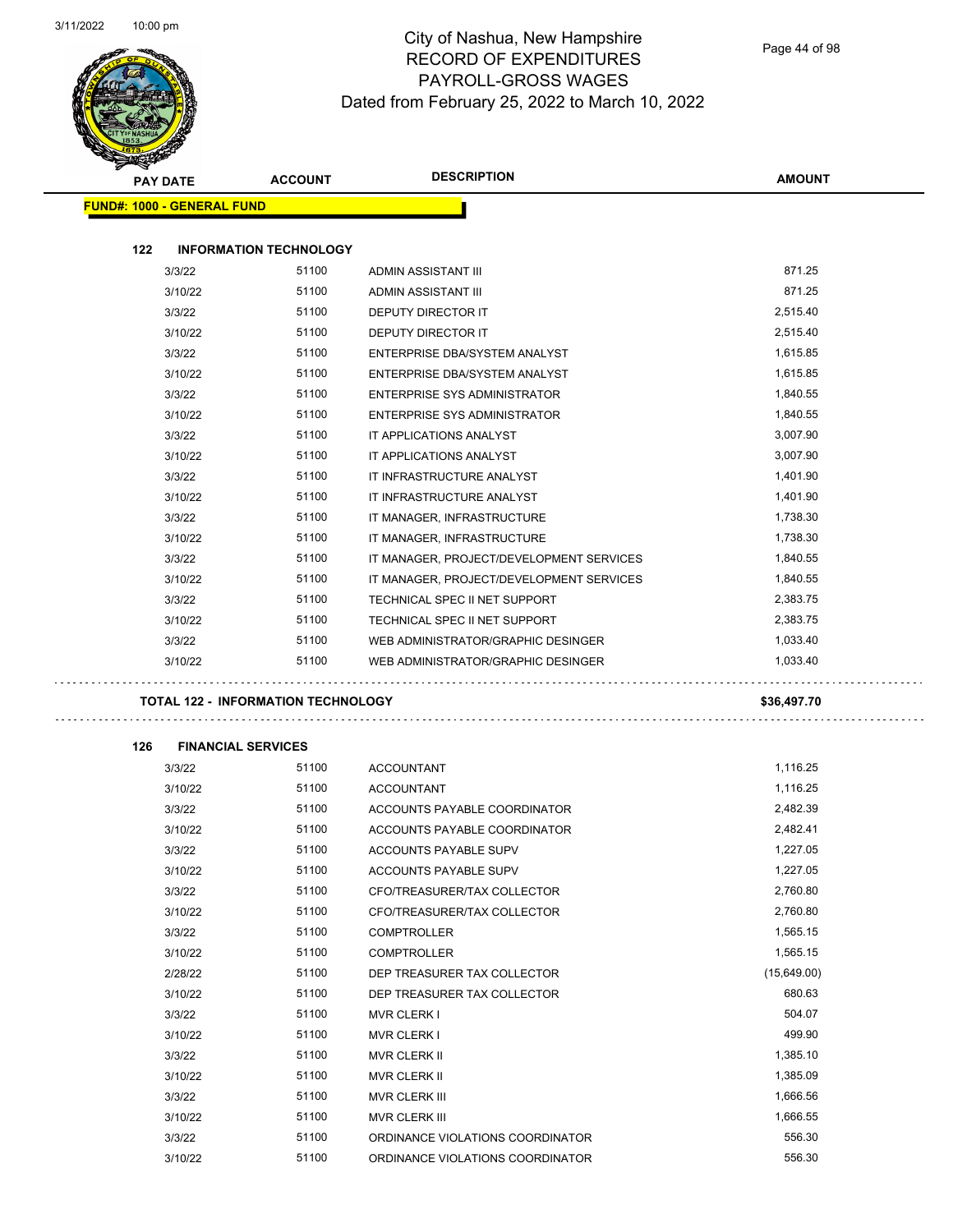# City of Nashua, New Hampshire
## RECORD OF EXPENDITURES
## PAYROLL-GROSS WAGES
## Dated from February 25, 2022 to March 10, 2022

| PAY DATE | ACCOUNT | DESCRIPTION | AMOUNT |
|---|---|---|---|
| **FUND#: 1000 - GENERAL FUND** | | | |
| **122 INFORMATION TECHNOLOGY** | | | |
| 3/3/22 | 51100 | ADMIN ASSISTANT III | 871.25 |
| 3/10/22 | 51100 | ADMIN ASSISTANT III | 871.25 |
| 3/3/22 | 51100 | DEPUTY DIRECTOR IT | 2,515.40 |
| 3/10/22 | 51100 | DEPUTY DIRECTOR IT | 2,515.40 |
| 3/3/22 | 51100 | ENTERPRISE DBA/SYSTEM ANALYST | 1,615.85 |
| 3/10/22 | 51100 | ENTERPRISE DBA/SYSTEM ANALYST | 1,615.85 |
| 3/3/22 | 51100 | ENTERPRISE SYS ADMINISTRATOR | 1,840.55 |
| 3/10/22 | 51100 | ENTERPRISE SYS ADMINISTRATOR | 1,840.55 |
| 3/3/22 | 51100 | IT APPLICATIONS ANALYST | 3,007.90 |
| 3/10/22 | 51100 | IT APPLICATIONS ANALYST | 3,007.90 |
| 3/3/22 | 51100 | IT INFRASTRUCTURE ANALYST | 1,401.90 |
| 3/10/22 | 51100 | IT INFRASTRUCTURE ANALYST | 1,401.90 |
| 3/3/22 | 51100 | IT MANAGER, INFRASTRUCTURE | 1,738.30 |
| 3/10/22 | 51100 | IT MANAGER, INFRASTRUCTURE | 1,738.30 |
| 3/3/22 | 51100 | IT MANAGER, PROJECT/DEVELOPMENT SERVICES | 1,840.55 |
| 3/10/22 | 51100 | IT MANAGER, PROJECT/DEVELOPMENT SERVICES | 1,840.55 |
| 3/3/22 | 51100 | TECHNICAL SPEC II NET SUPPORT | 2,383.75 |
| 3/10/22 | 51100 | TECHNICAL SPEC II NET SUPPORT | 2,383.75 |
| 3/3/22 | 51100 | WEB ADMINISTRATOR/GRAPHIC DESINGER | 1,033.40 |
| 3/10/22 | 51100 | WEB ADMINISTRATOR/GRAPHIC DESINGER | 1,033.40 |
| **TOTAL 122 - INFORMATION TECHNOLOGY** | | | **$36,497.70** |
| **126 FINANCIAL SERVICES** | | | |
| 3/3/22 | 51100 | ACCOUNTANT | 1,116.25 |
| 3/10/22 | 51100 | ACCOUNTANT | 1,116.25 |
| 3/3/22 | 51100 | ACCOUNTS PAYABLE COORDINATOR | 2,482.39 |
| 3/10/22 | 51100 | ACCOUNTS PAYABLE COORDINATOR | 2,482.41 |
| 3/3/22 | 51100 | ACCOUNTS PAYABLE SUPV | 1,227.05 |
| 3/10/22 | 51100 | ACCOUNTS PAYABLE SUPV | 1,227.05 |
| 3/3/22 | 51100 | CFO/TREASURER/TAX COLLECTOR | 2,760.80 |
| 3/10/22 | 51100 | CFO/TREASURER/TAX COLLECTOR | 2,760.80 |
| 3/3/22 | 51100 | COMPTROLLER | 1,565.15 |
| 3/10/22 | 51100 | COMPTROLLER | 1,565.15 |
| 2/28/22 | 51100 | DEP TREASURER TAX COLLECTOR | (15,649.00) |
| 3/10/22 | 51100 | DEP TREASURER TAX COLLECTOR | 680.63 |
| 3/3/22 | 51100 | MVR CLERK I | 504.07 |
| 3/10/22 | 51100 | MVR CLERK I | 499.90 |
| 3/3/22 | 51100 | MVR CLERK II | 1,385.10 |
| 3/10/22 | 51100 | MVR CLERK II | 1,385.09 |
| 3/3/22 | 51100 | MVR CLERK III | 1,666.56 |
| 3/10/22 | 51100 | MVR CLERK III | 1,666.55 |
| 3/3/22 | 51100 | ORDINANCE VIOLATIONS COORDINATOR | 556.30 |
| 3/10/22 | 51100 | ORDINANCE VIOLATIONS COORDINATOR | 556.30 |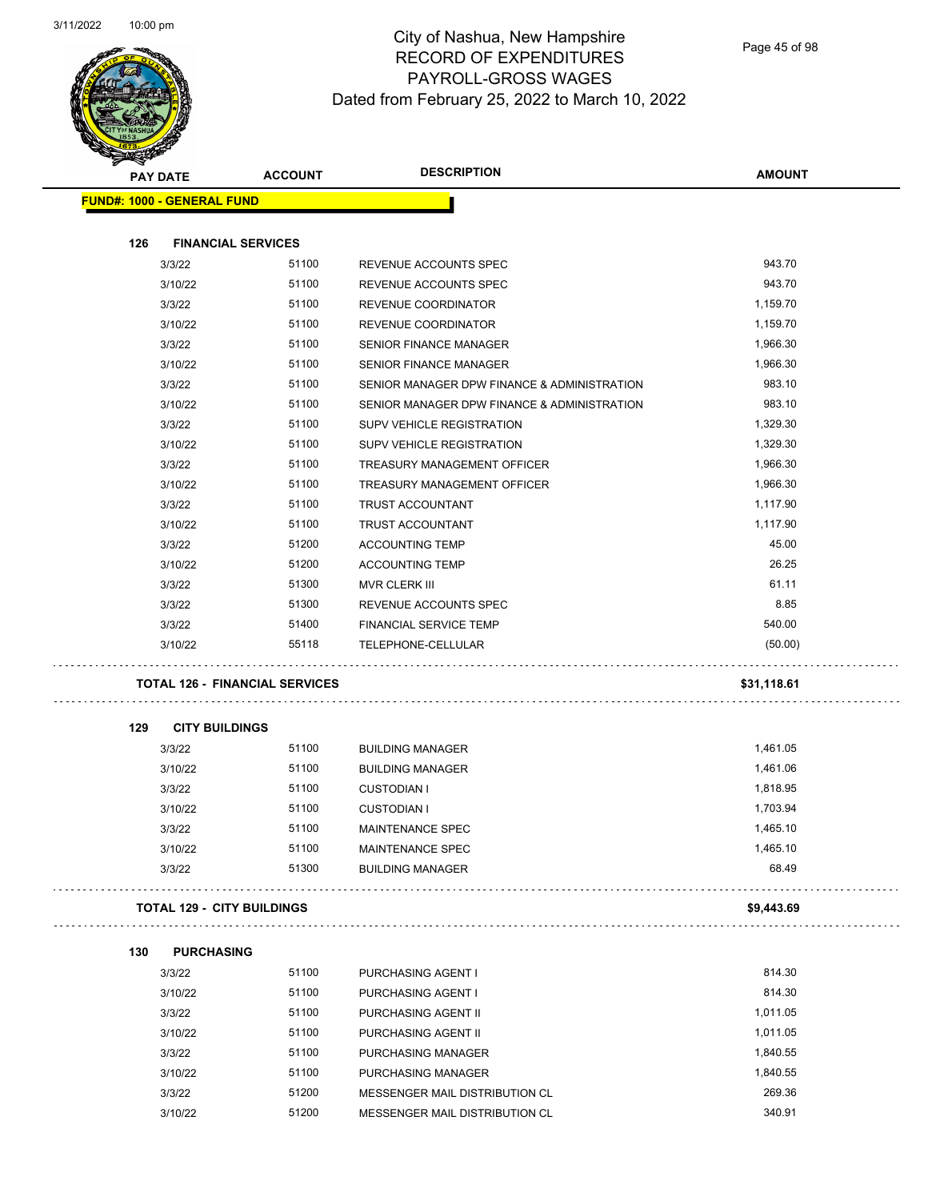# City of Nashua, New Hampshire
## RECORD OF EXPENDITURES
## PAYROLL-GROSS WAGES
## Dated from February 25, 2022 to March 10, 2022

| PAY DATE | ACCOUNT | DESCRIPTION | AMOUNT |
|---|---|---|---|
| **FUND#: 1000 - GENERAL FUND** | | | |
| **126 FINANCIAL SERVICES** | | | |
| 3/3/22 | 51100 | REVENUE ACCOUNTS SPEC | 943.70 |
| 3/10/22 | 51100 | REVENUE ACCOUNTS SPEC | 943.70 |
| 3/3/22 | 51100 | REVENUE COORDINATOR | 1,159.70 |
| 3/10/22 | 51100 | REVENUE COORDINATOR | 1,159.70 |
| 3/3/22 | 51100 | SENIOR FINANCE MANAGER | 1,966.30 |
| 3/10/22 | 51100 | SENIOR FINANCE MANAGER | 1,966.30 |
| 3/3/22 | 51100 | SENIOR MANAGER DPW FINANCE & ADMINISTRATION | 983.10 |
| 3/10/22 | 51100 | SENIOR MANAGER DPW FINANCE & ADMINISTRATION | 983.10 |
| 3/3/22 | 51100 | SUPV VEHICLE REGISTRATION | 1,329.30 |
| 3/10/22 | 51100 | SUPV VEHICLE REGISTRATION | 1,329.30 |
| 3/3/22 | 51100 | TREASURY MANAGEMENT OFFICER | 1,966.30 |
| 3/10/22 | 51100 | TREASURY MANAGEMENT OFFICER | 1,966.30 |
| 3/3/22 | 51100 | TRUST ACCOUNTANT | 1,117.90 |
| 3/10/22 | 51100 | TRUST ACCOUNTANT | 1,117.90 |
| 3/3/22 | 51200 | ACCOUNTING TEMP | 45.00 |
| 3/10/22 | 51200 | ACCOUNTING TEMP | 26.25 |
| 3/3/22 | 51300 | MVR CLERK III | 61.11 |
| 3/3/22 | 51300 | REVENUE ACCOUNTS SPEC | 8.85 |
| 3/3/22 | 51400 | FINANCIAL SERVICE TEMP | 540.00 |
| 3/10/22 | 55118 | TELEPHONE-CELLULAR | (50.00) |
| **TOTAL 126 - FINANCIAL SERVICES** | | | **$31,118.61** |
| **129 CITY BUILDINGS** | | | |
| 3/3/22 | 51100 | BUILDING MANAGER | 1,461.05 |
| 3/10/22 | 51100 | BUILDING MANAGER | 1,461.06 |
| 3/3/22 | 51100 | CUSTODIAN I | 1,818.95 |
| 3/10/22 | 51100 | CUSTODIAN I | 1,703.94 |
| 3/3/22 | 51100 | MAINTENANCE SPEC | 1,465.10 |
| 3/10/22 | 51100 | MAINTENANCE SPEC | 1,465.10 |
| 3/3/22 | 51300 | BUILDING MANAGER | 68.49 |
| **TOTAL 129 - CITY BUILDINGS** | | | **$9,443.69** |
| **130 PURCHASING** | | | |
| 3/3/22 | 51100 | PURCHASING AGENT I | 814.30 |
| 3/10/22 | 51100 | PURCHASING AGENT I | 814.30 |
| 3/3/22 | 51100 | PURCHASING AGENT II | 1,011.05 |
| 3/10/22 | 51100 | PURCHASING AGENT II | 1,011.05 |
| 3/3/22 | 51100 | PURCHASING MANAGER | 1,840.55 |
| 3/10/22 | 51100 | PURCHASING MANAGER | 1,840.55 |
| 3/3/22 | 51200 | MESSENGER MAIL DISTRIBUTION CL | 269.36 |
| 3/10/22 | 51200 | MESSENGER MAIL DISTRIBUTION CL | 340.91 |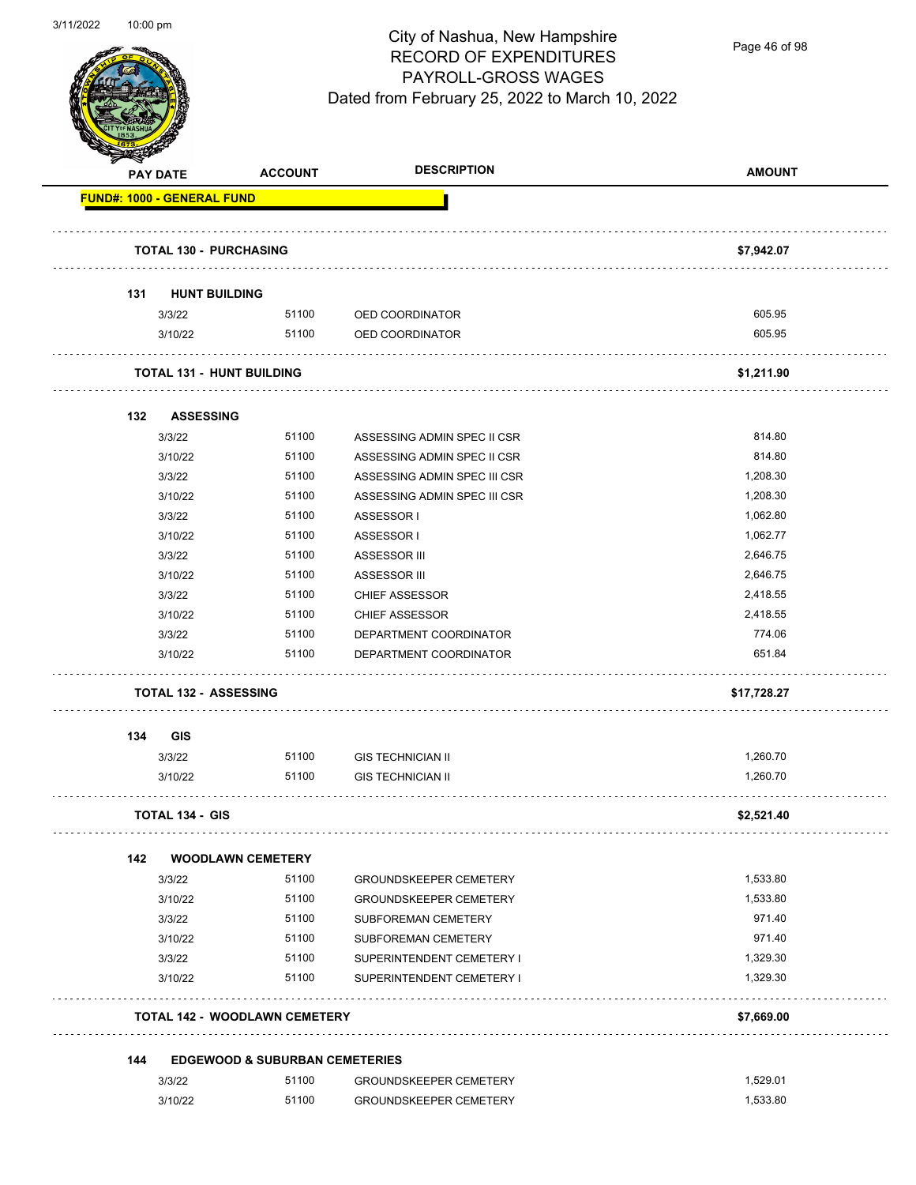City of Nashua, New Hampshire
RECORD OF EXPENDITURES
PAYROLL-GROSS WAGES
Dated from February 25, 2022 to March 10, 2022

| PAY DATE | ACCOUNT | DESCRIPTION | AMOUNT |
|---|---|---|---|
| **FUND#: 1000 - GENERAL FUND** | | | |
| **TOTAL 130 - PURCHASING** | | | **$7,942.07** |
| **131 HUNT BUILDING** | | | |
| 3/3/22 | 51100 | OED COORDINATOR | 605.95 |
| 3/10/22 | 51100 | OED COORDINATOR | 605.95 |
| **TOTAL 131 - HUNT BUILDING** | | | **$1,211.90** |
| **132 ASSESSING** | | | |
| 3/3/22 | 51100 | ASSESSING ADMIN SPEC II CSR | 814.80 |
| 3/10/22 | 51100 | ASSESSING ADMIN SPEC II CSR | 814.80 |
| 3/3/22 | 51100 | ASSESSING ADMIN SPEC III CSR | 1,208.30 |
| 3/10/22 | 51100 | ASSESSING ADMIN SPEC III CSR | 1,208.30 |
| 3/3/22 | 51100 | ASSESSOR I | 1,062.80 |
| 3/10/22 | 51100 | ASSESSOR I | 1,062.77 |
| 3/3/22 | 51100 | ASSESSOR III | 2,646.75 |
| 3/10/22 | 51100 | ASSESSOR III | 2,646.75 |
| 3/3/22 | 51100 | CHIEF ASSESSOR | 2,418.55 |
| 3/10/22 | 51100 | CHIEF ASSESSOR | 2,418.55 |
| 3/3/22 | 51100 | DEPARTMENT COORDINATOR | 774.06 |
| 3/10/22 | 51100 | DEPARTMENT COORDINATOR | 651.84 |
| **TOTAL 132 - ASSESSING** | | | **$17,728.27** |
| **134 GIS** | | | |
| 3/3/22 | 51100 | GIS TECHNICIAN II | 1,260.70 |
| 3/10/22 | 51100 | GIS TECHNICIAN II | 1,260.70 |
| **TOTAL 134 - GIS** | | | **$2,521.40** |
| **142 WOODLAWN CEMETERY** | | | |
| 3/3/22 | 51100 | GROUNDSKEEPER CEMETERY | 1,533.80 |
| 3/10/22 | 51100 | GROUNDSKEEPER CEMETERY | 1,533.80 |
| 3/3/22 | 51100 | SUBFOREMAN CEMETERY | 971.40 |
| 3/10/22 | 51100 | SUBFOREMAN CEMETERY | 971.40 |
| 3/3/22 | 51100 | SUPERINTENDENT CEMETERY I | 1,329.30 |
| 3/10/22 | 51100 | SUPERINTENDENT CEMETERY I | 1,329.30 |
| **TOTAL 142 - WOODLAWN CEMETERY** | | | **$7,669.00** |
| **144 EDGEWOOD & SUBURBAN CEMETERIES** | | | |
| 3/3/22 | 51100 | GROUNDSKEEPER CEMETERY | 1,529.01 |
| 3/10/22 | 51100 | GROUNDSKEEPER CEMETERY | 1,533.80 |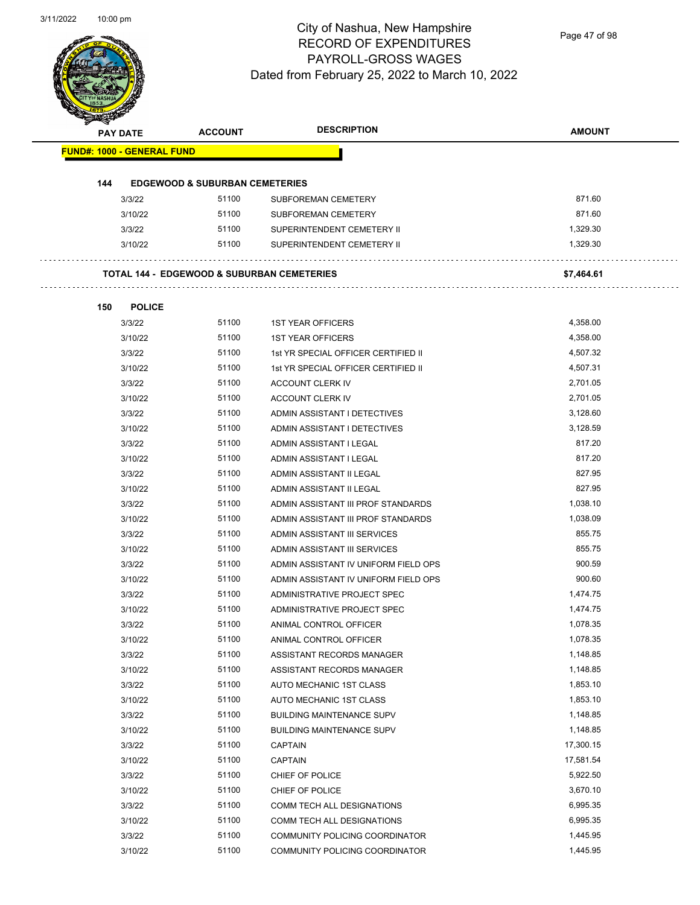# City of Nashua, New Hampshire
## RECORD OF EXPENDITURES
## PAYROLL-GROSS WAGES
## Dated from February 25, 2022 to March 10, 2022

| PAY DATE | ACCOUNT | DESCRIPTION | AMOUNT |
|---|---|---|---|
| **FUND#: 1000 - GENERAL FUND** | | | |
| **144 EDGEWOOD & SUBURBAN CEMETERIES** | | | |
| 3/3/22 | 51100 | SUBFOREMAN CEMETERY | 871.60 |
| 3/10/22 | 51100 | SUBFOREMAN CEMETERY | 871.60 |
| 3/3/22 | 51100 | SUPERINTENDENT CEMETERY II | 1,329.30 |
| 3/10/22 | 51100 | SUPERINTENDENT CEMETERY II | 1,329.30 |
| **TOTAL 144 - EDGEWOOD & SUBURBAN CEMETERIES** | | | **$7,464.61** |
| **150 POLICE** | | | |
| 3/3/22 | 51100 | 1ST YEAR OFFICERS | 4,358.00 |
| 3/10/22 | 51100 | 1ST YEAR OFFICERS | 4,358.00 |
| 3/3/22 | 51100 | 1st YR SPECIAL OFFICER CERTIFIED II | 4,507.32 |
| 3/10/22 | 51100 | 1st YR SPECIAL OFFICER CERTIFIED II | 4,507.31 |
| 3/3/22 | 51100 | ACCOUNT CLERK IV | 2,701.05 |
| 3/10/22 | 51100 | ACCOUNT CLERK IV | 2,701.05 |
| 3/3/22 | 51100 | ADMIN ASSISTANT I DETECTIVES | 3,128.60 |
| 3/10/22 | 51100 | ADMIN ASSISTANT I DETECTIVES | 3,128.59 |
| 3/3/22 | 51100 | ADMIN ASSISTANT I LEGAL | 817.20 |
| 3/10/22 | 51100 | ADMIN ASSISTANT I LEGAL | 817.20 |
| 3/3/22 | 51100 | ADMIN ASSISTANT II LEGAL | 827.95 |
| 3/10/22 | 51100 | ADMIN ASSISTANT II LEGAL | 827.95 |
| 3/3/22 | 51100 | ADMIN ASSISTANT III PROF STANDARDS | 1,038.10 |
| 3/10/22 | 51100 | ADMIN ASSISTANT III PROF STANDARDS | 1,038.09 |
| 3/3/22 | 51100 | ADMIN ASSISTANT III SERVICES | 855.75 |
| 3/10/22 | 51100 | ADMIN ASSISTANT III SERVICES | 855.75 |
| 3/3/22 | 51100 | ADMIN ASSISTANT IV UNIFORM FIELD OPS | 900.59 |
| 3/10/22 | 51100 | ADMIN ASSISTANT IV UNIFORM FIELD OPS | 900.60 |
| 3/3/22 | 51100 | ADMINISTRATIVE PROJECT SPEC | 1,474.75 |
| 3/10/22 | 51100 | ADMINISTRATIVE PROJECT SPEC | 1,474.75 |
| 3/3/22 | 51100 | ANIMAL CONTROL OFFICER | 1,078.35 |
| 3/10/22 | 51100 | ANIMAL CONTROL OFFICER | 1,078.35 |
| 3/3/22 | 51100 | ASSISTANT RECORDS MANAGER | 1,148.85 |
| 3/10/22 | 51100 | ASSISTANT RECORDS MANAGER | 1,148.85 |
| 3/3/22 | 51100 | AUTO MECHANIC 1ST CLASS | 1,853.10 |
| 3/10/22 | 51100 | AUTO MECHANIC 1ST CLASS | 1,853.10 |
| 3/3/22 | 51100 | BUILDING MAINTENANCE SUPV | 1,148.85 |
| 3/10/22 | 51100 | BUILDING MAINTENANCE SUPV | 1,148.85 |
| 3/3/22 | 51100 | CAPTAIN | 17,300.15 |
| 3/10/22 | 51100 | CAPTAIN | 17,581.54 |
| 3/3/22 | 51100 | CHIEF OF POLICE | 5,922.50 |
| 3/10/22 | 51100 | CHIEF OF POLICE | 3,670.10 |
| 3/3/22 | 51100 | COMM TECH ALL DESIGNATIONS | 6,995.35 |
| 3/10/22 | 51100 | COMM TECH ALL DESIGNATIONS | 6,995.35 |
| 3/3/22 | 51100 | COMMUNITY POLICING COORDINATOR | 1,445.95 |
| 3/10/22 | 51100 | COMMUNITY POLICING COORDINATOR | 1,445.95 |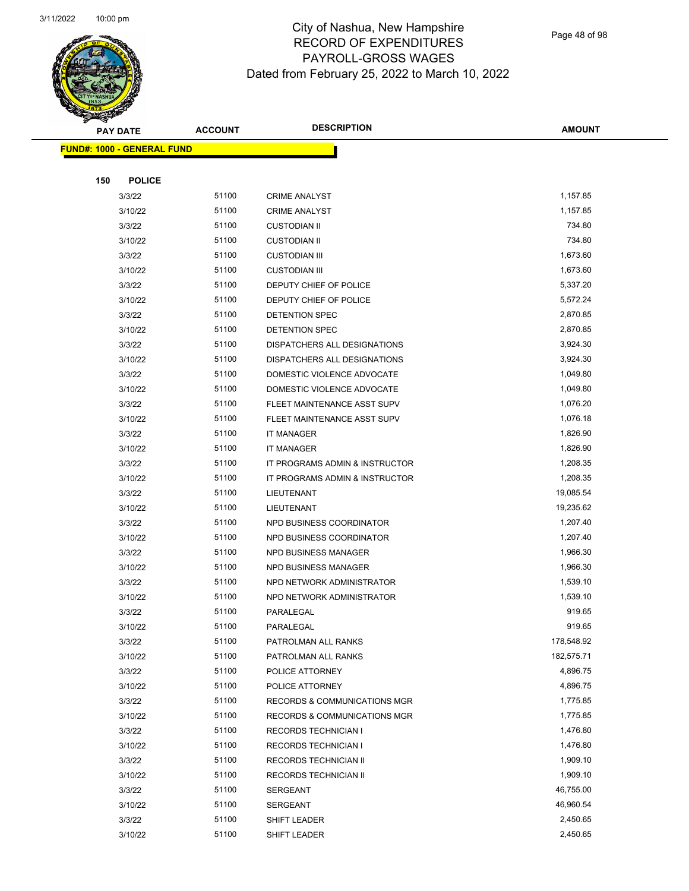# City of Nashua, New Hampshire
## RECORD OF EXPENDITURES
## PAYROLL-GROSS WAGES
## Dated from February 25, 2022 to March 10, 2022

| PAY DATE | ACCOUNT | DESCRIPTION | AMOUNT |
|---|---|---|---|

**FUND#: 1000 - GENERAL FUND**

**150 POLICE**

| PAY DATE | ACCOUNT | DESCRIPTION | AMOUNT |
|---|---|---|---|
| 3/3/22 | 51100 | CRIME ANALYST | 1,157.85 |
| 3/10/22 | 51100 | CRIME ANALYST | 1,157.85 |
| 3/3/22 | 51100 | CUSTODIAN II | 734.80 |
| 3/10/22 | 51100 | CUSTODIAN II | 734.80 |
| 3/3/22 | 51100 | CUSTODIAN III | 1,673.60 |
| 3/10/22 | 51100 | CUSTODIAN III | 1,673.60 |
| 3/3/22 | 51100 | DEPUTY CHIEF OF POLICE | 5,337.20 |
| 3/10/22 | 51100 | DEPUTY CHIEF OF POLICE | 5,572.24 |
| 3/3/22 | 51100 | DETENTION SPEC | 2,870.85 |
| 3/10/22 | 51100 | DETENTION SPEC | 2,870.85 |
| 3/3/22 | 51100 | DISPATCHERS ALL DESIGNATIONS | 3,924.30 |
| 3/10/22 | 51100 | DISPATCHERS ALL DESIGNATIONS | 3,924.30 |
| 3/3/22 | 51100 | DOMESTIC VIOLENCE ADVOCATE | 1,049.80 |
| 3/10/22 | 51100 | DOMESTIC VIOLENCE ADVOCATE | 1,049.80 |
| 3/3/22 | 51100 | FLEET MAINTENANCE ASST SUPV | 1,076.20 |
| 3/10/22 | 51100 | FLEET MAINTENANCE ASST SUPV | 1,076.18 |
| 3/3/22 | 51100 | IT MANAGER | 1,826.90 |
| 3/10/22 | 51100 | IT MANAGER | 1,826.90 |
| 3/3/22 | 51100 | IT PROGRAMS ADMIN & INSTRUCTOR | 1,208.35 |
| 3/10/22 | 51100 | IT PROGRAMS ADMIN & INSTRUCTOR | 1,208.35 |
| 3/3/22 | 51100 | LIEUTENANT | 19,085.54 |
| 3/10/22 | 51100 | LIEUTENANT | 19,235.62 |
| 3/3/22 | 51100 | NPD BUSINESS COORDINATOR | 1,207.40 |
| 3/10/22 | 51100 | NPD BUSINESS COORDINATOR | 1,207.40 |
| 3/3/22 | 51100 | NPD BUSINESS MANAGER | 1,966.30 |
| 3/10/22 | 51100 | NPD BUSINESS MANAGER | 1,966.30 |
| 3/3/22 | 51100 | NPD NETWORK ADMINISTRATOR | 1,539.10 |
| 3/10/22 | 51100 | NPD NETWORK ADMINISTRATOR | 1,539.10 |
| 3/3/22 | 51100 | PARALEGAL | 919.65 |
| 3/10/22 | 51100 | PARALEGAL | 919.65 |
| 3/3/22 | 51100 | PATROLMAN ALL RANKS | 178,548.92 |
| 3/10/22 | 51100 | PATROLMAN ALL RANKS | 182,575.71 |
| 3/3/22 | 51100 | POLICE ATTORNEY | 4,896.75 |
| 3/10/22 | 51100 | POLICE ATTORNEY | 4,896.75 |
| 3/3/22 | 51100 | RECORDS & COMMUNICATIONS MGR | 1,775.85 |
| 3/10/22 | 51100 | RECORDS & COMMUNICATIONS MGR | 1,775.85 |
| 3/3/22 | 51100 | RECORDS TECHNICIAN I | 1,476.80 |
| 3/10/22 | 51100 | RECORDS TECHNICIAN I | 1,476.80 |
| 3/3/22 | 51100 | RECORDS TECHNICIAN II | 1,909.10 |
| 3/10/22 | 51100 | RECORDS TECHNICIAN II | 1,909.10 |
| 3/3/22 | 51100 | SERGEANT | 46,755.00 |
| 3/10/22 | 51100 | SERGEANT | 46,960.54 |
| 3/3/22 | 51100 | SHIFT LEADER | 2,450.65 |
| 3/10/22 | 51100 | SHIFT LEADER | 2,450.65 |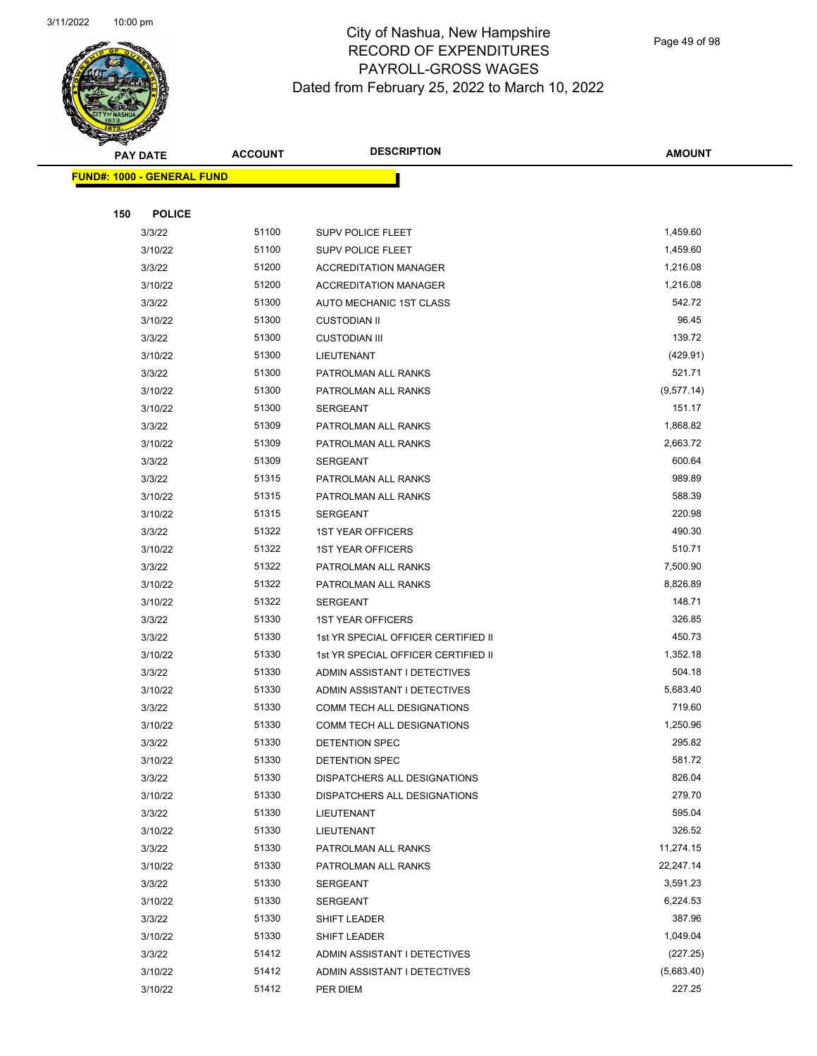# City of Nashua, New Hampshire
## RECORD OF EXPENDITURES
## PAYROLL-GROSS WAGES
## Dated from February 25, 2022 to March 10, 2022

**FUND#: 1000 - GENERAL FUND**

**150 POLICE**

| PAY DATE | ACCOUNT | DESCRIPTION | AMOUNT |
|---|---|---|---|
| 3/3/22 | 51100 | SUPV POLICE FLEET | 1,459.60 |
| 3/10/22 | 51100 | SUPV POLICE FLEET | 1,459.60 |
| 3/3/22 | 51200 | ACCREDITATION MANAGER | 1,216.08 |
| 3/10/22 | 51200 | ACCREDITATION MANAGER | 1,216.08 |
| 3/3/22 | 51300 | AUTO MECHANIC 1ST CLASS | 542.72 |
| 3/10/22 | 51300 | CUSTODIAN II | 96.45 |
| 3/3/22 | 51300 | CUSTODIAN III | 139.72 |
| 3/10/22 | 51300 | LIEUTENANT | (429.91) |
| 3/3/22 | 51300 | PATROLMAN ALL RANKS | 521.71 |
| 3/10/22 | 51300 | PATROLMAN ALL RANKS | (9,577.14) |
| 3/10/22 | 51300 | SERGEANT | 151.17 |
| 3/3/22 | 51309 | PATROLMAN ALL RANKS | 1,868.82 |
| 3/10/22 | 51309 | PATROLMAN ALL RANKS | 2,663.72 |
| 3/3/22 | 51309 | SERGEANT | 600.64 |
| 3/3/22 | 51315 | PATROLMAN ALL RANKS | 989.89 |
| 3/10/22 | 51315 | PATROLMAN ALL RANKS | 588.39 |
| 3/10/22 | 51315 | SERGEANT | 220.98 |
| 3/3/22 | 51322 | 1ST YEAR OFFICERS | 490.30 |
| 3/10/22 | 51322 | 1ST YEAR OFFICERS | 510.71 |
| 3/3/22 | 51322 | PATROLMAN ALL RANKS | 7,500.90 |
| 3/10/22 | 51322 | PATROLMAN ALL RANKS | 8,826.89 |
| 3/10/22 | 51322 | SERGEANT | 148.71 |
| 3/3/22 | 51330 | 1ST YEAR OFFICERS | 326.85 |
| 3/3/22 | 51330 | 1st YR SPECIAL OFFICER CERTIFIED II | 450.73 |
| 3/10/22 | 51330 | 1st YR SPECIAL OFFICER CERTIFIED II | 1,352.18 |
| 3/3/22 | 51330 | ADMIN ASSISTANT I DETECTIVES | 504.18 |
| 3/10/22 | 51330 | ADMIN ASSISTANT I DETECTIVES | 5,683.40 |
| 3/3/22 | 51330 | COMM TECH ALL DESIGNATIONS | 719.60 |
| 3/10/22 | 51330 | COMM TECH ALL DESIGNATIONS | 1,250.96 |
| 3/3/22 | 51330 | DETENTION SPEC | 295.82 |
| 3/10/22 | 51330 | DETENTION SPEC | 581.72 |
| 3/3/22 | 51330 | DISPATCHERS ALL DESIGNATIONS | 826.04 |
| 3/10/22 | 51330 | DISPATCHERS ALL DESIGNATIONS | 279.70 |
| 3/3/22 | 51330 | LIEUTENANT | 595.04 |
| 3/10/22 | 51330 | LIEUTENANT | 326.52 |
| 3/3/22 | 51330 | PATROLMAN ALL RANKS | 11,274.15 |
| 3/10/22 | 51330 | PATROLMAN ALL RANKS | 22,247.14 |
| 3/3/22 | 51330 | SERGEANT | 3,591.23 |
| 3/10/22 | 51330 | SERGEANT | 6,224.53 |
| 3/3/22 | 51330 | SHIFT LEADER | 387.96 |
| 3/10/22 | 51330 | SHIFT LEADER | 1,049.04 |
| 3/3/22 | 51412 | ADMIN ASSISTANT I DETECTIVES | (227.25) |
| 3/10/22 | 51412 | ADMIN ASSISTANT I DETECTIVES | (5,683.40) |
| 3/10/22 | 51412 | PER DIEM | 227.25 |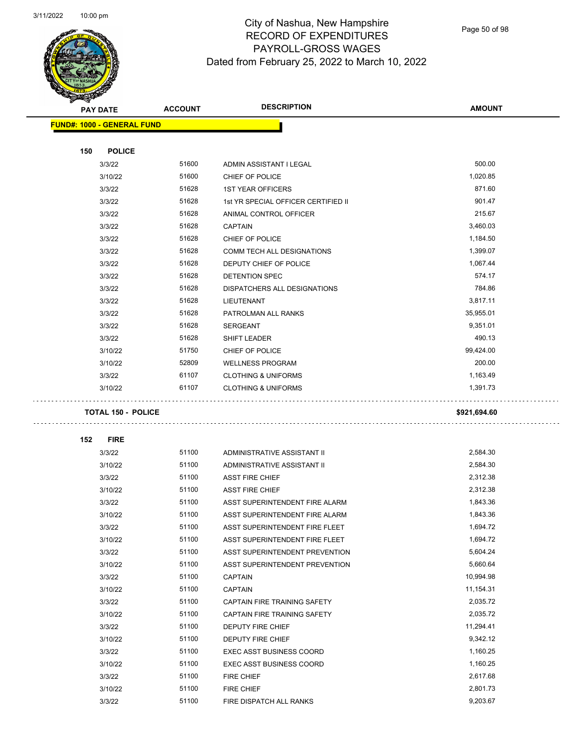City of Nashua, New Hampshire
RECORD OF EXPENDITURES
PAYROLL-GROSS WAGES
Dated from February 25, 2022 to March 10, 2022

| PAY DATE | ACCOUNT | DESCRIPTION | AMOUNT |
|---|---|---|---|
| **FUND#: 1000 - GENERAL FUND** | | | |
| **150 POLICE** | | | |
| 3/3/22 | 51600 | ADMIN ASSISTANT I LEGAL | 500.00 |
| 3/10/22 | 51600 | CHIEF OF POLICE | 1,020.85 |
| 3/3/22 | 51628 | 1ST YEAR OFFICERS | 871.60 |
| 3/3/22 | 51628 | 1st YR SPECIAL OFFICER CERTIFIED II | 901.47 |
| 3/3/22 | 51628 | ANIMAL CONTROL OFFICER | 215.67 |
| 3/3/22 | 51628 | CAPTAIN | 3,460.03 |
| 3/3/22 | 51628 | CHIEF OF POLICE | 1,184.50 |
| 3/3/22 | 51628 | COMM TECH ALL DESIGNATIONS | 1,399.07 |
| 3/3/22 | 51628 | DEPUTY CHIEF OF POLICE | 1,067.44 |
| 3/3/22 | 51628 | DETENTION SPEC | 574.17 |
| 3/3/22 | 51628 | DISPATCHERS ALL DESIGNATIONS | 784.86 |
| 3/3/22 | 51628 | LIEUTENANT | 3,817.11 |
| 3/3/22 | 51628 | PATROLMAN ALL RANKS | 35,955.01 |
| 3/3/22 | 51628 | SERGEANT | 9,351.01 |
| 3/3/22 | 51628 | SHIFT LEADER | 490.13 |
| 3/10/22 | 51750 | CHIEF OF POLICE | 99,424.00 |
| 3/10/22 | 52809 | WELLNESS PROGRAM | 200.00 |
| 3/3/22 | 61107 | CLOTHING & UNIFORMS | 1,163.49 |
| 3/10/22 | 61107 | CLOTHING & UNIFORMS | 1,391.73 |
| **TOTAL 150 - POLICE** | | | **$921,694.60** |
| **152 FIRE** | | | |
| 3/3/22 | 51100 | ADMINISTRATIVE ASSISTANT II | 2,584.30 |
| 3/10/22 | 51100 | ADMINISTRATIVE ASSISTANT II | 2,584.30 |
| 3/3/22 | 51100 | ASST FIRE CHIEF | 2,312.38 |
| 3/10/22 | 51100 | ASST FIRE CHIEF | 2,312.38 |
| 3/3/22 | 51100 | ASST SUPERINTENDENT FIRE ALARM | 1,843.36 |
| 3/10/22 | 51100 | ASST SUPERINTENDENT FIRE ALARM | 1,843.36 |
| 3/3/22 | 51100 | ASST SUPERINTENDENT FIRE FLEET | 1,694.72 |
| 3/10/22 | 51100 | ASST SUPERINTENDENT FIRE FLEET | 1,694.72 |
| 3/3/22 | 51100 | ASST SUPERINTENDENT PREVENTION | 5,604.24 |
| 3/10/22 | 51100 | ASST SUPERINTENDENT PREVENTION | 5,660.64 |
| 3/3/22 | 51100 | CAPTAIN | 10,994.98 |
| 3/10/22 | 51100 | CAPTAIN | 11,154.31 |
| 3/3/22 | 51100 | CAPTAIN FIRE TRAINING SAFETY | 2,035.72 |
| 3/10/22 | 51100 | CAPTAIN FIRE TRAINING SAFETY | 2,035.72 |
| 3/3/22 | 51100 | DEPUTY FIRE CHIEF | 11,294.41 |
| 3/10/22 | 51100 | DEPUTY FIRE CHIEF | 9,342.12 |
| 3/3/22 | 51100 | EXEC ASST BUSINESS COORD | 1,160.25 |
| 3/10/22 | 51100 | EXEC ASST BUSINESS COORD | 1,160.25 |
| 3/3/22 | 51100 | FIRE CHIEF | 2,617.68 |
| 3/10/22 | 51100 | FIRE CHIEF | 2,801.73 |
| 3/3/22 | 51100 | FIRE DISPATCH ALL RANKS | 9,203.67 |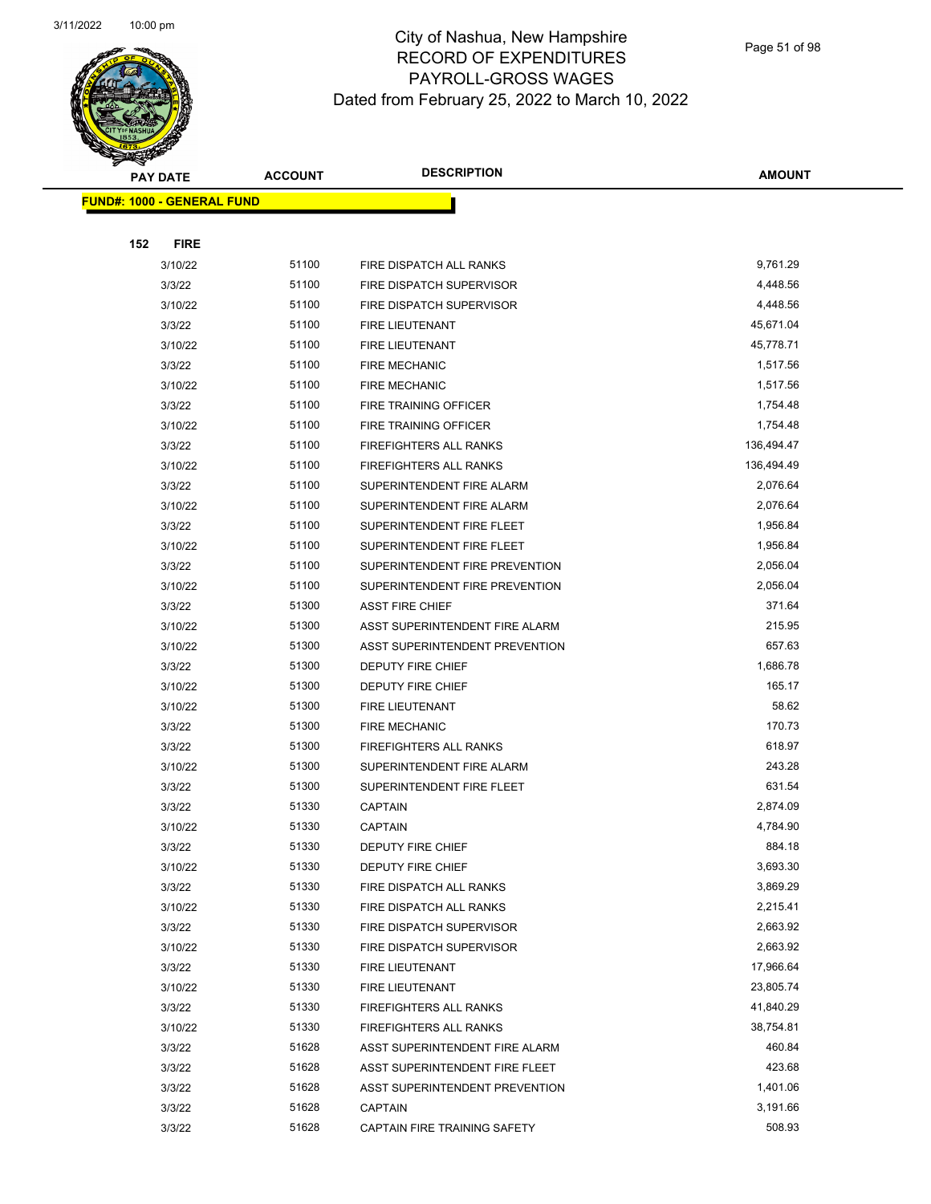# City of Nashua, New Hampshire
## RECORD OF EXPENDITURES
## PAYROLL-GROSS WAGES
## Dated from February 25, 2022 to March 10, 2022

| PAY DATE | ACCOUNT | DESCRIPTION | AMOUNT |
|---|---|---|---|
| **FUND#: 1000 - GENERAL FUND** | | | |
| **152 FIRE** | | | |
| 3/10/22 | 51100 | FIRE DISPATCH ALL RANKS | 9,761.29 |
| 3/3/22 | 51100 | FIRE DISPATCH SUPERVISOR | 4,448.56 |
| 3/10/22 | 51100 | FIRE DISPATCH SUPERVISOR | 4,448.56 |
| 3/3/22 | 51100 | FIRE LIEUTENANT | 45,671.04 |
| 3/10/22 | 51100 | FIRE LIEUTENANT | 45,778.71 |
| 3/3/22 | 51100 | FIRE MECHANIC | 1,517.56 |
| 3/10/22 | 51100 | FIRE MECHANIC | 1,517.56 |
| 3/3/22 | 51100 | FIRE TRAINING OFFICER | 1,754.48 |
| 3/10/22 | 51100 | FIRE TRAINING OFFICER | 1,754.48 |
| 3/3/22 | 51100 | FIREFIGHTERS ALL RANKS | 136,494.47 |
| 3/10/22 | 51100 | FIREFIGHTERS ALL RANKS | 136,494.49 |
| 3/3/22 | 51100 | SUPERINTENDENT FIRE ALARM | 2,076.64 |
| 3/10/22 | 51100 | SUPERINTENDENT FIRE ALARM | 2,076.64 |
| 3/3/22 | 51100 | SUPERINTENDENT FIRE FLEET | 1,956.84 |
| 3/10/22 | 51100 | SUPERINTENDENT FIRE FLEET | 1,956.84 |
| 3/3/22 | 51100 | SUPERINTENDENT FIRE PREVENTION | 2,056.04 |
| 3/10/22 | 51100 | SUPERINTENDENT FIRE PREVENTION | 2,056.04 |
| 3/3/22 | 51300 | ASST FIRE CHIEF | 371.64 |
| 3/10/22 | 51300 | ASST SUPERINTENDENT FIRE ALARM | 215.95 |
| 3/10/22 | 51300 | ASST SUPERINTENDENT PREVENTION | 657.63 |
| 3/3/22 | 51300 | DEPUTY FIRE CHIEF | 1,686.78 |
| 3/10/22 | 51300 | DEPUTY FIRE CHIEF | 165.17 |
| 3/10/22 | 51300 | FIRE LIEUTENANT | 58.62 |
| 3/3/22 | 51300 | FIRE MECHANIC | 170.73 |
| 3/3/22 | 51300 | FIREFIGHTERS ALL RANKS | 618.97 |
| 3/10/22 | 51300 | SUPERINTENDENT FIRE ALARM | 243.28 |
| 3/3/22 | 51300 | SUPERINTENDENT FIRE FLEET | 631.54 |
| 3/3/22 | 51330 | CAPTAIN | 2,874.09 |
| 3/10/22 | 51330 | CAPTAIN | 4,784.90 |
| 3/3/22 | 51330 | DEPUTY FIRE CHIEF | 884.18 |
| 3/10/22 | 51330 | DEPUTY FIRE CHIEF | 3,693.30 |
| 3/3/22 | 51330 | FIRE DISPATCH ALL RANKS | 3,869.29 |
| 3/10/22 | 51330 | FIRE DISPATCH ALL RANKS | 2,215.41 |
| 3/3/22 | 51330 | FIRE DISPATCH SUPERVISOR | 2,663.92 |
| 3/10/22 | 51330 | FIRE DISPATCH SUPERVISOR | 2,663.92 |
| 3/3/22 | 51330 | FIRE LIEUTENANT | 17,966.64 |
| 3/10/22 | 51330 | FIRE LIEUTENANT | 23,805.74 |
| 3/3/22 | 51330 | FIREFIGHTERS ALL RANKS | 41,840.29 |
| 3/10/22 | 51330 | FIREFIGHTERS ALL RANKS | 38,754.81 |
| 3/3/22 | 51628 | ASST SUPERINTENDENT FIRE ALARM | 460.84 |
| 3/3/22 | 51628 | ASST SUPERINTENDENT FIRE FLEET | 423.68 |
| 3/3/22 | 51628 | ASST SUPERINTENDENT PREVENTION | 1,401.06 |
| 3/3/22 | 51628 | CAPTAIN | 3,191.66 |
| 3/3/22 | 51628 | CAPTAIN FIRE TRAINING SAFETY | 508.93 |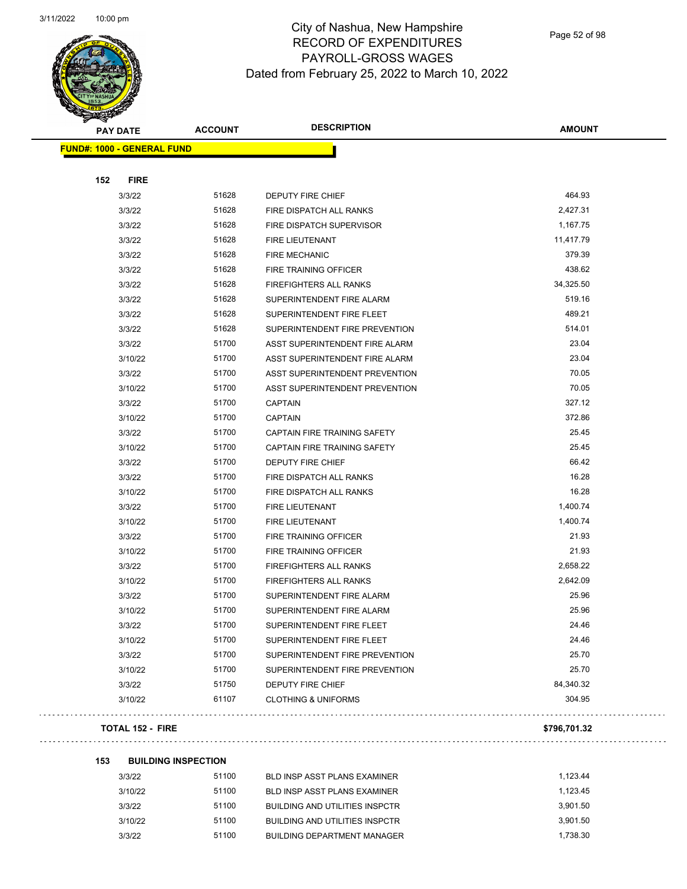# City of Nashua, New Hampshire
## RECORD OF EXPENDITURES
## PAYROLL-GROSS WAGES
## Dated from February 25, 2022 to March 10, 2022

| PAY DATE | ACCOUNT | DESCRIPTION | AMOUNT |
|---|---|---|---|
| **FUND#: 1000 - GENERAL FUND** | | | |
| **152 FIRE** | | | |
| 3/3/22 | 51628 | DEPUTY FIRE CHIEF | 464.93 |
| 3/3/22 | 51628 | FIRE DISPATCH ALL RANKS | 2,427.31 |
| 3/3/22 | 51628 | FIRE DISPATCH SUPERVISOR | 1,167.75 |
| 3/3/22 | 51628 | FIRE LIEUTENANT | 11,417.79 |
| 3/3/22 | 51628 | FIRE MECHANIC | 379.39 |
| 3/3/22 | 51628 | FIRE TRAINING OFFICER | 438.62 |
| 3/3/22 | 51628 | FIREFIGHTERS ALL RANKS | 34,325.50 |
| 3/3/22 | 51628 | SUPERINTENDENT FIRE ALARM | 519.16 |
| 3/3/22 | 51628 | SUPERINTENDENT FIRE FLEET | 489.21 |
| 3/3/22 | 51628 | SUPERINTENDENT FIRE PREVENTION | 514.01 |
| 3/3/22 | 51700 | ASST SUPERINTENDENT FIRE ALARM | 23.04 |
| 3/10/22 | 51700 | ASST SUPERINTENDENT FIRE ALARM | 23.04 |
| 3/3/22 | 51700 | ASST SUPERINTENDENT PREVENTION | 70.05 |
| 3/10/22 | 51700 | ASST SUPERINTENDENT PREVENTION | 70.05 |
| 3/3/22 | 51700 | CAPTAIN | 327.12 |
| 3/10/22 | 51700 | CAPTAIN | 372.86 |
| 3/3/22 | 51700 | CAPTAIN FIRE TRAINING SAFETY | 25.45 |
| 3/10/22 | 51700 | CAPTAIN FIRE TRAINING SAFETY | 25.45 |
| 3/3/22 | 51700 | DEPUTY FIRE CHIEF | 66.42 |
| 3/3/22 | 51700 | FIRE DISPATCH ALL RANKS | 16.28 |
| 3/10/22 | 51700 | FIRE DISPATCH ALL RANKS | 16.28 |
| 3/3/22 | 51700 | FIRE LIEUTENANT | 1,400.74 |
| 3/10/22 | 51700 | FIRE LIEUTENANT | 1,400.74 |
| 3/3/22 | 51700 | FIRE TRAINING OFFICER | 21.93 |
| 3/10/22 | 51700 | FIRE TRAINING OFFICER | 21.93 |
| 3/3/22 | 51700 | FIREFIGHTERS ALL RANKS | 2,658.22 |
| 3/10/22 | 51700 | FIREFIGHTERS ALL RANKS | 2,642.09 |
| 3/3/22 | 51700 | SUPERINTENDENT FIRE ALARM | 25.96 |
| 3/10/22 | 51700 | SUPERINTENDENT FIRE ALARM | 25.96 |
| 3/3/22 | 51700 | SUPERINTENDENT FIRE FLEET | 24.46 |
| 3/10/22 | 51700 | SUPERINTENDENT FIRE FLEET | 24.46 |
| 3/3/22 | 51700 | SUPERINTENDENT FIRE PREVENTION | 25.70 |
| 3/10/22 | 51700 | SUPERINTENDENT FIRE PREVENTION | 25.70 |
| 3/3/22 | 51750 | DEPUTY FIRE CHIEF | 84,340.32 |
| 3/10/22 | 61107 | CLOTHING & UNIFORMS | 304.95 |
| **TOTAL 152 - FIRE** | | | **$796,701.32** |
| **153 BUILDING INSPECTION** | | | |
| 3/3/22 | 51100 | BLD INSP ASST PLANS EXAMINER | 1,123.44 |
| 3/10/22 | 51100 | BLD INSP ASST PLANS EXAMINER | 1,123.45 |
| 3/3/22 | 51100 | BUILDING AND UTILITIES INSPCTR | 3,901.50 |
| 3/10/22 | 51100 | BUILDING AND UTILITIES INSPCTR | 3,901.50 |
| 3/3/22 | 51100 | BUILDING DEPARTMENT MANAGER | 1,738.30 |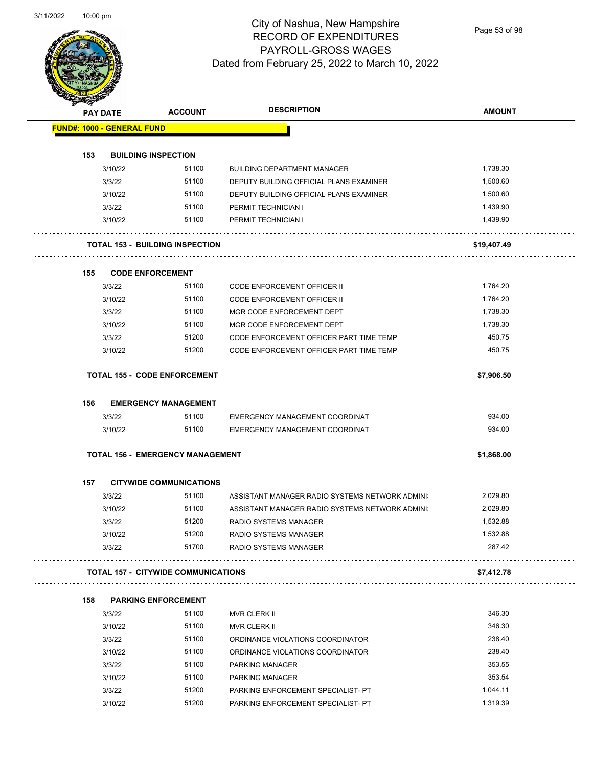# City of Nashua, New Hampshire
## RECORD OF EXPENDITURES
## PAYROLL-GROSS WAGES
## Dated from February 25, 2022 to March 10, 2022

| PAY DATE | ACCOUNT | DESCRIPTION | AMOUNT |
|---|---|---|---|
| **FUND#: 1000 - GENERAL FUND** | | | |
| **153 BUILDING INSPECTION** | | | |
| 3/10/22 | 51100 | BUILDING DEPARTMENT MANAGER | 1,738.30 |
| 3/3/22 | 51100 | DEPUTY BUILDING OFFICIAL PLANS EXAMINER | 1,500.60 |
| 3/10/22 | 51100 | DEPUTY BUILDING OFFICIAL PLANS EXAMINER | 1,500.60 |
| 3/3/22 | 51100 | PERMIT TECHNICIAN I | 1,439.90 |
| 3/10/22 | 51100 | PERMIT TECHNICIAN I | 1,439.90 |
| **TOTAL 153 - BUILDING INSPECTION** | | | **$19,407.49** |
| **155 CODE ENFORCEMENT** | | | |
| 3/3/22 | 51100 | CODE ENFORCEMENT OFFICER II | 1,764.20 |
| 3/10/22 | 51100 | CODE ENFORCEMENT OFFICER II | 1,764.20 |
| 3/3/22 | 51100 | MGR CODE ENFORCEMENT DEPT | 1,738.30 |
| 3/10/22 | 51100 | MGR CODE ENFORCEMENT DEPT | 1,738.30 |
| 3/3/22 | 51200 | CODE ENFORCEMENT OFFICER PART TIME TEMP | 450.75 |
| 3/10/22 | 51200 | CODE ENFORCEMENT OFFICER PART TIME TEMP | 450.75 |
| **TOTAL 155 - CODE ENFORCEMENT** | | | **$7,906.50** |
| **156 EMERGENCY MANAGEMENT** | | | |
| 3/3/22 | 51100 | EMERGENCY MANAGEMENT COORDINAT | 934.00 |
| 3/10/22 | 51100 | EMERGENCY MANAGEMENT COORDINAT | 934.00 |
| **TOTAL 156 - EMERGENCY MANAGEMENT** | | | **$1,868.00** |
| **157 CITYWIDE COMMUNICATIONS** | | | |
| 3/3/22 | 51100 | ASSISTANT MANAGER RADIO SYSTEMS NETWORK ADMINI | 2,029.80 |
| 3/10/22 | 51100 | ASSISTANT MANAGER RADIO SYSTEMS NETWORK ADMINI | 2,029.80 |
| 3/3/22 | 51200 | RADIO SYSTEMS MANAGER | 1,532.88 |
| 3/10/22 | 51200 | RADIO SYSTEMS MANAGER | 1,532.88 |
| 3/3/22 | 51700 | RADIO SYSTEMS MANAGER | 287.42 |
| **TOTAL 157 - CITYWIDE COMMUNICATIONS** | | | **$7,412.78** |
| **158 PARKING ENFORCEMENT** | | | |
| 3/3/22 | 51100 | MVR CLERK II | 346.30 |
| 3/10/22 | 51100 | MVR CLERK II | 346.30 |
| 3/3/22 | 51100 | ORDINANCE VIOLATIONS COORDINATOR | 238.40 |
| 3/10/22 | 51100 | ORDINANCE VIOLATIONS COORDINATOR | 238.40 |
| 3/3/22 | 51100 | PARKING MANAGER | 353.55 |
| 3/10/22 | 51100 | PARKING MANAGER | 353.54 |
| 3/3/22 | 51200 | PARKING ENFORCEMENT SPECIALIST- PT | 1,044.11 |
| 3/10/22 | 51200 | PARKING ENFORCEMENT SPECIALIST- PT | 1,319.39 |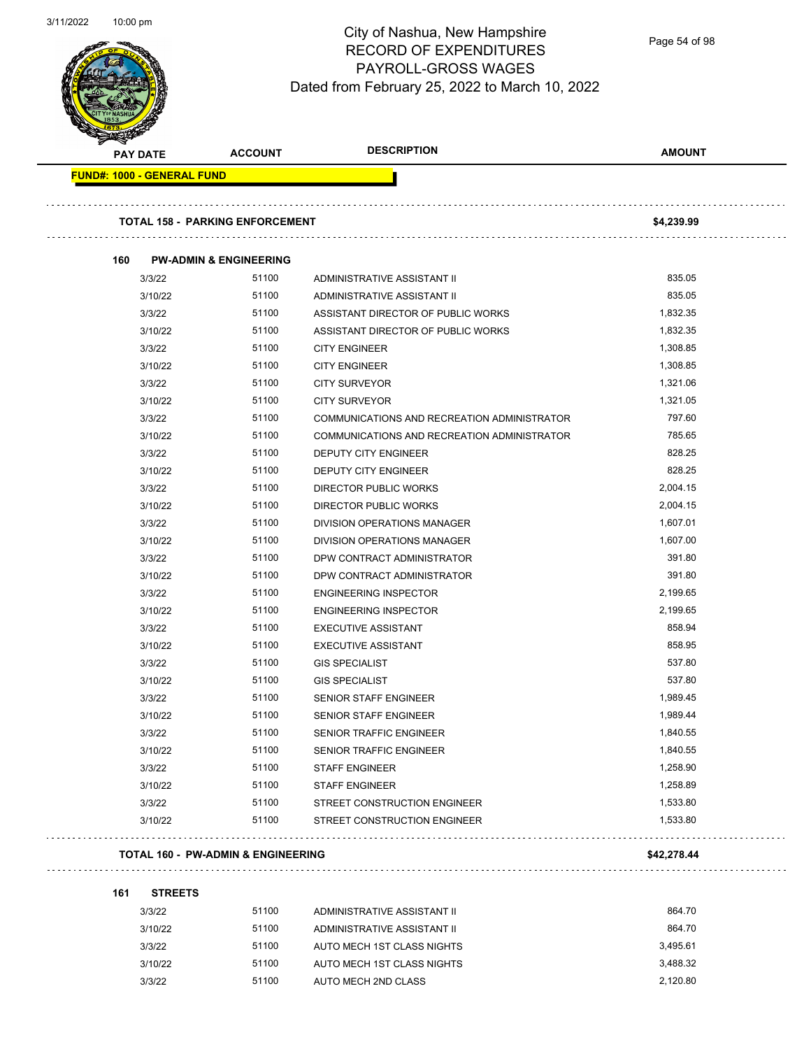# City of Nashua, New Hampshire
## RECORD OF EXPENDITURES
## PAYROLL-GROSS WAGES
### Dated from February 25, 2022 to March 10, 2022

| PAY DATE | ACCOUNT | DESCRIPTION | AMOUNT |
|---|---|---|---|
| **FUND#: 1000 - GENERAL FUND** | | | |
| **TOTAL 158 - PARKING ENFORCEMENT** | | | **$4,239.99** |
| **160 PW-ADMIN & ENGINEERING** | | | |
| 3/3/22 | 51100 | ADMINISTRATIVE ASSISTANT II | 835.05 |
| 3/10/22 | 51100 | ADMINISTRATIVE ASSISTANT II | 835.05 |
| 3/3/22 | 51100 | ASSISTANT DIRECTOR OF PUBLIC WORKS | 1,832.35 |
| 3/10/22 | 51100 | ASSISTANT DIRECTOR OF PUBLIC WORKS | 1,832.35 |
| 3/3/22 | 51100 | CITY ENGINEER | 1,308.85 |
| 3/10/22 | 51100 | CITY ENGINEER | 1,308.85 |
| 3/3/22 | 51100 | CITY SURVEYOR | 1,321.06 |
| 3/10/22 | 51100 | CITY SURVEYOR | 1,321.05 |
| 3/3/22 | 51100 | COMMUNICATIONS AND RECREATION ADMINISTRATOR | 797.60 |
| 3/10/22 | 51100 | COMMUNICATIONS AND RECREATION ADMINISTRATOR | 785.65 |
| 3/3/22 | 51100 | DEPUTY CITY ENGINEER | 828.25 |
| 3/10/22 | 51100 | DEPUTY CITY ENGINEER | 828.25 |
| 3/3/22 | 51100 | DIRECTOR PUBLIC WORKS | 2,004.15 |
| 3/10/22 | 51100 | DIRECTOR PUBLIC WORKS | 2,004.15 |
| 3/3/22 | 51100 | DIVISION OPERATIONS MANAGER | 1,607.01 |
| 3/10/22 | 51100 | DIVISION OPERATIONS MANAGER | 1,607.00 |
| 3/3/22 | 51100 | DPW CONTRACT ADMINISTRATOR | 391.80 |
| 3/10/22 | 51100 | DPW CONTRACT ADMINISTRATOR | 391.80 |
| 3/3/22 | 51100 | ENGINEERING INSPECTOR | 2,199.65 |
| 3/10/22 | 51100 | ENGINEERING INSPECTOR | 2,199.65 |
| 3/3/22 | 51100 | EXECUTIVE ASSISTANT | 858.94 |
| 3/10/22 | 51100 | EXECUTIVE ASSISTANT | 858.95 |
| 3/3/22 | 51100 | GIS SPECIALIST | 537.80 |
| 3/10/22 | 51100 | GIS SPECIALIST | 537.80 |
| 3/3/22 | 51100 | SENIOR STAFF ENGINEER | 1,989.45 |
| 3/10/22 | 51100 | SENIOR STAFF ENGINEER | 1,989.44 |
| 3/3/22 | 51100 | SENIOR TRAFFIC ENGINEER | 1,840.55 |
| 3/10/22 | 51100 | SENIOR TRAFFIC ENGINEER | 1,840.55 |
| 3/3/22 | 51100 | STAFF ENGINEER | 1,258.90 |
| 3/10/22 | 51100 | STAFF ENGINEER | 1,258.89 |
| 3/3/22 | 51100 | STREET CONSTRUCTION ENGINEER | 1,533.80 |
| 3/10/22 | 51100 | STREET CONSTRUCTION ENGINEER | 1,533.80 |
| **TOTAL 160 - PW-ADMIN & ENGINEERING** | | | **$42,278.44** |
| **161 STREETS** | | | |
| 3/3/22 | 51100 | ADMINISTRATIVE ASSISTANT II | 864.70 |
| 3/10/22 | 51100 | ADMINISTRATIVE ASSISTANT II | 864.70 |
| 3/3/22 | 51100 | AUTO MECH 1ST CLASS NIGHTS | 3,495.61 |
| 3/10/22 | 51100 | AUTO MECH 1ST CLASS NIGHTS | 3,488.32 |
| 3/3/22 | 51100 | AUTO MECH 2ND CLASS | 2,120.80 |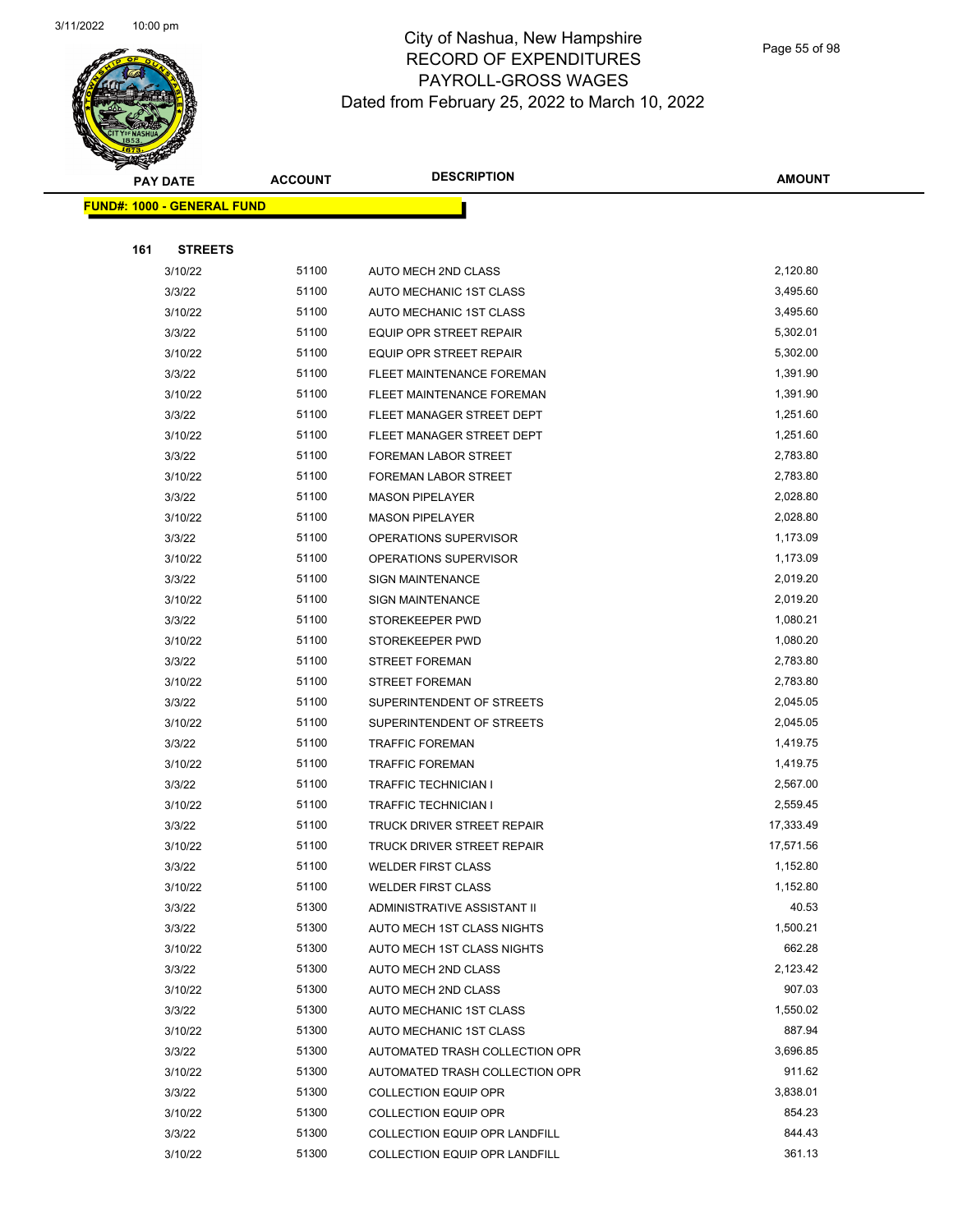# City of Nashua, New Hampshire
## RECORD OF EXPENDITURES
## PAYROLL-GROSS WAGES
## Dated from February 25, 2022 to March 10, 2022

**FUND#: 1000 - GENERAL FUND**

**161 STREETS**

| PAY DATE | ACCOUNT | DESCRIPTION | AMOUNT |
|---|---|---|---|
| 3/10/22 | 51100 | AUTO MECH 2ND CLASS | 2,120.80 |
| 3/3/22 | 51100 | AUTO MECHANIC 1ST CLASS | 3,495.60 |
| 3/10/22 | 51100 | AUTO MECHANIC 1ST CLASS | 3,495.60 |
| 3/3/22 | 51100 | EQUIP OPR STREET REPAIR | 5,302.01 |
| 3/10/22 | 51100 | EQUIP OPR STREET REPAIR | 5,302.00 |
| 3/3/22 | 51100 | FLEET MAINTENANCE FOREMAN | 1,391.90 |
| 3/10/22 | 51100 | FLEET MAINTENANCE FOREMAN | 1,391.90 |
| 3/3/22 | 51100 | FLEET MANAGER STREET DEPT | 1,251.60 |
| 3/10/22 | 51100 | FLEET MANAGER STREET DEPT | 1,251.60 |
| 3/3/22 | 51100 | FOREMAN LABOR STREET | 2,783.80 |
| 3/10/22 | 51100 | FOREMAN LABOR STREET | 2,783.80 |
| 3/3/22 | 51100 | MASON PIPELAYER | 2,028.80 |
| 3/10/22 | 51100 | MASON PIPELAYER | 2,028.80 |
| 3/3/22 | 51100 | OPERATIONS SUPERVISOR | 1,173.09 |
| 3/10/22 | 51100 | OPERATIONS SUPERVISOR | 1,173.09 |
| 3/3/22 | 51100 | SIGN MAINTENANCE | 2,019.20 |
| 3/10/22 | 51100 | SIGN MAINTENANCE | 2,019.20 |
| 3/3/22 | 51100 | STOREKEEPER PWD | 1,080.21 |
| 3/10/22 | 51100 | STOREKEEPER PWD | 1,080.20 |
| 3/3/22 | 51100 | STREET FOREMAN | 2,783.80 |
| 3/10/22 | 51100 | STREET FOREMAN | 2,783.80 |
| 3/3/22 | 51100 | SUPERINTENDENT OF STREETS | 2,045.05 |
| 3/10/22 | 51100 | SUPERINTENDENT OF STREETS | 2,045.05 |
| 3/3/22 | 51100 | TRAFFIC FOREMAN | 1,419.75 |
| 3/10/22 | 51100 | TRAFFIC FOREMAN | 1,419.75 |
| 3/3/22 | 51100 | TRAFFIC TECHNICIAN I | 2,567.00 |
| 3/10/22 | 51100 | TRAFFIC TECHNICIAN I | 2,559.45 |
| 3/3/22 | 51100 | TRUCK DRIVER STREET REPAIR | 17,333.49 |
| 3/10/22 | 51100 | TRUCK DRIVER STREET REPAIR | 17,571.56 |
| 3/3/22 | 51100 | WELDER FIRST CLASS | 1,152.80 |
| 3/10/22 | 51100 | WELDER FIRST CLASS | 1,152.80 |
| 3/3/22 | 51300 | ADMINISTRATIVE ASSISTANT II | 40.53 |
| 3/3/22 | 51300 | AUTO MECH 1ST CLASS NIGHTS | 1,500.21 |
| 3/10/22 | 51300 | AUTO MECH 1ST CLASS NIGHTS | 662.28 |
| 3/3/22 | 51300 | AUTO MECH 2ND CLASS | 2,123.42 |
| 3/10/22 | 51300 | AUTO MECH 2ND CLASS | 907.03 |
| 3/3/22 | 51300 | AUTO MECHANIC 1ST CLASS | 1,550.02 |
| 3/10/22 | 51300 | AUTO MECHANIC 1ST CLASS | 887.94 |
| 3/3/22 | 51300 | AUTOMATED TRASH COLLECTION OPR | 3,696.85 |
| 3/10/22 | 51300 | AUTOMATED TRASH COLLECTION OPR | 911.62 |
| 3/3/22 | 51300 | COLLECTION EQUIP OPR | 3,838.01 |
| 3/10/22 | 51300 | COLLECTION EQUIP OPR | 854.23 |
| 3/3/22 | 51300 | COLLECTION EQUIP OPR LANDFILL | 844.43 |
| 3/10/22 | 51300 | COLLECTION EQUIP OPR LANDFILL | 361.13 |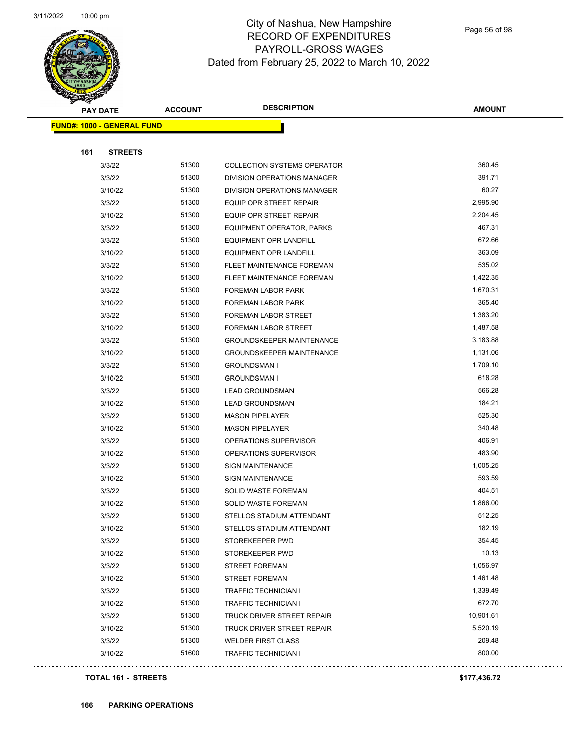# City of Nashua, New Hampshire
## RECORD OF EXPENDITURES
## PAYROLL-GROSS WAGES
## Dated from February 25, 2022 to March 10, 2022

**FUND#: 1000 - GENERAL FUND**

**161 STREETS**

| PAY DATE | ACCOUNT | DESCRIPTION | AMOUNT |
|---|---|---|---|
| 3/3/22 | 51300 | COLLECTION SYSTEMS OPERATOR | 360.45 |
| 3/3/22 | 51300 | DIVISION OPERATIONS MANAGER | 391.71 |
| 3/10/22 | 51300 | DIVISION OPERATIONS MANAGER | 60.27 |
| 3/3/22 | 51300 | EQUIP OPR STREET REPAIR | 2,995.90 |
| 3/10/22 | 51300 | EQUIP OPR STREET REPAIR | 2,204.45 |
| 3/3/22 | 51300 | EQUIPMENT OPERATOR, PARKS | 467.31 |
| 3/3/22 | 51300 | EQUIPMENT OPR LANDFILL | 672.66 |
| 3/10/22 | 51300 | EQUIPMENT OPR LANDFILL | 363.09 |
| 3/3/22 | 51300 | FLEET MAINTENANCE FOREMAN | 535.02 |
| 3/10/22 | 51300 | FLEET MAINTENANCE FOREMAN | 1,422.35 |
| 3/3/22 | 51300 | FOREMAN LABOR PARK | 1,670.31 |
| 3/10/22 | 51300 | FOREMAN LABOR PARK | 365.40 |
| 3/3/22 | 51300 | FOREMAN LABOR STREET | 1,383.20 |
| 3/10/22 | 51300 | FOREMAN LABOR STREET | 1,487.58 |
| 3/3/22 | 51300 | GROUNDSKEEPER MAINTENANCE | 3,183.88 |
| 3/10/22 | 51300 | GROUNDSKEEPER MAINTENANCE | 1,131.06 |
| 3/3/22 | 51300 | GROUNDSMAN I | 1,709.10 |
| 3/10/22 | 51300 | GROUNDSMAN I | 616.28 |
| 3/3/22 | 51300 | LEAD GROUNDSMAN | 566.28 |
| 3/10/22 | 51300 | LEAD GROUNDSMAN | 184.21 |
| 3/3/22 | 51300 | MASON PIPELAYER | 525.30 |
| 3/10/22 | 51300 | MASON PIPELAYER | 340.48 |
| 3/3/22 | 51300 | OPERATIONS SUPERVISOR | 406.91 |
| 3/10/22 | 51300 | OPERATIONS SUPERVISOR | 483.90 |
| 3/3/22 | 51300 | SIGN MAINTENANCE | 1,005.25 |
| 3/10/22 | 51300 | SIGN MAINTENANCE | 593.59 |
| 3/3/22 | 51300 | SOLID WASTE FOREMAN | 404.51 |
| 3/10/22 | 51300 | SOLID WASTE FOREMAN | 1,866.00 |
| 3/3/22 | 51300 | STELLOS STADIUM ATTENDANT | 512.25 |
| 3/10/22 | 51300 | STELLOS STADIUM ATTENDANT | 182.19 |
| 3/3/22 | 51300 | STOREKEEPER PWD | 354.45 |
| 3/10/22 | 51300 | STOREKEEPER PWD | 10.13 |
| 3/3/22 | 51300 | STREET FOREMAN | 1,056.97 |
| 3/10/22 | 51300 | STREET FOREMAN | 1,461.48 |
| 3/3/22 | 51300 | TRAFFIC TECHNICIAN I | 1,339.49 |
| 3/10/22 | 51300 | TRAFFIC TECHNICIAN I | 672.70 |
| 3/3/22 | 51300 | TRUCK DRIVER STREET REPAIR | 10,901.61 |
| 3/10/22 | 51300 | TRUCK DRIVER STREET REPAIR | 5,520.19 |
| 3/3/22 | 51300 | WELDER FIRST CLASS | 209.48 |
| 3/10/22 | 51600 | TRAFFIC TECHNICIAN I | 800.00 |

**TOTAL 161 - STREETS** **$177,436.72**

**166 PARKING OPERATIONS**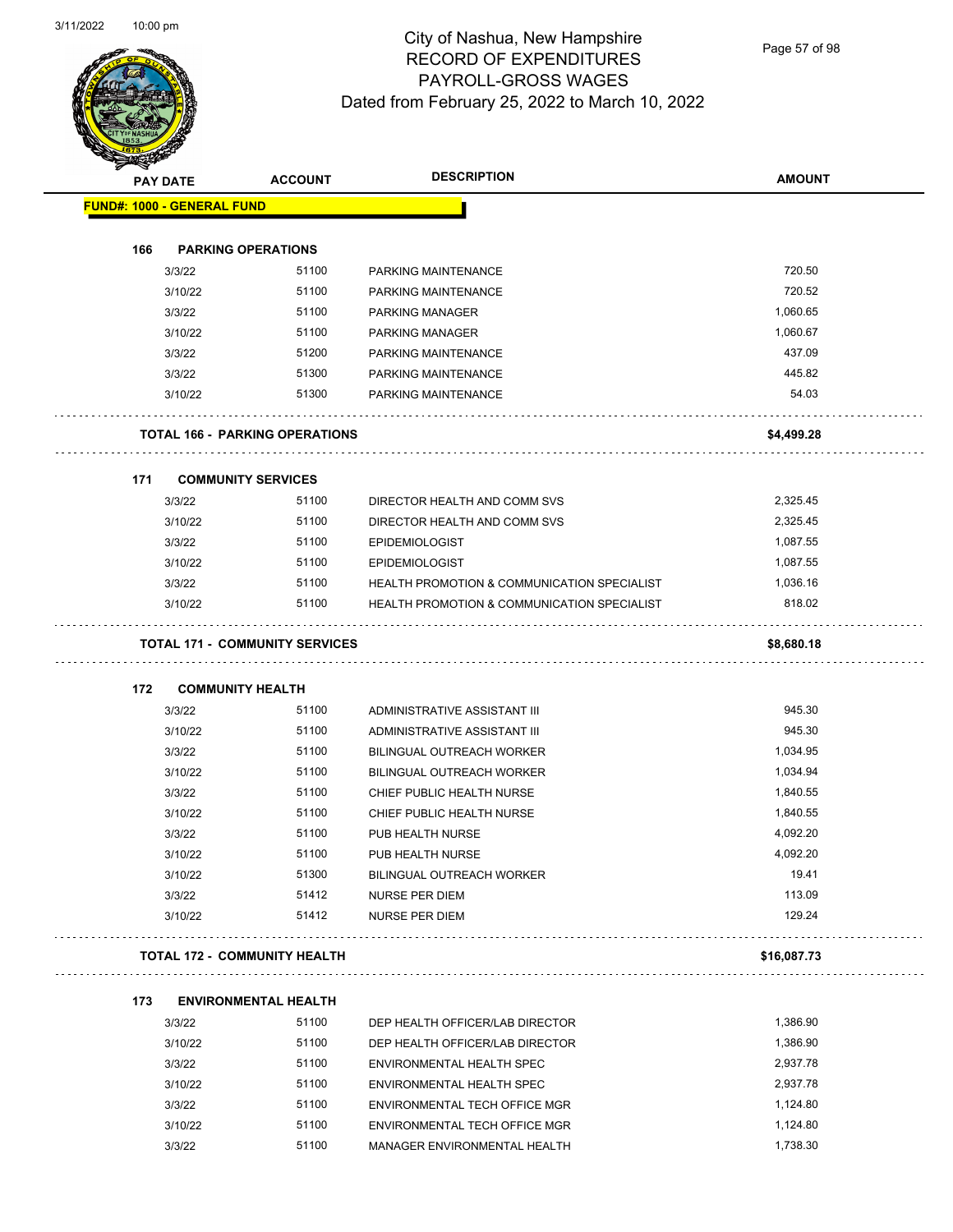# City of Nashua, New Hampshire
# RECORD OF EXPENDITURES
# PAYROLL-GROSS WAGES
# Dated from February 25, 2022 to March 10, 2022

| PAY DATE | ACCOUNT | DESCRIPTION | AMOUNT |
|---|---|---|---|
| **FUND#: 1000 - GENERAL FUND** | | | |
| **166 PARKING OPERATIONS** | | | |
| 3/3/22 | 51100 | PARKING MAINTENANCE | 720.50 |
| 3/10/22 | 51100 | PARKING MAINTENANCE | 720.52 |
| 3/3/22 | 51100 | PARKING MANAGER | 1,060.65 |
| 3/10/22 | 51100 | PARKING MANAGER | 1,060.67 |
| 3/3/22 | 51200 | PARKING MAINTENANCE | 437.09 |
| 3/3/22 | 51300 | PARKING MAINTENANCE | 445.82 |
| 3/10/22 | 51300 | PARKING MAINTENANCE | 54.03 |
| **TOTAL 166 - PARKING OPERATIONS** | | | **$4,499.28** |
| **171 COMMUNITY SERVICES** | | | |
| 3/3/22 | 51100 | DIRECTOR HEALTH AND COMM SVS | 2,325.45 |
| 3/10/22 | 51100 | DIRECTOR HEALTH AND COMM SVS | 2,325.45 |
| 3/3/22 | 51100 | EPIDEMIOLOGIST | 1,087.55 |
| 3/10/22 | 51100 | EPIDEMIOLOGIST | 1,087.55 |
| 3/3/22 | 51100 | HEALTH PROMOTION & COMMUNICATION SPECIALIST | 1,036.16 |
| 3/10/22 | 51100 | HEALTH PROMOTION & COMMUNICATION SPECIALIST | 818.02 |
| **TOTAL 171 - COMMUNITY SERVICES** | | | **$8,680.18** |
| **172 COMMUNITY HEALTH** | | | |
| 3/3/22 | 51100 | ADMINISTRATIVE ASSISTANT III | 945.30 |
| 3/10/22 | 51100 | ADMINISTRATIVE ASSISTANT III | 945.30 |
| 3/3/22 | 51100 | BILINGUAL OUTREACH WORKER | 1,034.95 |
| 3/10/22 | 51100 | BILINGUAL OUTREACH WORKER | 1,034.94 |
| 3/3/22 | 51100 | CHIEF PUBLIC HEALTH NURSE | 1,840.55 |
| 3/10/22 | 51100 | CHIEF PUBLIC HEALTH NURSE | 1,840.55 |
| 3/3/22 | 51100 | PUB HEALTH NURSE | 4,092.20 |
| 3/10/22 | 51100 | PUB HEALTH NURSE | 4,092.20 |
| 3/10/22 | 51300 | BILINGUAL OUTREACH WORKER | 19.41 |
| 3/3/22 | 51412 | NURSE PER DIEM | 113.09 |
| 3/10/22 | 51412 | NURSE PER DIEM | 129.24 |
| **TOTAL 172 - COMMUNITY HEALTH** | | | **$16,087.73** |
| **173 ENVIRONMENTAL HEALTH** | | | |
| 3/3/22 | 51100 | DEP HEALTH OFFICER/LAB DIRECTOR | 1,386.90 |
| 3/10/22 | 51100 | DEP HEALTH OFFICER/LAB DIRECTOR | 1,386.90 |
| 3/3/22 | 51100 | ENVIRONMENTAL HEALTH SPEC | 2,937.78 |
| 3/10/22 | 51100 | ENVIRONMENTAL HEALTH SPEC | 2,937.78 |
| 3/3/22 | 51100 | ENVIRONMENTAL TECH OFFICE MGR | 1,124.80 |
| 3/10/22 | 51100 | ENVIRONMENTAL TECH OFFICE MGR | 1,124.80 |
| 3/3/22 | 51100 | MANAGER ENVIRONMENTAL HEALTH | 1,738.30 |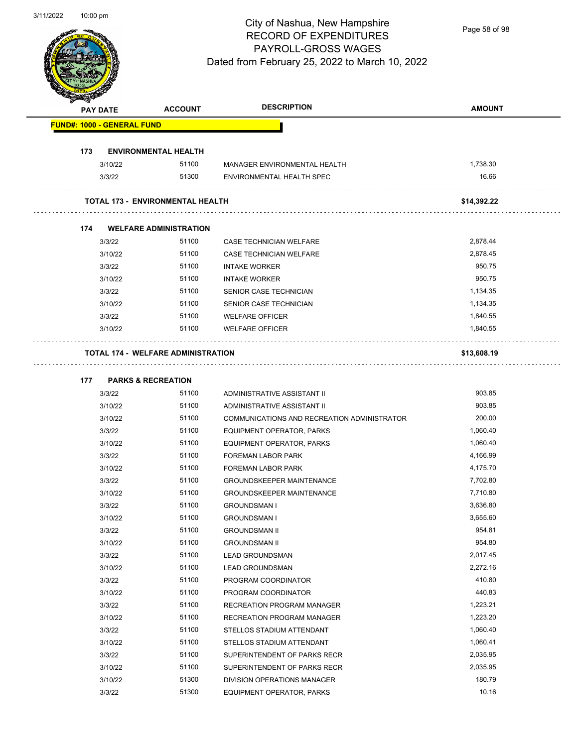# City of Nashua, New Hampshire
## RECORD OF EXPENDITURES
## PAYROLL-GROSS WAGES
## Dated from February 25, 2022 to March 10, 2022

| PAY DATE | ACCOUNT | DESCRIPTION | AMOUNT |
|---|---|---|---|
| **FUND#: 1000 - GENERAL FUND** | | | |
| **173 ENVIRONMENTAL HEALTH** | | | |
| 3/10/22 | 51100 | MANAGER ENVIRONMENTAL HEALTH | 1,738.30 |
| 3/3/22 | 51300 | ENVIRONMENTAL HEALTH SPEC | 16.66 |
| **TOTAL 173 - ENVIRONMENTAL HEALTH** | | | **$14,392.22** |
| **174 WELFARE ADMINISTRATION** | | | |
| 3/3/22 | 51100 | CASE TECHNICIAN WELFARE | 2,878.44 |
| 3/10/22 | 51100 | CASE TECHNICIAN WELFARE | 2,878.45 |
| 3/3/22 | 51100 | INTAKE WORKER | 950.75 |
| 3/10/22 | 51100 | INTAKE WORKER | 950.75 |
| 3/3/22 | 51100 | SENIOR CASE TECHNICIAN | 1,134.35 |
| 3/10/22 | 51100 | SENIOR CASE TECHNICIAN | 1,134.35 |
| 3/3/22 | 51100 | WELFARE OFFICER | 1,840.55 |
| 3/10/22 | 51100 | WELFARE OFFICER | 1,840.55 |
| **TOTAL 174 - WELFARE ADMINISTRATION** | | | **$13,608.19** |
| **177 PARKS & RECREATION** | | | |
| 3/3/22 | 51100 | ADMINISTRATIVE ASSISTANT II | 903.85 |
| 3/10/22 | 51100 | ADMINISTRATIVE ASSISTANT II | 903.85 |
| 3/10/22 | 51100 | COMMUNICATIONS AND RECREATION ADMINISTRATOR | 200.00 |
| 3/3/22 | 51100 | EQUIPMENT OPERATOR, PARKS | 1,060.40 |
| 3/10/22 | 51100 | EQUIPMENT OPERATOR, PARKS | 1,060.40 |
| 3/3/22 | 51100 | FOREMAN LABOR PARK | 4,166.99 |
| 3/10/22 | 51100 | FOREMAN LABOR PARK | 4,175.70 |
| 3/3/22 | 51100 | GROUNDSKEEPER MAINTENANCE | 7,702.80 |
| 3/10/22 | 51100 | GROUNDSKEEPER MAINTENANCE | 7,710.80 |
| 3/3/22 | 51100 | GROUNDSMAN I | 3,636.80 |
| 3/10/22 | 51100 | GROUNDSMAN I | 3,655.60 |
| 3/3/22 | 51100 | GROUNDSMAN II | 954.81 |
| 3/10/22 | 51100 | GROUNDSMAN II | 954.80 |
| 3/3/22 | 51100 | LEAD GROUNDSMAN | 2,017.45 |
| 3/10/22 | 51100 | LEAD GROUNDSMAN | 2,272.16 |
| 3/3/22 | 51100 | PROGRAM COORDINATOR | 410.80 |
| 3/10/22 | 51100 | PROGRAM COORDINATOR | 440.83 |
| 3/3/22 | 51100 | RECREATION PROGRAM MANAGER | 1,223.21 |
| 3/10/22 | 51100 | RECREATION PROGRAM MANAGER | 1,223.20 |
| 3/3/22 | 51100 | STELLOS STADIUM ATTENDANT | 1,060.40 |
| 3/10/22 | 51100 | STELLOS STADIUM ATTENDANT | 1,060.41 |
| 3/3/22 | 51100 | SUPERINTENDENT OF PARKS RECR | 2,035.95 |
| 3/10/22 | 51100 | SUPERINTENDENT OF PARKS RECR | 2,035.95 |
| 3/10/22 | 51300 | DIVISION OPERATIONS MANAGER | 180.79 |
| 3/3/22 | 51300 | EQUIPMENT OPERATOR, PARKS | 10.16 |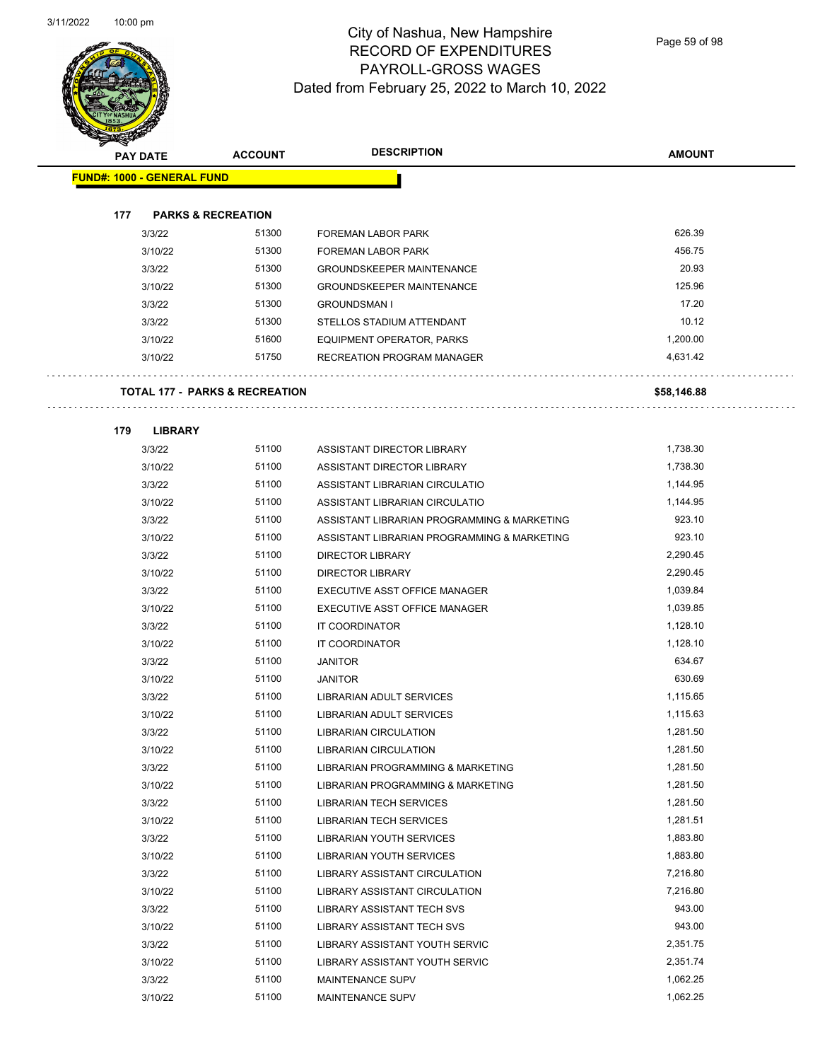# City of Nashua, New Hampshire
## RECORD OF EXPENDITURES
## PAYROLL-GROSS WAGES
## Dated from February 25, 2022 to March 10, 2022

| PAY DATE | ACCOUNT | DESCRIPTION | AMOUNT |
|---|---|---|---|
| **FUND#: 1000 - GENERAL FUND** | | | |
| **177 PARKS & RECREATION** | | | |
| 3/3/22 | 51300 | FOREMAN LABOR PARK | 626.39 |
| 3/10/22 | 51300 | FOREMAN LABOR PARK | 456.75 |
| 3/3/22 | 51300 | GROUNDSKEEPER MAINTENANCE | 20.93 |
| 3/10/22 | 51300 | GROUNDSKEEPER MAINTENANCE | 125.96 |
| 3/3/22 | 51300 | GROUNDSMAN I | 17.20 |
| 3/3/22 | 51300 | STELLOS STADIUM ATTENDANT | 10.12 |
| 3/10/22 | 51600 | EQUIPMENT OPERATOR, PARKS | 1,200.00 |
| 3/10/22 | 51750 | RECREATION PROGRAM MANAGER | 4,631.42 |
| **TOTAL 177 - PARKS & RECREATION** | | | **$58,146.88** |
| **179 LIBRARY** | | | |
| 3/3/22 | 51100 | ASSISTANT DIRECTOR LIBRARY | 1,738.30 |
| 3/10/22 | 51100 | ASSISTANT DIRECTOR LIBRARY | 1,738.30 |
| 3/3/22 | 51100 | ASSISTANT LIBRARIAN CIRCULATIO | 1,144.95 |
| 3/10/22 | 51100 | ASSISTANT LIBRARIAN CIRCULATIO | 1,144.95 |
| 3/3/22 | 51100 | ASSISTANT LIBRARIAN PROGRAMMING & MARKETING | 923.10 |
| 3/10/22 | 51100 | ASSISTANT LIBRARIAN PROGRAMMING & MARKETING | 923.10 |
| 3/3/22 | 51100 | DIRECTOR LIBRARY | 2,290.45 |
| 3/10/22 | 51100 | DIRECTOR LIBRARY | 2,290.45 |
| 3/3/22 | 51100 | EXECUTIVE ASST OFFICE MANAGER | 1,039.84 |
| 3/10/22 | 51100 | EXECUTIVE ASST OFFICE MANAGER | 1,039.85 |
| 3/3/22 | 51100 | IT COORDINATOR | 1,128.10 |
| 3/10/22 | 51100 | IT COORDINATOR | 1,128.10 |
| 3/3/22 | 51100 | JANITOR | 634.67 |
| 3/10/22 | 51100 | JANITOR | 630.69 |
| 3/3/22 | 51100 | LIBRARIAN ADULT SERVICES | 1,115.65 |
| 3/10/22 | 51100 | LIBRARIAN ADULT SERVICES | 1,115.63 |
| 3/3/22 | 51100 | LIBRARIAN CIRCULATION | 1,281.50 |
| 3/10/22 | 51100 | LIBRARIAN CIRCULATION | 1,281.50 |
| 3/3/22 | 51100 | LIBRARIAN PROGRAMMING & MARKETING | 1,281.50 |
| 3/10/22 | 51100 | LIBRARIAN PROGRAMMING & MARKETING | 1,281.50 |
| 3/3/22 | 51100 | LIBRARIAN TECH SERVICES | 1,281.50 |
| 3/10/22 | 51100 | LIBRARIAN TECH SERVICES | 1,281.51 |
| 3/3/22 | 51100 | LIBRARIAN YOUTH SERVICES | 1,883.80 |
| 3/10/22 | 51100 | LIBRARIAN YOUTH SERVICES | 1,883.80 |
| 3/3/22 | 51100 | LIBRARY ASSISTANT CIRCULATION | 7,216.80 |
| 3/10/22 | 51100 | LIBRARY ASSISTANT CIRCULATION | 7,216.80 |
| 3/3/22 | 51100 | LIBRARY ASSISTANT TECH SVS | 943.00 |
| 3/10/22 | 51100 | LIBRARY ASSISTANT TECH SVS | 943.00 |
| 3/3/22 | 51100 | LIBRARY ASSISTANT YOUTH SERVIC | 2,351.75 |
| 3/10/22 | 51100 | LIBRARY ASSISTANT YOUTH SERVIC | 2,351.74 |
| 3/3/22 | 51100 | MAINTENANCE SUPV | 1,062.25 |
| 3/10/22 | 51100 | MAINTENANCE SUPV | 1,062.25 |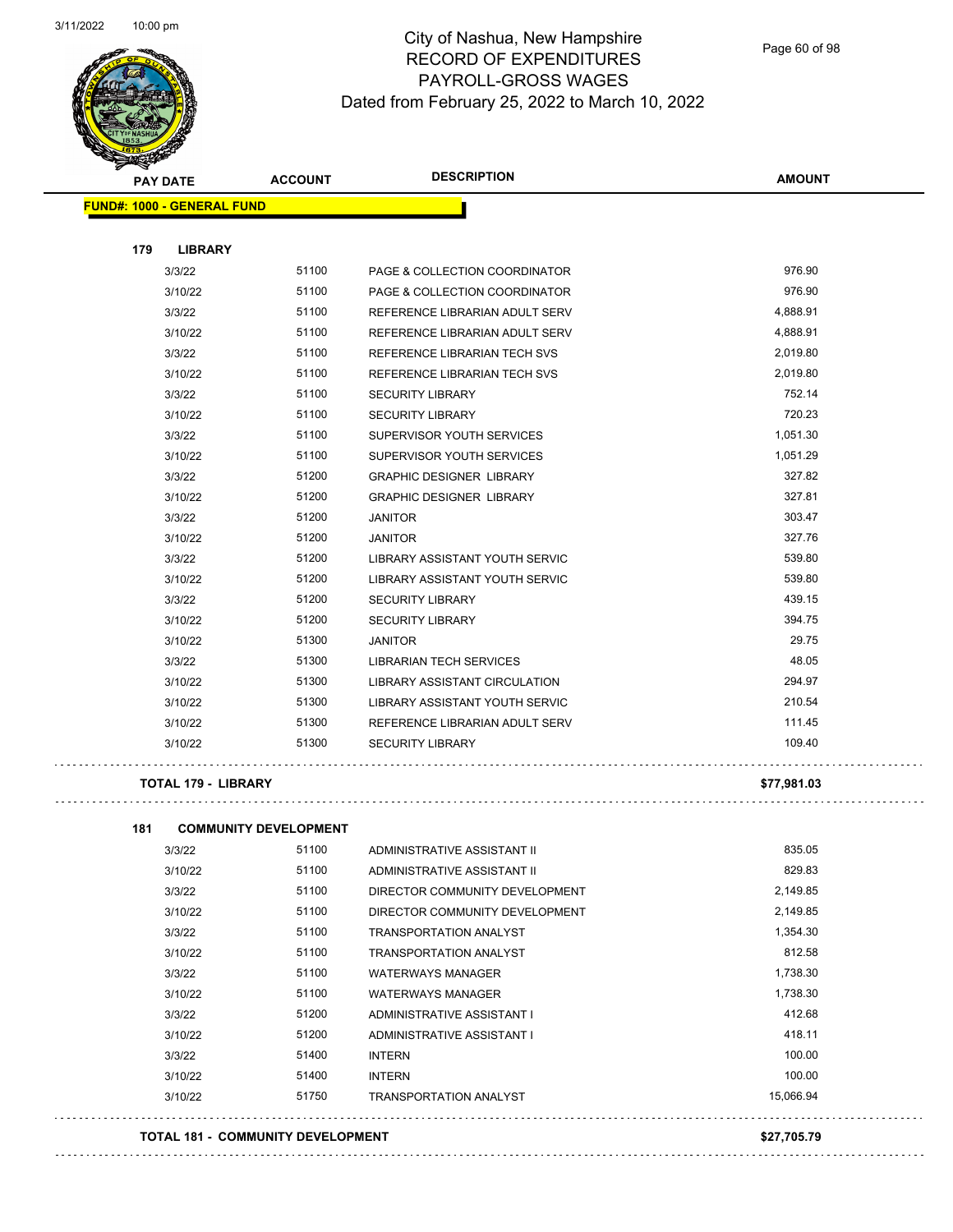# City of Nashua, New Hampshire
## RECORD OF EXPENDITURES
## PAYROLL-GROSS WAGES
## Dated from February 25, 2022 to March 10, 2022

| PAY DATE | ACCOUNT | DESCRIPTION | AMOUNT |
|---|---|---|---|

**FUND#: 1000 - GENERAL FUND**

**179 LIBRARY**

| PAY DATE | ACCOUNT | DESCRIPTION | AMOUNT |
|---|---|---|---|
| 3/3/22 | 51100 | PAGE & COLLECTION COORDINATOR | 976.90 |
| 3/10/22 | 51100 | PAGE & COLLECTION COORDINATOR | 976.90 |
| 3/3/22 | 51100 | REFERENCE LIBRARIAN ADULT SERV | 4,888.91 |
| 3/10/22 | 51100 | REFERENCE LIBRARIAN ADULT SERV | 4,888.91 |
| 3/3/22 | 51100 | REFERENCE LIBRARIAN TECH SVS | 2,019.80 |
| 3/10/22 | 51100 | REFERENCE LIBRARIAN TECH SVS | 2,019.80 |
| 3/3/22 | 51100 | SECURITY LIBRARY | 752.14 |
| 3/10/22 | 51100 | SECURITY LIBRARY | 720.23 |
| 3/3/22 | 51100 | SUPERVISOR YOUTH SERVICES | 1,051.30 |
| 3/10/22 | 51100 | SUPERVISOR YOUTH SERVICES | 1,051.29 |
| 3/3/22 | 51200 | GRAPHIC DESIGNER LIBRARY | 327.82 |
| 3/10/22 | 51200 | GRAPHIC DESIGNER LIBRARY | 327.81 |
| 3/3/22 | 51200 | JANITOR | 303.47 |
| 3/10/22 | 51200 | JANITOR | 327.76 |
| 3/3/22 | 51200 | LIBRARY ASSISTANT YOUTH SERVIC | 539.80 |
| 3/10/22 | 51200 | LIBRARY ASSISTANT YOUTH SERVIC | 539.80 |
| 3/3/22 | 51200 | SECURITY LIBRARY | 439.15 |
| 3/10/22 | 51200 | SECURITY LIBRARY | 394.75 |
| 3/10/22 | 51300 | JANITOR | 29.75 |
| 3/3/22 | 51300 | LIBRARIAN TECH SERVICES | 48.05 |
| 3/10/22 | 51300 | LIBRARY ASSISTANT CIRCULATION | 294.97 |
| 3/10/22 | 51300 | LIBRARY ASSISTANT YOUTH SERVIC | 210.54 |
| 3/10/22 | 51300 | REFERENCE LIBRARIAN ADULT SERV | 111.45 |
| 3/10/22 | 51300 | SECURITY LIBRARY | 109.40 |

**TOTAL 179 - LIBRARY** **$77,981.03**

**181 COMMUNITY DEVELOPMENT**

| PAY DATE | ACCOUNT | DESCRIPTION | AMOUNT |
|---|---|---|---|
| 3/3/22 | 51100 | ADMINISTRATIVE ASSISTANT II | 835.05 |
| 3/10/22 | 51100 | ADMINISTRATIVE ASSISTANT II | 829.83 |
| 3/3/22 | 51100 | DIRECTOR COMMUNITY DEVELOPMENT | 2,149.85 |
| 3/10/22 | 51100 | DIRECTOR COMMUNITY DEVELOPMENT | 2,149.85 |
| 3/3/22 | 51100 | TRANSPORTATION ANALYST | 1,354.30 |
| 3/10/22 | 51100 | TRANSPORTATION ANALYST | 812.58 |
| 3/3/22 | 51100 | WATERWAYS MANAGER | 1,738.30 |
| 3/10/22 | 51100 | WATERWAYS MANAGER | 1,738.30 |
| 3/3/22 | 51200 | ADMINISTRATIVE ASSISTANT I | 412.68 |
| 3/10/22 | 51200 | ADMINISTRATIVE ASSISTANT I | 418.11 |
| 3/3/22 | 51400 | INTERN | 100.00 |
| 3/10/22 | 51400 | INTERN | 100.00 |
| 3/10/22 | 51750 | TRANSPORTATION ANALYST | 15,066.94 |

**TOTAL 181 - COMMUNITY DEVELOPMENT** **$27,705.79**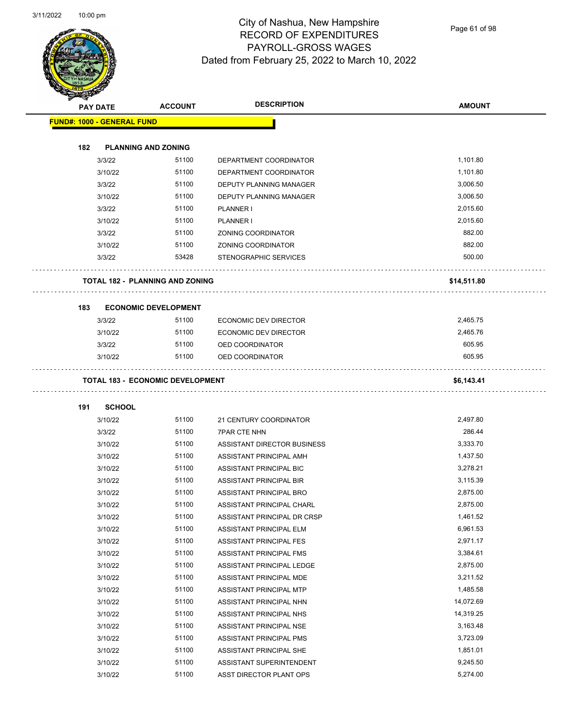# City of Nashua, New Hampshire
## RECORD OF EXPENDITURES
## PAYROLL-GROSS WAGES
Dated from February 25, 2022 to March 10, 2022

| PAY DATE | ACCOUNT | DESCRIPTION | AMOUNT |
|---|---|---|---|
| **FUND#: 1000 - GENERAL FUND** | | | |
| **182 PLANNING AND ZONING** | | | |
| 3/3/22 | 51100 | DEPARTMENT COORDINATOR | 1,101.80 |
| 3/10/22 | 51100 | DEPARTMENT COORDINATOR | 1,101.80 |
| 3/3/22 | 51100 | DEPUTY PLANNING MANAGER | 3,006.50 |
| 3/10/22 | 51100 | DEPUTY PLANNING MANAGER | 3,006.50 |
| 3/3/22 | 51100 | PLANNER I | 2,015.60 |
| 3/10/22 | 51100 | PLANNER I | 2,015.60 |
| 3/3/22 | 51100 | ZONING COORDINATOR | 882.00 |
| 3/10/22 | 51100 | ZONING COORDINATOR | 882.00 |
| 3/3/22 | 53428 | STENOGRAPHIC SERVICES | 500.00 |
| **TOTAL 182 - PLANNING AND ZONING** | | | **$14,511.80** |
| **183 ECONOMIC DEVELOPMENT** | | | |
| 3/3/22 | 51100 | ECONOMIC DEV DIRECTOR | 2,465.75 |
| 3/10/22 | 51100 | ECONOMIC DEV DIRECTOR | 2,465.76 |
| 3/3/22 | 51100 | OED COORDINATOR | 605.95 |
| 3/10/22 | 51100 | OED COORDINATOR | 605.95 |
| **TOTAL 183 - ECONOMIC DEVELOPMENT** | | | **$6,143.41** |
| **191 SCHOOL** | | | |
| 3/10/22 | 51100 | 21 CENTURY COORDINATOR | 2,497.80 |
| 3/3/22 | 51100 | 7PAR CTE NHN | 286.44 |
| 3/10/22 | 51100 | ASSISTANT DIRECTOR BUSINESS | 3,333.70 |
| 3/10/22 | 51100 | ASSISTANT PRINCIPAL AMH | 1,437.50 |
| 3/10/22 | 51100 | ASSISTANT PRINCIPAL BIC | 3,278.21 |
| 3/10/22 | 51100 | ASSISTANT PRINCIPAL BIR | 3,115.39 |
| 3/10/22 | 51100 | ASSISTANT PRINCIPAL BRO | 2,875.00 |
| 3/10/22 | 51100 | ASSISTANT PRINCIPAL CHARL | 2,875.00 |
| 3/10/22 | 51100 | ASSISTANT PRINCIPAL DR CRSP | 1,461.52 |
| 3/10/22 | 51100 | ASSISTANT PRINCIPAL ELM | 6,961.53 |
| 3/10/22 | 51100 | ASSISTANT PRINCIPAL FES | 2,971.17 |
| 3/10/22 | 51100 | ASSISTANT PRINCIPAL FMS | 3,384.61 |
| 3/10/22 | 51100 | ASSISTANT PRINCIPAL LEDGE | 2,875.00 |
| 3/10/22 | 51100 | ASSISTANT PRINCIPAL MDE | 3,211.52 |
| 3/10/22 | 51100 | ASSISTANT PRINCIPAL MTP | 1,485.58 |
| 3/10/22 | 51100 | ASSISTANT PRINCIPAL NHN | 14,072.69 |
| 3/10/22 | 51100 | ASSISTANT PRINCIPAL NHS | 14,319.25 |
| 3/10/22 | 51100 | ASSISTANT PRINCIPAL NSE | 3,163.48 |
| 3/10/22 | 51100 | ASSISTANT PRINCIPAL PMS | 3,723.09 |
| 3/10/22 | 51100 | ASSISTANT PRINCIPAL SHE | 1,851.01 |
| 3/10/22 | 51100 | ASSISTANT SUPERINTENDENT | 9,245.50 |
| 3/10/22 | 51100 | ASST DIRECTOR PLANT OPS | 5,274.00 |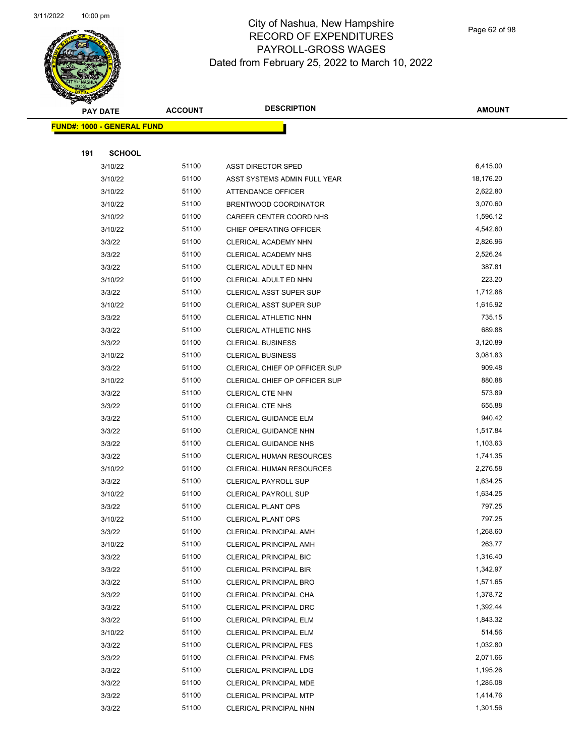# City of Nashua, New Hampshire
## RECORD OF EXPENDITURES
## PAYROLL-GROSS WAGES
## Dated from February 25, 2022 to March 10, 2022

| PAY DATE | ACCOUNT | DESCRIPTION | AMOUNT |
|---|---|---|---|

**FUND#: 1000 - GENERAL FUND**

**191 SCHOOL**

| PAY DATE | ACCOUNT | DESCRIPTION | AMOUNT |
|---|---|---|---|
| 3/10/22 | 51100 | ASST DIRECTOR SPED | 6,415.00 |
| 3/10/22 | 51100 | ASST SYSTEMS ADMIN FULL YEAR | 18,176.20 |
| 3/10/22 | 51100 | ATTENDANCE OFFICER | 2,622.80 |
| 3/10/22 | 51100 | BRENTWOOD COORDINATOR | 3,070.60 |
| 3/10/22 | 51100 | CAREER CENTER COORD NHS | 1,596.12 |
| 3/10/22 | 51100 | CHIEF OPERATING OFFICER | 4,542.60 |
| 3/3/22 | 51100 | CLERICAL ACADEMY NHN | 2,826.96 |
| 3/3/22 | 51100 | CLERICAL ACADEMY NHS | 2,526.24 |
| 3/3/22 | 51100 | CLERICAL ADULT ED NHN | 387.81 |
| 3/10/22 | 51100 | CLERICAL ADULT ED NHN | 223.20 |
| 3/3/22 | 51100 | CLERICAL ASST SUPER SUP | 1,712.88 |
| 3/10/22 | 51100 | CLERICAL ASST SUPER SUP | 1,615.92 |
| 3/3/22 | 51100 | CLERICAL ATHLETIC NHN | 735.15 |
| 3/3/22 | 51100 | CLERICAL ATHLETIC NHS | 689.88 |
| 3/3/22 | 51100 | CLERICAL BUSINESS | 3,120.89 |
| 3/10/22 | 51100 | CLERICAL BUSINESS | 3,081.83 |
| 3/3/22 | 51100 | CLERICAL CHIEF OP OFFICER SUP | 909.48 |
| 3/10/22 | 51100 | CLERICAL CHIEF OP OFFICER SUP | 880.88 |
| 3/3/22 | 51100 | CLERICAL CTE NHN | 573.89 |
| 3/3/22 | 51100 | CLERICAL CTE NHS | 655.88 |
| 3/3/22 | 51100 | CLERICAL GUIDANCE ELM | 940.42 |
| 3/3/22 | 51100 | CLERICAL GUIDANCE NHN | 1,517.84 |
| 3/3/22 | 51100 | CLERICAL GUIDANCE NHS | 1,103.63 |
| 3/3/22 | 51100 | CLERICAL HUMAN RESOURCES | 1,741.35 |
| 3/10/22 | 51100 | CLERICAL HUMAN RESOURCES | 2,276.58 |
| 3/3/22 | 51100 | CLERICAL PAYROLL SUP | 1,634.25 |
| 3/10/22 | 51100 | CLERICAL PAYROLL SUP | 1,634.25 |
| 3/3/22 | 51100 | CLERICAL PLANT OPS | 797.25 |
| 3/10/22 | 51100 | CLERICAL PLANT OPS | 797.25 |
| 3/3/22 | 51100 | CLERICAL PRINCIPAL AMH | 1,268.60 |
| 3/10/22 | 51100 | CLERICAL PRINCIPAL AMH | 263.77 |
| 3/3/22 | 51100 | CLERICAL PRINCIPAL BIC | 1,316.40 |
| 3/3/22 | 51100 | CLERICAL PRINCIPAL BIR | 1,342.97 |
| 3/3/22 | 51100 | CLERICAL PRINCIPAL BRO | 1,571.65 |
| 3/3/22 | 51100 | CLERICAL PRINCIPAL CHA | 1,378.72 |
| 3/3/22 | 51100 | CLERICAL PRINCIPAL DRC | 1,392.44 |
| 3/3/22 | 51100 | CLERICAL PRINCIPAL ELM | 1,843.32 |
| 3/10/22 | 51100 | CLERICAL PRINCIPAL ELM | 514.56 |
| 3/3/22 | 51100 | CLERICAL PRINCIPAL FES | 1,032.80 |
| 3/3/22 | 51100 | CLERICAL PRINCIPAL FMS | 2,071.66 |
| 3/3/22 | 51100 | CLERICAL PRINCIPAL LDG | 1,195.26 |
| 3/3/22 | 51100 | CLERICAL PRINCIPAL MDE | 1,285.08 |
| 3/3/22 | 51100 | CLERICAL PRINCIPAL MTP | 1,414.76 |
| 3/3/22 | 51100 | CLERICAL PRINCIPAL NHN | 1,301.56 |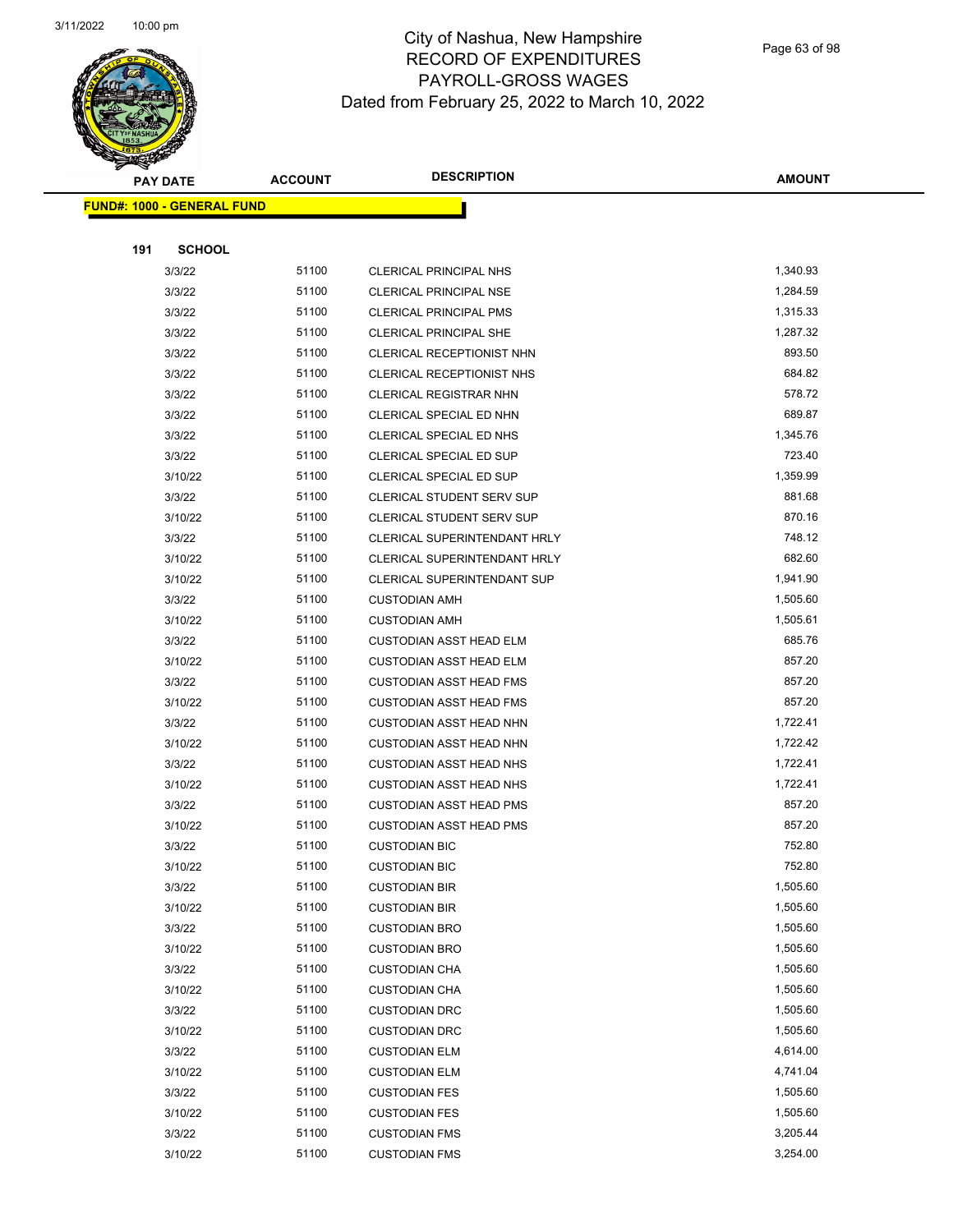# City of Nashua, New Hampshire
## RECORD OF EXPENDITURES
## PAYROLL-GROSS WAGES
## Dated from February 25, 2022 to March 10, 2022

**FUND#: 1000 - GENERAL FUND**

**191 SCHOOL**

| PAY DATE | ACCOUNT | DESCRIPTION | AMOUNT |
|---|---|---|---|
| 3/3/22 | 51100 | CLERICAL PRINCIPAL NHS | 1,340.93 |
| 3/3/22 | 51100 | CLERICAL PRINCIPAL NSE | 1,284.59 |
| 3/3/22 | 51100 | CLERICAL PRINCIPAL PMS | 1,315.33 |
| 3/3/22 | 51100 | CLERICAL PRINCIPAL SHE | 1,287.32 |
| 3/3/22 | 51100 | CLERICAL RECEPTIONIST NHN | 893.50 |
| 3/3/22 | 51100 | CLERICAL RECEPTIONIST NHS | 684.82 |
| 3/3/22 | 51100 | CLERICAL REGISTRAR NHN | 578.72 |
| 3/3/22 | 51100 | CLERICAL SPECIAL ED NHN | 689.87 |
| 3/3/22 | 51100 | CLERICAL SPECIAL ED NHS | 1,345.76 |
| 3/3/22 | 51100 | CLERICAL SPECIAL ED SUP | 723.40 |
| 3/10/22 | 51100 | CLERICAL SPECIAL ED SUP | 1,359.99 |
| 3/3/22 | 51100 | CLERICAL STUDENT SERV SUP | 881.68 |
| 3/10/22 | 51100 | CLERICAL STUDENT SERV SUP | 870.16 |
| 3/3/22 | 51100 | CLERICAL SUPERINTENDANT HRLY | 748.12 |
| 3/10/22 | 51100 | CLERICAL SUPERINTENDANT HRLY | 682.60 |
| 3/10/22 | 51100 | CLERICAL SUPERINTENDANT SUP | 1,941.90 |
| 3/3/22 | 51100 | CUSTODIAN AMH | 1,505.60 |
| 3/10/22 | 51100 | CUSTODIAN AMH | 1,505.61 |
| 3/3/22 | 51100 | CUSTODIAN ASST HEAD ELM | 685.76 |
| 3/10/22 | 51100 | CUSTODIAN ASST HEAD ELM | 857.20 |
| 3/3/22 | 51100 | CUSTODIAN ASST HEAD FMS | 857.20 |
| 3/10/22 | 51100 | CUSTODIAN ASST HEAD FMS | 857.20 |
| 3/3/22 | 51100 | CUSTODIAN ASST HEAD NHN | 1,722.41 |
| 3/10/22 | 51100 | CUSTODIAN ASST HEAD NHN | 1,722.42 |
| 3/3/22 | 51100 | CUSTODIAN ASST HEAD NHS | 1,722.41 |
| 3/10/22 | 51100 | CUSTODIAN ASST HEAD NHS | 1,722.41 |
| 3/3/22 | 51100 | CUSTODIAN ASST HEAD PMS | 857.20 |
| 3/10/22 | 51100 | CUSTODIAN ASST HEAD PMS | 857.20 |
| 3/3/22 | 51100 | CUSTODIAN BIC | 752.80 |
| 3/10/22 | 51100 | CUSTODIAN BIC | 752.80 |
| 3/3/22 | 51100 | CUSTODIAN BIR | 1,505.60 |
| 3/10/22 | 51100 | CUSTODIAN BIR | 1,505.60 |
| 3/3/22 | 51100 | CUSTODIAN BRO | 1,505.60 |
| 3/10/22 | 51100 | CUSTODIAN BRO | 1,505.60 |
| 3/3/22 | 51100 | CUSTODIAN CHA | 1,505.60 |
| 3/10/22 | 51100 | CUSTODIAN CHA | 1,505.60 |
| 3/3/22 | 51100 | CUSTODIAN DRC | 1,505.60 |
| 3/10/22 | 51100 | CUSTODIAN DRC | 1,505.60 |
| 3/3/22 | 51100 | CUSTODIAN ELM | 4,614.00 |
| 3/10/22 | 51100 | CUSTODIAN ELM | 4,741.04 |
| 3/3/22 | 51100 | CUSTODIAN FES | 1,505.60 |
| 3/10/22 | 51100 | CUSTODIAN FES | 1,505.60 |
| 3/3/22 | 51100 | CUSTODIAN FMS | 3,205.44 |
| 3/10/22 | 51100 | CUSTODIAN FMS | 3,254.00 |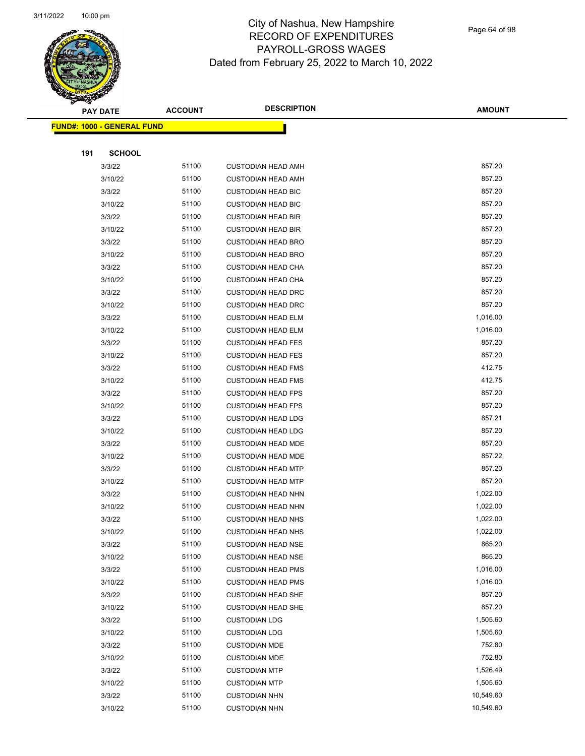City of Nashua, New Hampshire
RECORD OF EXPENDITURES
PAYROLL-GROSS WAGES
Dated from February 25, 2022 to March 10, 2022

| PAY DATE | ACCOUNT | DESCRIPTION | AMOUNT |
|---|---|---|---|

**FUND#: 1000 - GENERAL FUND**

**191 SCHOOL**

| PAY DATE | ACCOUNT | DESCRIPTION | AMOUNT |
|---|---|---|---|
| 3/3/22 | 51100 | CUSTODIAN HEAD AMH | 857.20 |
| 3/10/22 | 51100 | CUSTODIAN HEAD AMH | 857.20 |
| 3/3/22 | 51100 | CUSTODIAN HEAD BIC | 857.20 |
| 3/10/22 | 51100 | CUSTODIAN HEAD BIC | 857.20 |
| 3/3/22 | 51100 | CUSTODIAN HEAD BIR | 857.20 |
| 3/10/22 | 51100 | CUSTODIAN HEAD BIR | 857.20 |
| 3/3/22 | 51100 | CUSTODIAN HEAD BRO | 857.20 |
| 3/10/22 | 51100 | CUSTODIAN HEAD BRO | 857.20 |
| 3/3/22 | 51100 | CUSTODIAN HEAD CHA | 857.20 |
| 3/10/22 | 51100 | CUSTODIAN HEAD CHA | 857.20 |
| 3/3/22 | 51100 | CUSTODIAN HEAD DRC | 857.20 |
| 3/10/22 | 51100 | CUSTODIAN HEAD DRC | 857.20 |
| 3/3/22 | 51100 | CUSTODIAN HEAD ELM | 1,016.00 |
| 3/10/22 | 51100 | CUSTODIAN HEAD ELM | 1,016.00 |
| 3/3/22 | 51100 | CUSTODIAN HEAD FES | 857.20 |
| 3/10/22 | 51100 | CUSTODIAN HEAD FES | 857.20 |
| 3/3/22 | 51100 | CUSTODIAN HEAD FMS | 412.75 |
| 3/10/22 | 51100 | CUSTODIAN HEAD FMS | 412.75 |
| 3/3/22 | 51100 | CUSTODIAN HEAD FPS | 857.20 |
| 3/10/22 | 51100 | CUSTODIAN HEAD FPS | 857.20 |
| 3/3/22 | 51100 | CUSTODIAN HEAD LDG | 857.21 |
| 3/10/22 | 51100 | CUSTODIAN HEAD LDG | 857.20 |
| 3/3/22 | 51100 | CUSTODIAN HEAD MDE | 857.20 |
| 3/10/22 | 51100 | CUSTODIAN HEAD MDE | 857.22 |
| 3/3/22 | 51100 | CUSTODIAN HEAD MTP | 857.20 |
| 3/10/22 | 51100 | CUSTODIAN HEAD MTP | 857.20 |
| 3/3/22 | 51100 | CUSTODIAN HEAD NHN | 1,022.00 |
| 3/10/22 | 51100 | CUSTODIAN HEAD NHN | 1,022.00 |
| 3/3/22 | 51100 | CUSTODIAN HEAD NHS | 1,022.00 |
| 3/10/22 | 51100 | CUSTODIAN HEAD NHS | 1,022.00 |
| 3/3/22 | 51100 | CUSTODIAN HEAD NSE | 865.20 |
| 3/10/22 | 51100 | CUSTODIAN HEAD NSE | 865.20 |
| 3/3/22 | 51100 | CUSTODIAN HEAD PMS | 1,016.00 |
| 3/10/22 | 51100 | CUSTODIAN HEAD PMS | 1,016.00 |
| 3/3/22 | 51100 | CUSTODIAN HEAD SHE | 857.20 |
| 3/10/22 | 51100 | CUSTODIAN HEAD SHE | 857.20 |
| 3/3/22 | 51100 | CUSTODIAN LDG | 1,505.60 |
| 3/10/22 | 51100 | CUSTODIAN LDG | 1,505.60 |
| 3/3/22 | 51100 | CUSTODIAN MDE | 752.80 |
| 3/10/22 | 51100 | CUSTODIAN MDE | 752.80 |
| 3/3/22 | 51100 | CUSTODIAN MTP | 1,526.49 |
| 3/10/22 | 51100 | CUSTODIAN MTP | 1,505.60 |
| 3/3/22 | 51100 | CUSTODIAN NHN | 10,549.60 |
| 3/10/22 | 51100 | CUSTODIAN NHN | 10,549.60 |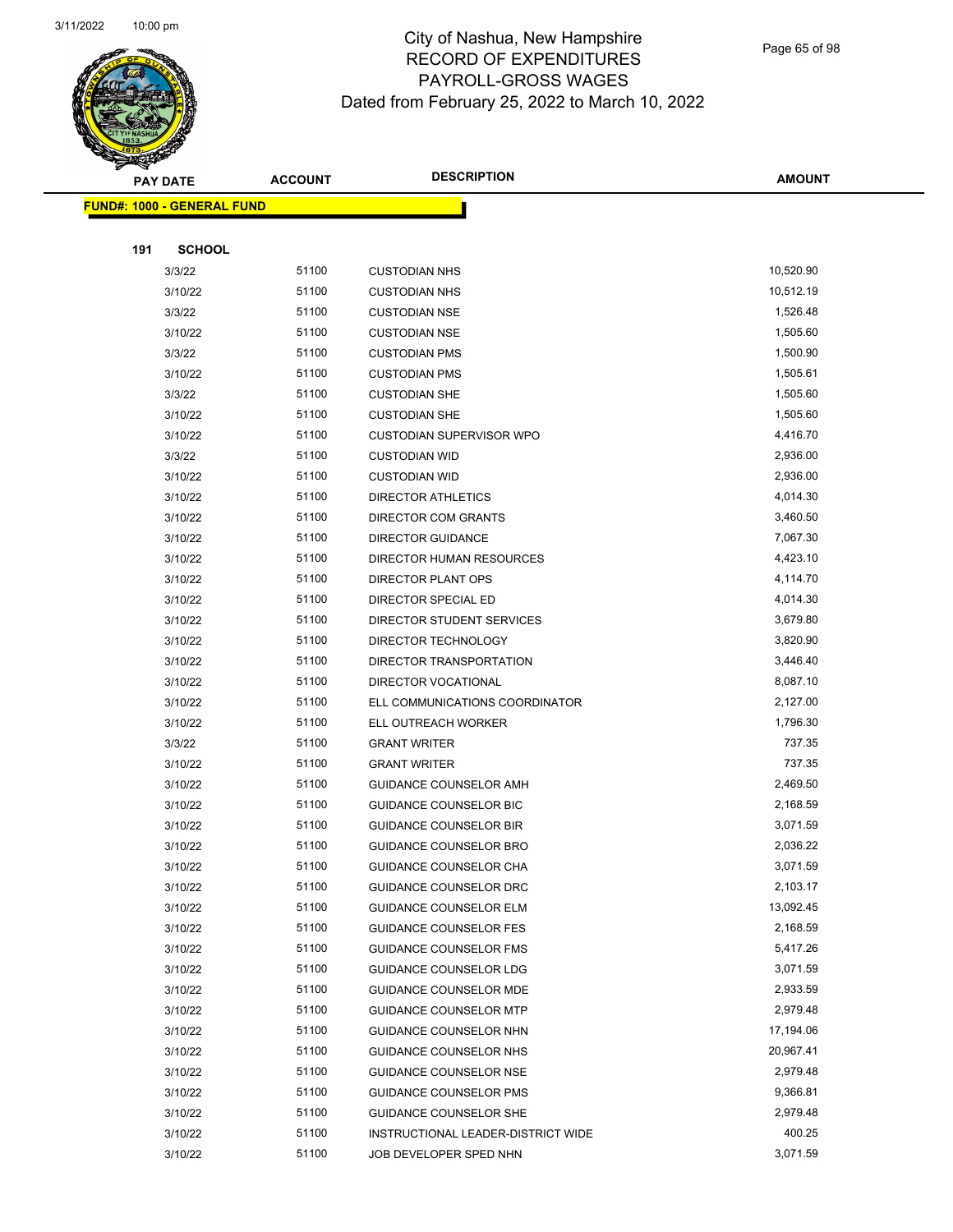# City of Nashua, New Hampshire
# RECORD OF EXPENDITURES
# PAYROLL-GROSS WAGES
## Dated from February 25, 2022 to March 10, 2022

| PAY DATE | ACCOUNT | DESCRIPTION | AMOUNT |
|---|---|---|---|
| **FUND#: 1000 - GENERAL FUND** | | | |
| **191 SCHOOL** | | | |
| 3/3/22 | 51100 | CUSTODIAN NHS | 10,520.90 |
| 3/10/22 | 51100 | CUSTODIAN NHS | 10,512.19 |
| 3/3/22 | 51100 | CUSTODIAN NSE | 1,526.48 |
| 3/10/22 | 51100 | CUSTODIAN NSE | 1,505.60 |
| 3/3/22 | 51100 | CUSTODIAN PMS | 1,500.90 |
| 3/10/22 | 51100 | CUSTODIAN PMS | 1,505.61 |
| 3/3/22 | 51100 | CUSTODIAN SHE | 1,505.60 |
| 3/10/22 | 51100 | CUSTODIAN SHE | 1,505.60 |
| 3/10/22 | 51100 | CUSTODIAN SUPERVISOR WPO | 4,416.70 |
| 3/3/22 | 51100 | CUSTODIAN WID | 2,936.00 |
| 3/10/22 | 51100 | CUSTODIAN WID | 2,936.00 |
| 3/10/22 | 51100 | DIRECTOR ATHLETICS | 4,014.30 |
| 3/10/22 | 51100 | DIRECTOR COM GRANTS | 3,460.50 |
| 3/10/22 | 51100 | DIRECTOR GUIDANCE | 7,067.30 |
| 3/10/22 | 51100 | DIRECTOR HUMAN RESOURCES | 4,423.10 |
| 3/10/22 | 51100 | DIRECTOR PLANT OPS | 4,114.70 |
| 3/10/22 | 51100 | DIRECTOR SPECIAL ED | 4,014.30 |
| 3/10/22 | 51100 | DIRECTOR STUDENT SERVICES | 3,679.80 |
| 3/10/22 | 51100 | DIRECTOR TECHNOLOGY | 3,820.90 |
| 3/10/22 | 51100 | DIRECTOR TRANSPORTATION | 3,446.40 |
| 3/10/22 | 51100 | DIRECTOR VOCATIONAL | 8,087.10 |
| 3/10/22 | 51100 | ELL COMMUNICATIONS COORDINATOR | 2,127.00 |
| 3/10/22 | 51100 | ELL OUTREACH WORKER | 1,796.30 |
| 3/3/22 | 51100 | GRANT WRITER | 737.35 |
| 3/10/22 | 51100 | GRANT WRITER | 737.35 |
| 3/10/22 | 51100 | GUIDANCE COUNSELOR AMH | 2,469.50 |
| 3/10/22 | 51100 | GUIDANCE COUNSELOR BIC | 2,168.59 |
| 3/10/22 | 51100 | GUIDANCE COUNSELOR BIR | 3,071.59 |
| 3/10/22 | 51100 | GUIDANCE COUNSELOR BRO | 2,036.22 |
| 3/10/22 | 51100 | GUIDANCE COUNSELOR CHA | 3,071.59 |
| 3/10/22 | 51100 | GUIDANCE COUNSELOR DRC | 2,103.17 |
| 3/10/22 | 51100 | GUIDANCE COUNSELOR ELM | 13,092.45 |
| 3/10/22 | 51100 | GUIDANCE COUNSELOR FES | 2,168.59 |
| 3/10/22 | 51100 | GUIDANCE COUNSELOR FMS | 5,417.26 |
| 3/10/22 | 51100 | GUIDANCE COUNSELOR LDG | 3,071.59 |
| 3/10/22 | 51100 | GUIDANCE COUNSELOR MDE | 2,933.59 |
| 3/10/22 | 51100 | GUIDANCE COUNSELOR MTP | 2,979.48 |
| 3/10/22 | 51100 | GUIDANCE COUNSELOR NHN | 17,194.06 |
| 3/10/22 | 51100 | GUIDANCE COUNSELOR NHS | 20,967.41 |
| 3/10/22 | 51100 | GUIDANCE COUNSELOR NSE | 2,979.48 |
| 3/10/22 | 51100 | GUIDANCE COUNSELOR PMS | 9,366.81 |
| 3/10/22 | 51100 | GUIDANCE COUNSELOR SHE | 2,979.48 |
| 3/10/22 | 51100 | INSTRUCTIONAL LEADER-DISTRICT WIDE | 400.25 |
| 3/10/22 | 51100 | JOB DEVELOPER SPED NHN | 3,071.59 |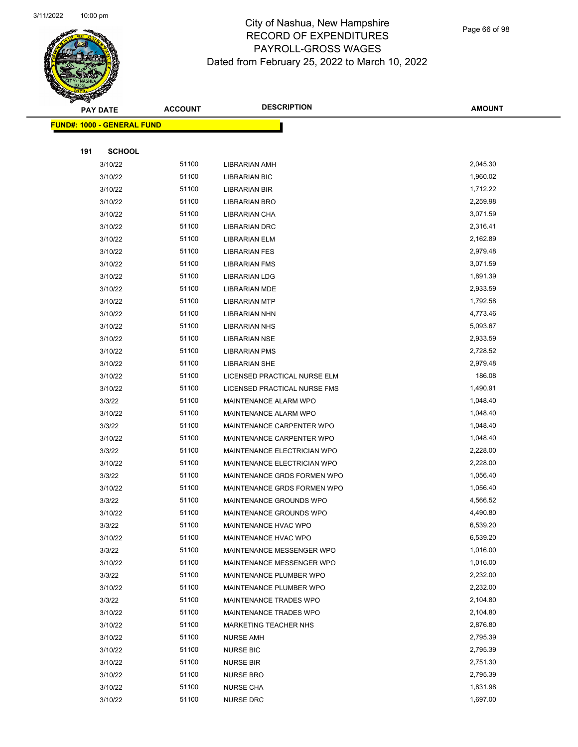# City of Nashua, New Hampshire
## RECORD OF EXPENDITURES
## PAYROLL-GROSS WAGES
### Dated from February 25, 2022 to March 10, 2022

| PAY DATE | ACCOUNT | DESCRIPTION | AMOUNT |
|---|---|---|---|
| **FUND#: 1000 - GENERAL FUND** | | | |
| **191 SCHOOL** | | | |
| 3/10/22 | 51100 | LIBRARIAN AMH | 2,045.30 |
| 3/10/22 | 51100 | LIBRARIAN BIC | 1,960.02 |
| 3/10/22 | 51100 | LIBRARIAN BIR | 1,712.22 |
| 3/10/22 | 51100 | LIBRARIAN BRO | 2,259.98 |
| 3/10/22 | 51100 | LIBRARIAN CHA | 3,071.59 |
| 3/10/22 | 51100 | LIBRARIAN DRC | 2,316.41 |
| 3/10/22 | 51100 | LIBRARIAN ELM | 2,162.89 |
| 3/10/22 | 51100 | LIBRARIAN FES | 2,979.48 |
| 3/10/22 | 51100 | LIBRARIAN FMS | 3,071.59 |
| 3/10/22 | 51100 | LIBRARIAN LDG | 1,891.39 |
| 3/10/22 | 51100 | LIBRARIAN MDE | 2,933.59 |
| 3/10/22 | 51100 | LIBRARIAN MTP | 1,792.58 |
| 3/10/22 | 51100 | LIBRARIAN NHN | 4,773.46 |
| 3/10/22 | 51100 | LIBRARIAN NHS | 5,093.67 |
| 3/10/22 | 51100 | LIBRARIAN NSE | 2,933.59 |
| 3/10/22 | 51100 | LIBRARIAN PMS | 2,728.52 |
| 3/10/22 | 51100 | LIBRARIAN SHE | 2,979.48 |
| 3/10/22 | 51100 | LICENSED PRACTICAL NURSE ELM | 186.08 |
| 3/10/22 | 51100 | LICENSED PRACTICAL NURSE FMS | 1,490.91 |
| 3/3/22 | 51100 | MAINTENANCE ALARM WPO | 1,048.40 |
| 3/10/22 | 51100 | MAINTENANCE ALARM WPO | 1,048.40 |
| 3/3/22 | 51100 | MAINTENANCE CARPENTER WPO | 1,048.40 |
| 3/10/22 | 51100 | MAINTENANCE CARPENTER WPO | 1,048.40 |
| 3/3/22 | 51100 | MAINTENANCE ELECTRICIAN WPO | 2,228.00 |
| 3/10/22 | 51100 | MAINTENANCE ELECTRICIAN WPO | 2,228.00 |
| 3/3/22 | 51100 | MAINTENANCE GRDS FORMEN WPO | 1,056.40 |
| 3/10/22 | 51100 | MAINTENANCE GRDS FORMEN WPO | 1,056.40 |
| 3/3/22 | 51100 | MAINTENANCE GROUNDS WPO | 4,566.52 |
| 3/10/22 | 51100 | MAINTENANCE GROUNDS WPO | 4,490.80 |
| 3/3/22 | 51100 | MAINTENANCE HVAC WPO | 6,539.20 |
| 3/10/22 | 51100 | MAINTENANCE HVAC WPO | 6,539.20 |
| 3/3/22 | 51100 | MAINTENANCE MESSENGER WPO | 1,016.00 |
| 3/10/22 | 51100 | MAINTENANCE MESSENGER WPO | 1,016.00 |
| 3/3/22 | 51100 | MAINTENANCE PLUMBER WPO | 2,232.00 |
| 3/10/22 | 51100 | MAINTENANCE PLUMBER WPO | 2,232.00 |
| 3/3/22 | 51100 | MAINTENANCE TRADES WPO | 2,104.80 |
| 3/10/22 | 51100 | MAINTENANCE TRADES WPO | 2,104.80 |
| 3/10/22 | 51100 | MARKETING TEACHER NHS | 2,876.80 |
| 3/10/22 | 51100 | NURSE AMH | 2,795.39 |
| 3/10/22 | 51100 | NURSE BIC | 2,795.39 |
| 3/10/22 | 51100 | NURSE BIR | 2,751.30 |
| 3/10/22 | 51100 | NURSE BRO | 2,795.39 |
| 3/10/22 | 51100 | NURSE CHA | 1,831.98 |
| 3/10/22 | 51100 | NURSE DRC | 1,697.00 |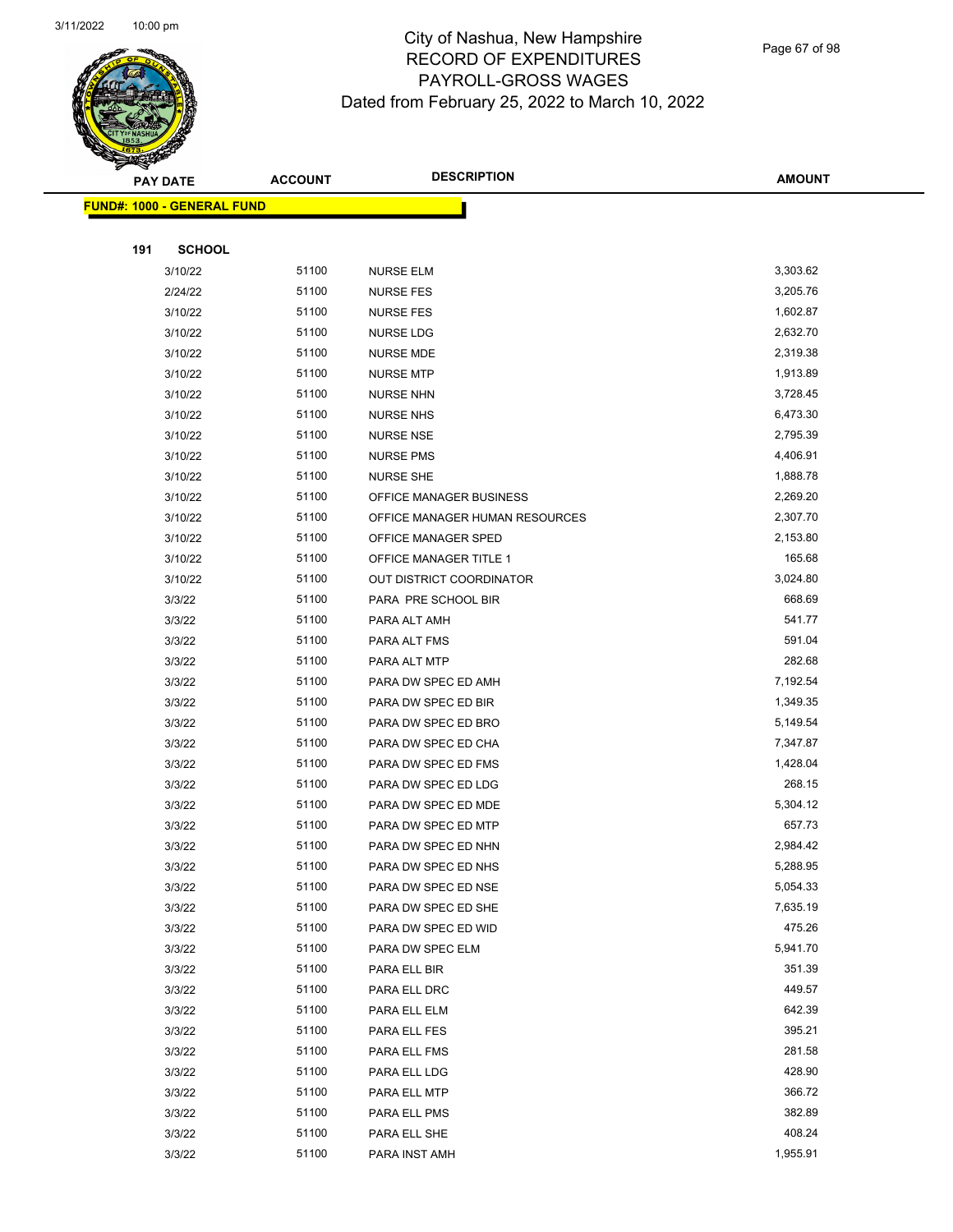City of Nashua, New Hampshire
RECORD OF EXPENDITURES
PAYROLL-GROSS WAGES
Dated from February 25, 2022 to March 10, 2022

| PAY DATE | ACCOUNT | DESCRIPTION | AMOUNT |
|---|---|---|---|

**FUND#: 1000 - GENERAL FUND**

**191 SCHOOL**

| PAY DATE | ACCOUNT | DESCRIPTION | AMOUNT |
|---|---|---|---|
| 3/10/22 | 51100 | NURSE ELM | 3,303.62 |
| 2/24/22 | 51100 | NURSE FES | 3,205.76 |
| 3/10/22 | 51100 | NURSE FES | 1,602.87 |
| 3/10/22 | 51100 | NURSE LDG | 2,632.70 |
| 3/10/22 | 51100 | NURSE MDE | 2,319.38 |
| 3/10/22 | 51100 | NURSE MTP | 1,913.89 |
| 3/10/22 | 51100 | NURSE NHN | 3,728.45 |
| 3/10/22 | 51100 | NURSE NHS | 6,473.30 |
| 3/10/22 | 51100 | NURSE NSE | 2,795.39 |
| 3/10/22 | 51100 | NURSE PMS | 4,406.91 |
| 3/10/22 | 51100 | NURSE SHE | 1,888.78 |
| 3/10/22 | 51100 | OFFICE MANAGER BUSINESS | 2,269.20 |
| 3/10/22 | 51100 | OFFICE MANAGER HUMAN RESOURCES | 2,307.70 |
| 3/10/22 | 51100 | OFFICE MANAGER SPED | 2,153.80 |
| 3/10/22 | 51100 | OFFICE MANAGER TITLE 1 | 165.68 |
| 3/10/22 | 51100 | OUT DISTRICT COORDINATOR | 3,024.80 |
| 3/3/22 | 51100 | PARA PRE SCHOOL BIR | 668.69 |
| 3/3/22 | 51100 | PARA ALT AMH | 541.77 |
| 3/3/22 | 51100 | PARA ALT FMS | 591.04 |
| 3/3/22 | 51100 | PARA ALT MTP | 282.68 |
| 3/3/22 | 51100 | PARA DW SPEC ED AMH | 7,192.54 |
| 3/3/22 | 51100 | PARA DW SPEC ED BIR | 1,349.35 |
| 3/3/22 | 51100 | PARA DW SPEC ED BRO | 5,149.54 |
| 3/3/22 | 51100 | PARA DW SPEC ED CHA | 7,347.87 |
| 3/3/22 | 51100 | PARA DW SPEC ED FMS | 1,428.04 |
| 3/3/22 | 51100 | PARA DW SPEC ED LDG | 268.15 |
| 3/3/22 | 51100 | PARA DW SPEC ED MDE | 5,304.12 |
| 3/3/22 | 51100 | PARA DW SPEC ED MTP | 657.73 |
| 3/3/22 | 51100 | PARA DW SPEC ED NHN | 2,984.42 |
| 3/3/22 | 51100 | PARA DW SPEC ED NHS | 5,288.95 |
| 3/3/22 | 51100 | PARA DW SPEC ED NSE | 5,054.33 |
| 3/3/22 | 51100 | PARA DW SPEC ED SHE | 7,635.19 |
| 3/3/22 | 51100 | PARA DW SPEC ED WID | 475.26 |
| 3/3/22 | 51100 | PARA DW SPEC ELM | 5,941.70 |
| 3/3/22 | 51100 | PARA ELL BIR | 351.39 |
| 3/3/22 | 51100 | PARA ELL DRC | 449.57 |
| 3/3/22 | 51100 | PARA ELL ELM | 642.39 |
| 3/3/22 | 51100 | PARA ELL FES | 395.21 |
| 3/3/22 | 51100 | PARA ELL FMS | 281.58 |
| 3/3/22 | 51100 | PARA ELL LDG | 428.90 |
| 3/3/22 | 51100 | PARA ELL MTP | 366.72 |
| 3/3/22 | 51100 | PARA ELL PMS | 382.89 |
| 3/3/22 | 51100 | PARA ELL SHE | 408.24 |
| 3/3/22 | 51100 | PARA INST AMH | 1,955.91 |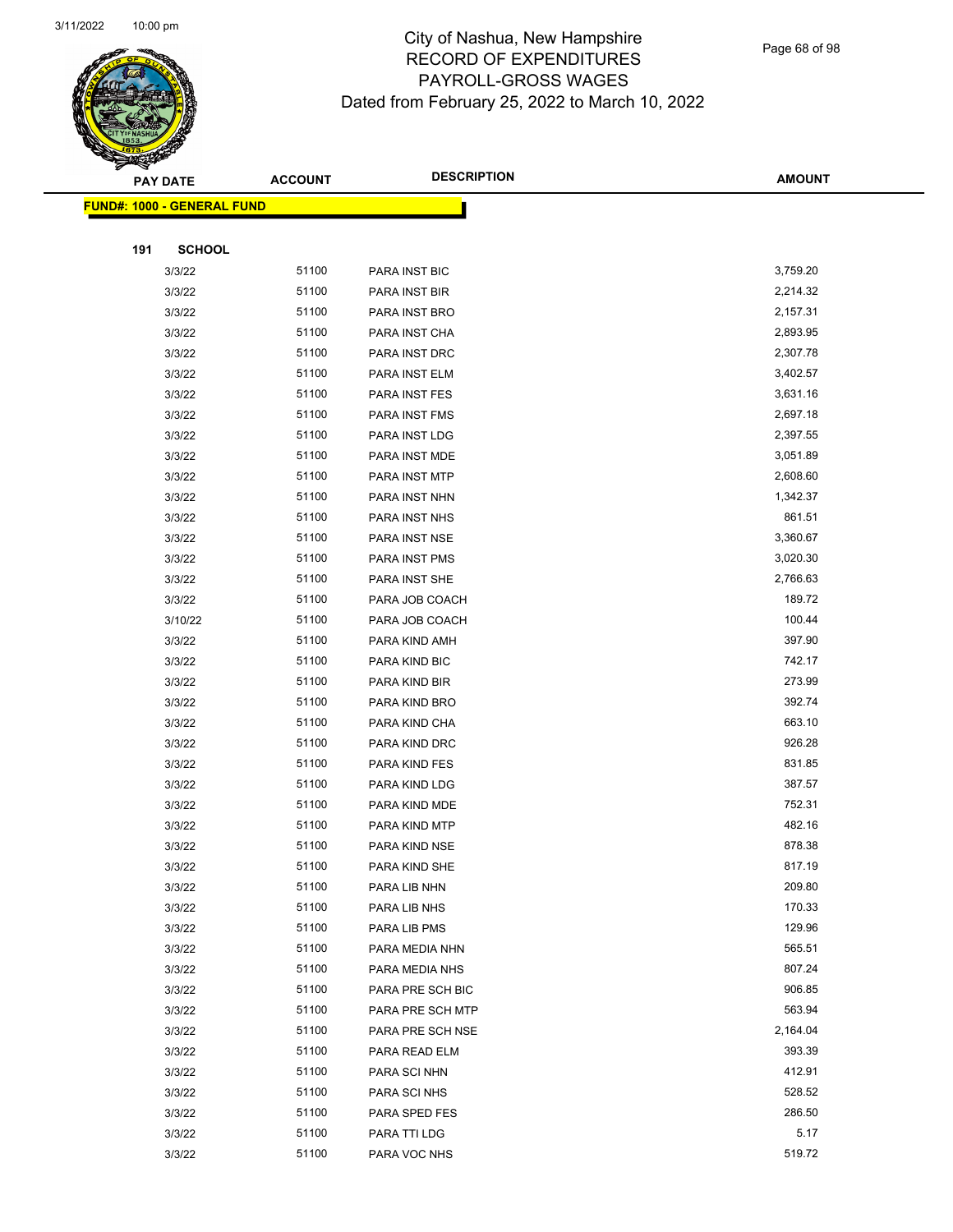# City of Nashua, New Hampshire
# RECORD OF EXPENDITURES
# PAYROLL-GROSS WAGES
# Dated from February 25, 2022 to March 10, 2022

| PAY DATE | ACCOUNT | DESCRIPTION | AMOUNT |
|---|---|---|---|

**FUND#: 1000 - GENERAL FUND**

**191 SCHOOL**

| PAY DATE | ACCOUNT | DESCRIPTION | AMOUNT |
|---|---|---|---|
| 3/3/22 | 51100 | PARA INST BIC | 3,759.20 |
| 3/3/22 | 51100 | PARA INST BIR | 2,214.32 |
| 3/3/22 | 51100 | PARA INST BRO | 2,157.31 |
| 3/3/22 | 51100 | PARA INST CHA | 2,893.95 |
| 3/3/22 | 51100 | PARA INST DRC | 2,307.78 |
| 3/3/22 | 51100 | PARA INST ELM | 3,402.57 |
| 3/3/22 | 51100 | PARA INST FES | 3,631.16 |
| 3/3/22 | 51100 | PARA INST FMS | 2,697.18 |
| 3/3/22 | 51100 | PARA INST LDG | 2,397.55 |
| 3/3/22 | 51100 | PARA INST MDE | 3,051.89 |
| 3/3/22 | 51100 | PARA INST MTP | 2,608.60 |
| 3/3/22 | 51100 | PARA INST NHN | 1,342.37 |
| 3/3/22 | 51100 | PARA INST NHS | 861.51 |
| 3/3/22 | 51100 | PARA INST NSE | 3,360.67 |
| 3/3/22 | 51100 | PARA INST PMS | 3,020.30 |
| 3/3/22 | 51100 | PARA INST SHE | 2,766.63 |
| 3/3/22 | 51100 | PARA JOB COACH | 189.72 |
| 3/10/22 | 51100 | PARA JOB COACH | 100.44 |
| 3/3/22 | 51100 | PARA KIND AMH | 397.90 |
| 3/3/22 | 51100 | PARA KIND BIC | 742.17 |
| 3/3/22 | 51100 | PARA KIND BIR | 273.99 |
| 3/3/22 | 51100 | PARA KIND BRO | 392.74 |
| 3/3/22 | 51100 | PARA KIND CHA | 663.10 |
| 3/3/22 | 51100 | PARA KIND DRC | 926.28 |
| 3/3/22 | 51100 | PARA KIND FES | 831.85 |
| 3/3/22 | 51100 | PARA KIND LDG | 387.57 |
| 3/3/22 | 51100 | PARA KIND MDE | 752.31 |
| 3/3/22 | 51100 | PARA KIND MTP | 482.16 |
| 3/3/22 | 51100 | PARA KIND NSE | 878.38 |
| 3/3/22 | 51100 | PARA KIND SHE | 817.19 |
| 3/3/22 | 51100 | PARA LIB NHN | 209.80 |
| 3/3/22 | 51100 | PARA LIB NHS | 170.33 |
| 3/3/22 | 51100 | PARA LIB PMS | 129.96 |
| 3/3/22 | 51100 | PARA MEDIA NHN | 565.51 |
| 3/3/22 | 51100 | PARA MEDIA NHS | 807.24 |
| 3/3/22 | 51100 | PARA PRE SCH BIC | 906.85 |
| 3/3/22 | 51100 | PARA PRE SCH MTP | 563.94 |
| 3/3/22 | 51100 | PARA PRE SCH NSE | 2,164.04 |
| 3/3/22 | 51100 | PARA READ ELM | 393.39 |
| 3/3/22 | 51100 | PARA SCI NHN | 412.91 |
| 3/3/22 | 51100 | PARA SCI NHS | 528.52 |
| 3/3/22 | 51100 | PARA SPED FES | 286.50 |
| 3/3/22 | 51100 | PARA TTI LDG | 5.17 |
| 3/3/22 | 51100 | PARA VOC NHS | 519.72 |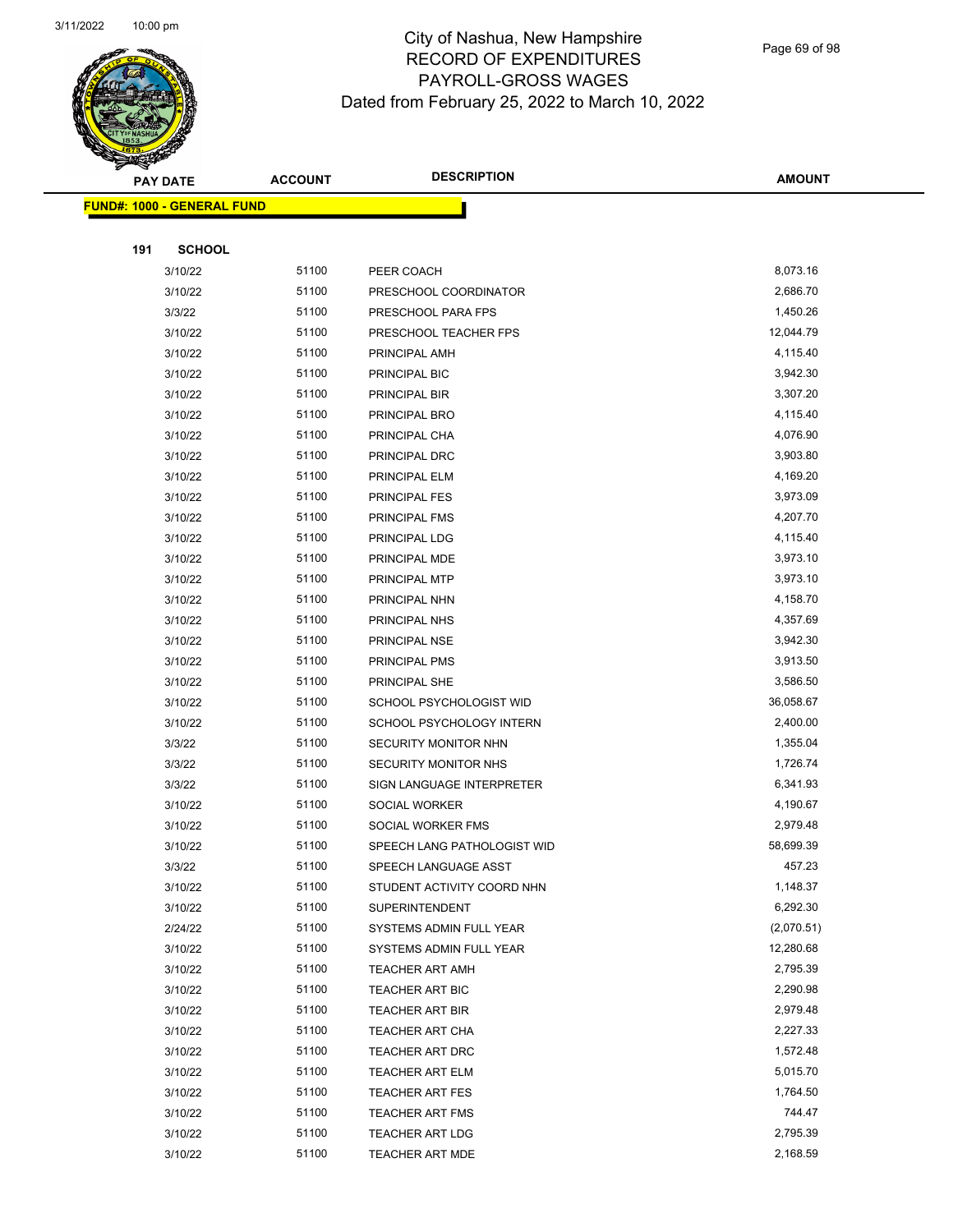City of Nashua, New Hampshire
RECORD OF EXPENDITURES
PAYROLL-GROSS WAGES
Dated from February 25, 2022 to March 10, 2022

| PAY DATE | ACCOUNT | DESCRIPTION | AMOUNT |
|---|---|---|---|
| **FUND#: 1000 - GENERAL FUND** | | | |
| **191 SCHOOL** | | | |
| 3/10/22 | 51100 | PEER COACH | 8,073.16 |
| 3/10/22 | 51100 | PRESCHOOL COORDINATOR | 2,686.70 |
| 3/3/22 | 51100 | PRESCHOOL PARA FPS | 1,450.26 |
| 3/10/22 | 51100 | PRESCHOOL TEACHER FPS | 12,044.79 |
| 3/10/22 | 51100 | PRINCIPAL AMH | 4,115.40 |
| 3/10/22 | 51100 | PRINCIPAL BIC | 3,942.30 |
| 3/10/22 | 51100 | PRINCIPAL BIR | 3,307.20 |
| 3/10/22 | 51100 | PRINCIPAL BRO | 4,115.40 |
| 3/10/22 | 51100 | PRINCIPAL CHA | 4,076.90 |
| 3/10/22 | 51100 | PRINCIPAL DRC | 3,903.80 |
| 3/10/22 | 51100 | PRINCIPAL ELM | 4,169.20 |
| 3/10/22 | 51100 | PRINCIPAL FES | 3,973.09 |
| 3/10/22 | 51100 | PRINCIPAL FMS | 4,207.70 |
| 3/10/22 | 51100 | PRINCIPAL LDG | 4,115.40 |
| 3/10/22 | 51100 | PRINCIPAL MDE | 3,973.10 |
| 3/10/22 | 51100 | PRINCIPAL MTP | 3,973.10 |
| 3/10/22 | 51100 | PRINCIPAL NHN | 4,158.70 |
| 3/10/22 | 51100 | PRINCIPAL NHS | 4,357.69 |
| 3/10/22 | 51100 | PRINCIPAL NSE | 3,942.30 |
| 3/10/22 | 51100 | PRINCIPAL PMS | 3,913.50 |
| 3/10/22 | 51100 | PRINCIPAL SHE | 3,586.50 |
| 3/10/22 | 51100 | SCHOOL PSYCHOLOGIST WID | 36,058.67 |
| 3/10/22 | 51100 | SCHOOL PSYCHOLOGY INTERN | 2,400.00 |
| 3/3/22 | 51100 | SECURITY MONITOR NHN | 1,355.04 |
| 3/3/22 | 51100 | SECURITY MONITOR NHS | 1,726.74 |
| 3/3/22 | 51100 | SIGN LANGUAGE INTERPRETER | 6,341.93 |
| 3/10/22 | 51100 | SOCIAL WORKER | 4,190.67 |
| 3/10/22 | 51100 | SOCIAL WORKER FMS | 2,979.48 |
| 3/10/22 | 51100 | SPEECH LANG PATHOLOGIST WID | 58,699.39 |
| 3/3/22 | 51100 | SPEECH LANGUAGE ASST | 457.23 |
| 3/10/22 | 51100 | STUDENT ACTIVITY COORD NHN | 1,148.37 |
| 3/10/22 | 51100 | SUPERINTENDENT | 6,292.30 |
| 2/24/22 | 51100 | SYSTEMS ADMIN FULL YEAR | (2,070.51) |
| 3/10/22 | 51100 | SYSTEMS ADMIN FULL YEAR | 12,280.68 |
| 3/10/22 | 51100 | TEACHER ART AMH | 2,795.39 |
| 3/10/22 | 51100 | TEACHER ART BIC | 2,290.98 |
| 3/10/22 | 51100 | TEACHER ART BIR | 2,979.48 |
| 3/10/22 | 51100 | TEACHER ART CHA | 2,227.33 |
| 3/10/22 | 51100 | TEACHER ART DRC | 1,572.48 |
| 3/10/22 | 51100 | TEACHER ART ELM | 5,015.70 |
| 3/10/22 | 51100 | TEACHER ART FES | 1,764.50 |
| 3/10/22 | 51100 | TEACHER ART FMS | 744.47 |
| 3/10/22 | 51100 | TEACHER ART LDG | 2,795.39 |
| 3/10/22 | 51100 | TEACHER ART MDE | 2,168.59 |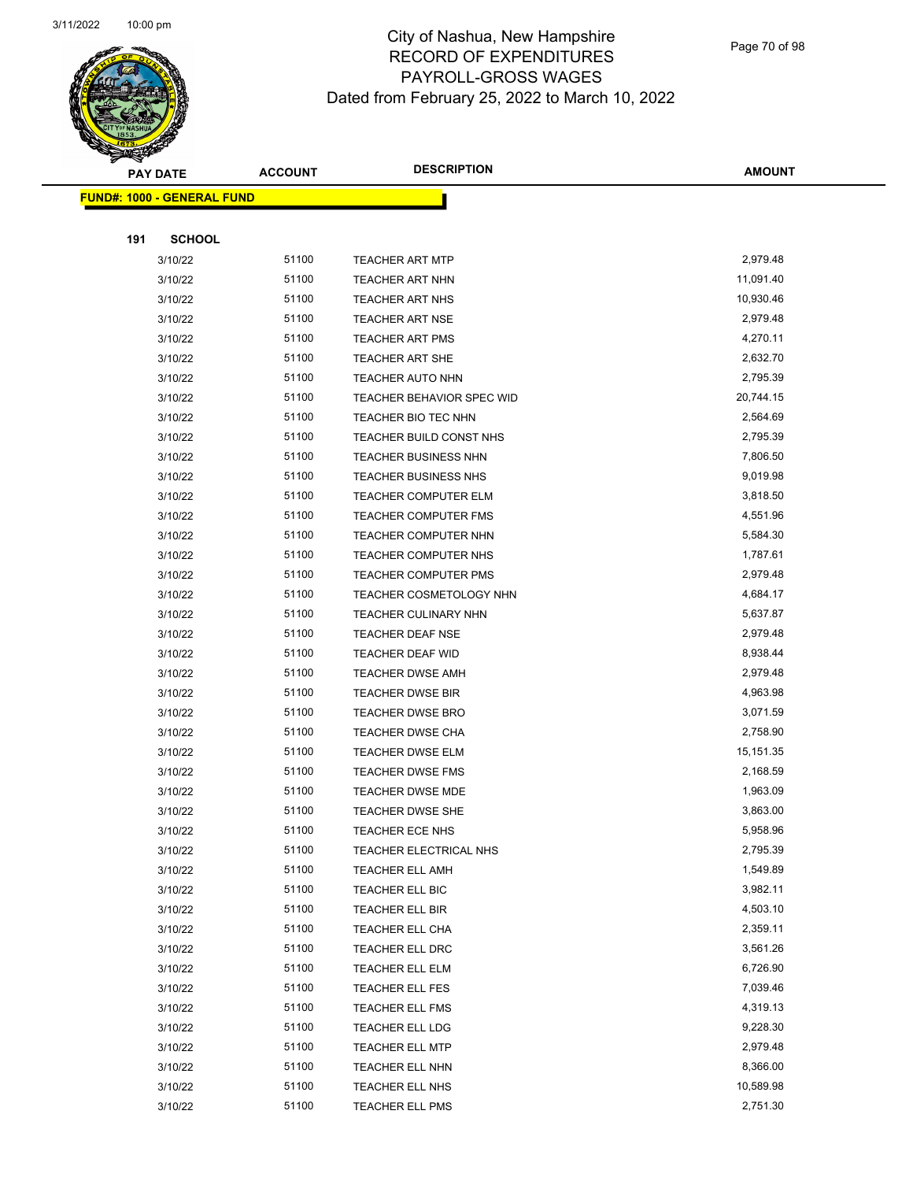# City of Nashua, New Hampshire
## RECORD OF EXPENDITURES
## PAYROLL-GROSS WAGES
## Dated from February 25, 2022 to March 10, 2022

| PAY DATE | ACCOUNT | DESCRIPTION | AMOUNT |
|---|---|---|---|

**FUND#: 1000 - GENERAL FUND**

**191 SCHOOL**

| PAY DATE | ACCOUNT | DESCRIPTION | AMOUNT |
|---|---|---|---|
| 3/10/22 | 51100 | TEACHER ART MTP | 2,979.48 |
| 3/10/22 | 51100 | TEACHER ART NHN | 11,091.40 |
| 3/10/22 | 51100 | TEACHER ART NHS | 10,930.46 |
| 3/10/22 | 51100 | TEACHER ART NSE | 2,979.48 |
| 3/10/22 | 51100 | TEACHER ART PMS | 4,270.11 |
| 3/10/22 | 51100 | TEACHER ART SHE | 2,632.70 |
| 3/10/22 | 51100 | TEACHER AUTO NHN | 2,795.39 |
| 3/10/22 | 51100 | TEACHER BEHAVIOR SPEC WID | 20,744.15 |
| 3/10/22 | 51100 | TEACHER BIO TEC NHN | 2,564.69 |
| 3/10/22 | 51100 | TEACHER BUILD CONST NHS | 2,795.39 |
| 3/10/22 | 51100 | TEACHER BUSINESS NHN | 7,806.50 |
| 3/10/22 | 51100 | TEACHER BUSINESS NHS | 9,019.98 |
| 3/10/22 | 51100 | TEACHER COMPUTER ELM | 3,818.50 |
| 3/10/22 | 51100 | TEACHER COMPUTER FMS | 4,551.96 |
| 3/10/22 | 51100 | TEACHER COMPUTER NHN | 5,584.30 |
| 3/10/22 | 51100 | TEACHER COMPUTER NHS | 1,787.61 |
| 3/10/22 | 51100 | TEACHER COMPUTER PMS | 2,979.48 |
| 3/10/22 | 51100 | TEACHER COSMETOLOGY NHN | 4,684.17 |
| 3/10/22 | 51100 | TEACHER CULINARY NHN | 5,637.87 |
| 3/10/22 | 51100 | TEACHER DEAF NSE | 2,979.48 |
| 3/10/22 | 51100 | TEACHER DEAF WID | 8,938.44 |
| 3/10/22 | 51100 | TEACHER DWSE AMH | 2,979.48 |
| 3/10/22 | 51100 | TEACHER DWSE BIR | 4,963.98 |
| 3/10/22 | 51100 | TEACHER DWSE BRO | 3,071.59 |
| 3/10/22 | 51100 | TEACHER DWSE CHA | 2,758.90 |
| 3/10/22 | 51100 | TEACHER DWSE ELM | 15,151.35 |
| 3/10/22 | 51100 | TEACHER DWSE FMS | 2,168.59 |
| 3/10/22 | 51100 | TEACHER DWSE MDE | 1,963.09 |
| 3/10/22 | 51100 | TEACHER DWSE SHE | 3,863.00 |
| 3/10/22 | 51100 | TEACHER ECE NHS | 5,958.96 |
| 3/10/22 | 51100 | TEACHER ELECTRICAL NHS | 2,795.39 |
| 3/10/22 | 51100 | TEACHER ELL AMH | 1,549.89 |
| 3/10/22 | 51100 | TEACHER ELL BIC | 3,982.11 |
| 3/10/22 | 51100 | TEACHER ELL BIR | 4,503.10 |
| 3/10/22 | 51100 | TEACHER ELL CHA | 2,359.11 |
| 3/10/22 | 51100 | TEACHER ELL DRC | 3,561.26 |
| 3/10/22 | 51100 | TEACHER ELL ELM | 6,726.90 |
| 3/10/22 | 51100 | TEACHER ELL FES | 7,039.46 |
| 3/10/22 | 51100 | TEACHER ELL FMS | 4,319.13 |
| 3/10/22 | 51100 | TEACHER ELL LDG | 9,228.30 |
| 3/10/22 | 51100 | TEACHER ELL MTP | 2,979.48 |
| 3/10/22 | 51100 | TEACHER ELL NHN | 8,366.00 |
| 3/10/22 | 51100 | TEACHER ELL NHS | 10,589.98 |
| 3/10/22 | 51100 | TEACHER ELL PMS | 2,751.30 |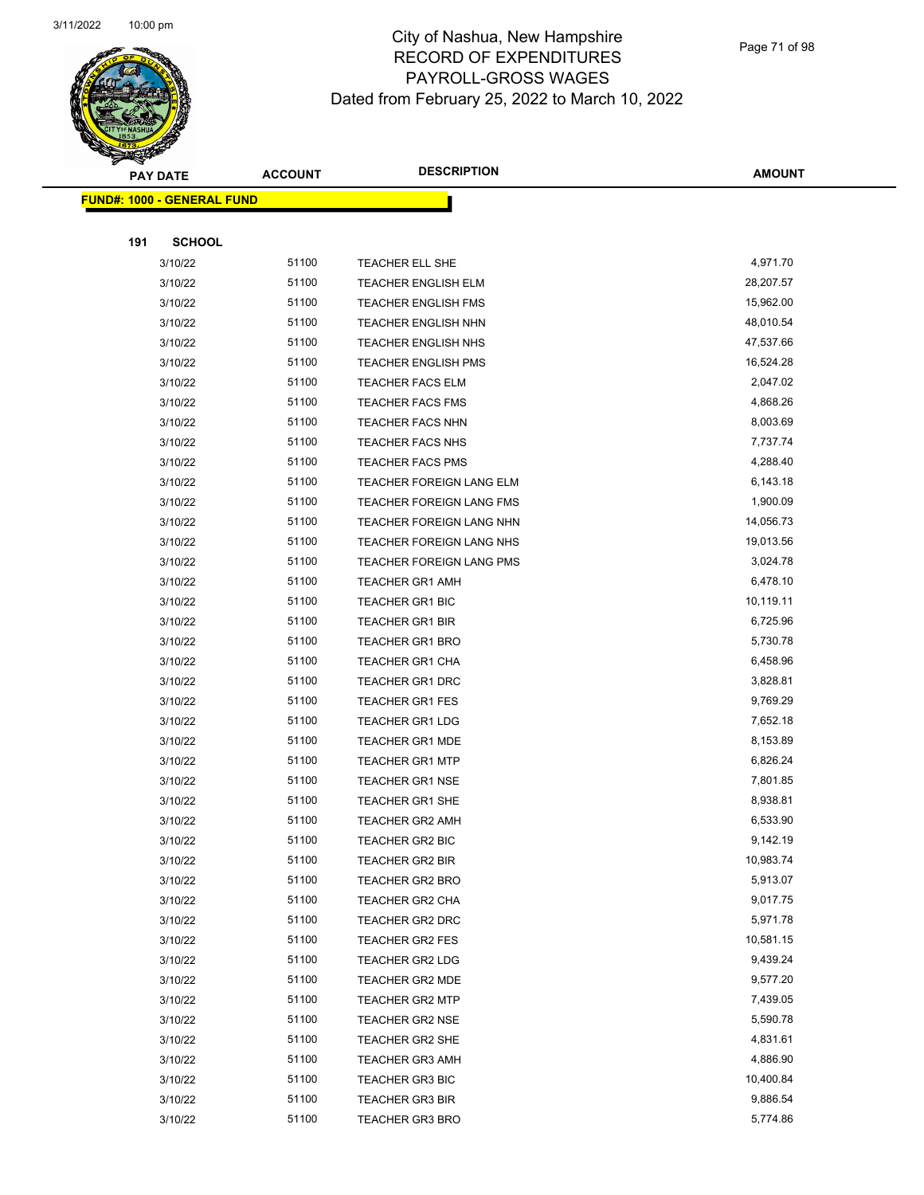# City of Nashua, New Hampshire
## RECORD OF EXPENDITURES
## PAYROLL-GROSS WAGES
### Dated from February 25, 2022 to March 10, 2022

| PAY DATE | ACCOUNT | DESCRIPTION | AMOUNT |
|---|---|---|---|

**FUND#: 1000 - GENERAL FUND**

**191 SCHOOL**

| PAY DATE | ACCOUNT | DESCRIPTION | AMOUNT |
|---|---|---|---|
| 3/10/22 | 51100 | TEACHER ELL SHE | 4,971.70 |
| 3/10/22 | 51100 | TEACHER ENGLISH ELM | 28,207.57 |
| 3/10/22 | 51100 | TEACHER ENGLISH FMS | 15,962.00 |
| 3/10/22 | 51100 | TEACHER ENGLISH NHN | 48,010.54 |
| 3/10/22 | 51100 | TEACHER ENGLISH NHS | 47,537.66 |
| 3/10/22 | 51100 | TEACHER ENGLISH PMS | 16,524.28 |
| 3/10/22 | 51100 | TEACHER FACS ELM | 2,047.02 |
| 3/10/22 | 51100 | TEACHER FACS FMS | 4,868.26 |
| 3/10/22 | 51100 | TEACHER FACS NHN | 8,003.69 |
| 3/10/22 | 51100 | TEACHER FACS NHS | 7,737.74 |
| 3/10/22 | 51100 | TEACHER FACS PMS | 4,288.40 |
| 3/10/22 | 51100 | TEACHER FOREIGN LANG ELM | 6,143.18 |
| 3/10/22 | 51100 | TEACHER FOREIGN LANG FMS | 1,900.09 |
| 3/10/22 | 51100 | TEACHER FOREIGN LANG NHN | 14,056.73 |
| 3/10/22 | 51100 | TEACHER FOREIGN LANG NHS | 19,013.56 |
| 3/10/22 | 51100 | TEACHER FOREIGN LANG PMS | 3,024.78 |
| 3/10/22 | 51100 | TEACHER GR1 AMH | 6,478.10 |
| 3/10/22 | 51100 | TEACHER GR1 BIC | 10,119.11 |
| 3/10/22 | 51100 | TEACHER GR1 BIR | 6,725.96 |
| 3/10/22 | 51100 | TEACHER GR1 BRO | 5,730.78 |
| 3/10/22 | 51100 | TEACHER GR1 CHA | 6,458.96 |
| 3/10/22 | 51100 | TEACHER GR1 DRC | 3,828.81 |
| 3/10/22 | 51100 | TEACHER GR1 FES | 9,769.29 |
| 3/10/22 | 51100 | TEACHER GR1 LDG | 7,652.18 |
| 3/10/22 | 51100 | TEACHER GR1 MDE | 8,153.89 |
| 3/10/22 | 51100 | TEACHER GR1 MTP | 6,826.24 |
| 3/10/22 | 51100 | TEACHER GR1 NSE | 7,801.85 |
| 3/10/22 | 51100 | TEACHER GR1 SHE | 8,938.81 |
| 3/10/22 | 51100 | TEACHER GR2 AMH | 6,533.90 |
| 3/10/22 | 51100 | TEACHER GR2 BIC | 9,142.19 |
| 3/10/22 | 51100 | TEACHER GR2 BIR | 10,983.74 |
| 3/10/22 | 51100 | TEACHER GR2 BRO | 5,913.07 |
| 3/10/22 | 51100 | TEACHER GR2 CHA | 9,017.75 |
| 3/10/22 | 51100 | TEACHER GR2 DRC | 5,971.78 |
| 3/10/22 | 51100 | TEACHER GR2 FES | 10,581.15 |
| 3/10/22 | 51100 | TEACHER GR2 LDG | 9,439.24 |
| 3/10/22 | 51100 | TEACHER GR2 MDE | 9,577.20 |
| 3/10/22 | 51100 | TEACHER GR2 MTP | 7,439.05 |
| 3/10/22 | 51100 | TEACHER GR2 NSE | 5,590.78 |
| 3/10/22 | 51100 | TEACHER GR2 SHE | 4,831.61 |
| 3/10/22 | 51100 | TEACHER GR3 AMH | 4,886.90 |
| 3/10/22 | 51100 | TEACHER GR3 BIC | 10,400.84 |
| 3/10/22 | 51100 | TEACHER GR3 BIR | 9,886.54 |
| 3/10/22 | 51100 | TEACHER GR3 BRO | 5,774.86 |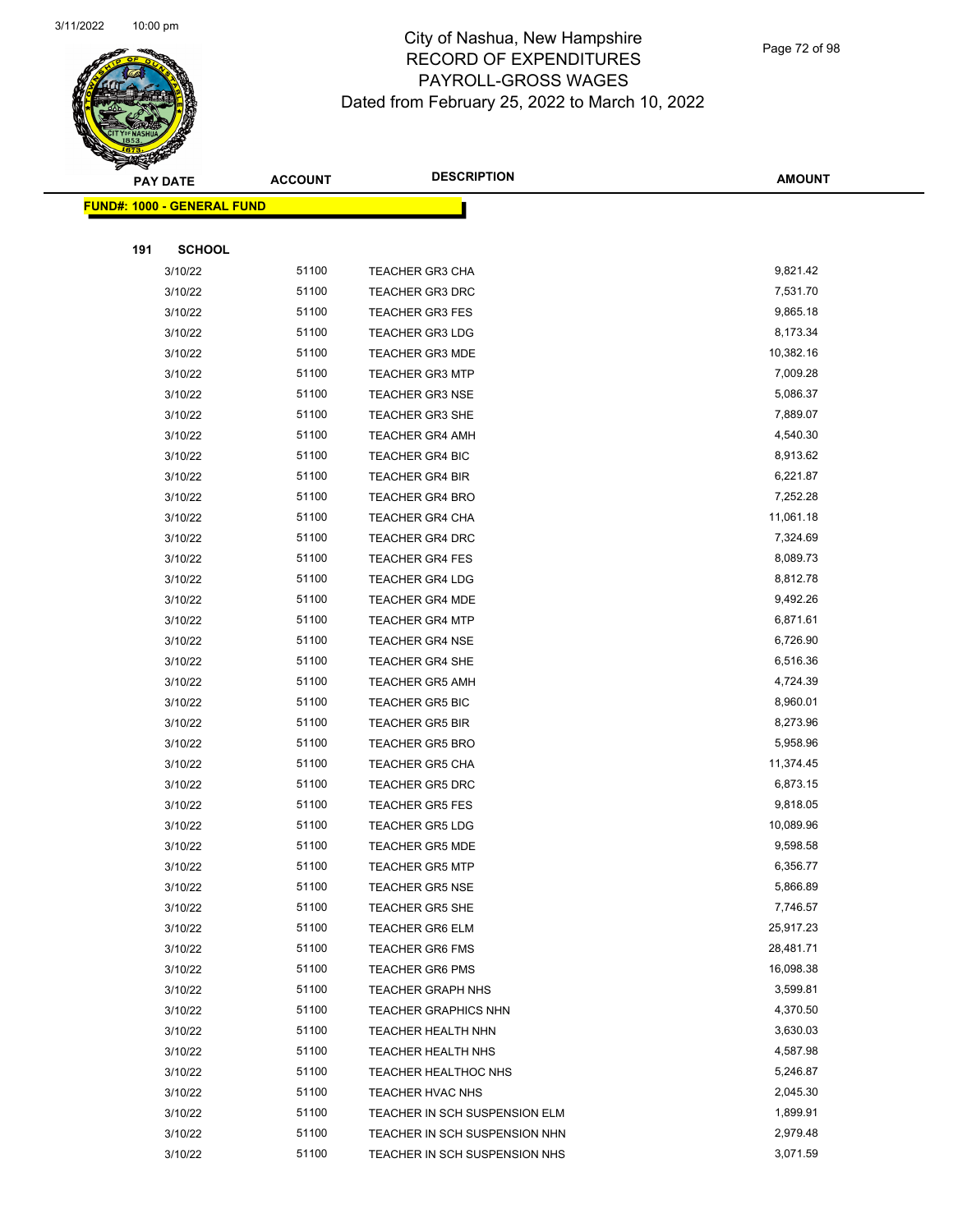# City of Nashua, New Hampshire
## RECORD OF EXPENDITURES
## PAYROLL-GROSS WAGES
## Dated from February 25, 2022 to March 10, 2022

| PAY DATE | ACCOUNT | DESCRIPTION | AMOUNT |
|---|---|---|---|
| **FUND#: 1000 - GENERAL FUND** | | | |
| **191 SCHOOL** | | | |
| 3/10/22 | 51100 | TEACHER GR3 CHA | 9,821.42 |
| 3/10/22 | 51100 | TEACHER GR3 DRC | 7,531.70 |
| 3/10/22 | 51100 | TEACHER GR3 FES | 9,865.18 |
| 3/10/22 | 51100 | TEACHER GR3 LDG | 8,173.34 |
| 3/10/22 | 51100 | TEACHER GR3 MDE | 10,382.16 |
| 3/10/22 | 51100 | TEACHER GR3 MTP | 7,009.28 |
| 3/10/22 | 51100 | TEACHER GR3 NSE | 5,086.37 |
| 3/10/22 | 51100 | TEACHER GR3 SHE | 7,889.07 |
| 3/10/22 | 51100 | TEACHER GR4 AMH | 4,540.30 |
| 3/10/22 | 51100 | TEACHER GR4 BIC | 8,913.62 |
| 3/10/22 | 51100 | TEACHER GR4 BIR | 6,221.87 |
| 3/10/22 | 51100 | TEACHER GR4 BRO | 7,252.28 |
| 3/10/22 | 51100 | TEACHER GR4 CHA | 11,061.18 |
| 3/10/22 | 51100 | TEACHER GR4 DRC | 7,324.69 |
| 3/10/22 | 51100 | TEACHER GR4 FES | 8,089.73 |
| 3/10/22 | 51100 | TEACHER GR4 LDG | 8,812.78 |
| 3/10/22 | 51100 | TEACHER GR4 MDE | 9,492.26 |
| 3/10/22 | 51100 | TEACHER GR4 MTP | 6,871.61 |
| 3/10/22 | 51100 | TEACHER GR4 NSE | 6,726.90 |
| 3/10/22 | 51100 | TEACHER GR4 SHE | 6,516.36 |
| 3/10/22 | 51100 | TEACHER GR5 AMH | 4,724.39 |
| 3/10/22 | 51100 | TEACHER GR5 BIC | 8,960.01 |
| 3/10/22 | 51100 | TEACHER GR5 BIR | 8,273.96 |
| 3/10/22 | 51100 | TEACHER GR5 BRO | 5,958.96 |
| 3/10/22 | 51100 | TEACHER GR5 CHA | 11,374.45 |
| 3/10/22 | 51100 | TEACHER GR5 DRC | 6,873.15 |
| 3/10/22 | 51100 | TEACHER GR5 FES | 9,818.05 |
| 3/10/22 | 51100 | TEACHER GR5 LDG | 10,089.96 |
| 3/10/22 | 51100 | TEACHER GR5 MDE | 9,598.58 |
| 3/10/22 | 51100 | TEACHER GR5 MTP | 6,356.77 |
| 3/10/22 | 51100 | TEACHER GR5 NSE | 5,866.89 |
| 3/10/22 | 51100 | TEACHER GR5 SHE | 7,746.57 |
| 3/10/22 | 51100 | TEACHER GR6 ELM | 25,917.23 |
| 3/10/22 | 51100 | TEACHER GR6 FMS | 28,481.71 |
| 3/10/22 | 51100 | TEACHER GR6 PMS | 16,098.38 |
| 3/10/22 | 51100 | TEACHER GRAPH NHS | 3,599.81 |
| 3/10/22 | 51100 | TEACHER GRAPHICS NHN | 4,370.50 |
| 3/10/22 | 51100 | TEACHER HEALTH NHN | 3,630.03 |
| 3/10/22 | 51100 | TEACHER HEALTH NHS | 4,587.98 |
| 3/10/22 | 51100 | TEACHER HEALTHOC NHS | 5,246.87 |
| 3/10/22 | 51100 | TEACHER HVAC NHS | 2,045.30 |
| 3/10/22 | 51100 | TEACHER IN SCH SUSPENSION ELM | 1,899.91 |
| 3/10/22 | 51100 | TEACHER IN SCH SUSPENSION NHN | 2,979.48 |
| 3/10/22 | 51100 | TEACHER IN SCH SUSPENSION NHS | 3,071.59 |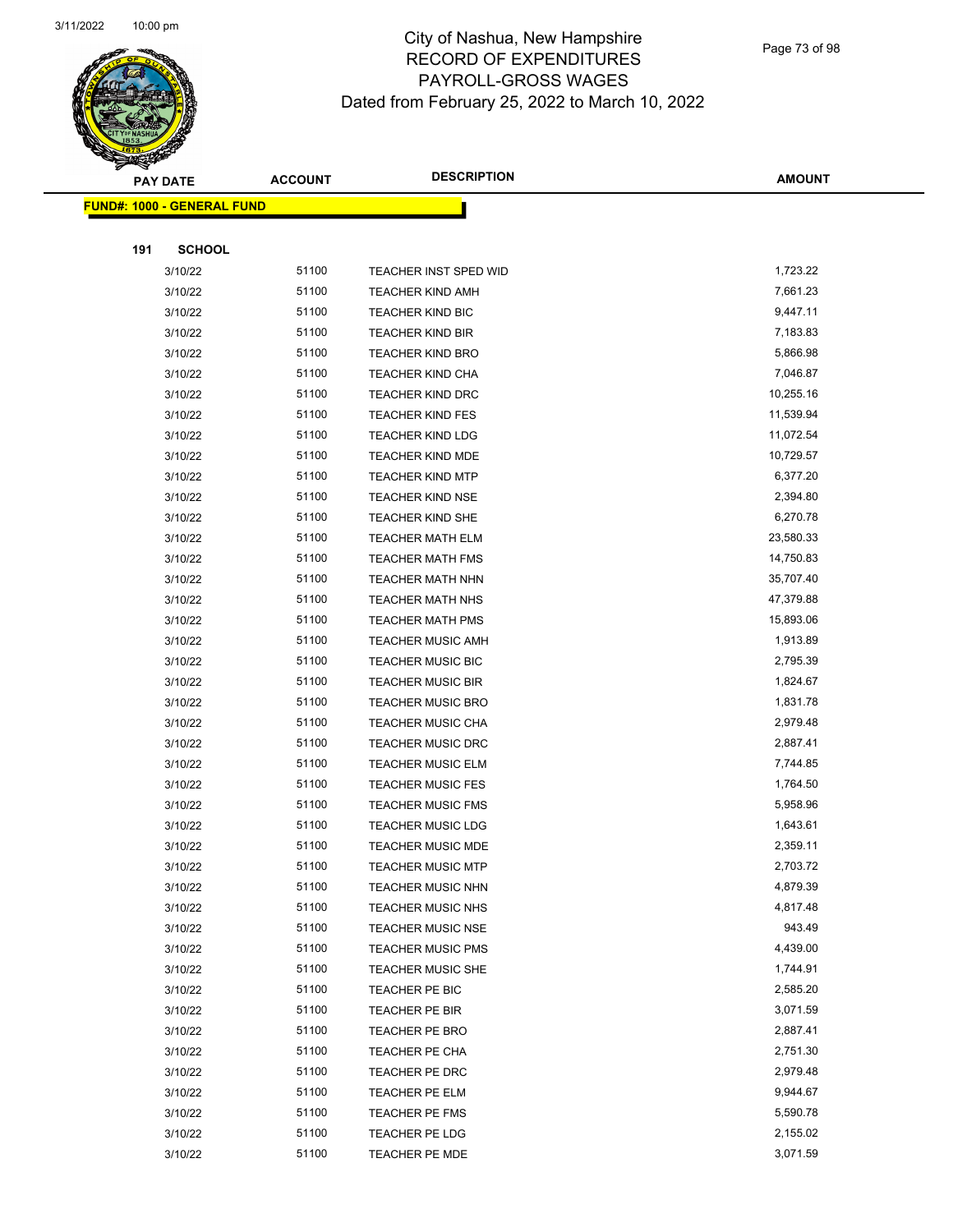# City of Nashua, New Hampshire
## RECORD OF EXPENDITURES
## PAYROLL-GROSS WAGES
## Dated from February 25, 2022 to March 10, 2022

| PAY DATE | ACCOUNT | DESCRIPTION | AMOUNT |
|---|---|---|---|
| **FUND#: 1000 - GENERAL FUND** | | | |
| **191 SCHOOL** | | | |
| 3/10/22 | 51100 | TEACHER INST SPED WID | 1,723.22 |
| 3/10/22 | 51100 | TEACHER KIND AMH | 7,661.23 |
| 3/10/22 | 51100 | TEACHER KIND BIC | 9,447.11 |
| 3/10/22 | 51100 | TEACHER KIND BIR | 7,183.83 |
| 3/10/22 | 51100 | TEACHER KIND BRO | 5,866.98 |
| 3/10/22 | 51100 | TEACHER KIND CHA | 7,046.87 |
| 3/10/22 | 51100 | TEACHER KIND DRC | 10,255.16 |
| 3/10/22 | 51100 | TEACHER KIND FES | 11,539.94 |
| 3/10/22 | 51100 | TEACHER KIND LDG | 11,072.54 |
| 3/10/22 | 51100 | TEACHER KIND MDE | 10,729.57 |
| 3/10/22 | 51100 | TEACHER KIND MTP | 6,377.20 |
| 3/10/22 | 51100 | TEACHER KIND NSE | 2,394.80 |
| 3/10/22 | 51100 | TEACHER KIND SHE | 6,270.78 |
| 3/10/22 | 51100 | TEACHER MATH ELM | 23,580.33 |
| 3/10/22 | 51100 | TEACHER MATH FMS | 14,750.83 |
| 3/10/22 | 51100 | TEACHER MATH NHN | 35,707.40 |
| 3/10/22 | 51100 | TEACHER MATH NHS | 47,379.88 |
| 3/10/22 | 51100 | TEACHER MATH PMS | 15,893.06 |
| 3/10/22 | 51100 | TEACHER MUSIC AMH | 1,913.89 |
| 3/10/22 | 51100 | TEACHER MUSIC BIC | 2,795.39 |
| 3/10/22 | 51100 | TEACHER MUSIC BIR | 1,824.67 |
| 3/10/22 | 51100 | TEACHER MUSIC BRO | 1,831.78 |
| 3/10/22 | 51100 | TEACHER MUSIC CHA | 2,979.48 |
| 3/10/22 | 51100 | TEACHER MUSIC DRC | 2,887.41 |
| 3/10/22 | 51100 | TEACHER MUSIC ELM | 7,744.85 |
| 3/10/22 | 51100 | TEACHER MUSIC FES | 1,764.50 |
| 3/10/22 | 51100 | TEACHER MUSIC FMS | 5,958.96 |
| 3/10/22 | 51100 | TEACHER MUSIC LDG | 1,643.61 |
| 3/10/22 | 51100 | TEACHER MUSIC MDE | 2,359.11 |
| 3/10/22 | 51100 | TEACHER MUSIC MTP | 2,703.72 |
| 3/10/22 | 51100 | TEACHER MUSIC NHN | 4,879.39 |
| 3/10/22 | 51100 | TEACHER MUSIC NHS | 4,817.48 |
| 3/10/22 | 51100 | TEACHER MUSIC NSE | 943.49 |
| 3/10/22 | 51100 | TEACHER MUSIC PMS | 4,439.00 |
| 3/10/22 | 51100 | TEACHER MUSIC SHE | 1,744.91 |
| 3/10/22 | 51100 | TEACHER PE BIC | 2,585.20 |
| 3/10/22 | 51100 | TEACHER PE BIR | 3,071.59 |
| 3/10/22 | 51100 | TEACHER PE BRO | 2,887.41 |
| 3/10/22 | 51100 | TEACHER PE CHA | 2,751.30 |
| 3/10/22 | 51100 | TEACHER PE DRC | 2,979.48 |
| 3/10/22 | 51100 | TEACHER PE ELM | 9,944.67 |
| 3/10/22 | 51100 | TEACHER PE FMS | 5,590.78 |
| 3/10/22 | 51100 | TEACHER PE LDG | 2,155.02 |
| 3/10/22 | 51100 | TEACHER PE MDE | 3,071.59 |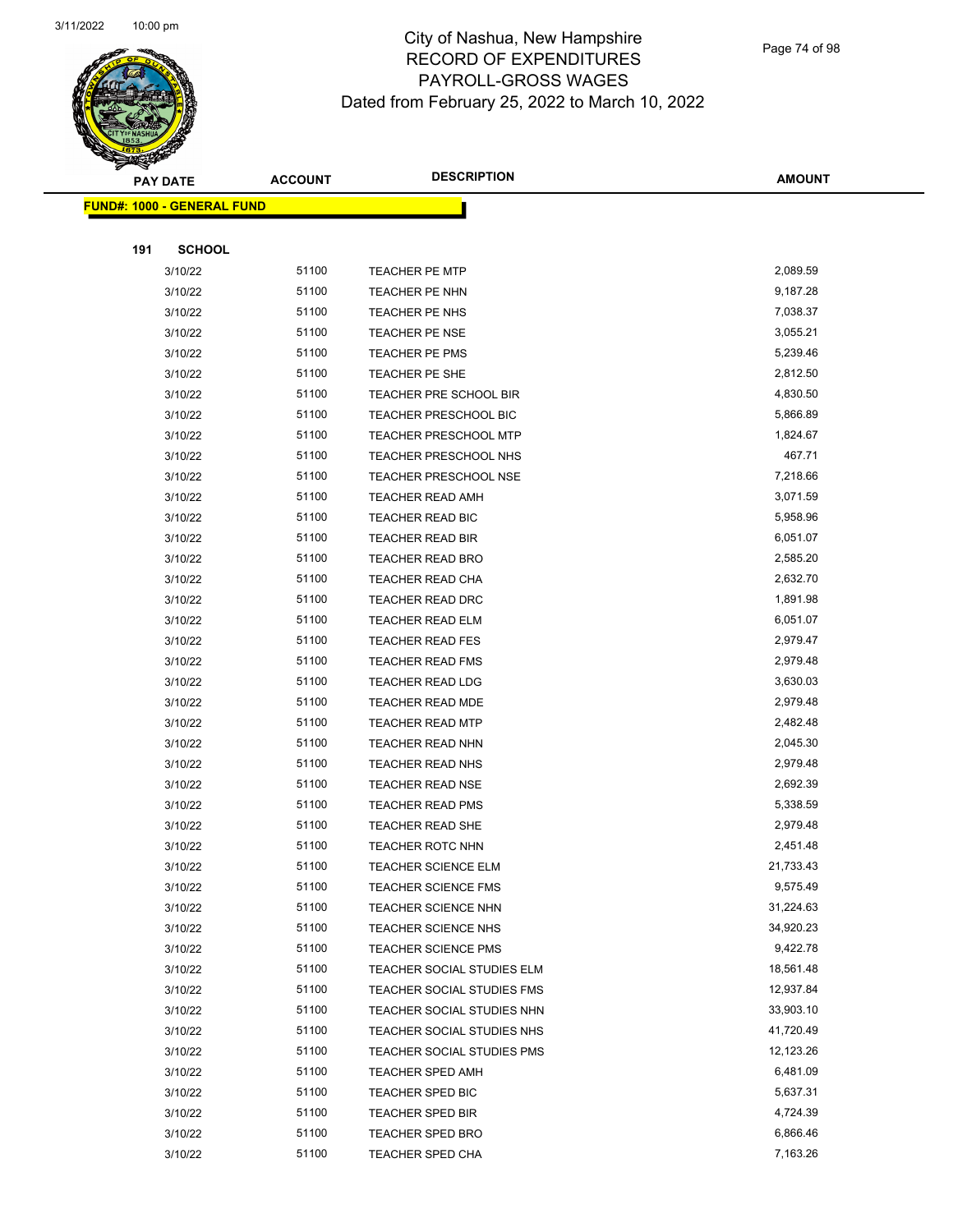# City of Nashua, New Hampshire
## RECORD OF EXPENDITURES
## PAYROLL-GROSS WAGES
### Dated from February 25, 2022 to March 10, 2022

| PAY DATE | ACCOUNT | DESCRIPTION | AMOUNT |
|---|---|---|---|
| **FUND#: 1000 - GENERAL FUND** | | | |
| **191 SCHOOL** | | | |
| 3/10/22 | 51100 | TEACHER PE MTP | 2,089.59 |
| 3/10/22 | 51100 | TEACHER PE NHN | 9,187.28 |
| 3/10/22 | 51100 | TEACHER PE NHS | 7,038.37 |
| 3/10/22 | 51100 | TEACHER PE NSE | 3,055.21 |
| 3/10/22 | 51100 | TEACHER PE PMS | 5,239.46 |
| 3/10/22 | 51100 | TEACHER PE SHE | 2,812.50 |
| 3/10/22 | 51100 | TEACHER PRE SCHOOL BIR | 4,830.50 |
| 3/10/22 | 51100 | TEACHER PRESCHOOL BIC | 5,866.89 |
| 3/10/22 | 51100 | TEACHER PRESCHOOL MTP | 1,824.67 |
| 3/10/22 | 51100 | TEACHER PRESCHOOL NHS | 467.71 |
| 3/10/22 | 51100 | TEACHER PRESCHOOL NSE | 7,218.66 |
| 3/10/22 | 51100 | TEACHER READ AMH | 3,071.59 |
| 3/10/22 | 51100 | TEACHER READ BIC | 5,958.96 |
| 3/10/22 | 51100 | TEACHER READ BIR | 6,051.07 |
| 3/10/22 | 51100 | TEACHER READ BRO | 2,585.20 |
| 3/10/22 | 51100 | TEACHER READ CHA | 2,632.70 |
| 3/10/22 | 51100 | TEACHER READ DRC | 1,891.98 |
| 3/10/22 | 51100 | TEACHER READ ELM | 6,051.07 |
| 3/10/22 | 51100 | TEACHER READ FES | 2,979.47 |
| 3/10/22 | 51100 | TEACHER READ FMS | 2,979.48 |
| 3/10/22 | 51100 | TEACHER READ LDG | 3,630.03 |
| 3/10/22 | 51100 | TEACHER READ MDE | 2,979.48 |
| 3/10/22 | 51100 | TEACHER READ MTP | 2,482.48 |
| 3/10/22 | 51100 | TEACHER READ NHN | 2,045.30 |
| 3/10/22 | 51100 | TEACHER READ NHS | 2,979.48 |
| 3/10/22 | 51100 | TEACHER READ NSE | 2,692.39 |
| 3/10/22 | 51100 | TEACHER READ PMS | 5,338.59 |
| 3/10/22 | 51100 | TEACHER READ SHE | 2,979.48 |
| 3/10/22 | 51100 | TEACHER ROTC NHN | 2,451.48 |
| 3/10/22 | 51100 | TEACHER SCIENCE ELM | 21,733.43 |
| 3/10/22 | 51100 | TEACHER SCIENCE FMS | 9,575.49 |
| 3/10/22 | 51100 | TEACHER SCIENCE NHN | 31,224.63 |
| 3/10/22 | 51100 | TEACHER SCIENCE NHS | 34,920.23 |
| 3/10/22 | 51100 | TEACHER SCIENCE PMS | 9,422.78 |
| 3/10/22 | 51100 | TEACHER SOCIAL STUDIES ELM | 18,561.48 |
| 3/10/22 | 51100 | TEACHER SOCIAL STUDIES FMS | 12,937.84 |
| 3/10/22 | 51100 | TEACHER SOCIAL STUDIES NHN | 33,903.10 |
| 3/10/22 | 51100 | TEACHER SOCIAL STUDIES NHS | 41,720.49 |
| 3/10/22 | 51100 | TEACHER SOCIAL STUDIES PMS | 12,123.26 |
| 3/10/22 | 51100 | TEACHER SPED AMH | 6,481.09 |
| 3/10/22 | 51100 | TEACHER SPED BIC | 5,637.31 |
| 3/10/22 | 51100 | TEACHER SPED BIR | 4,724.39 |
| 3/10/22 | 51100 | TEACHER SPED BRO | 6,866.46 |
| 3/10/22 | 51100 | TEACHER SPED CHA | 7,163.26 |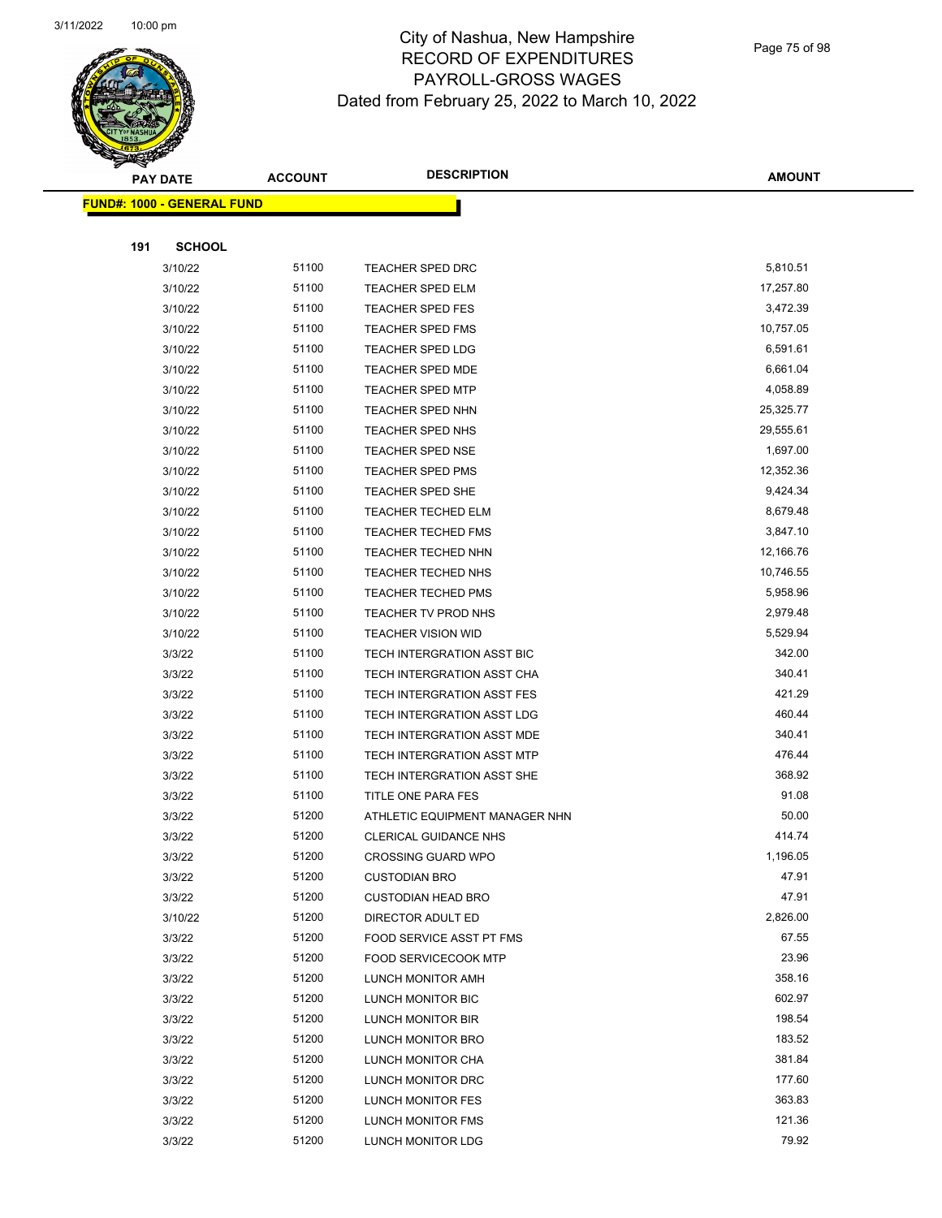# City of Nashua, New Hampshire
## RECORD OF EXPENDITURES
## PAYROLL-GROSS WAGES
### Dated from February 25, 2022 to March 10, 2022

| PAY DATE | ACCOUNT | DESCRIPTION | AMOUNT |
|---|---|---|---|
| **FUND#: 1000 - GENERAL FUND** | | | |
| **191 SCHOOL** | | | |
| 3/10/22 | 51100 | TEACHER SPED DRC | 5,810.51 |
| 3/10/22 | 51100 | TEACHER SPED ELM | 17,257.80 |
| 3/10/22 | 51100 | TEACHER SPED FES | 3,472.39 |
| 3/10/22 | 51100 | TEACHER SPED FMS | 10,757.05 |
| 3/10/22 | 51100 | TEACHER SPED LDG | 6,591.61 |
| 3/10/22 | 51100 | TEACHER SPED MDE | 6,661.04 |
| 3/10/22 | 51100 | TEACHER SPED MTP | 4,058.89 |
| 3/10/22 | 51100 | TEACHER SPED NHN | 25,325.77 |
| 3/10/22 | 51100 | TEACHER SPED NHS | 29,555.61 |
| 3/10/22 | 51100 | TEACHER SPED NSE | 1,697.00 |
| 3/10/22 | 51100 | TEACHER SPED PMS | 12,352.36 |
| 3/10/22 | 51100 | TEACHER SPED SHE | 9,424.34 |
| 3/10/22 | 51100 | TEACHER TECHED ELM | 8,679.48 |
| 3/10/22 | 51100 | TEACHER TECHED FMS | 3,847.10 |
| 3/10/22 | 51100 | TEACHER TECHED NHN | 12,166.76 |
| 3/10/22 | 51100 | TEACHER TECHED NHS | 10,746.55 |
| 3/10/22 | 51100 | TEACHER TECHED PMS | 5,958.96 |
| 3/10/22 | 51100 | TEACHER TV PROD NHS | 2,979.48 |
| 3/10/22 | 51100 | TEACHER VISION WID | 5,529.94 |
| 3/3/22 | 51100 | TECH INTERGRATION ASST BIC | 342.00 |
| 3/3/22 | 51100 | TECH INTERGRATION ASST CHA | 340.41 |
| 3/3/22 | 51100 | TECH INTERGRATION ASST FES | 421.29 |
| 3/3/22 | 51100 | TECH INTERGRATION ASST LDG | 460.44 |
| 3/3/22 | 51100 | TECH INTERGRATION ASST MDE | 340.41 |
| 3/3/22 | 51100 | TECH INTERGRATION ASST MTP | 476.44 |
| 3/3/22 | 51100 | TECH INTERGRATION ASST SHE | 368.92 |
| 3/3/22 | 51100 | TITLE ONE PARA FES | 91.08 |
| 3/3/22 | 51200 | ATHLETIC EQUIPMENT MANAGER NHN | 50.00 |
| 3/3/22 | 51200 | CLERICAL GUIDANCE NHS | 414.74 |
| 3/3/22 | 51200 | CROSSING GUARD WPO | 1,196.05 |
| 3/3/22 | 51200 | CUSTODIAN BRO | 47.91 |
| 3/3/22 | 51200 | CUSTODIAN HEAD BRO | 47.91 |
| 3/10/22 | 51200 | DIRECTOR ADULT ED | 2,826.00 |
| 3/3/22 | 51200 | FOOD SERVICE ASST PT FMS | 67.55 |
| 3/3/22 | 51200 | FOOD SERVICECOOK MTP | 23.96 |
| 3/3/22 | 51200 | LUNCH MONITOR AMH | 358.16 |
| 3/3/22 | 51200 | LUNCH MONITOR BIC | 602.97 |
| 3/3/22 | 51200 | LUNCH MONITOR BIR | 198.54 |
| 3/3/22 | 51200 | LUNCH MONITOR BRO | 183.52 |
| 3/3/22 | 51200 | LUNCH MONITOR CHA | 381.84 |
| 3/3/22 | 51200 | LUNCH MONITOR DRC | 177.60 |
| 3/3/22 | 51200 | LUNCH MONITOR FES | 363.83 |
| 3/3/22 | 51200 | LUNCH MONITOR FMS | 121.36 |
| 3/3/22 | 51200 | LUNCH MONITOR LDG | 79.92 |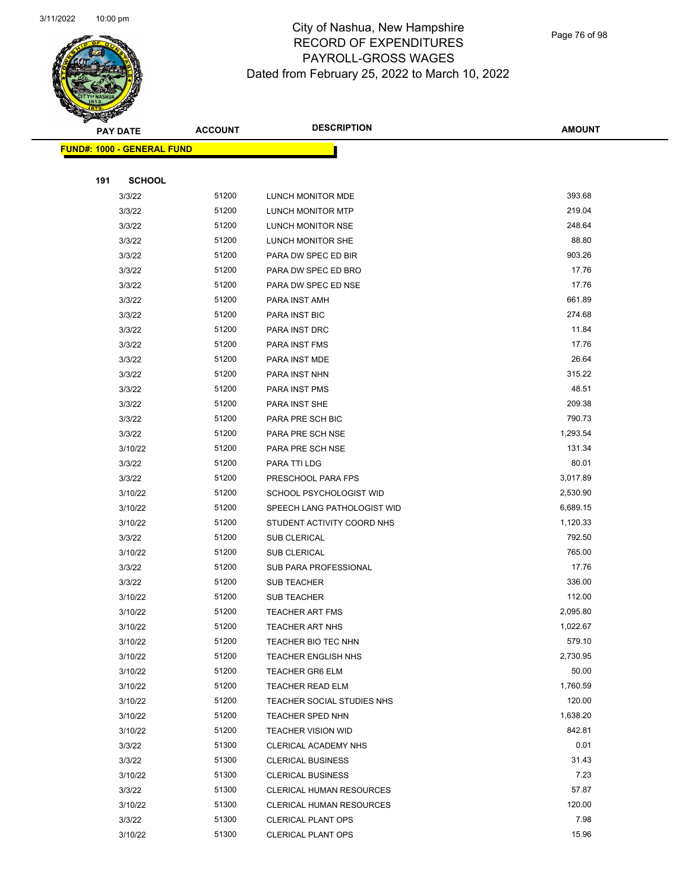City of Nashua, New Hampshire
RECORD OF EXPENDITURES
PAYROLL-GROSS WAGES
Dated from February 25, 2022 to March 10, 2022

**FUND#: 1000 - GENERAL FUND**

**191 SCHOOL**

| PAY DATE | ACCOUNT | DESCRIPTION | AMOUNT |
|---|---|---|---|
| 3/3/22 | 51200 | LUNCH MONITOR MDE | 393.68 |
| 3/3/22 | 51200 | LUNCH MONITOR MTP | 219.04 |
| 3/3/22 | 51200 | LUNCH MONITOR NSE | 248.64 |
| 3/3/22 | 51200 | LUNCH MONITOR SHE | 88.80 |
| 3/3/22 | 51200 | PARA DW SPEC ED BIR | 903.26 |
| 3/3/22 | 51200 | PARA DW SPEC ED BRO | 17.76 |
| 3/3/22 | 51200 | PARA DW SPEC ED NSE | 17.76 |
| 3/3/22 | 51200 | PARA INST AMH | 661.89 |
| 3/3/22 | 51200 | PARA INST BIC | 274.68 |
| 3/3/22 | 51200 | PARA INST DRC | 11.84 |
| 3/3/22 | 51200 | PARA INST FMS | 17.76 |
| 3/3/22 | 51200 | PARA INST MDE | 26.64 |
| 3/3/22 | 51200 | PARA INST NHN | 315.22 |
| 3/3/22 | 51200 | PARA INST PMS | 48.51 |
| 3/3/22 | 51200 | PARA INST SHE | 209.38 |
| 3/3/22 | 51200 | PARA PRE SCH BIC | 790.73 |
| 3/3/22 | 51200 | PARA PRE SCH NSE | 1,293.54 |
| 3/10/22 | 51200 | PARA PRE SCH NSE | 131.34 |
| 3/3/22 | 51200 | PARA TTI LDG | 80.01 |
| 3/3/22 | 51200 | PRESCHOOL PARA FPS | 3,017.89 |
| 3/10/22 | 51200 | SCHOOL PSYCHOLOGIST WID | 2,530.90 |
| 3/10/22 | 51200 | SPEECH LANG PATHOLOGIST WID | 6,689.15 |
| 3/10/22 | 51200 | STUDENT ACTIVITY COORD NHS | 1,120.33 |
| 3/3/22 | 51200 | SUB CLERICAL | 792.50 |
| 3/10/22 | 51200 | SUB CLERICAL | 765.00 |
| 3/3/22 | 51200 | SUB PARA PROFESSIONAL | 17.76 |
| 3/3/22 | 51200 | SUB TEACHER | 336.00 |
| 3/10/22 | 51200 | SUB TEACHER | 112.00 |
| 3/10/22 | 51200 | TEACHER ART FMS | 2,095.80 |
| 3/10/22 | 51200 | TEACHER ART NHS | 1,022.67 |
| 3/10/22 | 51200 | TEACHER BIO TEC NHN | 579.10 |
| 3/10/22 | 51200 | TEACHER ENGLISH NHS | 2,730.95 |
| 3/10/22 | 51200 | TEACHER GR6 ELM | 50.00 |
| 3/10/22 | 51200 | TEACHER READ ELM | 1,760.59 |
| 3/10/22 | 51200 | TEACHER SOCIAL STUDIES NHS | 120.00 |
| 3/10/22 | 51200 | TEACHER SPED NHN | 1,638.20 |
| 3/10/22 | 51200 | TEACHER VISION WID | 842.81 |
| 3/3/22 | 51300 | CLERICAL ACADEMY NHS | 0.01 |
| 3/3/22 | 51300 | CLERICAL BUSINESS | 31.43 |
| 3/10/22 | 51300 | CLERICAL BUSINESS | 7.23 |
| 3/3/22 | 51300 | CLERICAL HUMAN RESOURCES | 57.87 |
| 3/10/22 | 51300 | CLERICAL HUMAN RESOURCES | 120.00 |
| 3/3/22 | 51300 | CLERICAL PLANT OPS | 7.98 |
| 3/10/22 | 51300 | CLERICAL PLANT OPS | 15.96 |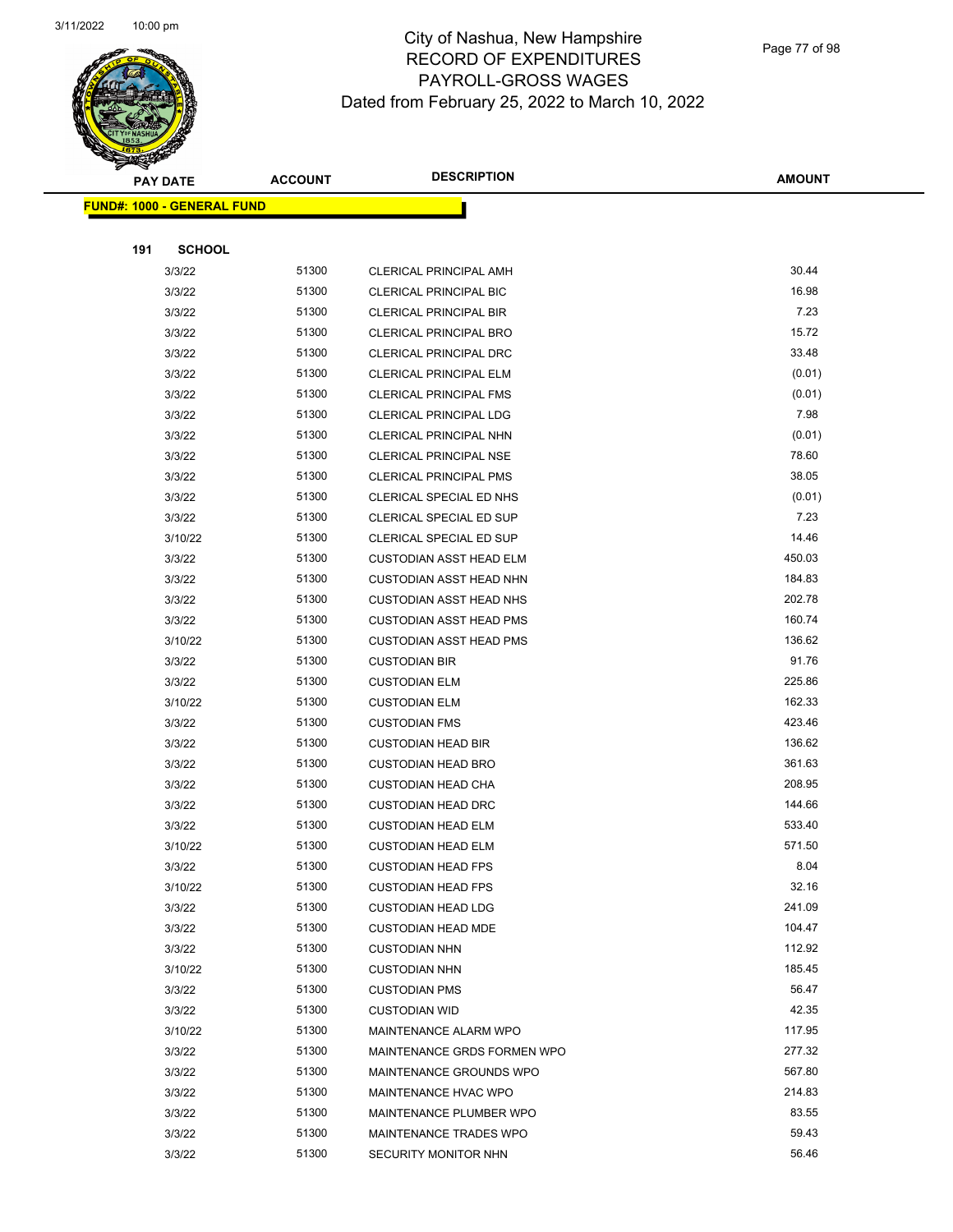# City of Nashua, New Hampshire
## RECORD OF EXPENDITURES
## PAYROLL-GROSS WAGES
### Dated from February 25, 2022 to March 10, 2022

| PAY DATE | ACCOUNT | DESCRIPTION | AMOUNT |
|---|---|---|---|
| **FUND#: 1000 - GENERAL FUND** | | | |
| **191 SCHOOL** | | | |
| 3/3/22 | 51300 | CLERICAL PRINCIPAL AMH | 30.44 |
| 3/3/22 | 51300 | CLERICAL PRINCIPAL BIC | 16.98 |
| 3/3/22 | 51300 | CLERICAL PRINCIPAL BIR | 7.23 |
| 3/3/22 | 51300 | CLERICAL PRINCIPAL BRO | 15.72 |
| 3/3/22 | 51300 | CLERICAL PRINCIPAL DRC | 33.48 |
| 3/3/22 | 51300 | CLERICAL PRINCIPAL ELM | (0.01) |
| 3/3/22 | 51300 | CLERICAL PRINCIPAL FMS | (0.01) |
| 3/3/22 | 51300 | CLERICAL PRINCIPAL LDG | 7.98 |
| 3/3/22 | 51300 | CLERICAL PRINCIPAL NHN | (0.01) |
| 3/3/22 | 51300 | CLERICAL PRINCIPAL NSE | 78.60 |
| 3/3/22 | 51300 | CLERICAL PRINCIPAL PMS | 38.05 |
| 3/3/22 | 51300 | CLERICAL SPECIAL ED NHS | (0.01) |
| 3/3/22 | 51300 | CLERICAL SPECIAL ED SUP | 7.23 |
| 3/10/22 | 51300 | CLERICAL SPECIAL ED SUP | 14.46 |
| 3/3/22 | 51300 | CUSTODIAN ASST HEAD ELM | 450.03 |
| 3/3/22 | 51300 | CUSTODIAN ASST HEAD NHN | 184.83 |
| 3/3/22 | 51300 | CUSTODIAN ASST HEAD NHS | 202.78 |
| 3/3/22 | 51300 | CUSTODIAN ASST HEAD PMS | 160.74 |
| 3/10/22 | 51300 | CUSTODIAN ASST HEAD PMS | 136.62 |
| 3/3/22 | 51300 | CUSTODIAN BIR | 91.76 |
| 3/3/22 | 51300 | CUSTODIAN ELM | 225.86 |
| 3/10/22 | 51300 | CUSTODIAN ELM | 162.33 |
| 3/3/22 | 51300 | CUSTODIAN FMS | 423.46 |
| 3/3/22 | 51300 | CUSTODIAN HEAD BIR | 136.62 |
| 3/3/22 | 51300 | CUSTODIAN HEAD BRO | 361.63 |
| 3/3/22 | 51300 | CUSTODIAN HEAD CHA | 208.95 |
| 3/3/22 | 51300 | CUSTODIAN HEAD DRC | 144.66 |
| 3/3/22 | 51300 | CUSTODIAN HEAD ELM | 533.40 |
| 3/10/22 | 51300 | CUSTODIAN HEAD ELM | 571.50 |
| 3/3/22 | 51300 | CUSTODIAN HEAD FPS | 8.04 |
| 3/10/22 | 51300 | CUSTODIAN HEAD FPS | 32.16 |
| 3/3/22 | 51300 | CUSTODIAN HEAD LDG | 241.09 |
| 3/3/22 | 51300 | CUSTODIAN HEAD MDE | 104.47 |
| 3/3/22 | 51300 | CUSTODIAN NHN | 112.92 |
| 3/10/22 | 51300 | CUSTODIAN NHN | 185.45 |
| 3/3/22 | 51300 | CUSTODIAN PMS | 56.47 |
| 3/3/22 | 51300 | CUSTODIAN WID | 42.35 |
| 3/10/22 | 51300 | MAINTENANCE ALARM WPO | 117.95 |
| 3/3/22 | 51300 | MAINTENANCE GRDS FORMEN WPO | 277.32 |
| 3/3/22 | 51300 | MAINTENANCE GROUNDS WPO | 567.80 |
| 3/3/22 | 51300 | MAINTENANCE HVAC WPO | 214.83 |
| 3/3/22 | 51300 | MAINTENANCE PLUMBER WPO | 83.55 |
| 3/3/22 | 51300 | MAINTENANCE TRADES WPO | 59.43 |
| 3/3/22 | 51300 | SECURITY MONITOR NHN | 56.46 |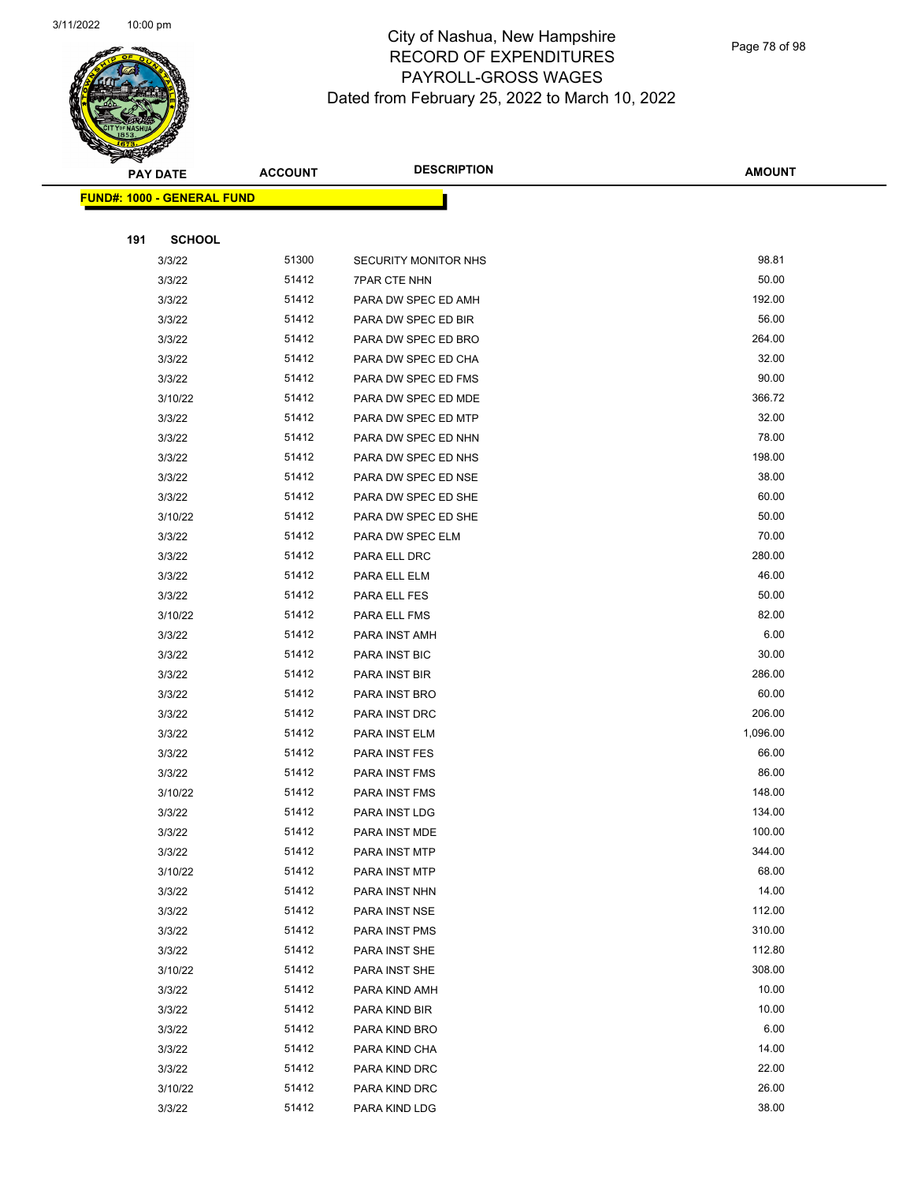# City of Nashua, New Hampshire
## RECORD OF EXPENDITURES
## PAYROLL-GROSS WAGES
### Dated from February 25, 2022 to March 10, 2022

| PAY DATE | ACCOUNT | DESCRIPTION | AMOUNT |
|---|---|---|---|
| **FUND#: 1000 - GENERAL FUND** | | | |
| **191 SCHOOL** | | | |
| 3/3/22 | 51300 | SECURITY MONITOR NHS | 98.81 |
| 3/3/22 | 51412 | 7PAR CTE NHN | 50.00 |
| 3/3/22 | 51412 | PARA DW SPEC ED AMH | 192.00 |
| 3/3/22 | 51412 | PARA DW SPEC ED BIR | 56.00 |
| 3/3/22 | 51412 | PARA DW SPEC ED BRO | 264.00 |
| 3/3/22 | 51412 | PARA DW SPEC ED CHA | 32.00 |
| 3/3/22 | 51412 | PARA DW SPEC ED FMS | 90.00 |
| 3/10/22 | 51412 | PARA DW SPEC ED MDE | 366.72 |
| 3/3/22 | 51412 | PARA DW SPEC ED MTP | 32.00 |
| 3/3/22 | 51412 | PARA DW SPEC ED NHN | 78.00 |
| 3/3/22 | 51412 | PARA DW SPEC ED NHS | 198.00 |
| 3/3/22 | 51412 | PARA DW SPEC ED NSE | 38.00 |
| 3/3/22 | 51412 | PARA DW SPEC ED SHE | 60.00 |
| 3/10/22 | 51412 | PARA DW SPEC ED SHE | 50.00 |
| 3/3/22 | 51412 | PARA DW SPEC ELM | 70.00 |
| 3/3/22 | 51412 | PARA ELL DRC | 280.00 |
| 3/3/22 | 51412 | PARA ELL ELM | 46.00 |
| 3/3/22 | 51412 | PARA ELL FES | 50.00 |
| 3/10/22 | 51412 | PARA ELL FMS | 82.00 |
| 3/3/22 | 51412 | PARA INST AMH | 6.00 |
| 3/3/22 | 51412 | PARA INST BIC | 30.00 |
| 3/3/22 | 51412 | PARA INST BIR | 286.00 |
| 3/3/22 | 51412 | PARA INST BRO | 60.00 |
| 3/3/22 | 51412 | PARA INST DRC | 206.00 |
| 3/3/22 | 51412 | PARA INST ELM | 1,096.00 |
| 3/3/22 | 51412 | PARA INST FES | 66.00 |
| 3/3/22 | 51412 | PARA INST FMS | 86.00 |
| 3/10/22 | 51412 | PARA INST FMS | 148.00 |
| 3/3/22 | 51412 | PARA INST LDG | 134.00 |
| 3/3/22 | 51412 | PARA INST MDE | 100.00 |
| 3/3/22 | 51412 | PARA INST MTP | 344.00 |
| 3/10/22 | 51412 | PARA INST MTP | 68.00 |
| 3/3/22 | 51412 | PARA INST NHN | 14.00 |
| 3/3/22 | 51412 | PARA INST NSE | 112.00 |
| 3/3/22 | 51412 | PARA INST PMS | 310.00 |
| 3/3/22 | 51412 | PARA INST SHE | 112.80 |
| 3/10/22 | 51412 | PARA INST SHE | 308.00 |
| 3/3/22 | 51412 | PARA KIND AMH | 10.00 |
| 3/3/22 | 51412 | PARA KIND BIR | 10.00 |
| 3/3/22 | 51412 | PARA KIND BRO | 6.00 |
| 3/3/22 | 51412 | PARA KIND CHA | 14.00 |
| 3/3/22 | 51412 | PARA KIND DRC | 22.00 |
| 3/10/22 | 51412 | PARA KIND DRC | 26.00 |
| 3/3/22 | 51412 | PARA KIND LDG | 38.00 |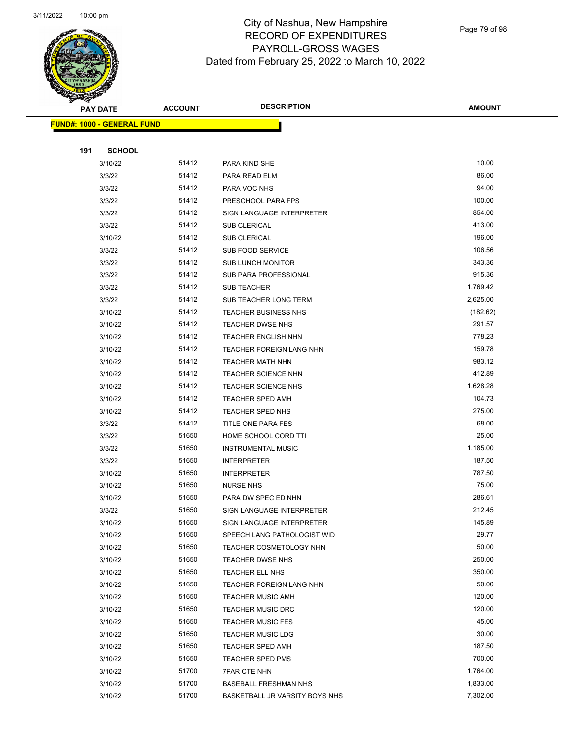# City of Nashua, New Hampshire
## RECORD OF EXPENDITURES
## PAYROLL-GROSS WAGES
## Dated from February 25, 2022 to March 10, 2022

**FUND#: 1000 - GENERAL FUND**

**191 SCHOOL**

| PAY DATE | ACCOUNT | DESCRIPTION | AMOUNT |
|---|---|---|---|
| 3/10/22 | 51412 | PARA KIND SHE | 10.00 |
| 3/3/22 | 51412 | PARA READ ELM | 86.00 |
| 3/3/22 | 51412 | PARA VOC NHS | 94.00 |
| 3/3/22 | 51412 | PRESCHOOL PARA FPS | 100.00 |
| 3/3/22 | 51412 | SIGN LANGUAGE INTERPRETER | 854.00 |
| 3/3/22 | 51412 | SUB CLERICAL | 413.00 |
| 3/10/22 | 51412 | SUB CLERICAL | 196.00 |
| 3/3/22 | 51412 | SUB FOOD SERVICE | 106.56 |
| 3/3/22 | 51412 | SUB LUNCH MONITOR | 343.36 |
| 3/3/22 | 51412 | SUB PARA PROFESSIONAL | 915.36 |
| 3/3/22 | 51412 | SUB TEACHER | 1,769.42 |
| 3/3/22 | 51412 | SUB TEACHER LONG TERM | 2,625.00 |
| 3/10/22 | 51412 | TEACHER BUSINESS NHS | (182.62) |
| 3/10/22 | 51412 | TEACHER DWSE NHS | 291.57 |
| 3/10/22 | 51412 | TEACHER ENGLISH NHN | 778.23 |
| 3/10/22 | 51412 | TEACHER FOREIGN LANG NHN | 159.78 |
| 3/10/22 | 51412 | TEACHER MATH NHN | 983.12 |
| 3/10/22 | 51412 | TEACHER SCIENCE NHN | 412.89 |
| 3/10/22 | 51412 | TEACHER SCIENCE NHS | 1,628.28 |
| 3/10/22 | 51412 | TEACHER SPED AMH | 104.73 |
| 3/10/22 | 51412 | TEACHER SPED NHS | 275.00 |
| 3/3/22 | 51412 | TITLE ONE PARA FES | 68.00 |
| 3/3/22 | 51650 | HOME SCHOOL CORD TTI | 25.00 |
| 3/3/22 | 51650 | INSTRUMENTAL MUSIC | 1,185.00 |
| 3/3/22 | 51650 | INTERPRETER | 187.50 |
| 3/10/22 | 51650 | INTERPRETER | 787.50 |
| 3/10/22 | 51650 | NURSE NHS | 75.00 |
| 3/10/22 | 51650 | PARA DW SPEC ED NHN | 286.61 |
| 3/3/22 | 51650 | SIGN LANGUAGE INTERPRETER | 212.45 |
| 3/10/22 | 51650 | SIGN LANGUAGE INTERPRETER | 145.89 |
| 3/10/22 | 51650 | SPEECH LANG PATHOLOGIST WID | 29.77 |
| 3/10/22 | 51650 | TEACHER COSMETOLOGY NHN | 50.00 |
| 3/10/22 | 51650 | TEACHER DWSE NHS | 250.00 |
| 3/10/22 | 51650 | TEACHER ELL NHS | 350.00 |
| 3/10/22 | 51650 | TEACHER FOREIGN LANG NHN | 50.00 |
| 3/10/22 | 51650 | TEACHER MUSIC AMH | 120.00 |
| 3/10/22 | 51650 | TEACHER MUSIC DRC | 120.00 |
| 3/10/22 | 51650 | TEACHER MUSIC FES | 45.00 |
| 3/10/22 | 51650 | TEACHER MUSIC LDG | 30.00 |
| 3/10/22 | 51650 | TEACHER SPED AMH | 187.50 |
| 3/10/22 | 51650 | TEACHER SPED PMS | 700.00 |
| 3/10/22 | 51700 | 7PAR CTE NHN | 1,764.00 |
| 3/10/22 | 51700 | BASEBALL FRESHMAN NHS | 1,833.00 |
| 3/10/22 | 51700 | BASKETBALL JR VARSITY BOYS NHS | 7,302.00 |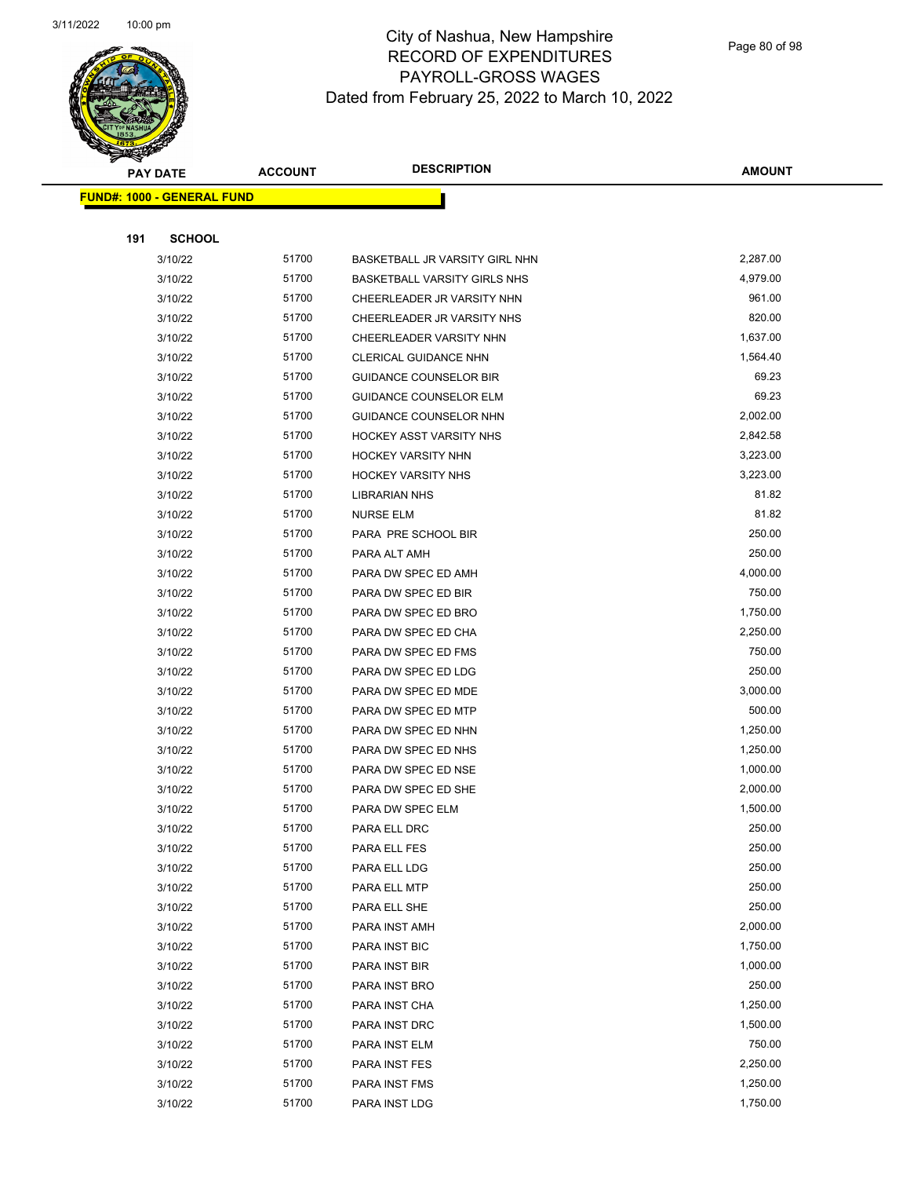# City of Nashua, New Hampshire
## RECORD OF EXPENDITURES
## PAYROLL-GROSS WAGES
### Dated from February 25, 2022 to March 10, 2022

| PAY DATE | ACCOUNT | DESCRIPTION | AMOUNT |
|---|---|---|---|
| **FUND#: 1000 - GENERAL FUND** | | | |
| **191 SCHOOL** | | | |
| 3/10/22 | 51700 | BASKETBALL JR VARSITY GIRL NHN | 2,287.00 |
| 3/10/22 | 51700 | BASKETBALL VARSITY GIRLS NHS | 4,979.00 |
| 3/10/22 | 51700 | CHEERLEADER JR VARSITY NHN | 961.00 |
| 3/10/22 | 51700 | CHEERLEADER JR VARSITY NHS | 820.00 |
| 3/10/22 | 51700 | CHEERLEADER VARSITY NHN | 1,637.00 |
| 3/10/22 | 51700 | CLERICAL GUIDANCE NHN | 1,564.40 |
| 3/10/22 | 51700 | GUIDANCE COUNSELOR BIR | 69.23 |
| 3/10/22 | 51700 | GUIDANCE COUNSELOR ELM | 69.23 |
| 3/10/22 | 51700 | GUIDANCE COUNSELOR NHN | 2,002.00 |
| 3/10/22 | 51700 | HOCKEY ASST VARSITY NHS | 2,842.58 |
| 3/10/22 | 51700 | HOCKEY VARSITY NHN | 3,223.00 |
| 3/10/22 | 51700 | HOCKEY VARSITY NHS | 3,223.00 |
| 3/10/22 | 51700 | LIBRARIAN NHS | 81.82 |
| 3/10/22 | 51700 | NURSE ELM | 81.82 |
| 3/10/22 | 51700 | PARA PRE SCHOOL BIR | 250.00 |
| 3/10/22 | 51700 | PARA ALT AMH | 250.00 |
| 3/10/22 | 51700 | PARA DW SPEC ED AMH | 4,000.00 |
| 3/10/22 | 51700 | PARA DW SPEC ED BIR | 750.00 |
| 3/10/22 | 51700 | PARA DW SPEC ED BRO | 1,750.00 |
| 3/10/22 | 51700 | PARA DW SPEC ED CHA | 2,250.00 |
| 3/10/22 | 51700 | PARA DW SPEC ED FMS | 750.00 |
| 3/10/22 | 51700 | PARA DW SPEC ED LDG | 250.00 |
| 3/10/22 | 51700 | PARA DW SPEC ED MDE | 3,000.00 |
| 3/10/22 | 51700 | PARA DW SPEC ED MTP | 500.00 |
| 3/10/22 | 51700 | PARA DW SPEC ED NHN | 1,250.00 |
| 3/10/22 | 51700 | PARA DW SPEC ED NHS | 1,250.00 |
| 3/10/22 | 51700 | PARA DW SPEC ED NSE | 1,000.00 |
| 3/10/22 | 51700 | PARA DW SPEC ED SHE | 2,000.00 |
| 3/10/22 | 51700 | PARA DW SPEC ELM | 1,500.00 |
| 3/10/22 | 51700 | PARA ELL DRC | 250.00 |
| 3/10/22 | 51700 | PARA ELL FES | 250.00 |
| 3/10/22 | 51700 | PARA ELL LDG | 250.00 |
| 3/10/22 | 51700 | PARA ELL MTP | 250.00 |
| 3/10/22 | 51700 | PARA ELL SHE | 250.00 |
| 3/10/22 | 51700 | PARA INST AMH | 2,000.00 |
| 3/10/22 | 51700 | PARA INST BIC | 1,750.00 |
| 3/10/22 | 51700 | PARA INST BIR | 1,000.00 |
| 3/10/22 | 51700 | PARA INST BRO | 250.00 |
| 3/10/22 | 51700 | PARA INST CHA | 1,250.00 |
| 3/10/22 | 51700 | PARA INST DRC | 1,500.00 |
| 3/10/22 | 51700 | PARA INST ELM | 750.00 |
| 3/10/22 | 51700 | PARA INST FES | 2,250.00 |
| 3/10/22 | 51700 | PARA INST FMS | 1,250.00 |
| 3/10/22 | 51700 | PARA INST LDG | 1,750.00 |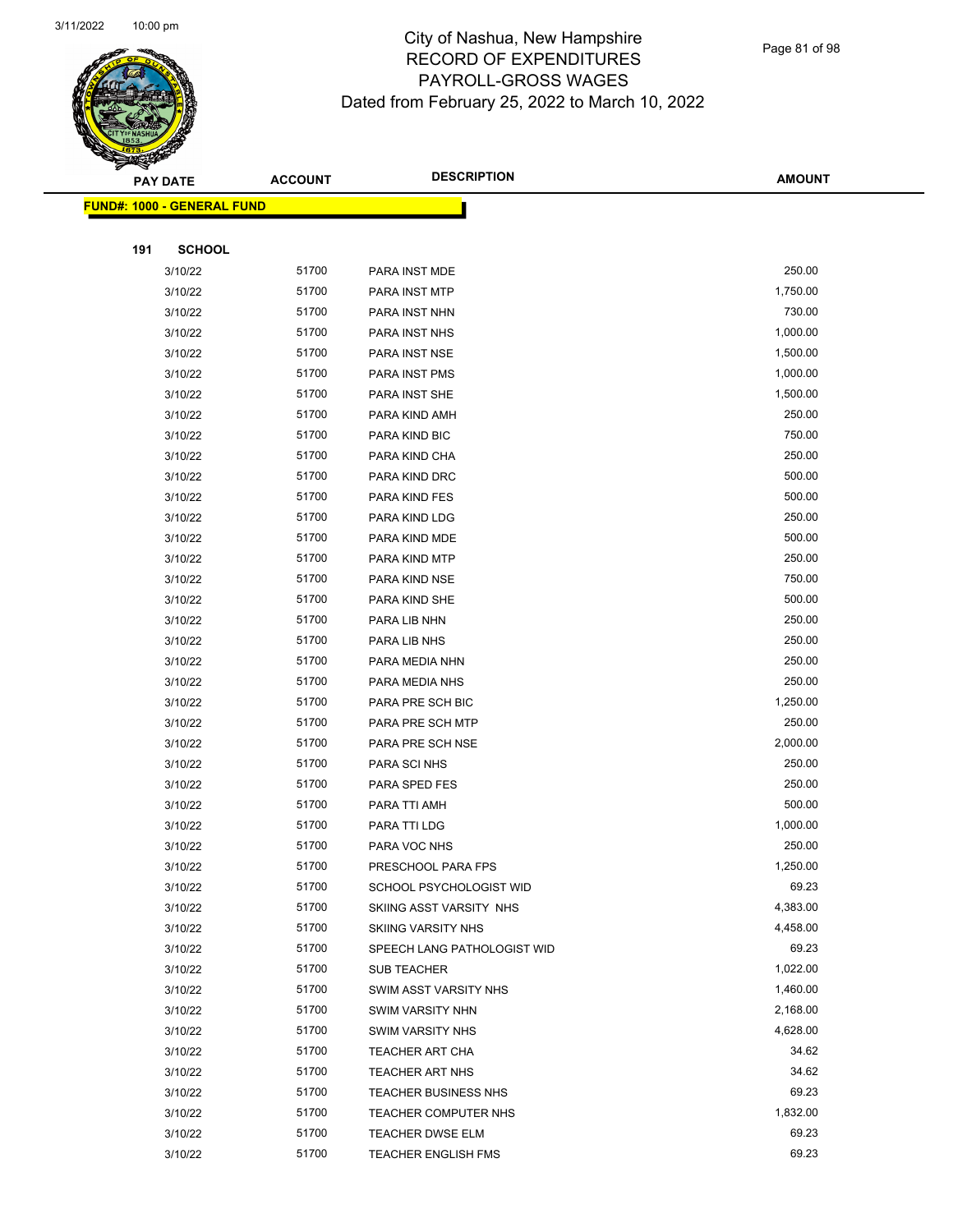# City of Nashua, New Hampshire
## RECORD OF EXPENDITURES
## PAYROLL-GROSS WAGES
## Dated from February 25, 2022 to March 10, 2022

| PAY DATE | ACCOUNT | DESCRIPTION | AMOUNT |
|---|---|---|---|
| **FUND#: 1000 - GENERAL FUND** | | | |
| **191 SCHOOL** | | | |
| 3/10/22 | 51700 | PARA INST MDE | 250.00 |
| 3/10/22 | 51700 | PARA INST MTP | 1,750.00 |
| 3/10/22 | 51700 | PARA INST NHN | 730.00 |
| 3/10/22 | 51700 | PARA INST NHS | 1,000.00 |
| 3/10/22 | 51700 | PARA INST NSE | 1,500.00 |
| 3/10/22 | 51700 | PARA INST PMS | 1,000.00 |
| 3/10/22 | 51700 | PARA INST SHE | 1,500.00 |
| 3/10/22 | 51700 | PARA KIND AMH | 250.00 |
| 3/10/22 | 51700 | PARA KIND BIC | 750.00 |
| 3/10/22 | 51700 | PARA KIND CHA | 250.00 |
| 3/10/22 | 51700 | PARA KIND DRC | 500.00 |
| 3/10/22 | 51700 | PARA KIND FES | 500.00 |
| 3/10/22 | 51700 | PARA KIND LDG | 250.00 |
| 3/10/22 | 51700 | PARA KIND MDE | 500.00 |
| 3/10/22 | 51700 | PARA KIND MTP | 250.00 |
| 3/10/22 | 51700 | PARA KIND NSE | 750.00 |
| 3/10/22 | 51700 | PARA KIND SHE | 500.00 |
| 3/10/22 | 51700 | PARA LIB NHN | 250.00 |
| 3/10/22 | 51700 | PARA LIB NHS | 250.00 |
| 3/10/22 | 51700 | PARA MEDIA NHN | 250.00 |
| 3/10/22 | 51700 | PARA MEDIA NHS | 250.00 |
| 3/10/22 | 51700 | PARA PRE SCH BIC | 1,250.00 |
| 3/10/22 | 51700 | PARA PRE SCH MTP | 250.00 |
| 3/10/22 | 51700 | PARA PRE SCH NSE | 2,000.00 |
| 3/10/22 | 51700 | PARA SCI NHS | 250.00 |
| 3/10/22 | 51700 | PARA SPED FES | 250.00 |
| 3/10/22 | 51700 | PARA TTI AMH | 500.00 |
| 3/10/22 | 51700 | PARA TTI LDG | 1,000.00 |
| 3/10/22 | 51700 | PARA VOC NHS | 250.00 |
| 3/10/22 | 51700 | PRESCHOOL PARA FPS | 1,250.00 |
| 3/10/22 | 51700 | SCHOOL PSYCHOLOGIST WID | 69.23 |
| 3/10/22 | 51700 | SKIING ASST VARSITY NHS | 4,383.00 |
| 3/10/22 | 51700 | SKIING VARSITY NHS | 4,458.00 |
| 3/10/22 | 51700 | SPEECH LANG PATHOLOGIST WID | 69.23 |
| 3/10/22 | 51700 | SUB TEACHER | 1,022.00 |
| 3/10/22 | 51700 | SWIM ASST VARSITY NHS | 1,460.00 |
| 3/10/22 | 51700 | SWIM VARSITY NHN | 2,168.00 |
| 3/10/22 | 51700 | SWIM VARSITY NHS | 4,628.00 |
| 3/10/22 | 51700 | TEACHER ART CHA | 34.62 |
| 3/10/22 | 51700 | TEACHER ART NHS | 34.62 |
| 3/10/22 | 51700 | TEACHER BUSINESS NHS | 69.23 |
| 3/10/22 | 51700 | TEACHER COMPUTER NHS | 1,832.00 |
| 3/10/22 | 51700 | TEACHER DWSE ELM | 69.23 |
| 3/10/22 | 51700 | TEACHER ENGLISH FMS | 69.23 |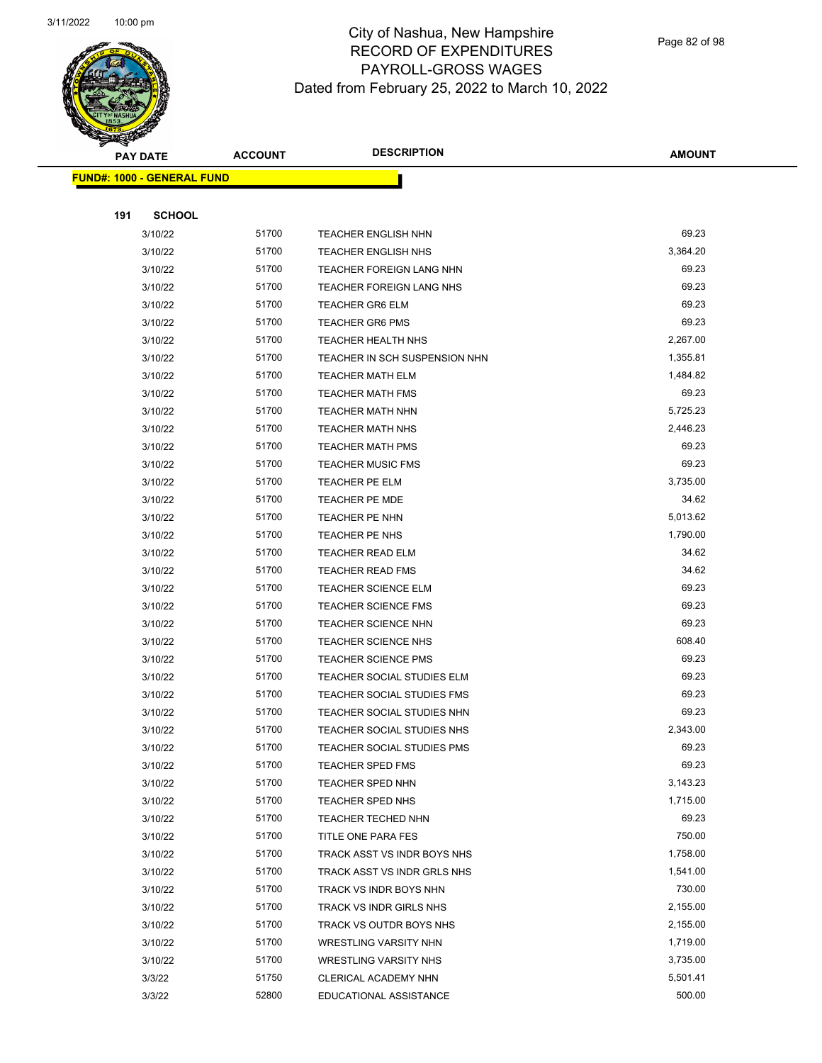# City of Nashua, New Hampshire
## RECORD OF EXPENDITURES
## PAYROLL-GROSS WAGES
## Dated from February 25, 2022 to March 10, 2022

| PAY DATE | ACCOUNT | DESCRIPTION | AMOUNT |
|---|---|---|---|
| **FUND#: 1000 - GENERAL FUND** | | | |
| **191 SCHOOL** | | | |
| 3/10/22 | 51700 | TEACHER ENGLISH NHN | 69.23 |
| 3/10/22 | 51700 | TEACHER ENGLISH NHS | 3,364.20 |
| 3/10/22 | 51700 | TEACHER FOREIGN LANG NHN | 69.23 |
| 3/10/22 | 51700 | TEACHER FOREIGN LANG NHS | 69.23 |
| 3/10/22 | 51700 | TEACHER GR6 ELM | 69.23 |
| 3/10/22 | 51700 | TEACHER GR6 PMS | 69.23 |
| 3/10/22 | 51700 | TEACHER HEALTH NHS | 2,267.00 |
| 3/10/22 | 51700 | TEACHER IN SCH SUSPENSION NHN | 1,355.81 |
| 3/10/22 | 51700 | TEACHER MATH ELM | 1,484.82 |
| 3/10/22 | 51700 | TEACHER MATH FMS | 69.23 |
| 3/10/22 | 51700 | TEACHER MATH NHN | 5,725.23 |
| 3/10/22 | 51700 | TEACHER MATH NHS | 2,446.23 |
| 3/10/22 | 51700 | TEACHER MATH PMS | 69.23 |
| 3/10/22 | 51700 | TEACHER MUSIC FMS | 69.23 |
| 3/10/22 | 51700 | TEACHER PE ELM | 3,735.00 |
| 3/10/22 | 51700 | TEACHER PE MDE | 34.62 |
| 3/10/22 | 51700 | TEACHER PE NHN | 5,013.62 |
| 3/10/22 | 51700 | TEACHER PE NHS | 1,790.00 |
| 3/10/22 | 51700 | TEACHER READ ELM | 34.62 |
| 3/10/22 | 51700 | TEACHER READ FMS | 34.62 |
| 3/10/22 | 51700 | TEACHER SCIENCE ELM | 69.23 |
| 3/10/22 | 51700 | TEACHER SCIENCE FMS | 69.23 |
| 3/10/22 | 51700 | TEACHER SCIENCE NHN | 69.23 |
| 3/10/22 | 51700 | TEACHER SCIENCE NHS | 608.40 |
| 3/10/22 | 51700 | TEACHER SCIENCE PMS | 69.23 |
| 3/10/22 | 51700 | TEACHER SOCIAL STUDIES ELM | 69.23 |
| 3/10/22 | 51700 | TEACHER SOCIAL STUDIES FMS | 69.23 |
| 3/10/22 | 51700 | TEACHER SOCIAL STUDIES NHN | 69.23 |
| 3/10/22 | 51700 | TEACHER SOCIAL STUDIES NHS | 2,343.00 |
| 3/10/22 | 51700 | TEACHER SOCIAL STUDIES PMS | 69.23 |
| 3/10/22 | 51700 | TEACHER SPED FMS | 69.23 |
| 3/10/22 | 51700 | TEACHER SPED NHN | 3,143.23 |
| 3/10/22 | 51700 | TEACHER SPED NHS | 1,715.00 |
| 3/10/22 | 51700 | TEACHER TECHED NHN | 69.23 |
| 3/10/22 | 51700 | TITLE ONE PARA FES | 750.00 |
| 3/10/22 | 51700 | TRACK ASST VS INDR BOYS NHS | 1,758.00 |
| 3/10/22 | 51700 | TRACK ASST VS INDR GRLS NHS | 1,541.00 |
| 3/10/22 | 51700 | TRACK VS INDR BOYS NHN | 730.00 |
| 3/10/22 | 51700 | TRACK VS INDR GIRLS NHS | 2,155.00 |
| 3/10/22 | 51700 | TRACK VS OUTDR BOYS NHS | 2,155.00 |
| 3/10/22 | 51700 | WRESTLING VARSITY NHN | 1,719.00 |
| 3/10/22 | 51700 | WRESTLING VARSITY NHS | 3,735.00 |
| 3/3/22 | 51750 | CLERICAL ACADEMY NHN | 5,501.41 |
| 3/3/22 | 52800 | EDUCATIONAL ASSISTANCE | 500.00 |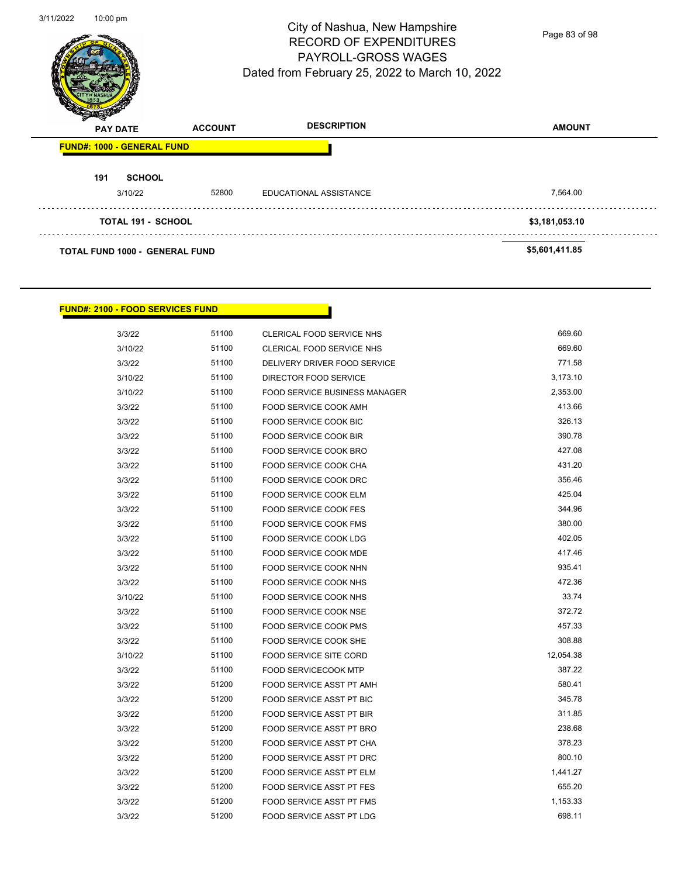# City of Nashua, New Hampshire
## RECORD OF EXPENDITURES
## PAYROLL-GROSS WAGES
Dated from February 25, 2022 to March 10, 2022

| PAY DATE | ACCOUNT | DESCRIPTION | AMOUNT |
|---|---|---|---|
| **FUND#: 1000 - GENERAL FUND** | | | |
| **191 SCHOOL** | | | |
| 3/10/22 | 52800 | EDUCATIONAL ASSISTANCE | 7,564.00 |
| **TOTAL 191 - SCHOOL** | | | **$3,181,053.10** |
| **TOTAL FUND 1000 - GENERAL FUND** | | | **$5,601,411.85** |

| PAY DATE | ACCOUNT | DESCRIPTION | AMOUNT |
|---|---|---|---|
| **FUND#: 2100 - FOOD SERVICES FUND** | | | |
| 3/3/22 | 51100 | CLERICAL FOOD SERVICE NHS | 669.60 |
| 3/10/22 | 51100 | CLERICAL FOOD SERVICE NHS | 669.60 |
| 3/3/22 | 51100 | DELIVERY DRIVER FOOD SERVICE | 771.58 |
| 3/10/22 | 51100 | DIRECTOR FOOD SERVICE | 3,173.10 |
| 3/10/22 | 51100 | FOOD SERVICE BUSINESS MANAGER | 2,353.00 |
| 3/3/22 | 51100 | FOOD SERVICE COOK AMH | 413.66 |
| 3/3/22 | 51100 | FOOD SERVICE COOK BIC | 326.13 |
| 3/3/22 | 51100 | FOOD SERVICE COOK BIR | 390.78 |
| 3/3/22 | 51100 | FOOD SERVICE COOK BRO | 427.08 |
| 3/3/22 | 51100 | FOOD SERVICE COOK CHA | 431.20 |
| 3/3/22 | 51100 | FOOD SERVICE COOK DRC | 356.46 |
| 3/3/22 | 51100 | FOOD SERVICE COOK ELM | 425.04 |
| 3/3/22 | 51100 | FOOD SERVICE COOK FES | 344.96 |
| 3/3/22 | 51100 | FOOD SERVICE COOK FMS | 380.00 |
| 3/3/22 | 51100 | FOOD SERVICE COOK LDG | 402.05 |
| 3/3/22 | 51100 | FOOD SERVICE COOK MDE | 417.46 |
| 3/3/22 | 51100 | FOOD SERVICE COOK NHN | 935.41 |
| 3/3/22 | 51100 | FOOD SERVICE COOK NHS | 472.36 |
| 3/10/22 | 51100 | FOOD SERVICE COOK NHS | 33.74 |
| 3/3/22 | 51100 | FOOD SERVICE COOK NSE | 372.72 |
| 3/3/22 | 51100 | FOOD SERVICE COOK PMS | 457.33 |
| 3/3/22 | 51100 | FOOD SERVICE COOK SHE | 308.88 |
| 3/10/22 | 51100 | FOOD SERVICE SITE CORD | 12,054.38 |
| 3/3/22 | 51100 | FOOD SERVICECOOK MTP | 387.22 |
| 3/3/22 | 51200 | FOOD SERVICE ASST PT AMH | 580.41 |
| 3/3/22 | 51200 | FOOD SERVICE ASST PT BIC | 345.78 |
| 3/3/22 | 51200 | FOOD SERVICE ASST PT BIR | 311.85 |
| 3/3/22 | 51200 | FOOD SERVICE ASST PT BRO | 238.68 |
| 3/3/22 | 51200 | FOOD SERVICE ASST PT CHA | 378.23 |
| 3/3/22 | 51200 | FOOD SERVICE ASST PT DRC | 800.10 |
| 3/3/22 | 51200 | FOOD SERVICE ASST PT ELM | 1,441.27 |
| 3/3/22 | 51200 | FOOD SERVICE ASST PT FES | 655.20 |
| 3/3/22 | 51200 | FOOD SERVICE ASST PT FMS | 1,153.33 |
| 3/3/22 | 51200 | FOOD SERVICE ASST PT LDG | 698.11 |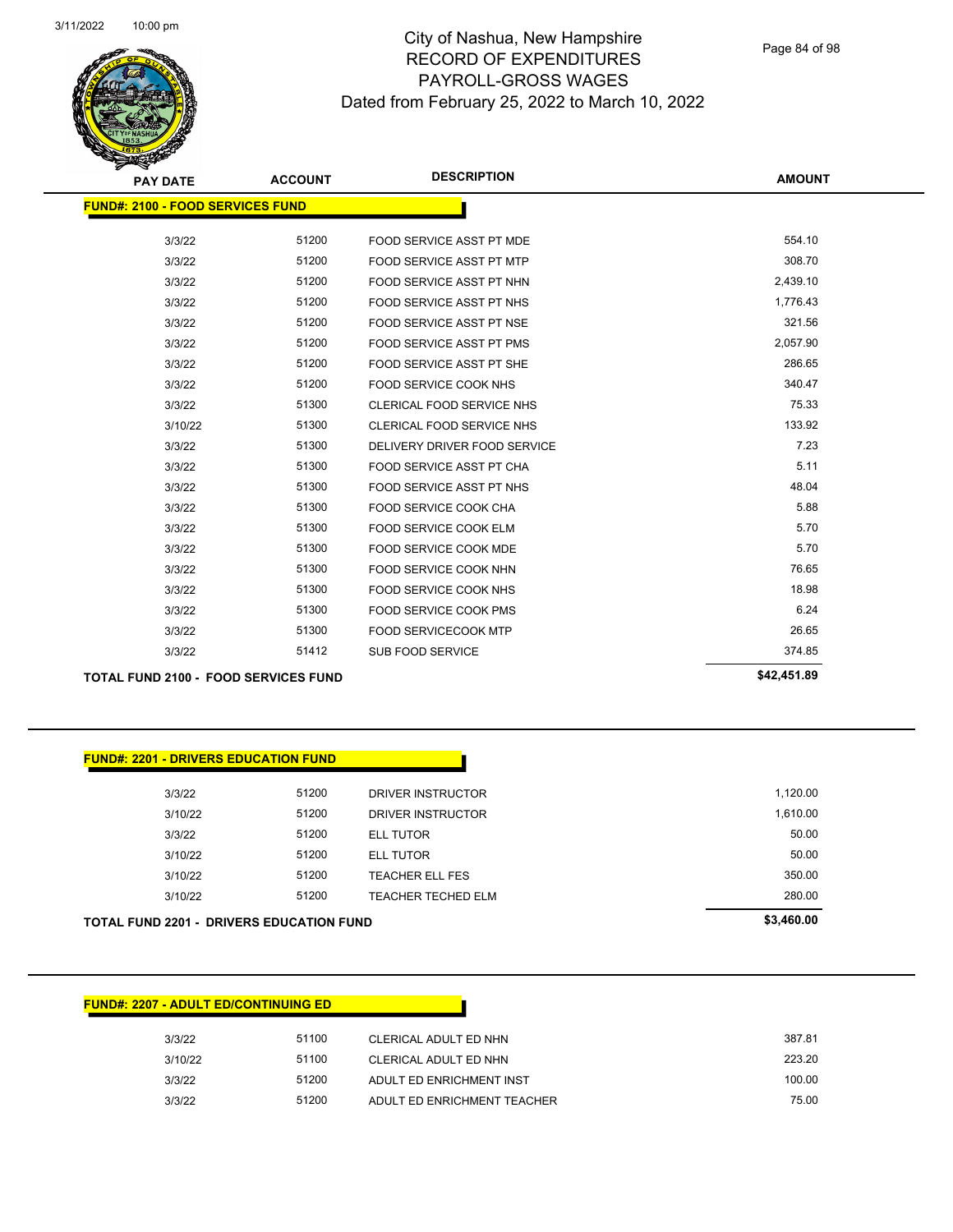City of Nashua, New Hampshire
RECORD OF EXPENDITURES
PAYROLL-GROSS WAGES
Dated from February 25, 2022 to March 10, 2022

| PAY DATE | ACCOUNT | DESCRIPTION | AMOUNT |
|---|---|---|---|
| **FUND#: 2100 - FOOD SERVICES FUND** | | | |
| 3/3/22 | 51200 | FOOD SERVICE ASST PT MDE | 554.10 |
| 3/3/22 | 51200 | FOOD SERVICE ASST PT MTP | 308.70 |
| 3/3/22 | 51200 | FOOD SERVICE ASST PT NHN | 2,439.10 |
| 3/3/22 | 51200 | FOOD SERVICE ASST PT NHS | 1,776.43 |
| 3/3/22 | 51200 | FOOD SERVICE ASST PT NSE | 321.56 |
| 3/3/22 | 51200 | FOOD SERVICE ASST PT PMS | 2,057.90 |
| 3/3/22 | 51200 | FOOD SERVICE ASST PT SHE | 286.65 |
| 3/3/22 | 51200 | FOOD SERVICE COOK NHS | 340.47 |
| 3/3/22 | 51300 | CLERICAL FOOD SERVICE NHS | 75.33 |
| 3/10/22 | 51300 | CLERICAL FOOD SERVICE NHS | 133.92 |
| 3/3/22 | 51300 | DELIVERY DRIVER FOOD SERVICE | 7.23 |
| 3/3/22 | 51300 | FOOD SERVICE ASST PT CHA | 5.11 |
| 3/3/22 | 51300 | FOOD SERVICE ASST PT NHS | 48.04 |
| 3/3/22 | 51300 | FOOD SERVICE COOK CHA | 5.88 |
| 3/3/22 | 51300 | FOOD SERVICE COOK ELM | 5.70 |
| 3/3/22 | 51300 | FOOD SERVICE COOK MDE | 5.70 |
| 3/3/22 | 51300 | FOOD SERVICE COOK NHN | 76.65 |
| 3/3/22 | 51300 | FOOD SERVICE COOK NHS | 18.98 |
| 3/3/22 | 51300 | FOOD SERVICE COOK PMS | 6.24 |
| 3/3/22 | 51300 | FOOD SERVICECOOK MTP | 26.65 |
| 3/3/22 | 51412 | SUB FOOD SERVICE | 374.85 |
| **TOTAL FUND 2100 - FOOD SERVICES FUND** | | | **$42,451.89** |

| PAY DATE | ACCOUNT | DESCRIPTION | AMOUNT |
|---|---|---|---|
| **FUND#: 2201 - DRIVERS EDUCATION FUND** | | | |
| 3/3/22 | 51200 | DRIVER INSTRUCTOR | 1,120.00 |
| 3/10/22 | 51200 | DRIVER INSTRUCTOR | 1,610.00 |
| 3/3/22 | 51200 | ELL TUTOR | 50.00 |
| 3/10/22 | 51200 | ELL TUTOR | 50.00 |
| 3/10/22 | 51200 | TEACHER ELL FES | 350.00 |
| 3/10/22 | 51200 | TEACHER TECHED ELM | 280.00 |
| **TOTAL FUND 2201 - DRIVERS EDUCATION FUND** | | | **$3,460.00** |

| PAY DATE | ACCOUNT | DESCRIPTION | AMOUNT |
|---|---|---|---|
| **FUND#: 2207 - ADULT ED/CONTINUING ED** | | | |
| 3/3/22 | 51100 | CLERICAL ADULT ED NHN | 387.81 |
| 3/10/22 | 51100 | CLERICAL ADULT ED NHN | 223.20 |
| 3/3/22 | 51200 | ADULT ED ENRICHMENT INST | 100.00 |
| 3/3/22 | 51200 | ADULT ED ENRICHMENT TEACHER | 75.00 |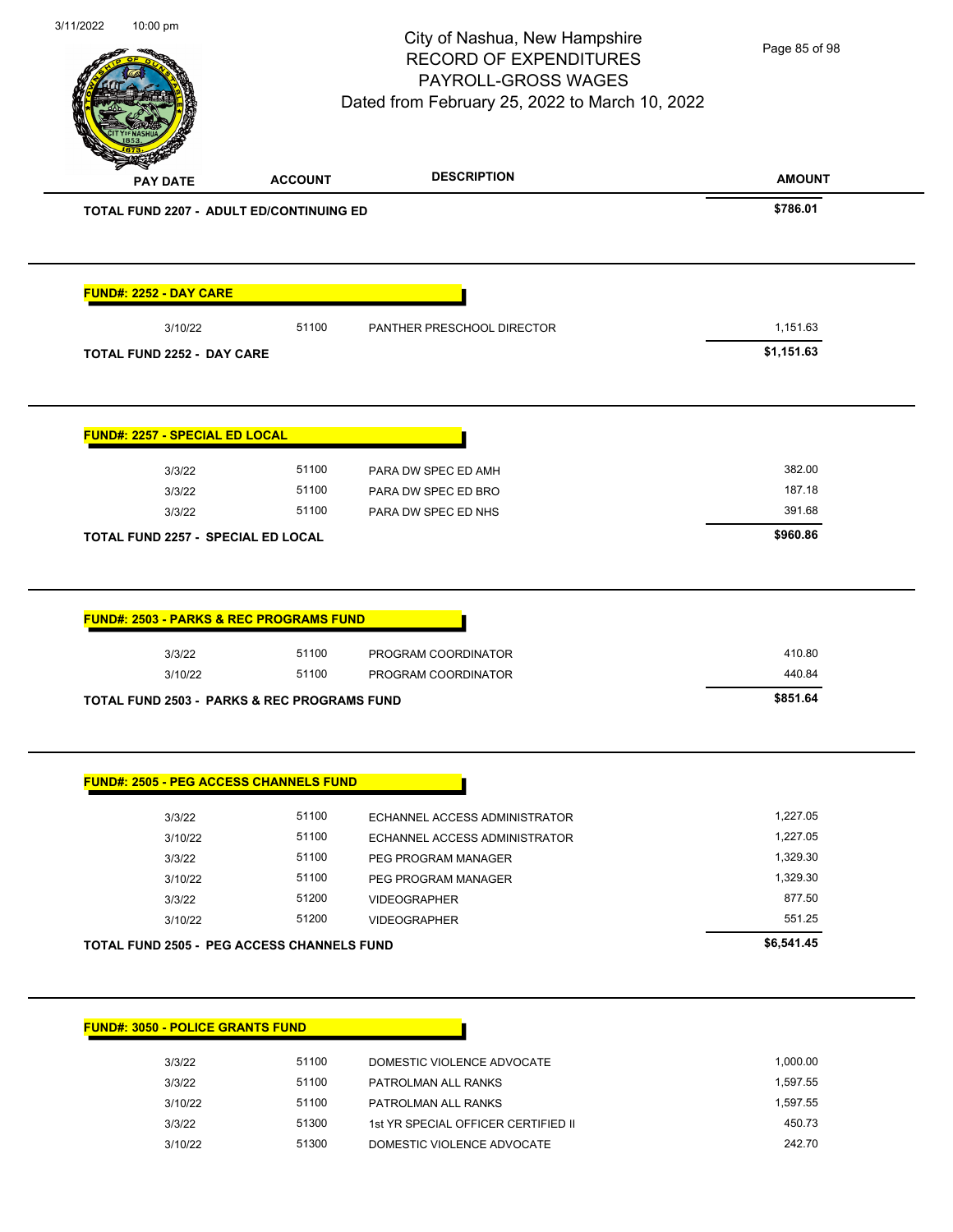City of Nashua, New Hampshire
RECORD OF EXPENDITURES
PAYROLL-GROSS WAGES
Dated from February 25, 2022 to March 10, 2022

| PAY DATE | ACCOUNT | DESCRIPTION | AMOUNT |
|---|---|---|---|
| **TOTAL FUND 2207 - ADULT ED/CONTINUING ED** | | | **$786.01** |

**FUND#: 2252 - DAY CARE**

| PAY DATE | ACCOUNT | DESCRIPTION | AMOUNT |
|---|---|---|---|
| 3/10/22 | 51100 | PANTHER PRESCHOOL DIRECTOR | 1,151.63 |
| **TOTAL FUND 2252 - DAY CARE** | | | **$1,151.63** |

**FUND#: 2257 - SPECIAL ED LOCAL**

| PAY DATE | ACCOUNT | DESCRIPTION | AMOUNT |
|---|---|---|---|
| 3/3/22 | 51100 | PARA DW SPEC ED AMH | 382.00 |
| 3/3/22 | 51100 | PARA DW SPEC ED BRO | 187.18 |
| 3/3/22 | 51100 | PARA DW SPEC ED NHS | 391.68 |
| **TOTAL FUND 2257 - SPECIAL ED LOCAL** | | | **$960.86** |

**FUND#: 2503 - PARKS & REC PROGRAMS FUND**

| PAY DATE | ACCOUNT | DESCRIPTION | AMOUNT |
|---|---|---|---|
| 3/3/22 | 51100 | PROGRAM COORDINATOR | 410.80 |
| 3/10/22 | 51100 | PROGRAM COORDINATOR | 440.84 |
| **TOTAL FUND 2503 - PARKS & REC PROGRAMS FUND** | | | **$851.64** |

**FUND#: 2505 - PEG ACCESS CHANNELS FUND**

| PAY DATE | ACCOUNT | DESCRIPTION | AMOUNT |
|---|---|---|---|
| 3/3/22 | 51100 | ECHANNEL ACCESS ADMINISTRATOR | 1,227.05 |
| 3/10/22 | 51100 | ECHANNEL ACCESS ADMINISTRATOR | 1,227.05 |
| 3/3/22 | 51100 | PEG PROGRAM MANAGER | 1,329.30 |
| 3/10/22 | 51100 | PEG PROGRAM MANAGER | 1,329.30 |
| 3/3/22 | 51200 | VIDEOGRAPHER | 877.50 |
| 3/10/22 | 51200 | VIDEOGRAPHER | 551.25 |
| **TOTAL FUND 2505 - PEG ACCESS CHANNELS FUND** | | | **$6,541.45** |

**FUND#: 3050 - POLICE GRANTS FUND**

| PAY DATE | ACCOUNT | DESCRIPTION | AMOUNT |
|---|---|---|---|
| 3/3/22 | 51100 | DOMESTIC VIOLENCE ADVOCATE | 1,000.00 |
| 3/3/22 | 51100 | PATROLMAN ALL RANKS | 1,597.55 |
| 3/10/22 | 51100 | PATROLMAN ALL RANKS | 1,597.55 |
| 3/3/22 | 51300 | 1st YR SPECIAL OFFICER CERTIFIED II | 450.73 |
| 3/10/22 | 51300 | DOMESTIC VIOLENCE ADVOCATE | 242.70 |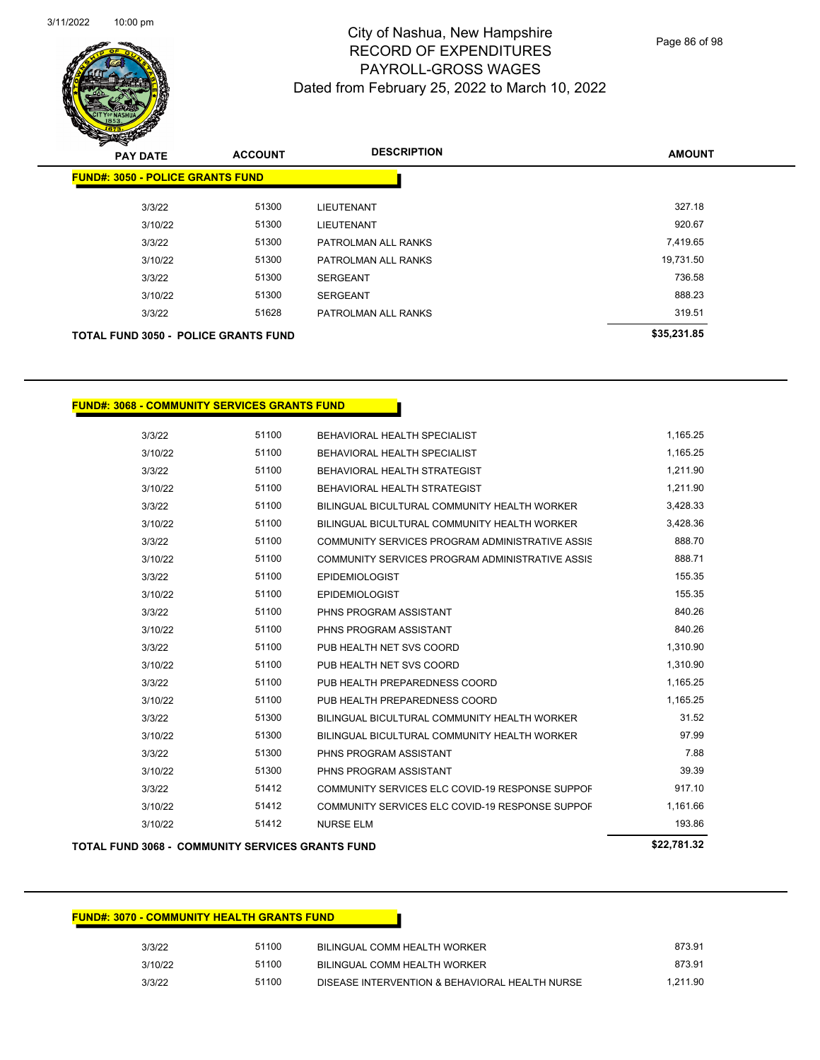# City of Nashua, New Hampshire
# RECORD OF EXPENDITURES
# PAYROLL-GROSS WAGES
# Dated from February 25, 2022 to March 10, 2022

| PAY DATE | ACCOUNT | DESCRIPTION | AMOUNT |
|---|---|---|---|

**FUND#: 3050 - POLICE GRANTS FUND**

| PAY DATE | ACCOUNT | DESCRIPTION | AMOUNT |
|---|---|---|---|
| 3/3/22 | 51300 | LIEUTENANT | 327.18 |
| 3/10/22 | 51300 | LIEUTENANT | 920.67 |
| 3/3/22 | 51300 | PATROLMAN ALL RANKS | 7,419.65 |
| 3/10/22 | 51300 | PATROLMAN ALL RANKS | 19,731.50 |
| 3/3/22 | 51300 | SERGEANT | 736.58 |
| 3/10/22 | 51300 | SERGEANT | 888.23 |
| 3/3/22 | 51628 | PATROLMAN ALL RANKS | 319.51 |

**TOTAL FUND 3050 - POLICE GRANTS FUND** **$35,231.85**

**FUND#: 3068 - COMMUNITY SERVICES GRANTS FUND**

| PAY DATE | ACCOUNT | DESCRIPTION | AMOUNT |
|---|---|---|---|
| 3/3/22 | 51100 | BEHAVIORAL HEALTH SPECIALIST | 1,165.25 |
| 3/10/22 | 51100 | BEHAVIORAL HEALTH SPECIALIST | 1,165.25 |
| 3/3/22 | 51100 | BEHAVIORAL HEALTH STRATEGIST | 1,211.90 |
| 3/10/22 | 51100 | BEHAVIORAL HEALTH STRATEGIST | 1,211.90 |
| 3/3/22 | 51100 | BILINGUAL BICULTURAL COMMUNITY HEALTH WORKER | 3,428.33 |
| 3/10/22 | 51100 | BILINGUAL BICULTURAL COMMUNITY HEALTH WORKER | 3,428.36 |
| 3/3/22 | 51100 | COMMUNITY SERVICES PROGRAM ADMINISTRATIVE ASSIS | 888.70 |
| 3/10/22 | 51100 | COMMUNITY SERVICES PROGRAM ADMINISTRATIVE ASSIS | 888.71 |
| 3/3/22 | 51100 | EPIDEMIOLOGIST | 155.35 |
| 3/10/22 | 51100 | EPIDEMIOLOGIST | 155.35 |
| 3/3/22 | 51100 | PHNS PROGRAM ASSISTANT | 840.26 |
| 3/10/22 | 51100 | PHNS PROGRAM ASSISTANT | 840.26 |
| 3/3/22 | 51100 | PUB HEALTH NET SVS COORD | 1,310.90 |
| 3/10/22 | 51100 | PUB HEALTH NET SVS COORD | 1,310.90 |
| 3/3/22 | 51100 | PUB HEALTH PREPAREDNESS COORD | 1,165.25 |
| 3/10/22 | 51100 | PUB HEALTH PREPAREDNESS COORD | 1,165.25 |
| 3/3/22 | 51300 | BILINGUAL BICULTURAL COMMUNITY HEALTH WORKER | 31.52 |
| 3/10/22 | 51300 | BILINGUAL BICULTURAL COMMUNITY HEALTH WORKER | 97.99 |
| 3/3/22 | 51300 | PHNS PROGRAM ASSISTANT | 7.88 |
| 3/10/22 | 51300 | PHNS PROGRAM ASSISTANT | 39.39 |
| 3/3/22 | 51412 | COMMUNITY SERVICES ELC COVID-19 RESPONSE SUPPOF | 917.10 |
| 3/10/22 | 51412 | COMMUNITY SERVICES ELC COVID-19 RESPONSE SUPPOF | 1,161.66 |
| 3/10/22 | 51412 | NURSE ELM | 193.86 |

**TOTAL FUND 3068 - COMMUNITY SERVICES GRANTS FUND** **$22,781.32**

**FUND#: 3070 - COMMUNITY HEALTH GRANTS FUND**

| PAY DATE | ACCOUNT | DESCRIPTION | AMOUNT |
|---|---|---|---|
| 3/3/22 | 51100 | BILINGUAL COMM HEALTH WORKER | 873.91 |
| 3/10/22 | 51100 | BILINGUAL COMM HEALTH WORKER | 873.91 |
| 3/3/22 | 51100 | DISEASE INTERVENTION & BEHAVIORAL HEALTH NURSE | 1,211.90 |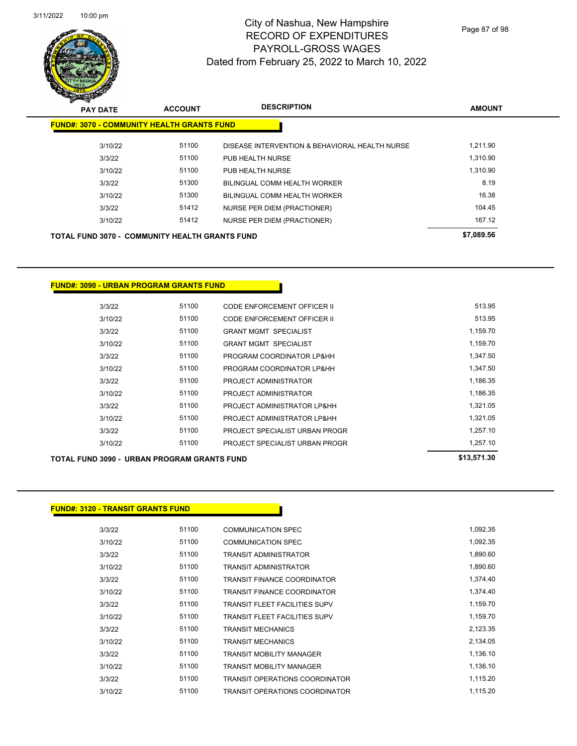# City of Nashua, New Hampshire
# RECORD OF EXPENDITURES
# PAYROLL-GROSS WAGES
## Dated from February 25, 2022 to March 10, 2022

| PAY DATE | ACCOUNT | DESCRIPTION | AMOUNT |
|---|---|---|---|
| **FUND#: 3070 - COMMUNITY HEALTH GRANTS FUND** | | | |
| 3/10/22 | 51100 | DISEASE INTERVENTION & BEHAVIORAL HEALTH NURSE | 1,211.90 |
| 3/3/22 | 51100 | PUB HEALTH NURSE | 1,310.90 |
| 3/10/22 | 51100 | PUB HEALTH NURSE | 1,310.90 |
| 3/3/22 | 51300 | BILINGUAL COMM HEALTH WORKER | 8.19 |
| 3/10/22 | 51300 | BILINGUAL COMM HEALTH WORKER | 16.38 |
| 3/3/22 | 51412 | NURSE PER DIEM (PRACTIONER) | 104.45 |
| 3/10/22 | 51412 | NURSE PER DIEM (PRACTIONER) | 167.12 |
| **TOTAL FUND 3070 - COMMUNITY HEALTH GRANTS FUND** | | | **$7,089.56** |

| PAY DATE | ACCOUNT | DESCRIPTION | AMOUNT |
|---|---|---|---|
| **FUND#: 3090 - URBAN PROGRAM GRANTS FUND** | | | |
| 3/3/22 | 51100 | CODE ENFORCEMENT OFFICER II | 513.95 |
| 3/10/22 | 51100 | CODE ENFORCEMENT OFFICER II | 513.95 |
| 3/3/22 | 51100 | GRANT MGMT SPECIALIST | 1,159.70 |
| 3/10/22 | 51100 | GRANT MGMT SPECIALIST | 1,159.70 |
| 3/3/22 | 51100 | PROGRAM COORDINATOR LP&HH | 1,347.50 |
| 3/10/22 | 51100 | PROGRAM COORDINATOR LP&HH | 1,347.50 |
| 3/3/22 | 51100 | PROJECT ADMINISTRATOR | 1,186.35 |
| 3/10/22 | 51100 | PROJECT ADMINISTRATOR | 1,186.35 |
| 3/3/22 | 51100 | PROJECT ADMINISTRATOR LP&HH | 1,321.05 |
| 3/10/22 | 51100 | PROJECT ADMINISTRATOR LP&HH | 1,321.05 |
| 3/3/22 | 51100 | PROJECT SPECIALIST URBAN PROGR | 1,257.10 |
| 3/10/22 | 51100 | PROJECT SPECIALIST URBAN PROGR | 1,257.10 |
| **TOTAL FUND 3090 - URBAN PROGRAM GRANTS FUND** | | | **$13,571.30** |

| PAY DATE | ACCOUNT | DESCRIPTION | AMOUNT |
|---|---|---|---|
| **FUND#: 3120 - TRANSIT GRANTS FUND** | | | |
| 3/3/22 | 51100 | COMMUNICATION SPEC | 1,092.35 |
| 3/10/22 | 51100 | COMMUNICATION SPEC | 1,092.35 |
| 3/3/22 | 51100 | TRANSIT ADMINISTRATOR | 1,890.60 |
| 3/10/22 | 51100 | TRANSIT ADMINISTRATOR | 1,890.60 |
| 3/3/22 | 51100 | TRANSIT FINANCE COORDINATOR | 1,374.40 |
| 3/10/22 | 51100 | TRANSIT FINANCE COORDINATOR | 1,374.40 |
| 3/3/22 | 51100 | TRANSIT FLEET FACILITIES SUPV | 1,159.70 |
| 3/10/22 | 51100 | TRANSIT FLEET FACILITIES SUPV | 1,159.70 |
| 3/3/22 | 51100 | TRANSIT MECHANICS | 2,123.35 |
| 3/10/22 | 51100 | TRANSIT MECHANICS | 2,134.05 |
| 3/3/22 | 51100 | TRANSIT MOBILITY MANAGER | 1,136.10 |
| 3/10/22 | 51100 | TRANSIT MOBILITY MANAGER | 1,136.10 |
| 3/3/22 | 51100 | TRANSIT OPERATIONS COORDINATOR | 1,115.20 |
| 3/10/22 | 51100 | TRANSIT OPERATIONS COORDINATOR | 1,115.20 |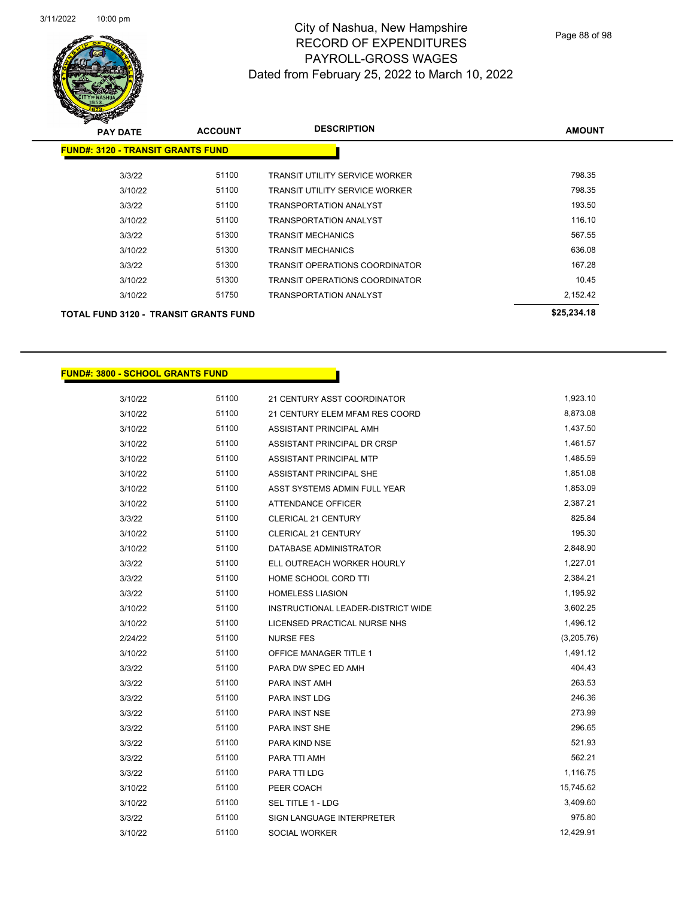# City of Nashua, New Hampshire
## RECORD OF EXPENDITURES
## PAYROLL-GROSS WAGES
## Dated from February 25, 2022 to March 10, 2022

| PAY DATE | ACCOUNT | DESCRIPTION | AMOUNT |
|---|---|---|---|
| **FUND#: 3120 - TRANSIT GRANTS FUND** | | | |
| 3/3/22 | 51100 | TRANSIT UTILITY SERVICE WORKER | 798.35 |
| 3/10/22 | 51100 | TRANSIT UTILITY SERVICE WORKER | 798.35 |
| 3/3/22 | 51100 | TRANSPORTATION ANALYST | 193.50 |
| 3/10/22 | 51100 | TRANSPORTATION ANALYST | 116.10 |
| 3/3/22 | 51300 | TRANSIT MECHANICS | 567.55 |
| 3/10/22 | 51300 | TRANSIT MECHANICS | 636.08 |
| 3/3/22 | 51300 | TRANSIT OPERATIONS COORDINATOR | 167.28 |
| 3/10/22 | 51300 | TRANSIT OPERATIONS COORDINATOR | 10.45 |
| 3/10/22 | 51750 | TRANSPORTATION ANALYST | 2,152.42 |
| **TOTAL FUND 3120 - TRANSIT GRANTS FUND** | | | **$25,234.18** |

| PAY DATE | ACCOUNT | DESCRIPTION | AMOUNT |
|---|---|---|---|
| **FUND#: 3800 - SCHOOL GRANTS FUND** | | | |
| 3/10/22 | 51100 | 21 CENTURY ASST COORDINATOR | 1,923.10 |
| 3/10/22 | 51100 | 21 CENTURY ELEM MFAM RES COORD | 8,873.08 |
| 3/10/22 | 51100 | ASSISTANT PRINCIPAL AMH | 1,437.50 |
| 3/10/22 | 51100 | ASSISTANT PRINCIPAL DR CRSP | 1,461.57 |
| 3/10/22 | 51100 | ASSISTANT PRINCIPAL MTP | 1,485.59 |
| 3/10/22 | 51100 | ASSISTANT PRINCIPAL SHE | 1,851.08 |
| 3/10/22 | 51100 | ASST SYSTEMS ADMIN FULL YEAR | 1,853.09 |
| 3/10/22 | 51100 | ATTENDANCE OFFICER | 2,387.21 |
| 3/3/22 | 51100 | CLERICAL 21 CENTURY | 825.84 |
| 3/10/22 | 51100 | CLERICAL 21 CENTURY | 195.30 |
| 3/10/22 | 51100 | DATABASE ADMINISTRATOR | 2,848.90 |
| 3/3/22 | 51100 | ELL OUTREACH WORKER HOURLY | 1,227.01 |
| 3/3/22 | 51100 | HOME SCHOOL CORD TTI | 2,384.21 |
| 3/3/22 | 51100 | HOMELESS LIASION | 1,195.92 |
| 3/10/22 | 51100 | INSTRUCTIONAL LEADER-DISTRICT WIDE | 3,602.25 |
| 3/10/22 | 51100 | LICENSED PRACTICAL NURSE NHS | 1,496.12 |
| 2/24/22 | 51100 | NURSE FES | (3,205.76) |
| 3/10/22 | 51100 | OFFICE MANAGER TITLE 1 | 1,491.12 |
| 3/3/22 | 51100 | PARA DW SPEC ED AMH | 404.43 |
| 3/3/22 | 51100 | PARA INST AMH | 263.53 |
| 3/3/22 | 51100 | PARA INST LDG | 246.36 |
| 3/3/22 | 51100 | PARA INST NSE | 273.99 |
| 3/3/22 | 51100 | PARA INST SHE | 296.65 |
| 3/3/22 | 51100 | PARA KIND NSE | 521.93 |
| 3/3/22 | 51100 | PARA TTI AMH | 562.21 |
| 3/3/22 | 51100 | PARA TTI LDG | 1,116.75 |
| 3/10/22 | 51100 | PEER COACH | 15,745.62 |
| 3/10/22 | 51100 | SEL TITLE 1 - LDG | 3,409.60 |
| 3/3/22 | 51100 | SIGN LANGUAGE INTERPRETER | 975.80 |
| 3/10/22 | 51100 | SOCIAL WORKER | 12,429.91 |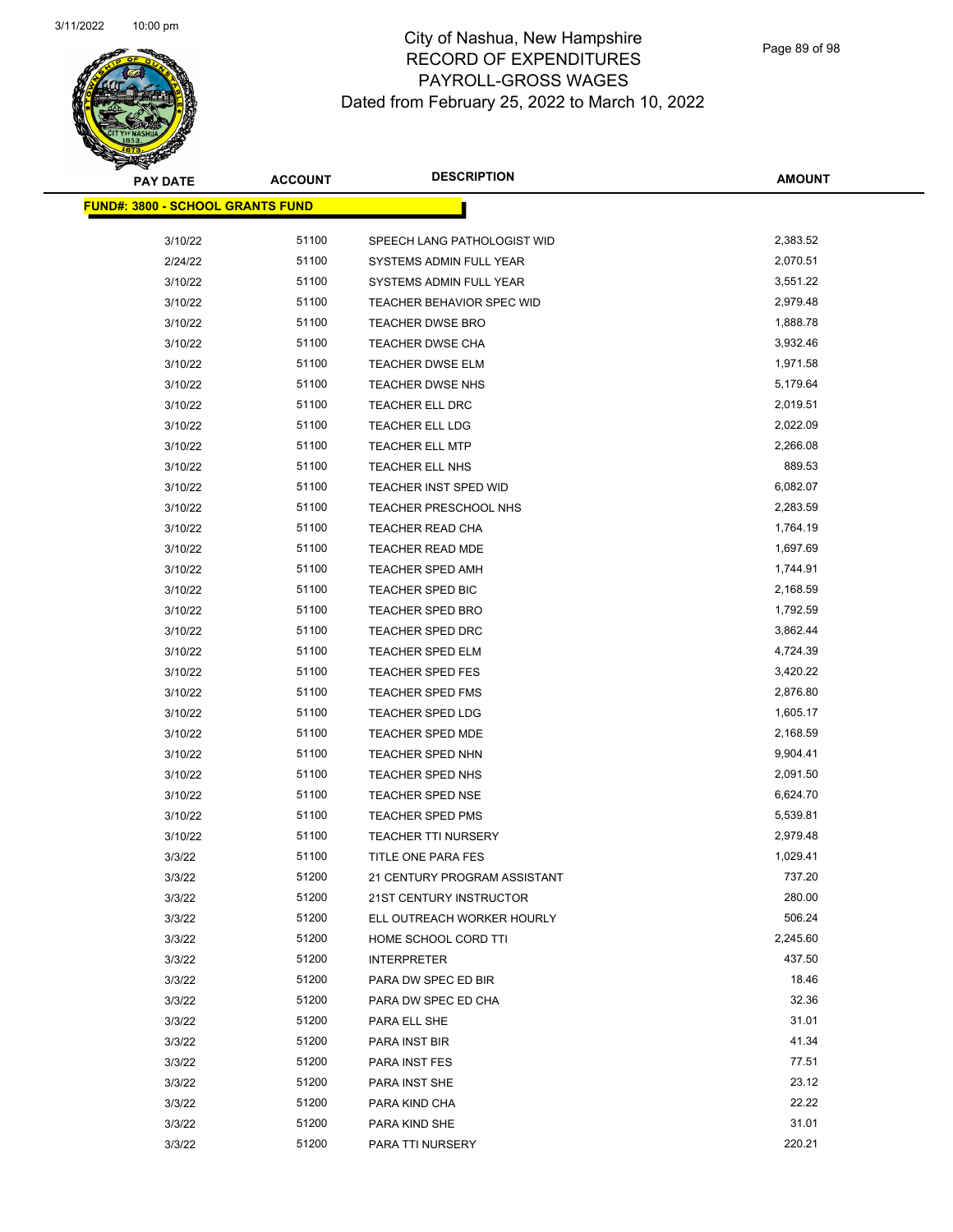# City of Nashua, New Hampshire
# RECORD OF EXPENDITURES
# PAYROLL-GROSS WAGES
# Dated from February 25, 2022 to March 10, 2022

| PAY DATE | ACCOUNT | DESCRIPTION | AMOUNT |
|---|---|---|---|
| **FUND#: 3800 - SCHOOL GRANTS FUND** | | | |
| 3/10/22 | 51100 | SPEECH LANG PATHOLOGIST WID | 2,383.52 |
| 2/24/22 | 51100 | SYSTEMS ADMIN FULL YEAR | 2,070.51 |
| 3/10/22 | 51100 | SYSTEMS ADMIN FULL YEAR | 3,551.22 |
| 3/10/22 | 51100 | TEACHER BEHAVIOR SPEC WID | 2,979.48 |
| 3/10/22 | 51100 | TEACHER DWSE BRO | 1,888.78 |
| 3/10/22 | 51100 | TEACHER DWSE CHA | 3,932.46 |
| 3/10/22 | 51100 | TEACHER DWSE ELM | 1,971.58 |
| 3/10/22 | 51100 | TEACHER DWSE NHS | 5,179.64 |
| 3/10/22 | 51100 | TEACHER ELL DRC | 2,019.51 |
| 3/10/22 | 51100 | TEACHER ELL LDG | 2,022.09 |
| 3/10/22 | 51100 | TEACHER ELL MTP | 2,266.08 |
| 3/10/22 | 51100 | TEACHER ELL NHS | 889.53 |
| 3/10/22 | 51100 | TEACHER INST SPED WID | 6,082.07 |
| 3/10/22 | 51100 | TEACHER PRESCHOOL NHS | 2,283.59 |
| 3/10/22 | 51100 | TEACHER READ CHA | 1,764.19 |
| 3/10/22 | 51100 | TEACHER READ MDE | 1,697.69 |
| 3/10/22 | 51100 | TEACHER SPED AMH | 1,744.91 |
| 3/10/22 | 51100 | TEACHER SPED BIC | 2,168.59 |
| 3/10/22 | 51100 | TEACHER SPED BRO | 1,792.59 |
| 3/10/22 | 51100 | TEACHER SPED DRC | 3,862.44 |
| 3/10/22 | 51100 | TEACHER SPED ELM | 4,724.39 |
| 3/10/22 | 51100 | TEACHER SPED FES | 3,420.22 |
| 3/10/22 | 51100 | TEACHER SPED FMS | 2,876.80 |
| 3/10/22 | 51100 | TEACHER SPED LDG | 1,605.17 |
| 3/10/22 | 51100 | TEACHER SPED MDE | 2,168.59 |
| 3/10/22 | 51100 | TEACHER SPED NHN | 9,904.41 |
| 3/10/22 | 51100 | TEACHER SPED NHS | 2,091.50 |
| 3/10/22 | 51100 | TEACHER SPED NSE | 6,624.70 |
| 3/10/22 | 51100 | TEACHER SPED PMS | 5,539.81 |
| 3/10/22 | 51100 | TEACHER TTI NURSERY | 2,979.48 |
| 3/3/22 | 51100 | TITLE ONE PARA FES | 1,029.41 |
| 3/3/22 | 51200 | 21 CENTURY PROGRAM ASSISTANT | 737.20 |
| 3/3/22 | 51200 | 21ST CENTURY INSTRUCTOR | 280.00 |
| 3/3/22 | 51200 | ELL OUTREACH WORKER HOURLY | 506.24 |
| 3/3/22 | 51200 | HOME SCHOOL CORD TTI | 2,245.60 |
| 3/3/22 | 51200 | INTERPRETER | 437.50 |
| 3/3/22 | 51200 | PARA DW SPEC ED BIR | 18.46 |
| 3/3/22 | 51200 | PARA DW SPEC ED CHA | 32.36 |
| 3/3/22 | 51200 | PARA ELL SHE | 31.01 |
| 3/3/22 | 51200 | PARA INST BIR | 41.34 |
| 3/3/22 | 51200 | PARA INST FES | 77.51 |
| 3/3/22 | 51200 | PARA INST SHE | 23.12 |
| 3/3/22 | 51200 | PARA KIND CHA | 22.22 |
| 3/3/22 | 51200 | PARA KIND SHE | 31.01 |
| 3/3/22 | 51200 | PARA TTI NURSERY | 220.21 |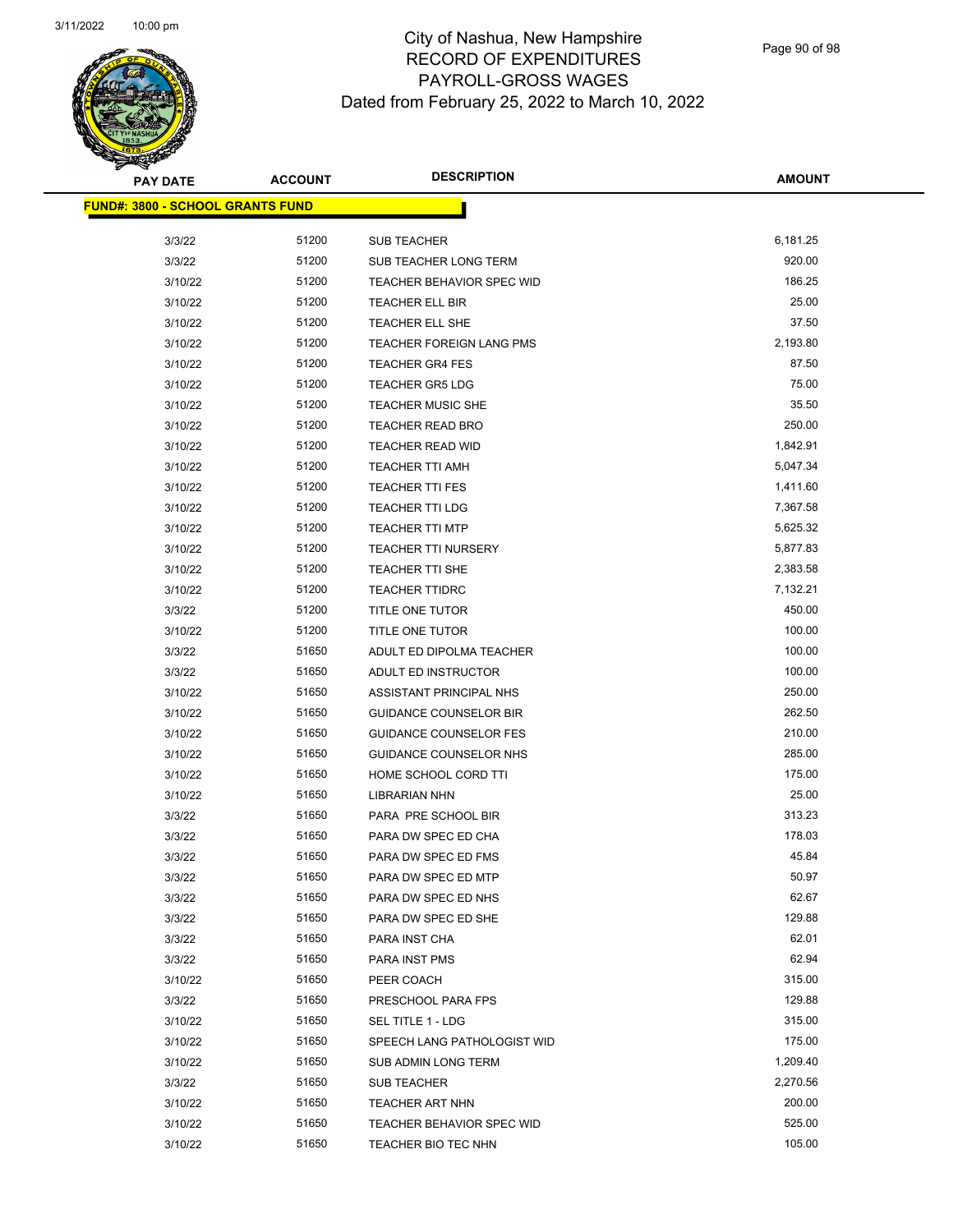# City of Nashua, New Hampshire
# RECORD OF EXPENDITURES
# PAYROLL-GROSS WAGES
# Dated from February 25, 2022 to March 10, 2022

| PAY DATE | ACCOUNT | DESCRIPTION | AMOUNT |
|---|---|---|---|
| **FUND#: 3800 - SCHOOL GRANTS FUND** | | | |
| 3/3/22 | 51200 | SUB TEACHER | 6,181.25 |
| 3/3/22 | 51200 | SUB TEACHER LONG TERM | 920.00 |
| 3/10/22 | 51200 | TEACHER BEHAVIOR SPEC WID | 186.25 |
| 3/10/22 | 51200 | TEACHER ELL BIR | 25.00 |
| 3/10/22 | 51200 | TEACHER ELL SHE | 37.50 |
| 3/10/22 | 51200 | TEACHER FOREIGN LANG PMS | 2,193.80 |
| 3/10/22 | 51200 | TEACHER GR4 FES | 87.50 |
| 3/10/22 | 51200 | TEACHER GR5 LDG | 75.00 |
| 3/10/22 | 51200 | TEACHER MUSIC SHE | 35.50 |
| 3/10/22 | 51200 | TEACHER READ BRO | 250.00 |
| 3/10/22 | 51200 | TEACHER READ WID | 1,842.91 |
| 3/10/22 | 51200 | TEACHER TTI AMH | 5,047.34 |
| 3/10/22 | 51200 | TEACHER TTI FES | 1,411.60 |
| 3/10/22 | 51200 | TEACHER TTI LDG | 7,367.58 |
| 3/10/22 | 51200 | TEACHER TTI MTP | 5,625.32 |
| 3/10/22 | 51200 | TEACHER TTI NURSERY | 5,877.83 |
| 3/10/22 | 51200 | TEACHER TTI SHE | 2,383.58 |
| 3/10/22 | 51200 | TEACHER TTIDRC | 7,132.21 |
| 3/3/22 | 51200 | TITLE ONE TUTOR | 450.00 |
| 3/10/22 | 51200 | TITLE ONE TUTOR | 100.00 |
| 3/3/22 | 51650 | ADULT ED DIPOLMA TEACHER | 100.00 |
| 3/3/22 | 51650 | ADULT ED INSTRUCTOR | 100.00 |
| 3/10/22 | 51650 | ASSISTANT PRINCIPAL NHS | 250.00 |
| 3/10/22 | 51650 | GUIDANCE COUNSELOR BIR | 262.50 |
| 3/10/22 | 51650 | GUIDANCE COUNSELOR FES | 210.00 |
| 3/10/22 | 51650 | GUIDANCE COUNSELOR NHS | 285.00 |
| 3/10/22 | 51650 | HOME SCHOOL CORD TTI | 175.00 |
| 3/10/22 | 51650 | LIBRARIAN NHN | 25.00 |
| 3/3/22 | 51650 | PARA PRE SCHOOL BIR | 313.23 |
| 3/3/22 | 51650 | PARA DW SPEC ED CHA | 178.03 |
| 3/3/22 | 51650 | PARA DW SPEC ED FMS | 45.84 |
| 3/3/22 | 51650 | PARA DW SPEC ED MTP | 50.97 |
| 3/3/22 | 51650 | PARA DW SPEC ED NHS | 62.67 |
| 3/3/22 | 51650 | PARA DW SPEC ED SHE | 129.88 |
| 3/3/22 | 51650 | PARA INST CHA | 62.01 |
| 3/3/22 | 51650 | PARA INST PMS | 62.94 |
| 3/10/22 | 51650 | PEER COACH | 315.00 |
| 3/3/22 | 51650 | PRESCHOOL PARA FPS | 129.88 |
| 3/10/22 | 51650 | SEL TITLE 1 - LDG | 315.00 |
| 3/10/22 | 51650 | SPEECH LANG PATHOLOGIST WID | 175.00 |
| 3/10/22 | 51650 | SUB ADMIN LONG TERM | 1,209.40 |
| 3/3/22 | 51650 | SUB TEACHER | 2,270.56 |
| 3/10/22 | 51650 | TEACHER ART NHN | 200.00 |
| 3/10/22 | 51650 | TEACHER BEHAVIOR SPEC WID | 525.00 |
| 3/10/22 | 51650 | TEACHER BIO TEC NHN | 105.00 |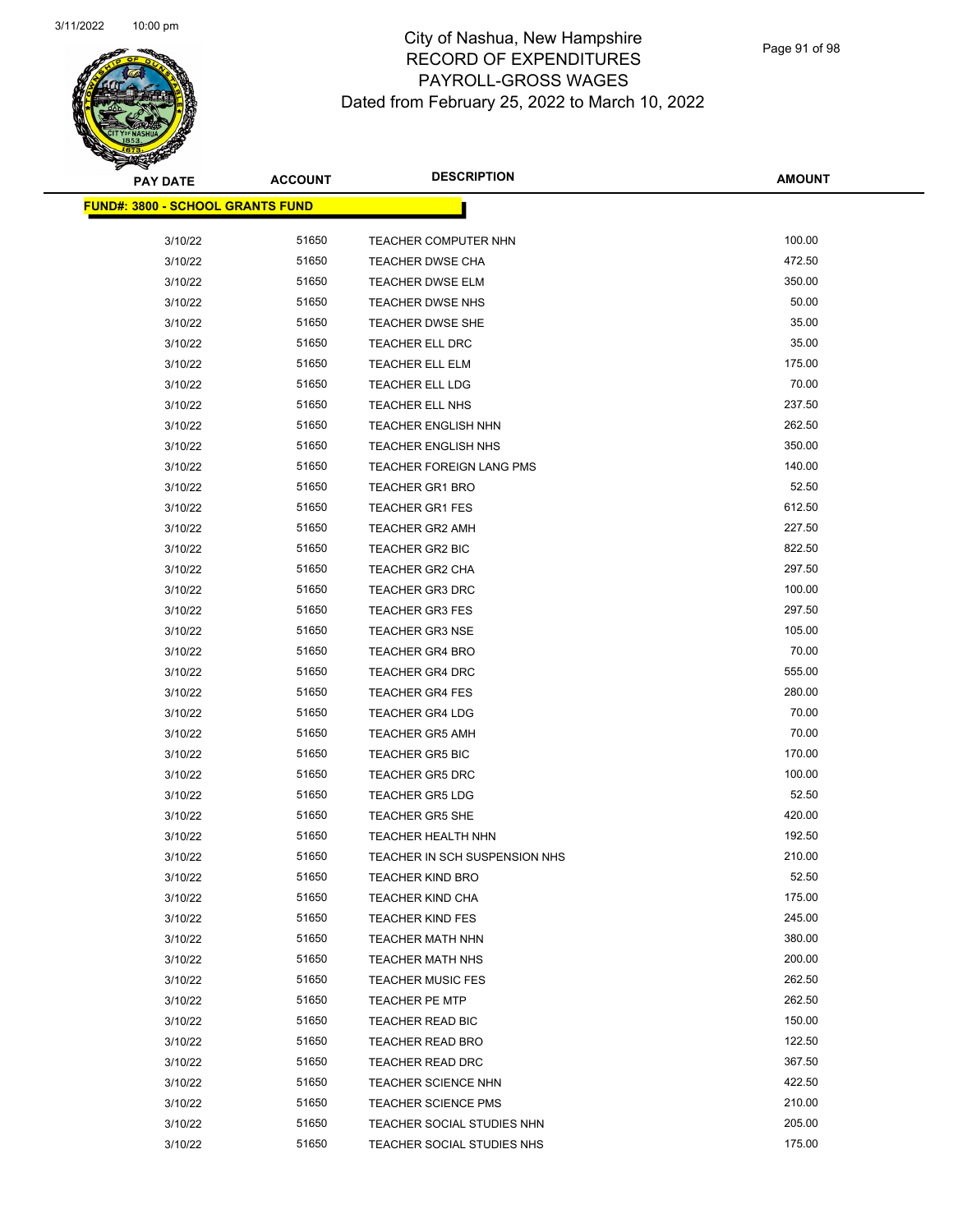# City of Nashua, New Hampshire
## RECORD OF EXPENDITURES
## PAYROLL-GROSS WAGES
### Dated from February 25, 2022 to March 10, 2022

| PAY DATE | ACCOUNT | DESCRIPTION | AMOUNT |
|---|---|---|---|
| **FUND#: 3800 - SCHOOL GRANTS FUND** | | | |
| 3/10/22 | 51650 | TEACHER COMPUTER NHN | 100.00 |
| 3/10/22 | 51650 | TEACHER DWSE CHA | 472.50 |
| 3/10/22 | 51650 | TEACHER DWSE ELM | 350.00 |
| 3/10/22 | 51650 | TEACHER DWSE NHS | 50.00 |
| 3/10/22 | 51650 | TEACHER DWSE SHE | 35.00 |
| 3/10/22 | 51650 | TEACHER ELL DRC | 35.00 |
| 3/10/22 | 51650 | TEACHER ELL ELM | 175.00 |
| 3/10/22 | 51650 | TEACHER ELL LDG | 70.00 |
| 3/10/22 | 51650 | TEACHER ELL NHS | 237.50 |
| 3/10/22 | 51650 | TEACHER ENGLISH NHN | 262.50 |
| 3/10/22 | 51650 | TEACHER ENGLISH NHS | 350.00 |
| 3/10/22 | 51650 | TEACHER FOREIGN LANG PMS | 140.00 |
| 3/10/22 | 51650 | TEACHER GR1 BRO | 52.50 |
| 3/10/22 | 51650 | TEACHER GR1 FES | 612.50 |
| 3/10/22 | 51650 | TEACHER GR2 AMH | 227.50 |
| 3/10/22 | 51650 | TEACHER GR2 BIC | 822.50 |
| 3/10/22 | 51650 | TEACHER GR2 CHA | 297.50 |
| 3/10/22 | 51650 | TEACHER GR3 DRC | 100.00 |
| 3/10/22 | 51650 | TEACHER GR3 FES | 297.50 |
| 3/10/22 | 51650 | TEACHER GR3 NSE | 105.00 |
| 3/10/22 | 51650 | TEACHER GR4 BRO | 70.00 |
| 3/10/22 | 51650 | TEACHER GR4 DRC | 555.00 |
| 3/10/22 | 51650 | TEACHER GR4 FES | 280.00 |
| 3/10/22 | 51650 | TEACHER GR4 LDG | 70.00 |
| 3/10/22 | 51650 | TEACHER GR5 AMH | 70.00 |
| 3/10/22 | 51650 | TEACHER GR5 BIC | 170.00 |
| 3/10/22 | 51650 | TEACHER GR5 DRC | 100.00 |
| 3/10/22 | 51650 | TEACHER GR5 LDG | 52.50 |
| 3/10/22 | 51650 | TEACHER GR5 SHE | 420.00 |
| 3/10/22 | 51650 | TEACHER HEALTH NHN | 192.50 |
| 3/10/22 | 51650 | TEACHER IN SCH SUSPENSION NHS | 210.00 |
| 3/10/22 | 51650 | TEACHER KIND BRO | 52.50 |
| 3/10/22 | 51650 | TEACHER KIND CHA | 175.00 |
| 3/10/22 | 51650 | TEACHER KIND FES | 245.00 |
| 3/10/22 | 51650 | TEACHER MATH NHN | 380.00 |
| 3/10/22 | 51650 | TEACHER MATH NHS | 200.00 |
| 3/10/22 | 51650 | TEACHER MUSIC FES | 262.50 |
| 3/10/22 | 51650 | TEACHER PE MTP | 262.50 |
| 3/10/22 | 51650 | TEACHER READ BIC | 150.00 |
| 3/10/22 | 51650 | TEACHER READ BRO | 122.50 |
| 3/10/22 | 51650 | TEACHER READ DRC | 367.50 |
| 3/10/22 | 51650 | TEACHER SCIENCE NHN | 422.50 |
| 3/10/22 | 51650 | TEACHER SCIENCE PMS | 210.00 |
| 3/10/22 | 51650 | TEACHER SOCIAL STUDIES NHN | 205.00 |
| 3/10/22 | 51650 | TEACHER SOCIAL STUDIES NHS | 175.00 |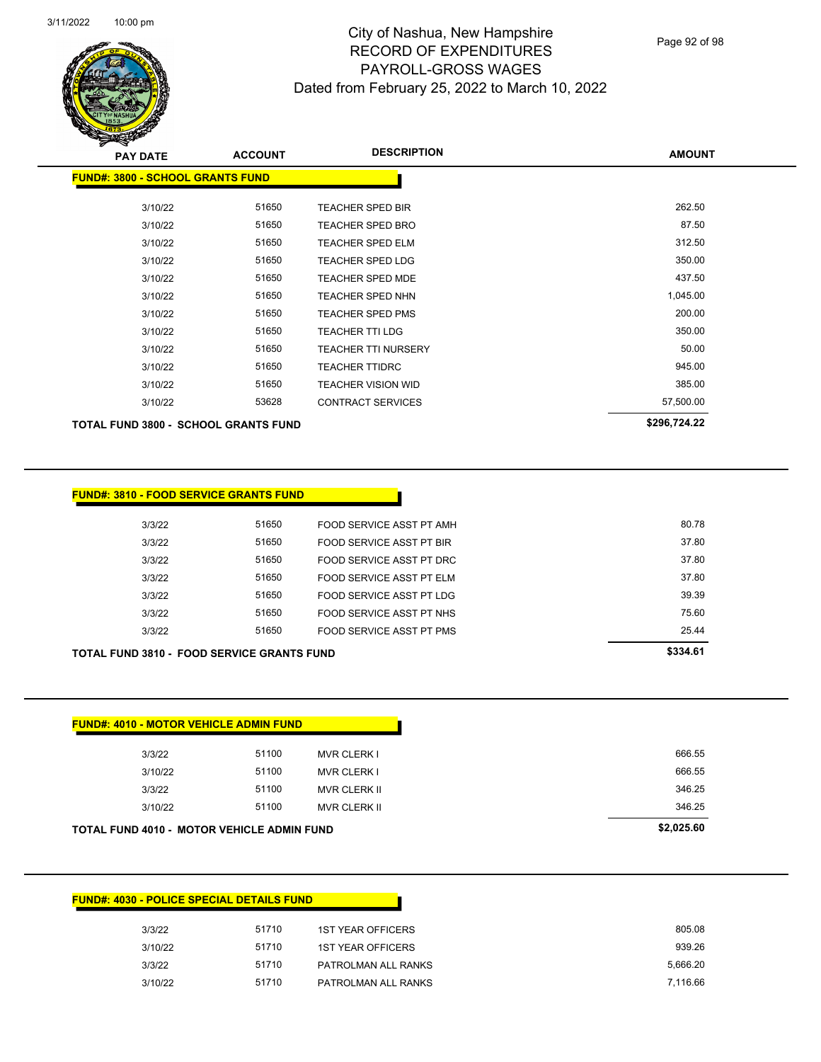# City of Nashua, New Hampshire
## RECORD OF EXPENDITURES
## PAYROLL-GROSS WAGES
## Dated from February 25, 2022 to March 10, 2022

### FUND#: 3800 - SCHOOL GRANTS FUND

| PAY DATE | ACCOUNT | DESCRIPTION | AMOUNT |
|---|---|---|---|
| 3/10/22 | 51650 | TEACHER SPED BIR | 262.50 |
| 3/10/22 | 51650 | TEACHER SPED BRO | 87.50 |
| 3/10/22 | 51650 | TEACHER SPED ELM | 312.50 |
| 3/10/22 | 51650 | TEACHER SPED LDG | 350.00 |
| 3/10/22 | 51650 | TEACHER SPED MDE | 437.50 |
| 3/10/22 | 51650 | TEACHER SPED NHN | 1,045.00 |
| 3/10/22 | 51650 | TEACHER SPED PMS | 200.00 |
| 3/10/22 | 51650 | TEACHER TTI LDG | 350.00 |
| 3/10/22 | 51650 | TEACHER TTI NURSERY | 50.00 |
| 3/10/22 | 51650 | TEACHER TTIDRC | 945.00 |
| 3/10/22 | 51650 | TEACHER VISION WID | 385.00 |
| 3/10/22 | 53628 | CONTRACT SERVICES | 57,500.00 |
| **TOTAL FUND 3800 - SCHOOL GRANTS FUND** | | | **$296,724.22** |

### FUND#: 3810 - FOOD SERVICE GRANTS FUND

| PAY DATE | ACCOUNT | DESCRIPTION | AMOUNT |
|---|---|---|---|
| 3/3/22 | 51650 | FOOD SERVICE ASST PT AMH | 80.78 |
| 3/3/22 | 51650 | FOOD SERVICE ASST PT BIR | 37.80 |
| 3/3/22 | 51650 | FOOD SERVICE ASST PT DRC | 37.80 |
| 3/3/22 | 51650 | FOOD SERVICE ASST PT ELM | 37.80 |
| 3/3/22 | 51650 | FOOD SERVICE ASST PT LDG | 39.39 |
| 3/3/22 | 51650 | FOOD SERVICE ASST PT NHS | 75.60 |
| 3/3/22 | 51650 | FOOD SERVICE ASST PT PMS | 25.44 |
| **TOTAL FUND 3810 - FOOD SERVICE GRANTS FUND** | | | **$334.61** |

### FUND#: 4010 - MOTOR VEHICLE ADMIN FUND

| PAY DATE | ACCOUNT | DESCRIPTION | AMOUNT |
|---|---|---|---|
| 3/3/22 | 51100 | MVR CLERK I | 666.55 |
| 3/10/22 | 51100 | MVR CLERK I | 666.55 |
| 3/3/22 | 51100 | MVR CLERK II | 346.25 |
| 3/10/22 | 51100 | MVR CLERK II | 346.25 |
| **TOTAL FUND 4010 - MOTOR VEHICLE ADMIN FUND** | | | **$2,025.60** |

### FUND#: 4030 - POLICE SPECIAL DETAILS FUND

| PAY DATE | ACCOUNT | DESCRIPTION | AMOUNT |
|---|---|---|---|
| 3/3/22 | 51710 | 1ST YEAR OFFICERS | 805.08 |
| 3/10/22 | 51710 | 1ST YEAR OFFICERS | 939.26 |
| 3/3/22 | 51710 | PATROLMAN ALL RANKS | 5,666.20 |
| 3/10/22 | 51710 | PATROLMAN ALL RANKS | 7,116.66 |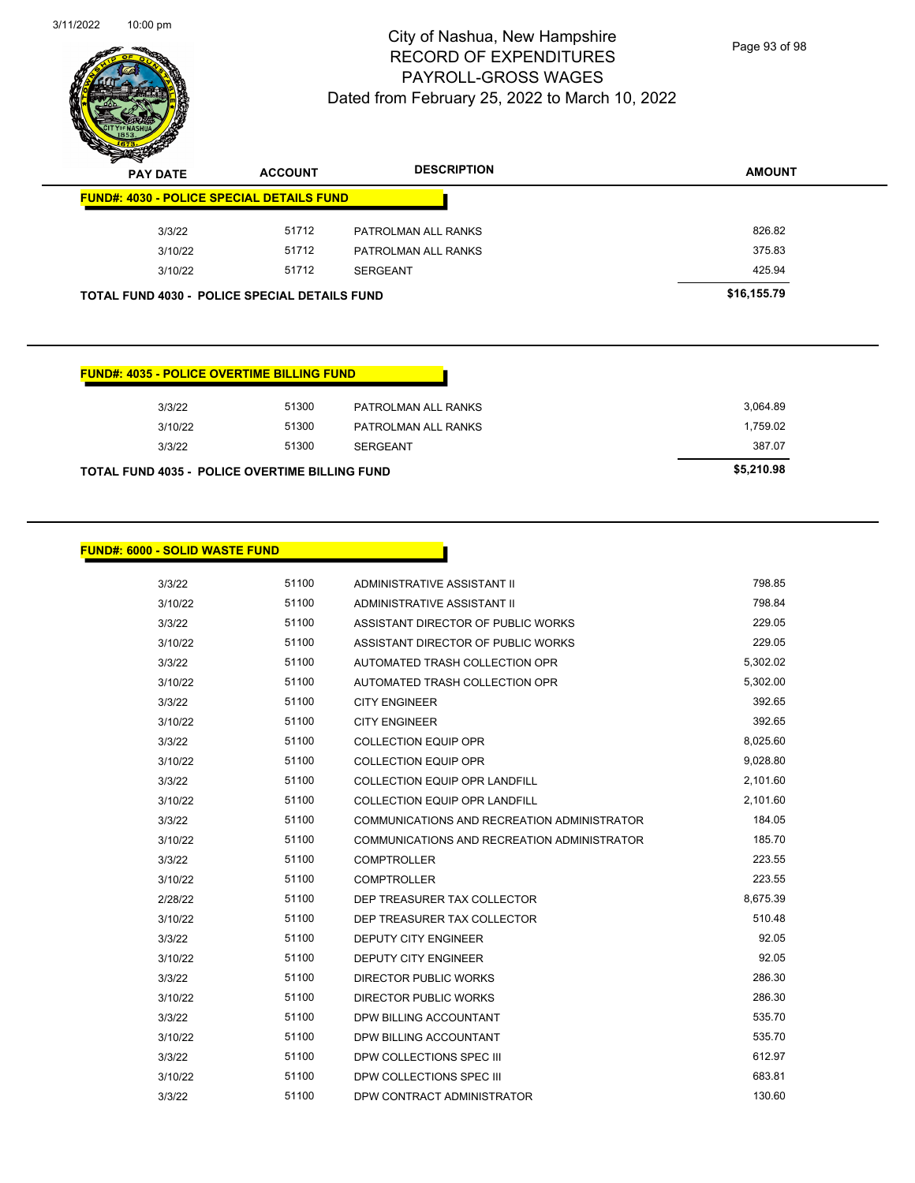# City of Nashua, New Hampshire
## RECORD OF EXPENDITURES
## PAYROLL-GROSS WAGES
## Dated from February 25, 2022 to March 10, 2022

| PAY DATE | ACCOUNT | DESCRIPTION | AMOUNT |
|---|---|---|---|
| **FUND#: 4030 - POLICE SPECIAL DETAILS FUND** | | | |
| 3/3/22 | 51712 | PATROLMAN ALL RANKS | 826.82 |
| 3/10/22 | 51712 | PATROLMAN ALL RANKS | 375.83 |
| 3/10/22 | 51712 | SERGEANT | 425.94 |
| **TOTAL FUND 4030 - POLICE SPECIAL DETAILS FUND** | | | **$16,155.79** |

| PAY DATE | ACCOUNT | DESCRIPTION | AMOUNT |
|---|---|---|---|
| **FUND#: 4035 - POLICE OVERTIME BILLING FUND** | | | |
| 3/3/22 | 51300 | PATROLMAN ALL RANKS | 3,064.89 |
| 3/10/22 | 51300 | PATROLMAN ALL RANKS | 1,759.02 |
| 3/3/22 | 51300 | SERGEANT | 387.07 |
| **TOTAL FUND 4035 - POLICE OVERTIME BILLING FUND** | | | **$5,210.98** |

| PAY DATE | ACCOUNT | DESCRIPTION | AMOUNT |
|---|---|---|---|
| **FUND#: 6000 - SOLID WASTE FUND** | | | |
| 3/3/22 | 51100 | ADMINISTRATIVE ASSISTANT II | 798.85 |
| 3/10/22 | 51100 | ADMINISTRATIVE ASSISTANT II | 798.84 |
| 3/3/22 | 51100 | ASSISTANT DIRECTOR OF PUBLIC WORKS | 229.05 |
| 3/10/22 | 51100 | ASSISTANT DIRECTOR OF PUBLIC WORKS | 229.05 |
| 3/3/22 | 51100 | AUTOMATED TRASH COLLECTION OPR | 5,302.02 |
| 3/10/22 | 51100 | AUTOMATED TRASH COLLECTION OPR | 5,302.00 |
| 3/3/22 | 51100 | CITY ENGINEER | 392.65 |
| 3/10/22 | 51100 | CITY ENGINEER | 392.65 |
| 3/3/22 | 51100 | COLLECTION EQUIP OPR | 8,025.60 |
| 3/10/22 | 51100 | COLLECTION EQUIP OPR | 9,028.80 |
| 3/3/22 | 51100 | COLLECTION EQUIP OPR LANDFILL | 2,101.60 |
| 3/10/22 | 51100 | COLLECTION EQUIP OPR LANDFILL | 2,101.60 |
| 3/3/22 | 51100 | COMMUNICATIONS AND RECREATION ADMINISTRATOR | 184.05 |
| 3/10/22 | 51100 | COMMUNICATIONS AND RECREATION ADMINISTRATOR | 185.70 |
| 3/3/22 | 51100 | COMPTROLLER | 223.55 |
| 3/10/22 | 51100 | COMPTROLLER | 223.55 |
| 2/28/22 | 51100 | DEP TREASURER TAX COLLECTOR | 8,675.39 |
| 3/10/22 | 51100 | DEP TREASURER TAX COLLECTOR | 510.48 |
| 3/3/22 | 51100 | DEPUTY CITY ENGINEER | 92.05 |
| 3/10/22 | 51100 | DEPUTY CITY ENGINEER | 92.05 |
| 3/3/22 | 51100 | DIRECTOR PUBLIC WORKS | 286.30 |
| 3/10/22 | 51100 | DIRECTOR PUBLIC WORKS | 286.30 |
| 3/3/22 | 51100 | DPW BILLING ACCOUNTANT | 535.70 |
| 3/10/22 | 51100 | DPW BILLING ACCOUNTANT | 535.70 |
| 3/3/22 | 51100 | DPW COLLECTIONS SPEC III | 612.97 |
| 3/10/22 | 51100 | DPW COLLECTIONS SPEC III | 683.81 |
| 3/3/22 | 51100 | DPW CONTRACT ADMINISTRATOR | 130.60 |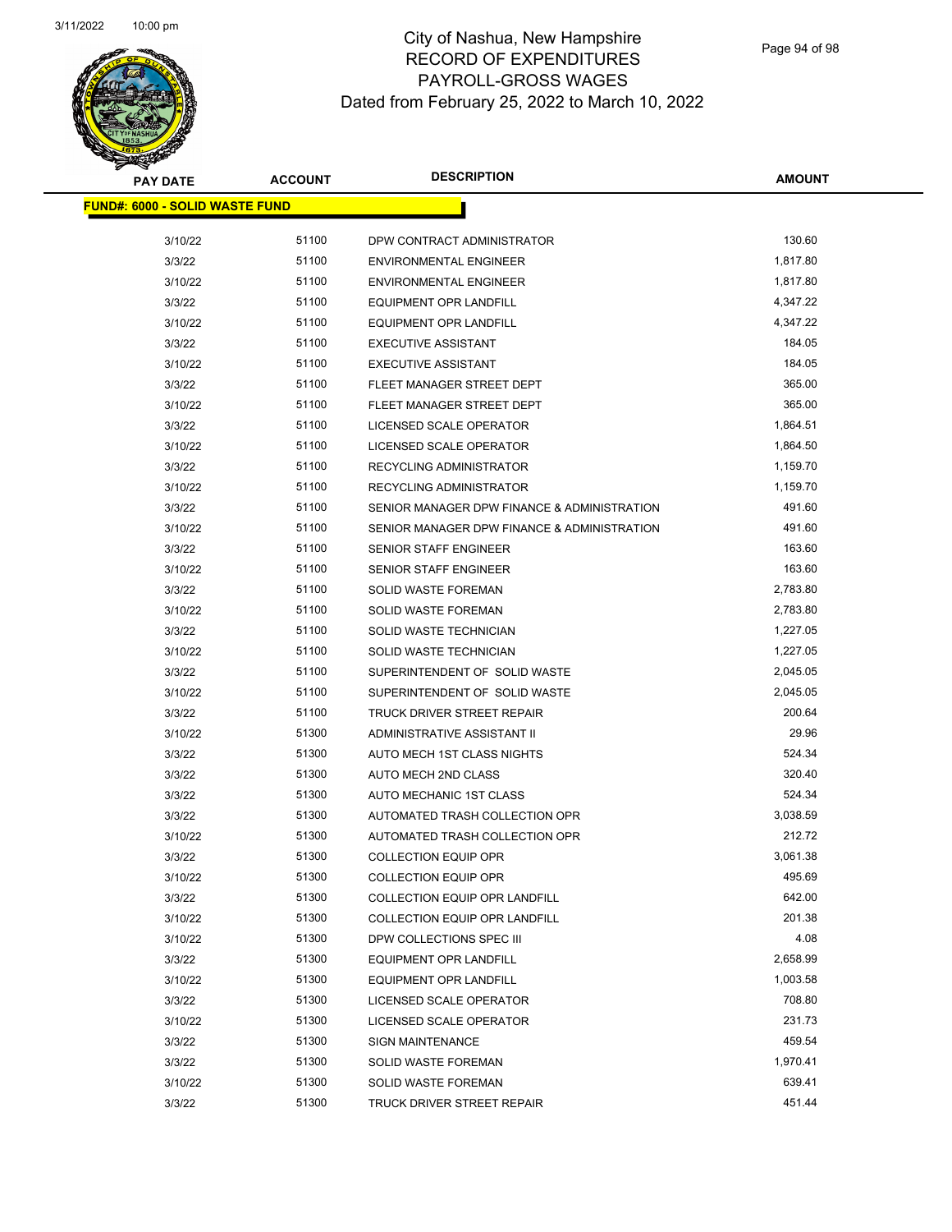# City of Nashua, New Hampshire
## RECORD OF EXPENDITURES
## PAYROLL-GROSS WAGES
## Dated from February 25, 2022 to March 10, 2022

**FUND#: 6000 - SOLID WASTE FUND**

| PAY DATE | ACCOUNT | DESCRIPTION | AMOUNT |
|---|---|---|---|
| 3/10/22 | 51100 | DPW CONTRACT ADMINISTRATOR | 130.60 |
| 3/3/22 | 51100 | ENVIRONMENTAL ENGINEER | 1,817.80 |
| 3/10/22 | 51100 | ENVIRONMENTAL ENGINEER | 1,817.80 |
| 3/3/22 | 51100 | EQUIPMENT OPR LANDFILL | 4,347.22 |
| 3/10/22 | 51100 | EQUIPMENT OPR LANDFILL | 4,347.22 |
| 3/3/22 | 51100 | EXECUTIVE ASSISTANT | 184.05 |
| 3/10/22 | 51100 | EXECUTIVE ASSISTANT | 184.05 |
| 3/3/22 | 51100 | FLEET MANAGER STREET DEPT | 365.00 |
| 3/10/22 | 51100 | FLEET MANAGER STREET DEPT | 365.00 |
| 3/3/22 | 51100 | LICENSED SCALE OPERATOR | 1,864.51 |
| 3/10/22 | 51100 | LICENSED SCALE OPERATOR | 1,864.50 |
| 3/3/22 | 51100 | RECYCLING ADMINISTRATOR | 1,159.70 |
| 3/10/22 | 51100 | RECYCLING ADMINISTRATOR | 1,159.70 |
| 3/3/22 | 51100 | SENIOR MANAGER DPW FINANCE & ADMINISTRATION | 491.60 |
| 3/10/22 | 51100 | SENIOR MANAGER DPW FINANCE & ADMINISTRATION | 491.60 |
| 3/3/22 | 51100 | SENIOR STAFF ENGINEER | 163.60 |
| 3/10/22 | 51100 | SENIOR STAFF ENGINEER | 163.60 |
| 3/3/22 | 51100 | SOLID WASTE FOREMAN | 2,783.80 |
| 3/10/22 | 51100 | SOLID WASTE FOREMAN | 2,783.80 |
| 3/3/22 | 51100 | SOLID WASTE TECHNICIAN | 1,227.05 |
| 3/10/22 | 51100 | SOLID WASTE TECHNICIAN | 1,227.05 |
| 3/3/22 | 51100 | SUPERINTENDENT OF SOLID WASTE | 2,045.05 |
| 3/10/22 | 51100 | SUPERINTENDENT OF SOLID WASTE | 2,045.05 |
| 3/3/22 | 51100 | TRUCK DRIVER STREET REPAIR | 200.64 |
| 3/10/22 | 51300 | ADMINISTRATIVE ASSISTANT II | 29.96 |
| 3/3/22 | 51300 | AUTO MECH 1ST CLASS NIGHTS | 524.34 |
| 3/3/22 | 51300 | AUTO MECH 2ND CLASS | 320.40 |
| 3/3/22 | 51300 | AUTO MECHANIC 1ST CLASS | 524.34 |
| 3/3/22 | 51300 | AUTOMATED TRASH COLLECTION OPR | 3,038.59 |
| 3/10/22 | 51300 | AUTOMATED TRASH COLLECTION OPR | 212.72 |
| 3/3/22 | 51300 | COLLECTION EQUIP OPR | 3,061.38 |
| 3/10/22 | 51300 | COLLECTION EQUIP OPR | 495.69 |
| 3/3/22 | 51300 | COLLECTION EQUIP OPR LANDFILL | 642.00 |
| 3/10/22 | 51300 | COLLECTION EQUIP OPR LANDFILL | 201.38 |
| 3/10/22 | 51300 | DPW COLLECTIONS SPEC III | 4.08 |
| 3/3/22 | 51300 | EQUIPMENT OPR LANDFILL | 2,658.99 |
| 3/10/22 | 51300 | EQUIPMENT OPR LANDFILL | 1,003.58 |
| 3/3/22 | 51300 | LICENSED SCALE OPERATOR | 708.80 |
| 3/10/22 | 51300 | LICENSED SCALE OPERATOR | 231.73 |
| 3/3/22 | 51300 | SIGN MAINTENANCE | 459.54 |
| 3/3/22 | 51300 | SOLID WASTE FOREMAN | 1,970.41 |
| 3/10/22 | 51300 | SOLID WASTE FOREMAN | 639.41 |
| 3/3/22 | 51300 | TRUCK DRIVER STREET REPAIR | 451.44 |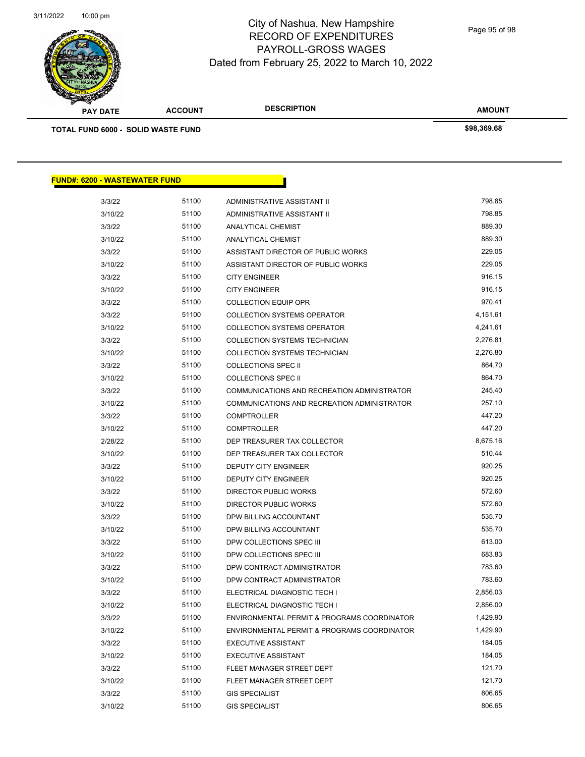| PAY DATE | ACCOUNT | DESCRIPTION | AMOUNT |
|---|---|---|---|
| **TOTAL FUND 6000 - SOLID WASTE FUND** | | | **$98,369.68** |

**FUND#: 6200 - WASTEWATER FUND**

| PAY DATE | ACCOUNT | DESCRIPTION | AMOUNT |
|---|---|---|---|
| 3/3/22 | 51100 | ADMINISTRATIVE ASSISTANT II | 798.85 |
| 3/10/22 | 51100 | ADMINISTRATIVE ASSISTANT II | 798.85 |
| 3/3/22 | 51100 | ANALYTICAL CHEMIST | 889.30 |
| 3/10/22 | 51100 | ANALYTICAL CHEMIST | 889.30 |
| 3/3/22 | 51100 | ASSISTANT DIRECTOR OF PUBLIC WORKS | 229.05 |
| 3/10/22 | 51100 | ASSISTANT DIRECTOR OF PUBLIC WORKS | 229.05 |
| 3/3/22 | 51100 | CITY ENGINEER | 916.15 |
| 3/10/22 | 51100 | CITY ENGINEER | 916.15 |
| 3/3/22 | 51100 | COLLECTION EQUIP OPR | 970.41 |
| 3/3/22 | 51100 | COLLECTION SYSTEMS OPERATOR | 4,151.61 |
| 3/10/22 | 51100 | COLLECTION SYSTEMS OPERATOR | 4,241.61 |
| 3/3/22 | 51100 | COLLECTION SYSTEMS TECHNICIAN | 2,276.81 |
| 3/10/22 | 51100 | COLLECTION SYSTEMS TECHNICIAN | 2,276.80 |
| 3/3/22 | 51100 | COLLECTIONS SPEC II | 864.70 |
| 3/10/22 | 51100 | COLLECTIONS SPEC II | 864.70 |
| 3/3/22 | 51100 | COMMUNICATIONS AND RECREATION ADMINISTRATOR | 245.40 |
| 3/10/22 | 51100 | COMMUNICATIONS AND RECREATION ADMINISTRATOR | 257.10 |
| 3/3/22 | 51100 | COMPTROLLER | 447.20 |
| 3/10/22 | 51100 | COMPTROLLER | 447.20 |
| 2/28/22 | 51100 | DEP TREASURER TAX COLLECTOR | 8,675.16 |
| 3/10/22 | 51100 | DEP TREASURER TAX COLLECTOR | 510.44 |
| 3/3/22 | 51100 | DEPUTY CITY ENGINEER | 920.25 |
| 3/10/22 | 51100 | DEPUTY CITY ENGINEER | 920.25 |
| 3/3/22 | 51100 | DIRECTOR PUBLIC WORKS | 572.60 |
| 3/10/22 | 51100 | DIRECTOR PUBLIC WORKS | 572.60 |
| 3/3/22 | 51100 | DPW BILLING ACCOUNTANT | 535.70 |
| 3/10/22 | 51100 | DPW BILLING ACCOUNTANT | 535.70 |
| 3/3/22 | 51100 | DPW COLLECTIONS SPEC III | 613.00 |
| 3/10/22 | 51100 | DPW COLLECTIONS SPEC III | 683.83 |
| 3/3/22 | 51100 | DPW CONTRACT ADMINISTRATOR | 783.60 |
| 3/10/22 | 51100 | DPW CONTRACT ADMINISTRATOR | 783.60 |
| 3/3/22 | 51100 | ELECTRICAL DIAGNOSTIC TECH I | 2,856.03 |
| 3/10/22 | 51100 | ELECTRICAL DIAGNOSTIC TECH I | 2,856.00 |
| 3/3/22 | 51100 | ENVIRONMENTAL PERMIT & PROGRAMS COORDINATOR | 1,429.90 |
| 3/10/22 | 51100 | ENVIRONMENTAL PERMIT & PROGRAMS COORDINATOR | 1,429.90 |
| 3/3/22 | 51100 | EXECUTIVE ASSISTANT | 184.05 |
| 3/10/22 | 51100 | EXECUTIVE ASSISTANT | 184.05 |
| 3/3/22 | 51100 | FLEET MANAGER STREET DEPT | 121.70 |
| 3/10/22 | 51100 | FLEET MANAGER STREET DEPT | 121.70 |
| 3/3/22 | 51100 | GIS SPECIALIST | 806.65 |
| 3/10/22 | 51100 | GIS SPECIALIST | 806.65 |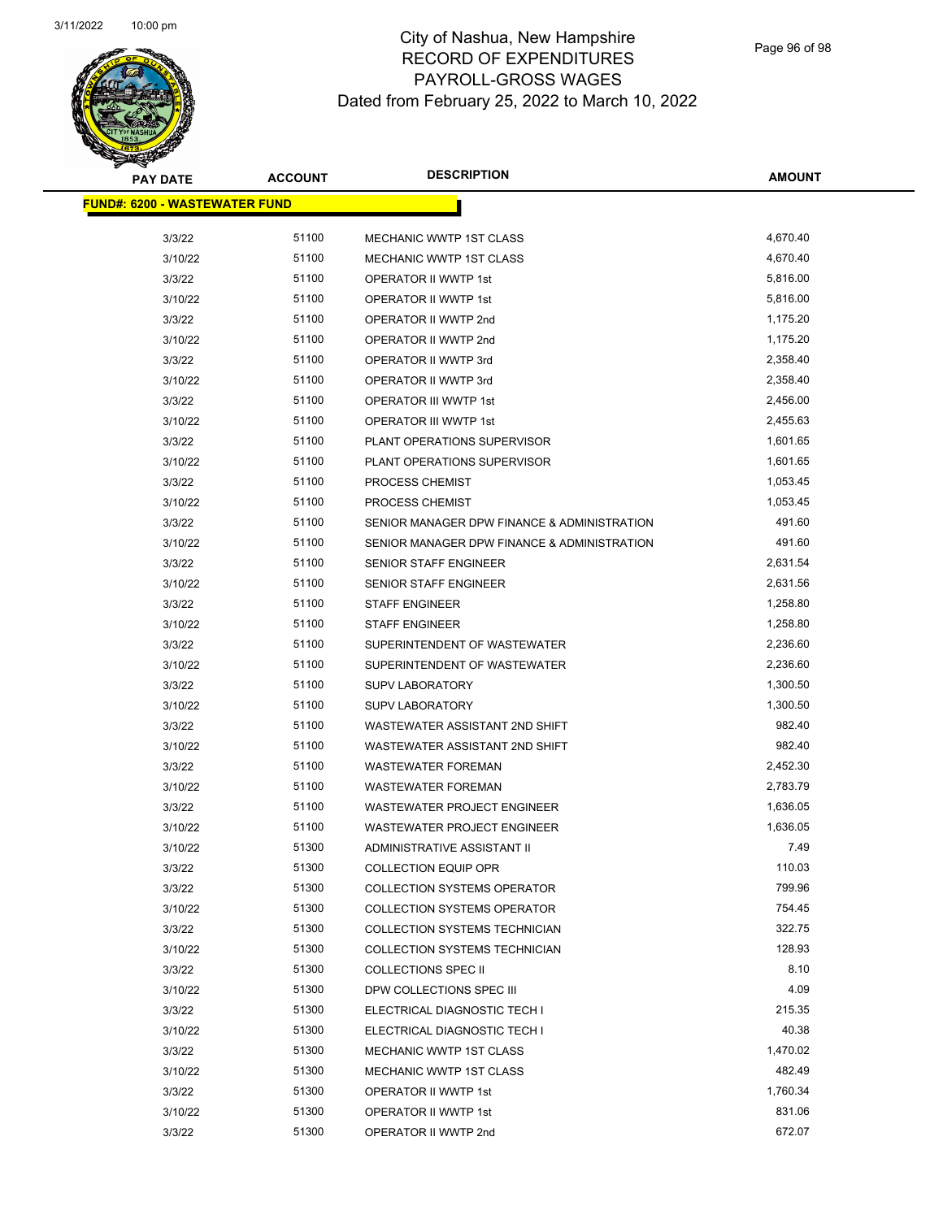# City of Nashua, New Hampshire
# RECORD OF EXPENDITURES
# PAYROLL-GROSS WAGES
# Dated from February 25, 2022 to March 10, 2022

| PAY DATE | ACCOUNT | DESCRIPTION | AMOUNT |
|---|---|---|---|
| **FUND#: 6200 - WASTEWATER FUND** | | | |
| 3/3/22 | 51100 | MECHANIC WWTP 1ST CLASS | 4,670.40 |
| 3/10/22 | 51100 | MECHANIC WWTP 1ST CLASS | 4,670.40 |
| 3/3/22 | 51100 | OPERATOR II WWTP 1st | 5,816.00 |
| 3/10/22 | 51100 | OPERATOR II WWTP 1st | 5,816.00 |
| 3/3/22 | 51100 | OPERATOR II WWTP 2nd | 1,175.20 |
| 3/10/22 | 51100 | OPERATOR II WWTP 2nd | 1,175.20 |
| 3/3/22 | 51100 | OPERATOR II WWTP 3rd | 2,358.40 |
| 3/10/22 | 51100 | OPERATOR II WWTP 3rd | 2,358.40 |
| 3/3/22 | 51100 | OPERATOR III WWTP 1st | 2,456.00 |
| 3/10/22 | 51100 | OPERATOR III WWTP 1st | 2,455.63 |
| 3/3/22 | 51100 | PLANT OPERATIONS SUPERVISOR | 1,601.65 |
| 3/10/22 | 51100 | PLANT OPERATIONS SUPERVISOR | 1,601.65 |
| 3/3/22 | 51100 | PROCESS CHEMIST | 1,053.45 |
| 3/10/22 | 51100 | PROCESS CHEMIST | 1,053.45 |
| 3/3/22 | 51100 | SENIOR MANAGER DPW FINANCE & ADMINISTRATION | 491.60 |
| 3/10/22 | 51100 | SENIOR MANAGER DPW FINANCE & ADMINISTRATION | 491.60 |
| 3/3/22 | 51100 | SENIOR STAFF ENGINEER | 2,631.54 |
| 3/10/22 | 51100 | SENIOR STAFF ENGINEER | 2,631.56 |
| 3/3/22 | 51100 | STAFF ENGINEER | 1,258.80 |
| 3/10/22 | 51100 | STAFF ENGINEER | 1,258.80 |
| 3/3/22 | 51100 | SUPERINTENDENT OF WASTEWATER | 2,236.60 |
| 3/10/22 | 51100 | SUPERINTENDENT OF WASTEWATER | 2,236.60 |
| 3/3/22 | 51100 | SUPV LABORATORY | 1,300.50 |
| 3/10/22 | 51100 | SUPV LABORATORY | 1,300.50 |
| 3/3/22 | 51100 | WASTEWATER ASSISTANT 2ND SHIFT | 982.40 |
| 3/10/22 | 51100 | WASTEWATER ASSISTANT 2ND SHIFT | 982.40 |
| 3/3/22 | 51100 | WASTEWATER FOREMAN | 2,452.30 |
| 3/10/22 | 51100 | WASTEWATER FOREMAN | 2,783.79 |
| 3/3/22 | 51100 | WASTEWATER PROJECT ENGINEER | 1,636.05 |
| 3/10/22 | 51100 | WASTEWATER PROJECT ENGINEER | 1,636.05 |
| 3/10/22 | 51300 | ADMINISTRATIVE ASSISTANT II | 7.49 |
| 3/3/22 | 51300 | COLLECTION EQUIP OPR | 110.03 |
| 3/3/22 | 51300 | COLLECTION SYSTEMS OPERATOR | 799.96 |
| 3/10/22 | 51300 | COLLECTION SYSTEMS OPERATOR | 754.45 |
| 3/3/22 | 51300 | COLLECTION SYSTEMS TECHNICIAN | 322.75 |
| 3/10/22 | 51300 | COLLECTION SYSTEMS TECHNICIAN | 128.93 |
| 3/3/22 | 51300 | COLLECTIONS SPEC II | 8.10 |
| 3/10/22 | 51300 | DPW COLLECTIONS SPEC III | 4.09 |
| 3/3/22 | 51300 | ELECTRICAL DIAGNOSTIC TECH I | 215.35 |
| 3/10/22 | 51300 | ELECTRICAL DIAGNOSTIC TECH I | 40.38 |
| 3/3/22 | 51300 | MECHANIC WWTP 1ST CLASS | 1,470.02 |
| 3/10/22 | 51300 | MECHANIC WWTP 1ST CLASS | 482.49 |
| 3/3/22 | 51300 | OPERATOR II WWTP 1st | 1,760.34 |
| 3/10/22 | 51300 | OPERATOR II WWTP 1st | 831.06 |
| 3/3/22 | 51300 | OPERATOR II WWTP 2nd | 672.07 |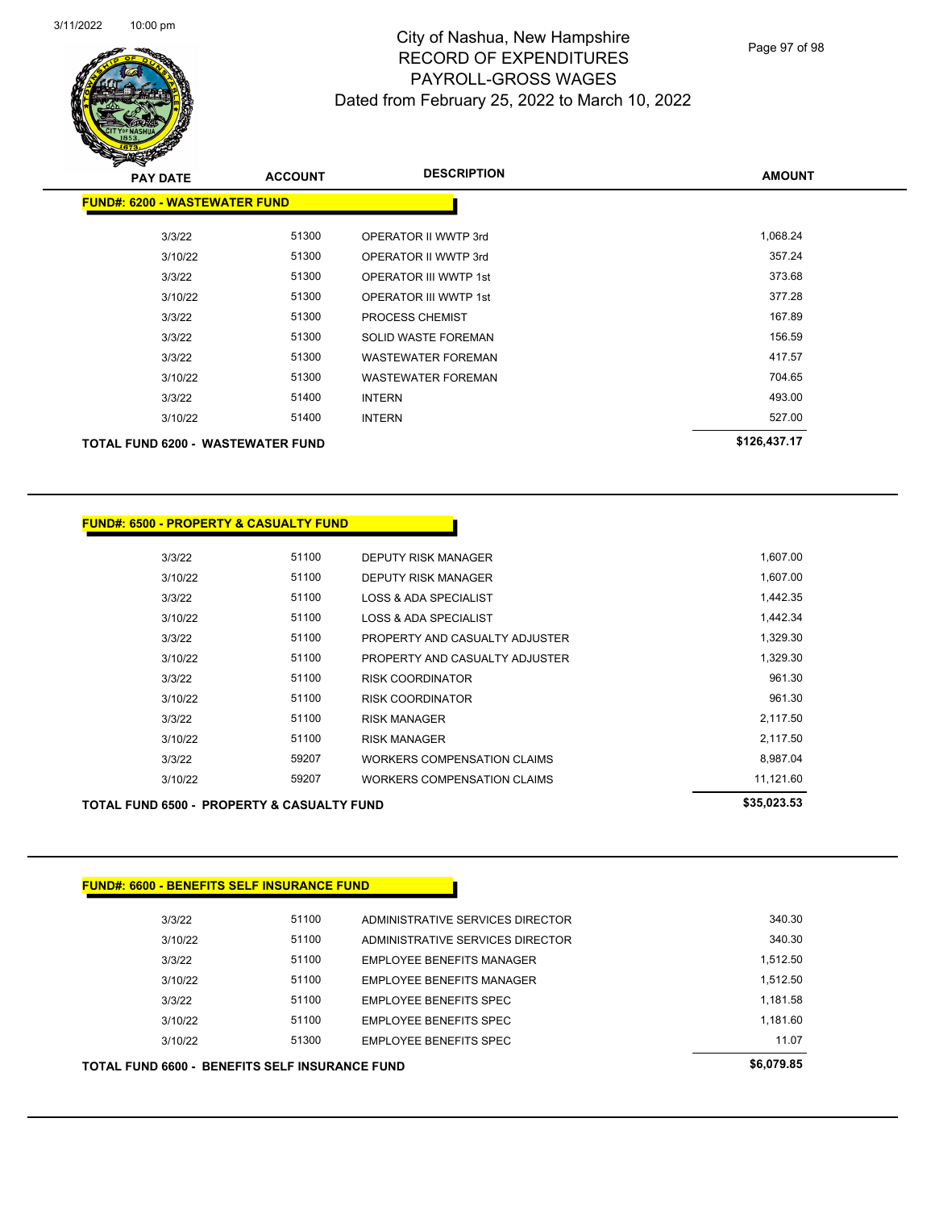# City of Nashua, New Hampshire
## RECORD OF EXPENDITURES
## PAYROLL-GROSS WAGES
## Dated from February 25, 2022 to March 10, 2022

| PAY DATE | ACCOUNT | DESCRIPTION | AMOUNT |
|---|---|---|---|
| **FUND#: 6200 - WASTEWATER FUND** | | | |
| 3/3/22 | 51300 | OPERATOR II WWTP 3rd | 1,068.24 |
| 3/10/22 | 51300 | OPERATOR II WWTP 3rd | 357.24 |
| 3/3/22 | 51300 | OPERATOR III WWTP 1st | 373.68 |
| 3/10/22 | 51300 | OPERATOR III WWTP 1st | 377.28 |
| 3/3/22 | 51300 | PROCESS CHEMIST | 167.89 |
| 3/3/22 | 51300 | SOLID WASTE FOREMAN | 156.59 |
| 3/3/22 | 51300 | WASTEWATER FOREMAN | 417.57 |
| 3/10/22 | 51300 | WASTEWATER FOREMAN | 704.65 |
| 3/3/22 | 51400 | INTERN | 493.00 |
| 3/10/22 | 51400 | INTERN | 527.00 |
| **TOTAL FUND 6200 - WASTEWATER FUND** | | | **$126,437.17** |

| PAY DATE | ACCOUNT | DESCRIPTION | AMOUNT |
|---|---|---|---|
| **FUND#: 6500 - PROPERTY & CASUALTY FUND** | | | |
| 3/3/22 | 51100 | DEPUTY RISK MANAGER | 1,607.00 |
| 3/10/22 | 51100 | DEPUTY RISK MANAGER | 1,607.00 |
| 3/3/22 | 51100 | LOSS & ADA SPECIALIST | 1,442.35 |
| 3/10/22 | 51100 | LOSS & ADA SPECIALIST | 1,442.34 |
| 3/3/22 | 51100 | PROPERTY AND CASUALTY ADJUSTER | 1,329.30 |
| 3/10/22 | 51100 | PROPERTY AND CASUALTY ADJUSTER | 1,329.30 |
| 3/3/22 | 51100 | RISK COORDINATOR | 961.30 |
| 3/10/22 | 51100 | RISK COORDINATOR | 961.30 |
| 3/3/22 | 51100 | RISK MANAGER | 2,117.50 |
| 3/10/22 | 51100 | RISK MANAGER | 2,117.50 |
| 3/3/22 | 59207 | WORKERS COMPENSATION CLAIMS | 8,987.04 |
| 3/10/22 | 59207 | WORKERS COMPENSATION CLAIMS | 11,121.60 |
| **TOTAL FUND 6500 - PROPERTY & CASUALTY FUND** | | | **$35,023.53** |

| PAY DATE | ACCOUNT | DESCRIPTION | AMOUNT |
|---|---|---|---|
| **FUND#: 6600 - BENEFITS SELF INSURANCE FUND** | | | |
| 3/3/22 | 51100 | ADMINISTRATIVE SERVICES DIRECTOR | 340.30 |
| 3/10/22 | 51100 | ADMINISTRATIVE SERVICES DIRECTOR | 340.30 |
| 3/3/22 | 51100 | EMPLOYEE BENEFITS MANAGER | 1,512.50 |
| 3/10/22 | 51100 | EMPLOYEE BENEFITS MANAGER | 1,512.50 |
| 3/3/22 | 51100 | EMPLOYEE BENEFITS SPEC | 1,181.58 |
| 3/10/22 | 51100 | EMPLOYEE BENEFITS SPEC | 1,181.60 |
| 3/10/22 | 51300 | EMPLOYEE BENEFITS SPEC | 11.07 |
| **TOTAL FUND 6600 - BENEFITS SELF INSURANCE FUND** | | | **$6,079.85** |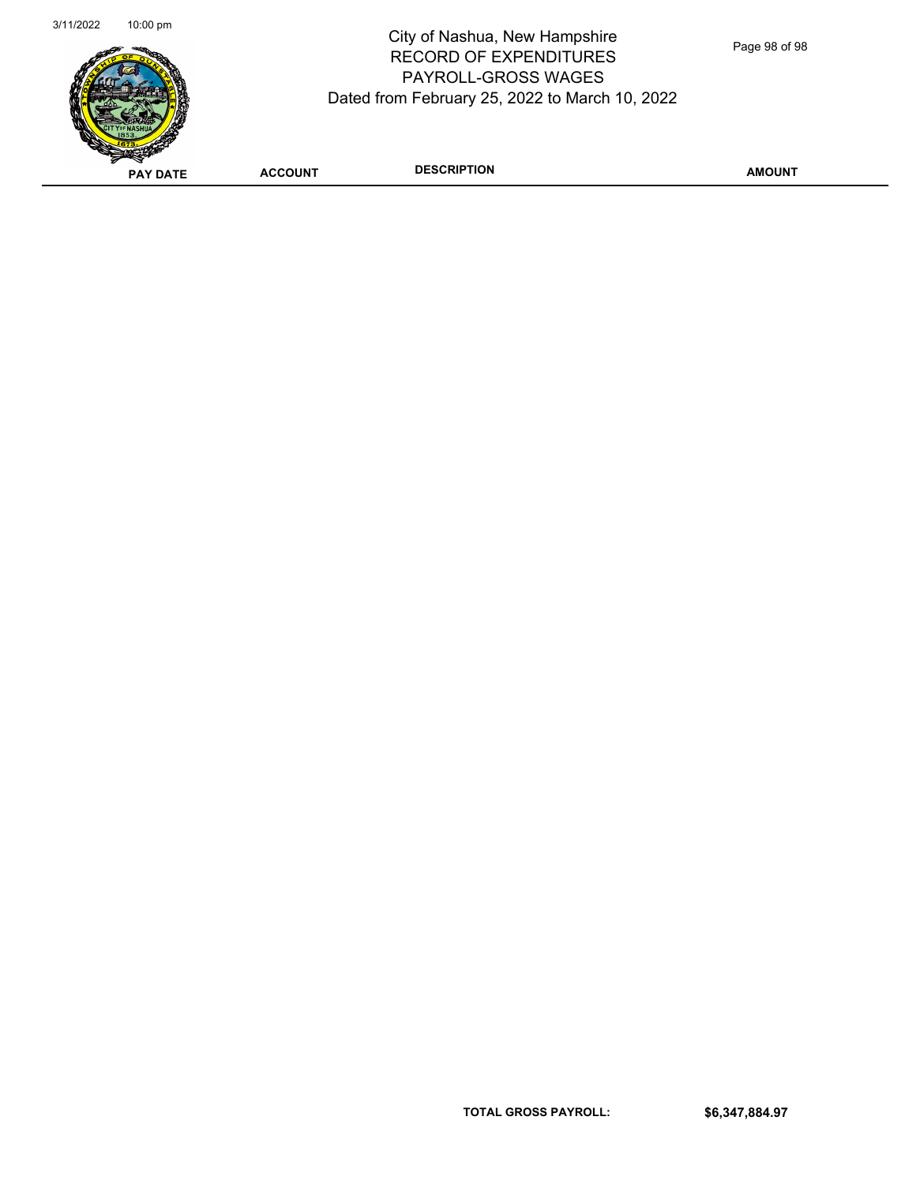| PAY DATE | ACCOUNT | DESCRIPTION | AMOUNT |
|---|---|---|---|

**TOTAL GROSS PAYROLL:** **$6,347,884.97**